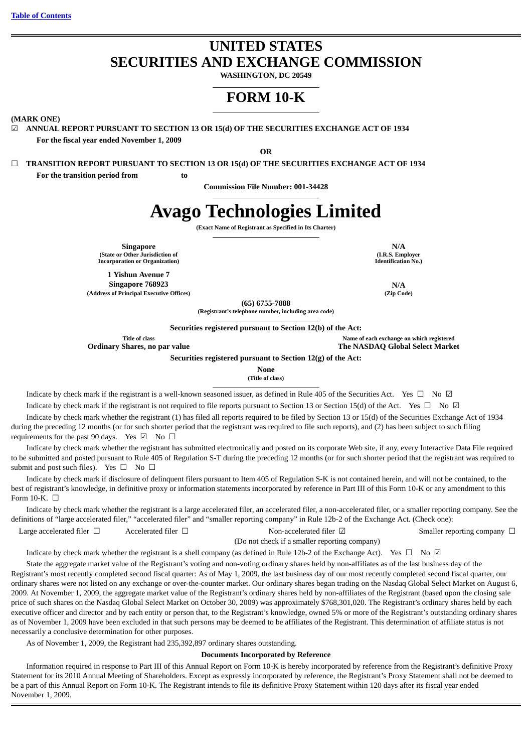[Table of Contents]

# UNITED STATES
# SECURITIES AND EXCHANGE COMMISSION

**WASHINGTON, DC 20549**

# FORM 10-K

**(MARK ONE)**

☑ **ANNUAL REPORT PURSUANT TO SECTION 13 OR 15(d) OF THE SECURITIES EXCHANGE ACT OF 1934**

**For the fiscal year ended November 1, 2009**

**OR**

☐ **TRANSITION REPORT PURSUANT TO SECTION 13 OR 15(d) OF THE SECURITIES EXCHANGE ACT OF 1934**

**For the transition period from to**

**Commission File Number: 001-34428**

# Avago Technologies Limited

**(Exact Name of Registrant as Specified in Its Charter)**

| | |
|---|---|
| **Singapore**<br>**(State or Other Jurisdiction of Incorporation or Organization)** | **N/A**<br>**(I.R.S. Employer Identification No.)** |
| **1 Yishun Avenue 7**<br>**Singapore 768923**<br>**(Address of Principal Executive Offices)** | **N/A**<br>**(Zip Code)** |

**(65) 6755-7888**
**(Registrant's telephone number, including area code)**

**Securities registered pursuant to Section 12(b) of the Act:**

| Title of class | Name of each exchange on which registered |
|---|---|
| **Ordinary Shares, no par value** | **The NASDAQ Global Select Market** |

**Securities registered pursuant to Section 12(g) of the Act:**

**None**
**(Title of class)**

Indicate by check mark if the registrant is a well-known seasoned issuer, as defined in Rule 405 of the Securities Act. Yes ☐ No ☑

Indicate by check mark if the registrant is not required to file reports pursuant to Section 13 or Section 15(d) of the Act. Yes ☐ No ☑

Indicate by check mark whether the registrant (1) has filed all reports required to be filed by Section 13 or 15(d) of the Securities Exchange Act of 1934 during the preceding 12 months (or for such shorter period that the registrant was required to file such reports), and (2) has been subject to such filing requirements for the past 90 days. Yes ☑ No ☐

Indicate by check mark whether the registrant has submitted electronically and posted on its corporate Web site, if any, every Interactive Data File required to be submitted and posted pursuant to Rule 405 of Regulation S-T during the preceding 12 months (or for such shorter period that the registrant was required to submit and post such files). Yes ☐ No ☐

Indicate by check mark if disclosure of delinquent filers pursuant to Item 405 of Regulation S-K is not contained herein, and will not be contained, to the best of registrant's knowledge, in definitive proxy or information statements incorporated by reference in Part III of this Form 10-K or any amendment to this Form 10-K. ☐

Indicate by check mark whether the registrant is a large accelerated filer, an accelerated filer, a non-accelerated filer, or a smaller reporting company. See the definitions of "large accelerated filer," "accelerated filer" and "smaller reporting company" in Rule 12b-2 of the Exchange Act. (Check one):

Large accelerated filer ☐ Accelerated filer ☐ Non-accelerated filer ☑ (Do not check if a smaller reporting company) Smaller reporting company ☐

Indicate by check mark whether the registrant is a shell company (as defined in Rule 12b-2 of the Exchange Act). Yes ☐ No ☑

State the aggregate market value of the Registrant's voting and non-voting ordinary shares held by non-affiliates as of the last business day of the Registrant's most recently completed second fiscal quarter: As of May 1, 2009, the last business day of our most recently completed second fiscal quarter, our ordinary shares were not listed on any exchange or over-the-counter market. Our ordinary shares began trading on the Nasdaq Global Select Market on August 6, 2009. At November 1, 2009, the aggregate market value of the Registrant's ordinary shares held by non-affiliates of the Registrant (based upon the closing sale price of such shares on the Nasdaq Global Select Market on October 30, 2009) was approximately $768,301,020. The Registrant's ordinary shares held by each executive officer and director and by each entity or person that, to the Registrant's knowledge, owned 5% or more of the Registrant's outstanding ordinary shares as of November 1, 2009 have been excluded in that such persons may be deemed to be affiliates of the Registrant. This determination of affiliate status is not necessarily a conclusive determination for other purposes.

As of November 1, 2009, the Registrant had 235,392,897 ordinary shares outstanding.

**Documents Incorporated by Reference**

Information required in response to Part III of this Annual Report on Form 10-K is hereby incorporated by reference from the Registrant's definitive Proxy Statement for its 2010 Annual Meeting of Shareholders. Except as expressly incorporated by reference, the Registrant's Proxy Statement shall not be deemed to be a part of this Annual Report on Form 10-K. The Registrant intends to file its definitive Proxy Statement within 120 days after its fiscal year ended November 1, 2009.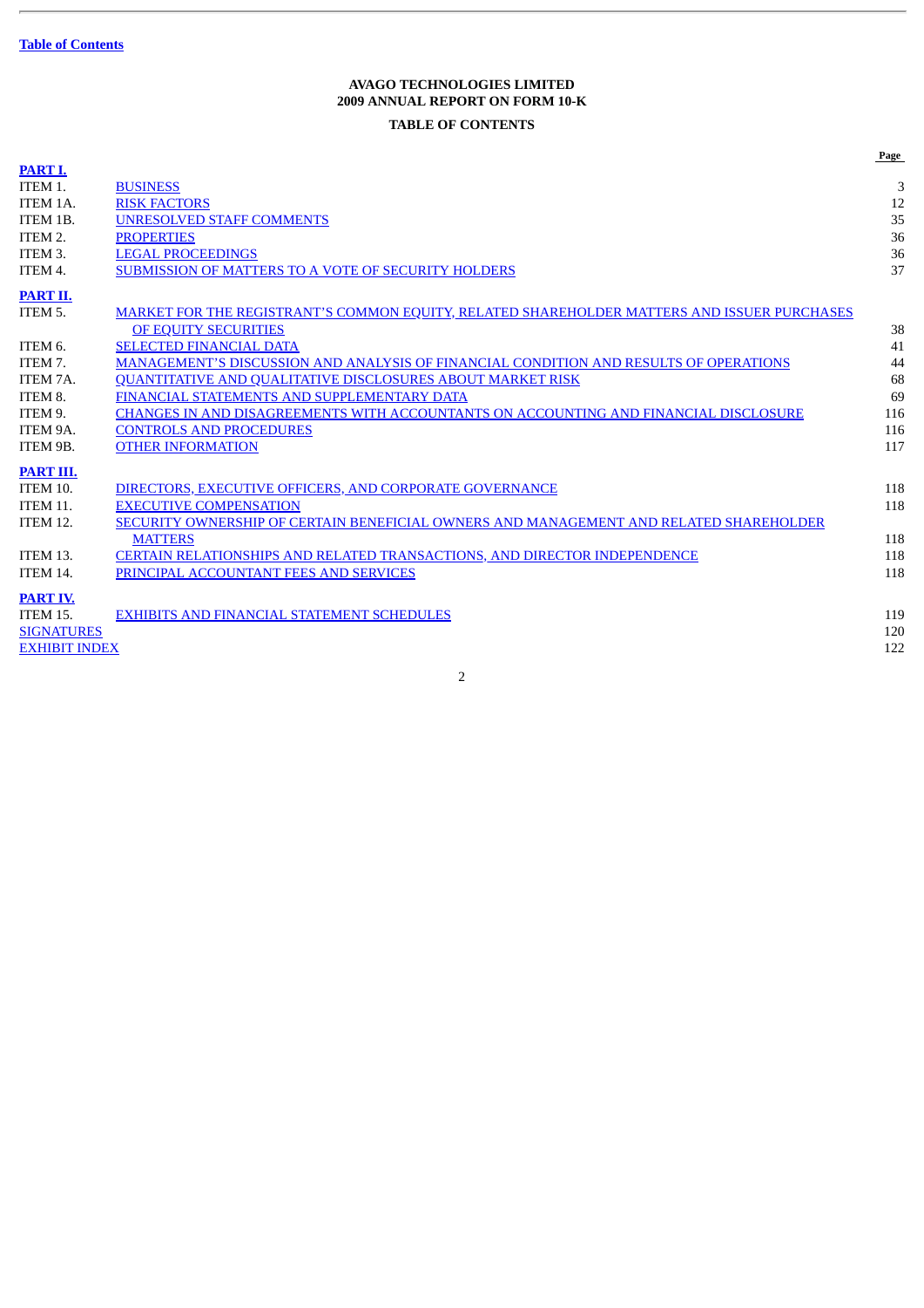Table of Contents

**AVAGO TECHNOLOGIES LIMITED**
**2009 ANNUAL REPORT ON FORM 10-K**

**TABLE OF CONTENTS**

| | | Page |
|---|---|---|
| **PART I.** | | |
| ITEM 1. | BUSINESS | 3 |
| ITEM 1A. | RISK FACTORS | 12 |
| ITEM 1B. | UNRESOLVED STAFF COMMENTS | 35 |
| ITEM 2. | PROPERTIES | 36 |
| ITEM 3. | LEGAL PROCEEDINGS | 36 |
| ITEM 4. | SUBMISSION OF MATTERS TO A VOTE OF SECURITY HOLDERS | 37 |
| **PART II.** | | |
| ITEM 5. | MARKET FOR THE REGISTRANT'S COMMON EQUITY, RELATED SHAREHOLDER MATTERS AND ISSUER PURCHASES OF EQUITY SECURITIES | 38 |
| ITEM 6. | SELECTED FINANCIAL DATA | 41 |
| ITEM 7. | MANAGEMENT'S DISCUSSION AND ANALYSIS OF FINANCIAL CONDITION AND RESULTS OF OPERATIONS | 44 |
| ITEM 7A. | QUANTITATIVE AND QUALITATIVE DISCLOSURES ABOUT MARKET RISK | 68 |
| ITEM 8. | FINANCIAL STATEMENTS AND SUPPLEMENTARY DATA | 69 |
| ITEM 9. | CHANGES IN AND DISAGREEMENTS WITH ACCOUNTANTS ON ACCOUNTING AND FINANCIAL DISCLOSURE | 116 |
| ITEM 9A. | CONTROLS AND PROCEDURES | 116 |
| ITEM 9B. | OTHER INFORMATION | 117 |
| **PART III.** | | |
| ITEM 10. | DIRECTORS, EXECUTIVE OFFICERS, AND CORPORATE GOVERNANCE | 118 |
| ITEM 11. | EXECUTIVE COMPENSATION | 118 |
| ITEM 12. | SECURITY OWNERSHIP OF CERTAIN BENEFICIAL OWNERS AND MANAGEMENT AND RELATED SHAREHOLDER MATTERS | 118 |
| ITEM 13. | CERTAIN RELATIONSHIPS AND RELATED TRANSACTIONS, AND DIRECTOR INDEPENDENCE | 118 |
| ITEM 14. | PRINCIPAL ACCOUNTANT FEES AND SERVICES | 118 |
| **PART IV.** | | |
| ITEM 15. | EXHIBITS AND FINANCIAL STATEMENT SCHEDULES | 119 |
| SIGNATURES | | 120 |
| EXHIBIT INDEX | | 122 |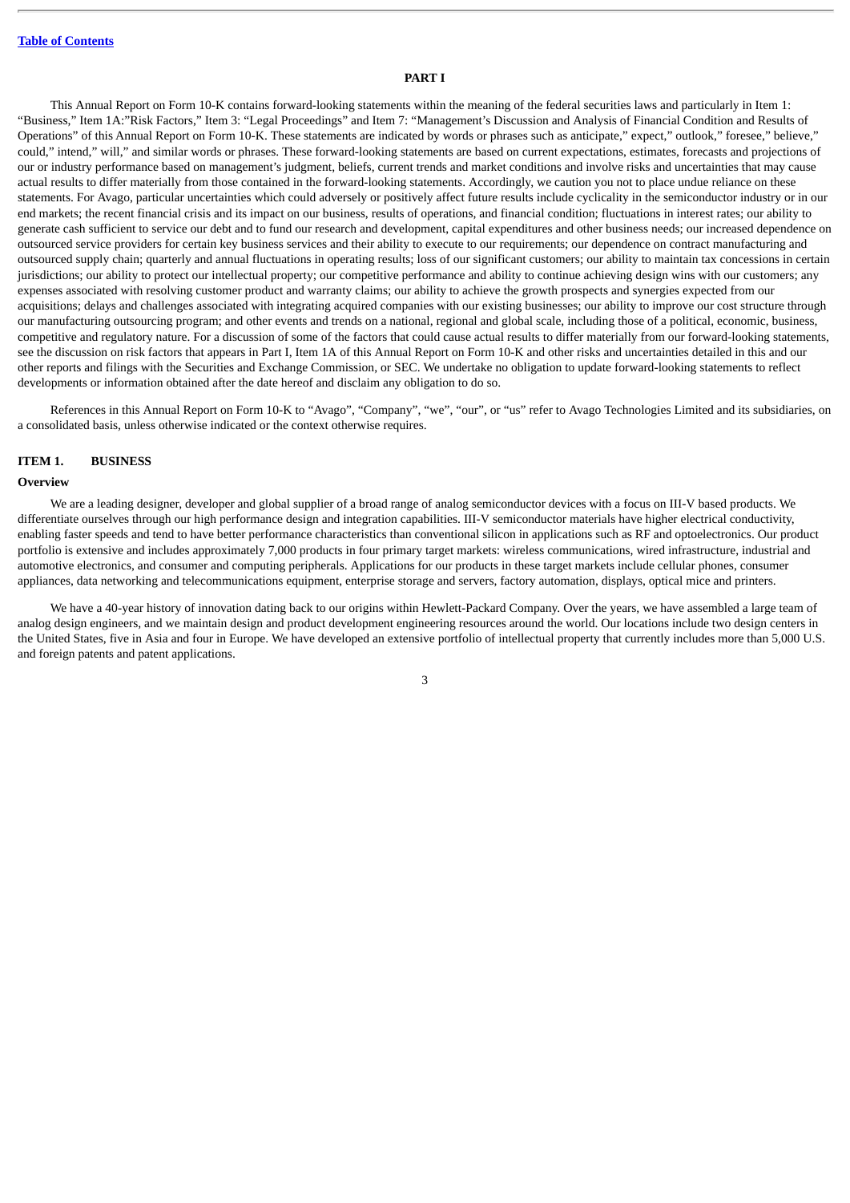# PART I

This Annual Report on Form 10-K contains forward-looking statements within the meaning of the federal securities laws and particularly in Item 1: "Business," Item 1A:"Risk Factors," Item 3: "Legal Proceedings" and Item 7: "Management's Discussion and Analysis of Financial Condition and Results of Operations" of this Annual Report on Form 10-K. These statements are indicated by words or phrases such as anticipate," expect," outlook," foresee," believe," could," intend," will," and similar words or phrases. These forward-looking statements are based on current expectations, estimates, forecasts and projections of our or industry performance based on management's judgment, beliefs, current trends and market conditions and involve risks and uncertainties that may cause actual results to differ materially from those contained in the forward-looking statements. Accordingly, we caution you not to place undue reliance on these statements. For Avago, particular uncertainties which could adversely or positively affect future results include cyclicality in the semiconductor industry or in our end markets; the recent financial crisis and its impact on our business, results of operations, and financial condition; fluctuations in interest rates; our ability to generate cash sufficient to service our debt and to fund our research and development, capital expenditures and other business needs; our increased dependence on outsourced service providers for certain key business services and their ability to execute to our requirements; our dependence on contract manufacturing and outsourced supply chain; quarterly and annual fluctuations in operating results; loss of our significant customers; our ability to maintain tax concessions in certain jurisdictions; our ability to protect our intellectual property; our competitive performance and ability to continue achieving design wins with our customers; any expenses associated with resolving customer product and warranty claims; our ability to achieve the growth prospects and synergies expected from our acquisitions; delays and challenges associated with integrating acquired companies with our existing businesses; our ability to improve our cost structure through our manufacturing outsourcing program; and other events and trends on a national, regional and global scale, including those of a political, economic, business, competitive and regulatory nature. For a discussion of some of the factors that could cause actual results to differ materially from our forward-looking statements, see the discussion on risk factors that appears in Part I, Item 1A of this Annual Report on Form 10-K and other risks and uncertainties detailed in this and our other reports and filings with the Securities and Exchange Commission, or SEC. We undertake no obligation to update forward-looking statements to reflect developments or information obtained after the date hereof and disclaim any obligation to do so.

References in this Annual Report on Form 10-K to "Avago", "Company", "we", "our", or "us" refer to Avago Technologies Limited and its subsidiaries, on a consolidated basis, unless otherwise indicated or the context otherwise requires.

## ITEM 1. BUSINESS

### Overview

We are a leading designer, developer and global supplier of a broad range of analog semiconductor devices with a focus on III-V based products. We differentiate ourselves through our high performance design and integration capabilities. III-V semiconductor materials have higher electrical conductivity, enabling faster speeds and tend to have better performance characteristics than conventional silicon in applications such as RF and optoelectronics. Our product portfolio is extensive and includes approximately 7,000 products in four primary target markets: wireless communications, wired infrastructure, industrial and automotive electronics, and consumer and computing peripherals. Applications for our products in these target markets include cellular phones, consumer appliances, data networking and telecommunications equipment, enterprise storage and servers, factory automation, displays, optical mice and printers.

We have a 40-year history of innovation dating back to our origins within Hewlett-Packard Company. Over the years, we have assembled a large team of analog design engineers, and we maintain design and product development engineering resources around the world. Our locations include two design centers in the United States, five in Asia and four in Europe. We have developed an extensive portfolio of intellectual property that currently includes more than 5,000 U.S. and foreign patents and patent applications.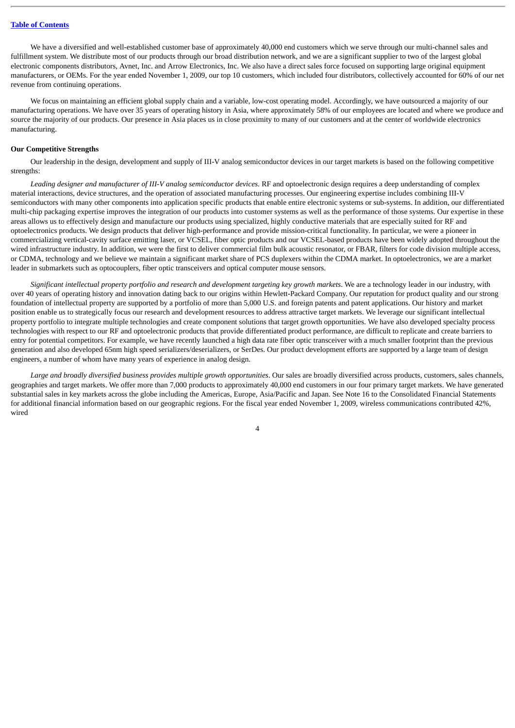We have a diversified and well-established customer base of approximately 40,000 end customers which we serve through our multi-channel sales and fulfillment system. We distribute most of our products through our broad distribution network, and we are a significant supplier to two of the largest global electronic components distributors, Avnet, Inc. and Arrow Electronics, Inc. We also have a direct sales force focused on supporting large original equipment manufacturers, or OEMs. For the year ended November 1, 2009, our top 10 customers, which included four distributors, collectively accounted for 60% of our net revenue from continuing operations.

We focus on maintaining an efficient global supply chain and a variable, low-cost operating model. Accordingly, we have outsourced a majority of our manufacturing operations. We have over 35 years of operating history in Asia, where approximately 58% of our employees are located and where we produce and source the majority of our products. Our presence in Asia places us in close proximity to many of our customers and at the center of worldwide electronics manufacturing.

**Our Competitive Strengths**

Our leadership in the design, development and supply of III-V analog semiconductor devices in our target markets is based on the following competitive strengths:

*Leading designer and manufacturer of III-V analog semiconductor devices.* RF and optoelectronic design requires a deep understanding of complex material interactions, device structures, and the operation of associated manufacturing processes. Our engineering expertise includes combining III-V semiconductors with many other components into application specific products that enable entire electronic systems or sub-systems. In addition, our differentiated multi-chip packaging expertise improves the integration of our products into customer systems as well as the performance of those systems. Our expertise in these areas allows us to effectively design and manufacture our products using specialized, highly conductive materials that are especially suited for RF and optoelectronics products. We design products that deliver high-performance and provide mission-critical functionality. In particular, we were a pioneer in commercializing vertical-cavity surface emitting laser, or VCSEL, fiber optic products and our VCSEL-based products have been widely adopted throughout the wired infrastructure industry. In addition, we were the first to deliver commercial film bulk acoustic resonator, or FBAR, filters for code division multiple access, or CDMA, technology and we believe we maintain a significant market share of PCS duplexers within the CDMA market. In optoelectronics, we are a market leader in submarkets such as optocouplers, fiber optic transceivers and optical computer mouse sensors.

*Significant intellectual property portfolio and research and development targeting key growth markets*. We are a technology leader in our industry, with over 40 years of operating history and innovation dating back to our origins within Hewlett-Packard Company. Our reputation for product quality and our strong foundation of intellectual property are supported by a portfolio of more than 5,000 U.S. and foreign patents and patent applications. Our history and market position enable us to strategically focus our research and development resources to address attractive target markets. We leverage our significant intellectual property portfolio to integrate multiple technologies and create component solutions that target growth opportunities. We have also developed specialty process technologies with respect to our RF and optoelectronic products that provide differentiated product performance, are difficult to replicate and create barriers to entry for potential competitors. For example, we have recently launched a high data rate fiber optic transceiver with a much smaller footprint than the previous generation and also developed 65nm high speed serializers/deserializers, or SerDes. Our product development efforts are supported by a large team of design engineers, a number of whom have many years of experience in analog design.

*Large and broadly diversified business provides multiple growth opportunities*. Our sales are broadly diversified across products, customers, sales channels, geographies and target markets. We offer more than 7,000 products to approximately 40,000 end customers in our four primary target markets. We have generated substantial sales in key markets across the globe including the Americas, Europe, Asia/Pacific and Japan. See Note 16 to the Consolidated Financial Statements for additional financial information based on our geographic regions. For the fiscal year ended November 1, 2009, wireless communications contributed 42%, wired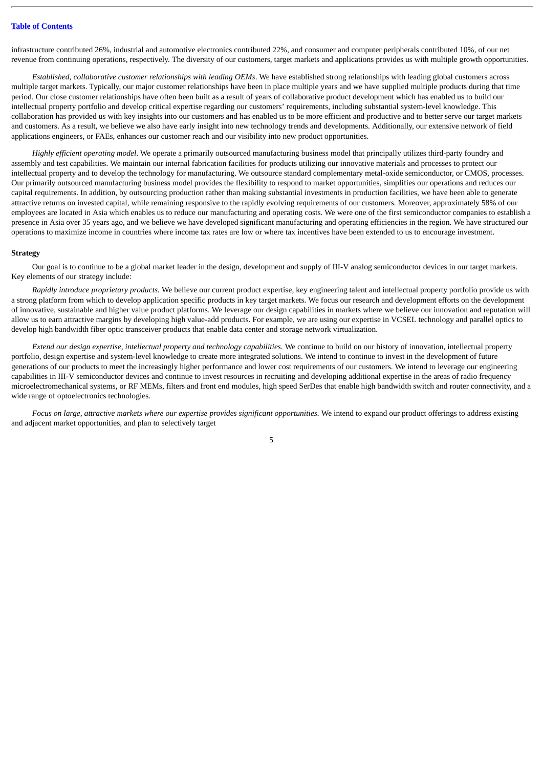infrastructure contributed 26%, industrial and automotive electronics contributed 22%, and consumer and computer peripherals contributed 10%, of our net revenue from continuing operations, respectively. The diversity of our customers, target markets and applications provides us with multiple growth opportunities.

*Established, collaborative customer relationships with leading OEMs*. We have established strong relationships with leading global customers across multiple target markets. Typically, our major customer relationships have been in place multiple years and we have supplied multiple products during that time period. Our close customer relationships have often been built as a result of years of collaborative product development which has enabled us to build our intellectual property portfolio and develop critical expertise regarding our customers' requirements, including substantial system-level knowledge. This collaboration has provided us with key insights into our customers and has enabled us to be more efficient and productive and to better serve our target markets and customers. As a result, we believe we also have early insight into new technology trends and developments. Additionally, our extensive network of field applications engineers, or FAEs, enhances our customer reach and our visibility into new product opportunities.

*Highly efficient operating model*. We operate a primarily outsourced manufacturing business model that principally utilizes third-party foundry and assembly and test capabilities. We maintain our internal fabrication facilities for products utilizing our innovative materials and processes to protect our intellectual property and to develop the technology for manufacturing. We outsource standard complementary metal-oxide semiconductor, or CMOS, processes. Our primarily outsourced manufacturing business model provides the flexibility to respond to market opportunities, simplifies our operations and reduces our capital requirements. In addition, by outsourcing production rather than making substantial investments in production facilities, we have been able to generate attractive returns on invested capital, while remaining responsive to the rapidly evolving requirements of our customers. Moreover, approximately 58% of our employees are located in Asia which enables us to reduce our manufacturing and operating costs. We were one of the first semiconductor companies to establish a presence in Asia over 35 years ago, and we believe we have developed significant manufacturing and operating efficiencies in the region. We have structured our operations to maximize income in countries where income tax rates are low or where tax incentives have been extended to us to encourage investment.

**Strategy**

Our goal is to continue to be a global market leader in the design, development and supply of III-V analog semiconductor devices in our target markets. Key elements of our strategy include:

*Rapidly introduce proprietary products.* We believe our current product expertise, key engineering talent and intellectual property portfolio provide us with a strong platform from which to develop application specific products in key target markets. We focus our research and development efforts on the development of innovative, sustainable and higher value product platforms. We leverage our design capabilities in markets where we believe our innovation and reputation will allow us to earn attractive margins by developing high value-add products. For example, we are using our expertise in VCSEL technology and parallel optics to develop high bandwidth fiber optic transceiver products that enable data center and storage network virtualization.

*Extend our design expertise, intellectual property and technology capabilities.* We continue to build on our history of innovation, intellectual property portfolio, design expertise and system-level knowledge to create more integrated solutions. We intend to continue to invest in the development of future generations of our products to meet the increasingly higher performance and lower cost requirements of our customers. We intend to leverage our engineering capabilities in III-V semiconductor devices and continue to invest resources in recruiting and developing additional expertise in the areas of radio frequency microelectromechanical systems, or RF MEMs, filters and front end modules, high speed SerDes that enable high bandwidth switch and router connectivity, and a wide range of optoelectronics technologies.

*Focus on large, attractive markets where our expertise provides significant opportunities.* We intend to expand our product offerings to address existing and adjacent market opportunities, and plan to selectively target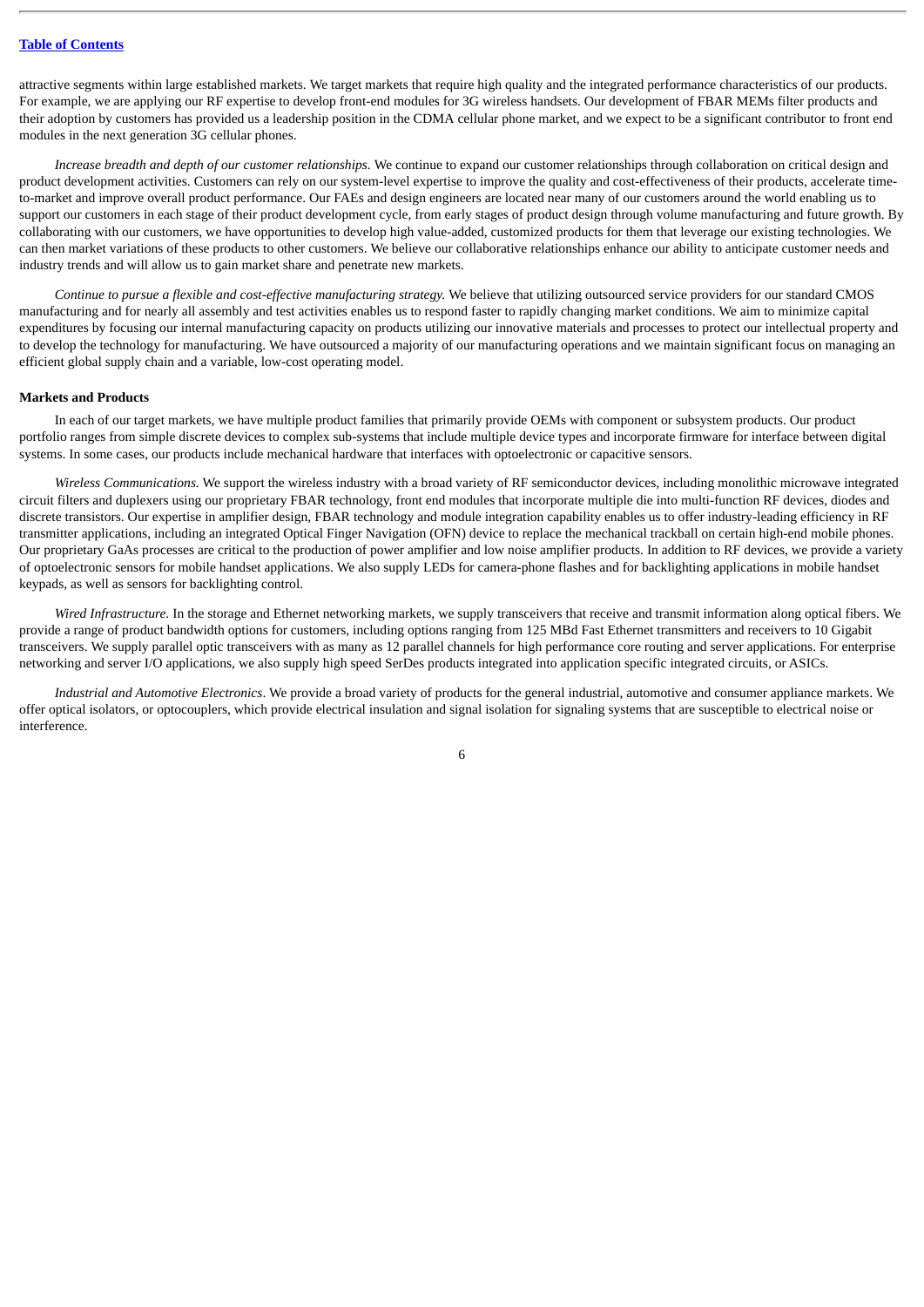attractive segments within large established markets. We target markets that require high quality and the integrated performance characteristics of our products. For example, we are applying our RF expertise to develop front-end modules for 3G wireless handsets. Our development of FBAR MEMs filter products and their adoption by customers has provided us a leadership position in the CDMA cellular phone market, and we expect to be a significant contributor to front end modules in the next generation 3G cellular phones.

*Increase breadth and depth of our customer relationships.* We continue to expand our customer relationships through collaboration on critical design and product development activities. Customers can rely on our system-level expertise to improve the quality and cost-effectiveness of their products, accelerate time-to-market and improve overall product performance. Our FAEs and design engineers are located near many of our customers around the world enabling us to support our customers in each stage of their product development cycle, from early stages of product design through volume manufacturing and future growth. By collaborating with our customers, we have opportunities to develop high value-added, customized products for them that leverage our existing technologies. We can then market variations of these products to other customers. We believe our collaborative relationships enhance our ability to anticipate customer needs and industry trends and will allow us to gain market share and penetrate new markets.

*Continue to pursue a flexible and cost-effective manufacturing strategy.* We believe that utilizing outsourced service providers for our standard CMOS manufacturing and for nearly all assembly and test activities enables us to respond faster to rapidly changing market conditions. We aim to minimize capital expenditures by focusing our internal manufacturing capacity on products utilizing our innovative materials and processes to protect our intellectual property and to develop the technology for manufacturing. We have outsourced a majority of our manufacturing operations and we maintain significant focus on managing an efficient global supply chain and a variable, low-cost operating model.

**Markets and Products**

In each of our target markets, we have multiple product families that primarily provide OEMs with component or subsystem products. Our product portfolio ranges from simple discrete devices to complex sub-systems that include multiple device types and incorporate firmware for interface between digital systems. In some cases, our products include mechanical hardware that interfaces with optoelectronic or capacitive sensors.

*Wireless Communications.* We support the wireless industry with a broad variety of RF semiconductor devices, including monolithic microwave integrated circuit filters and duplexers using our proprietary FBAR technology, front end modules that incorporate multiple die into multi-function RF devices, diodes and discrete transistors. Our expertise in amplifier design, FBAR technology and module integration capability enables us to offer industry-leading efficiency in RF transmitter applications, including an integrated Optical Finger Navigation (OFN) device to replace the mechanical trackball on certain high-end mobile phones. Our proprietary GaAs processes are critical to the production of power amplifier and low noise amplifier products. In addition to RF devices, we provide a variety of optoelectronic sensors for mobile handset applications. We also supply LEDs for camera-phone flashes and for backlighting applications in mobile handset keypads, as well as sensors for backlighting control.

*Wired Infrastructure.* In the storage and Ethernet networking markets, we supply transceivers that receive and transmit information along optical fibers. We provide a range of product bandwidth options for customers, including options ranging from 125 MBd Fast Ethernet transmitters and receivers to 10 Gigabit transceivers. We supply parallel optic transceivers with as many as 12 parallel channels for high performance core routing and server applications. For enterprise networking and server I/O applications, we also supply high speed SerDes products integrated into application specific integrated circuits, or ASICs.

*Industrial and Automotive Electronics*. We provide a broad variety of products for the general industrial, automotive and consumer appliance markets. We offer optical isolators, or optocouplers, which provide electrical insulation and signal isolation for signaling systems that are susceptible to electrical noise or interference.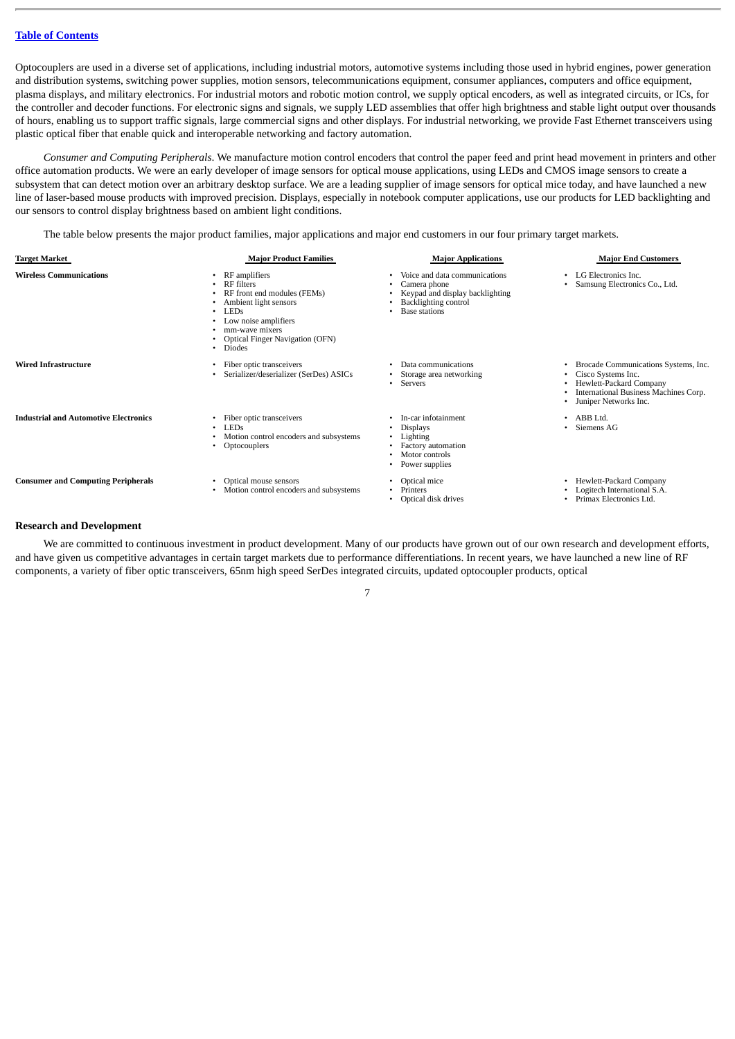[Table of Contents](#)

Optocouplers are used in a diverse set of applications, including industrial motors, automotive systems including those used in hybrid engines, power generation and distribution systems, switching power supplies, motion sensors, telecommunications equipment, consumer appliances, computers and office equipment, plasma displays, and military electronics. For industrial motors and robotic motion control, we supply optical encoders, as well as integrated circuits, or ICs, for the controller and decoder functions. For electronic signs and signals, we supply LED assemblies that offer high brightness and stable light output over thousands of hours, enabling us to support traffic signals, large commercial signs and other displays. For industrial networking, we provide Fast Ethernet transceivers using plastic optical fiber that enable quick and interoperable networking and factory automation.

*Consumer and Computing Peripherals*. We manufacture motion control encoders that control the paper feed and print head movement in printers and other office automation products. We were an early developer of image sensors for optical mouse applications, using LEDs and CMOS image sensors to create a subsystem that can detect motion over an arbitrary desktop surface. We are a leading supplier of image sensors for optical mice today, and have launched a new line of laser-based mouse products with improved precision. Displays, especially in notebook computer applications, use our products for LED backlighting and our sensors to control display brightness based on ambient light conditions.

The table below presents the major product families, major applications and major end customers in our four primary target markets.

| Target Market | Major Product Families | Major Applications | Major End Customers |
|---|---|---|---|
| **Wireless Communications** | • RF amplifiers<br>• RF filters<br>• RF front end modules (FEMs)<br>• Ambient light sensors<br>• LEDs<br>• Low noise amplifiers<br>• mm-wave mixers<br>• Optical Finger Navigation (OFN)<br>• Diodes | • Voice and data communications<br>• Camera phone<br>• Keypad and display backlighting<br>• Backlighting control<br>• Base stations | • LG Electronics Inc.<br>• Samsung Electronics Co., Ltd. |
| **Wired Infrastructure** | • Fiber optic transceivers<br>• Serializer/deserializer (SerDes) ASICs | • Data communications<br>• Storage area networking<br>• Servers | • Brocade Communications Systems, Inc.<br>• Cisco Systems Inc.<br>• Hewlett-Packard Company<br>• International Business Machines Corp.<br>• Juniper Networks Inc. |
| **Industrial and Automotive Electronics** | • Fiber optic transceivers<br>• LEDs<br>• Motion control encoders and subsystems<br>• Optocouplers | • In-car infotainment<br>• Displays<br>• Lighting<br>• Factory automation<br>• Motor controls<br>• Power supplies | • ABB Ltd.<br>• Siemens AG |
| **Consumer and Computing Peripherals** | • Optical mouse sensors<br>• Motion control encoders and subsystems | • Optical mice<br>• Printers<br>• Optical disk drives | • Hewlett-Packard Company<br>• Logitech International S.A.<br>• Primax Electronics Ltd. |

## Research and Development

We are committed to continuous investment in product development. Many of our products have grown out of our own research and development efforts, and have given us competitive advantages in certain target markets due to performance differentiations. In recent years, we have launched a new line of RF components, a variety of fiber optic transceivers, 65nm high speed SerDes integrated circuits, updated optocoupler products, optical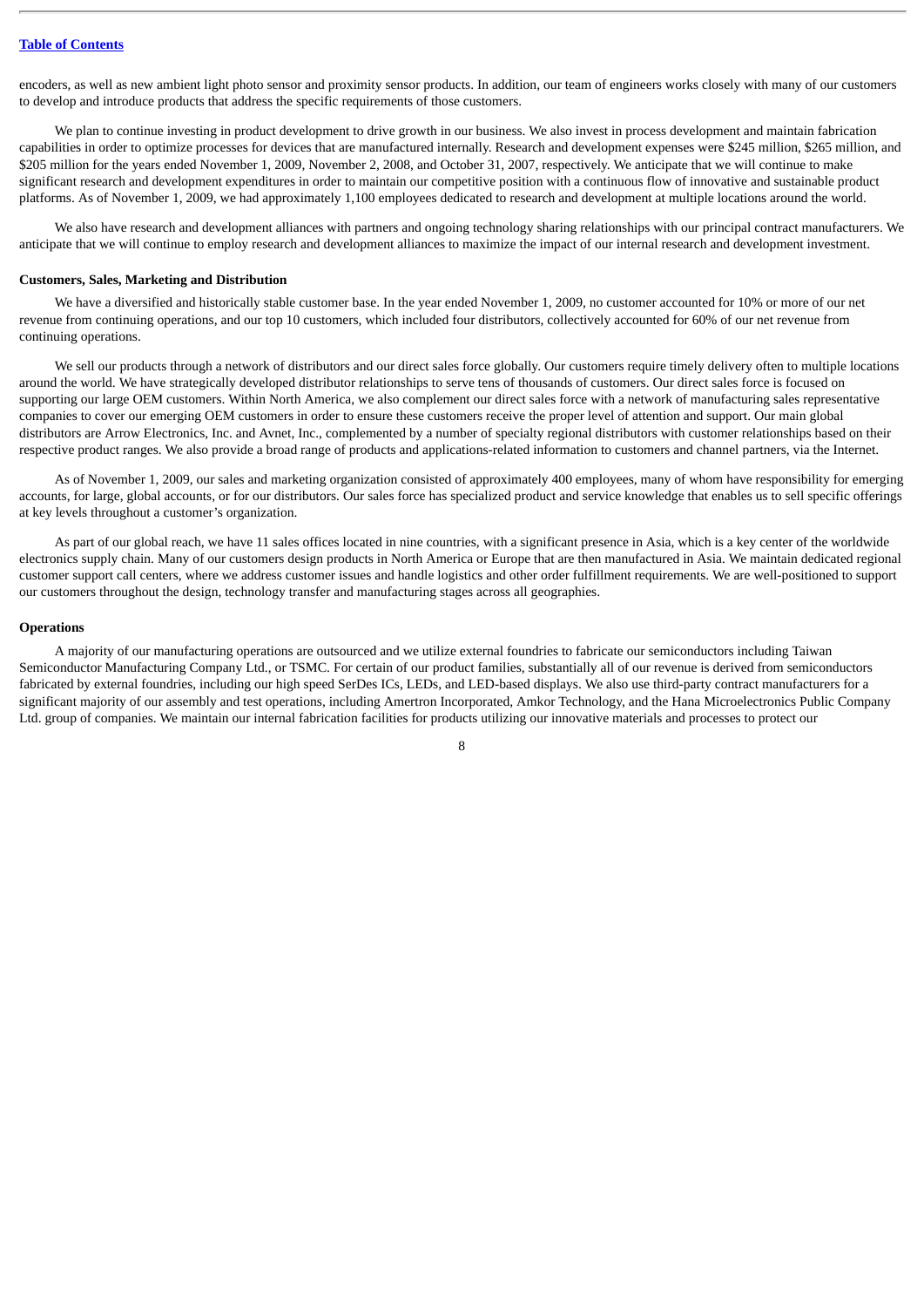encoders, as well as new ambient light photo sensor and proximity sensor products. In addition, our team of engineers works closely with many of our customers to develop and introduce products that address the specific requirements of those customers.

We plan to continue investing in product development to drive growth in our business. We also invest in process development and maintain fabrication capabilities in order to optimize processes for devices that are manufactured internally. Research and development expenses were $245 million, $265 million, and $205 million for the years ended November 1, 2009, November 2, 2008, and October 31, 2007, respectively. We anticipate that we will continue to make significant research and development expenditures in order to maintain our competitive position with a continuous flow of innovative and sustainable product platforms. As of November 1, 2009, we had approximately 1,100 employees dedicated to research and development at multiple locations around the world.

We also have research and development alliances with partners and ongoing technology sharing relationships with our principal contract manufacturers. We anticipate that we will continue to employ research and development alliances to maximize the impact of our internal research and development investment.

**Customers, Sales, Marketing and Distribution**

We have a diversified and historically stable customer base. In the year ended November 1, 2009, no customer accounted for 10% or more of our net revenue from continuing operations, and our top 10 customers, which included four distributors, collectively accounted for 60% of our net revenue from continuing operations.

We sell our products through a network of distributors and our direct sales force globally. Our customers require timely delivery often to multiple locations around the world. We have strategically developed distributor relationships to serve tens of thousands of customers. Our direct sales force is focused on supporting our large OEM customers. Within North America, we also complement our direct sales force with a network of manufacturing sales representative companies to cover our emerging OEM customers in order to ensure these customers receive the proper level of attention and support. Our main global distributors are Arrow Electronics, Inc. and Avnet, Inc., complemented by a number of specialty regional distributors with customer relationships based on their respective product ranges. We also provide a broad range of products and applications-related information to customers and channel partners, via the Internet.

As of November 1, 2009, our sales and marketing organization consisted of approximately 400 employees, many of whom have responsibility for emerging accounts, for large, global accounts, or for our distributors. Our sales force has specialized product and service knowledge that enables us to sell specific offerings at key levels throughout a customer's organization.

As part of our global reach, we have 11 sales offices located in nine countries, with a significant presence in Asia, which is a key center of the worldwide electronics supply chain. Many of our customers design products in North America or Europe that are then manufactured in Asia. We maintain dedicated regional customer support call centers, where we address customer issues and handle logistics and other order fulfillment requirements. We are well-positioned to support our customers throughout the design, technology transfer and manufacturing stages across all geographies.

**Operations**

A majority of our manufacturing operations are outsourced and we utilize external foundries to fabricate our semiconductors including Taiwan Semiconductor Manufacturing Company Ltd., or TSMC. For certain of our product families, substantially all of our revenue is derived from semiconductors fabricated by external foundries, including our high speed SerDes ICs, LEDs, and LED-based displays. We also use third-party contract manufacturers for a significant majority of our assembly and test operations, including Amertron Incorporated, Amkor Technology, and the Hana Microelectronics Public Company Ltd. group of companies. We maintain our internal fabrication facilities for products utilizing our innovative materials and processes to protect our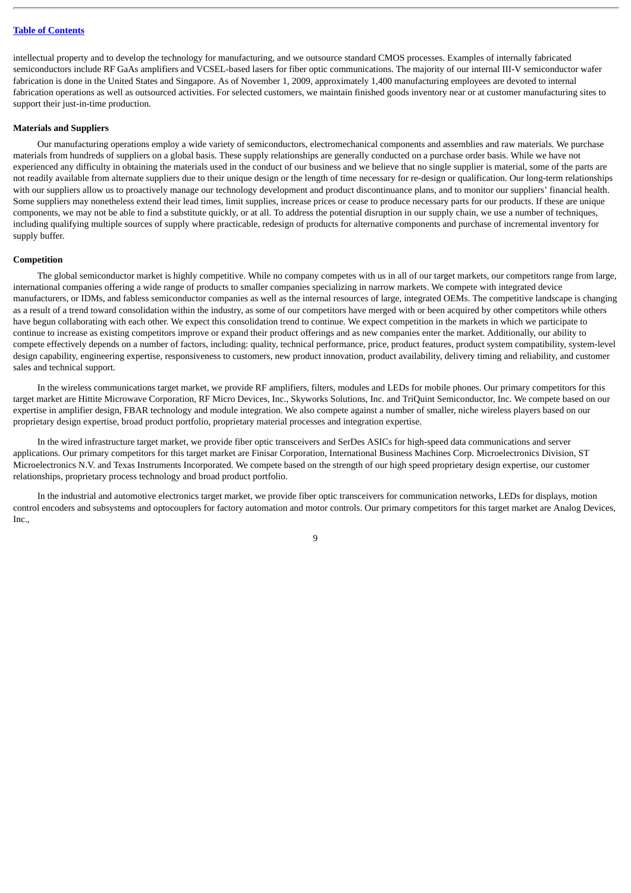intellectual property and to develop the technology for manufacturing, and we outsource standard CMOS processes. Examples of internally fabricated semiconductors include RF GaAs amplifiers and VCSEL-based lasers for fiber optic communications. The majority of our internal III-V semiconductor wafer fabrication is done in the United States and Singapore. As of November 1, 2009, approximately 1,400 manufacturing employees are devoted to internal fabrication operations as well as outsourced activities. For selected customers, we maintain finished goods inventory near or at customer manufacturing sites to support their just-in-time production.

**Materials and Suppliers**

Our manufacturing operations employ a wide variety of semiconductors, electromechanical components and assemblies and raw materials. We purchase materials from hundreds of suppliers on a global basis. These supply relationships are generally conducted on a purchase order basis. While we have not experienced any difficulty in obtaining the materials used in the conduct of our business and we believe that no single supplier is material, some of the parts are not readily available from alternate suppliers due to their unique design or the length of time necessary for re-design or qualification. Our long-term relationships with our suppliers allow us to proactively manage our technology development and product discontinuance plans, and to monitor our suppliers' financial health. Some suppliers may nonetheless extend their lead times, limit supplies, increase prices or cease to produce necessary parts for our products. If these are unique components, we may not be able to find a substitute quickly, or at all. To address the potential disruption in our supply chain, we use a number of techniques, including qualifying multiple sources of supply where practicable, redesign of products for alternative components and purchase of incremental inventory for supply buffer.

**Competition**

The global semiconductor market is highly competitive. While no company competes with us in all of our target markets, our competitors range from large, international companies offering a wide range of products to smaller companies specializing in narrow markets. We compete with integrated device manufacturers, or IDMs, and fabless semiconductor companies as well as the internal resources of large, integrated OEMs. The competitive landscape is changing as a result of a trend toward consolidation within the industry, as some of our competitors have merged with or been acquired by other competitors while others have begun collaborating with each other. We expect this consolidation trend to continue. We expect competition in the markets in which we participate to continue to increase as existing competitors improve or expand their product offerings and as new companies enter the market. Additionally, our ability to compete effectively depends on a number of factors, including: quality, technical performance, price, product features, product system compatibility, system-level design capability, engineering expertise, responsiveness to customers, new product innovation, product availability, delivery timing and reliability, and customer sales and technical support.

In the wireless communications target market, we provide RF amplifiers, filters, modules and LEDs for mobile phones. Our primary competitors for this target market are Hittite Microwave Corporation, RF Micro Devices, Inc., Skyworks Solutions, Inc. and TriQuint Semiconductor, Inc. We compete based on our expertise in amplifier design, FBAR technology and module integration. We also compete against a number of smaller, niche wireless players based on our proprietary design expertise, broad product portfolio, proprietary material processes and integration expertise.

In the wired infrastructure target market, we provide fiber optic transceivers and SerDes ASICs for high-speed data communications and server applications. Our primary competitors for this target market are Finisar Corporation, International Business Machines Corp. Microelectronics Division, ST Microelectronics N.V. and Texas Instruments Incorporated. We compete based on the strength of our high speed proprietary design expertise, our customer relationships, proprietary process technology and broad product portfolio.

In the industrial and automotive electronics target market, we provide fiber optic transceivers for communication networks, LEDs for displays, motion control encoders and subsystems and optocouplers for factory automation and motor controls. Our primary competitors for this target market are Analog Devices, Inc.,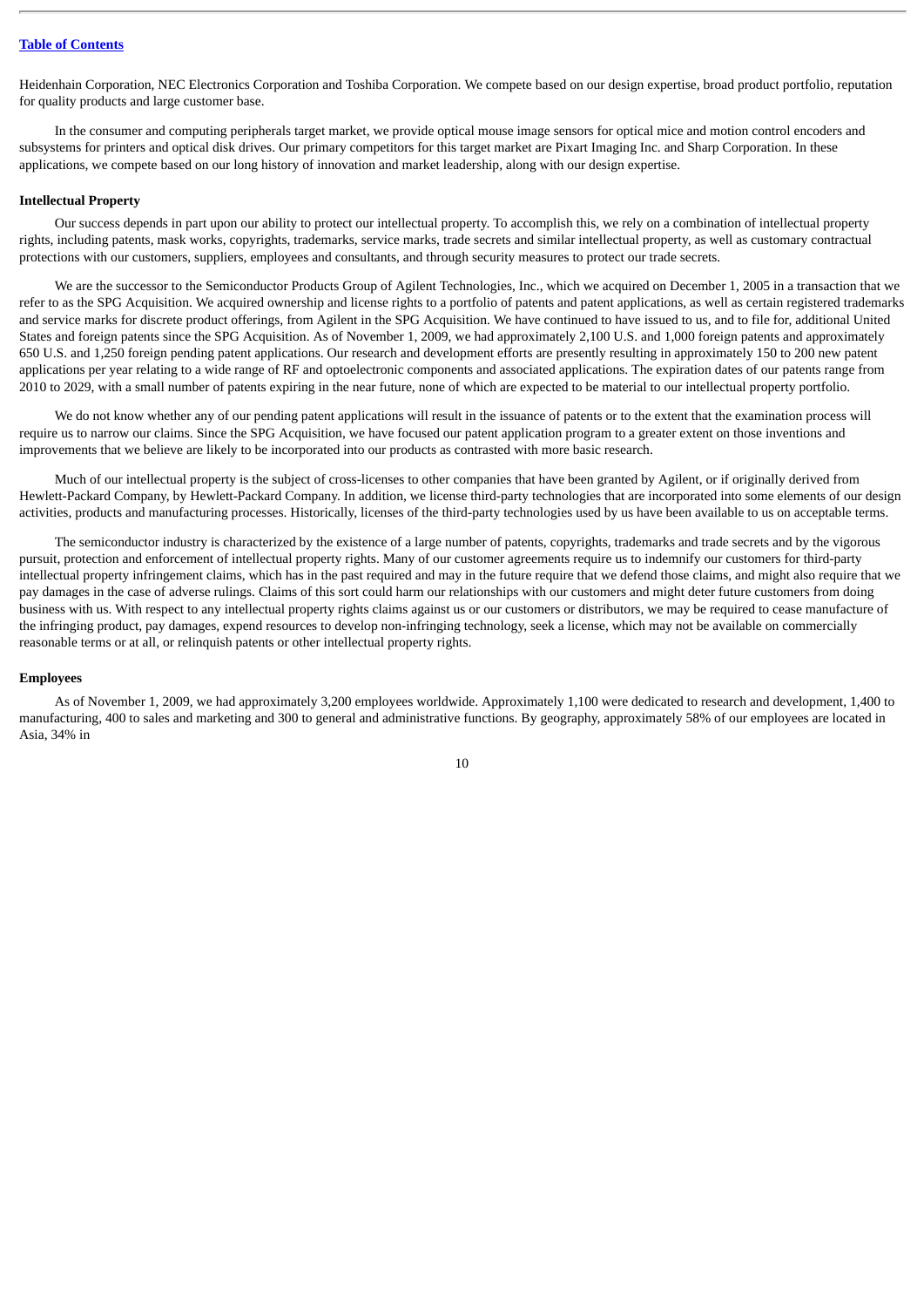Heidenhain Corporation, NEC Electronics Corporation and Toshiba Corporation. We compete based on our design expertise, broad product portfolio, reputation for quality products and large customer base.

In the consumer and computing peripherals target market, we provide optical mouse image sensors for optical mice and motion control encoders and subsystems for printers and optical disk drives. Our primary competitors for this target market are Pixart Imaging Inc. and Sharp Corporation. In these applications, we compete based on our long history of innovation and market leadership, along with our design expertise.

**Intellectual Property**

Our success depends in part upon our ability to protect our intellectual property. To accomplish this, we rely on a combination of intellectual property rights, including patents, mask works, copyrights, trademarks, service marks, trade secrets and similar intellectual property, as well as customary contractual protections with our customers, suppliers, employees and consultants, and through security measures to protect our trade secrets.

We are the successor to the Semiconductor Products Group of Agilent Technologies, Inc., which we acquired on December 1, 2005 in a transaction that we refer to as the SPG Acquisition. We acquired ownership and license rights to a portfolio of patents and patent applications, as well as certain registered trademarks and service marks for discrete product offerings, from Agilent in the SPG Acquisition. We have continued to have issued to us, and to file for, additional United States and foreign patents since the SPG Acquisition. As of November 1, 2009, we had approximately 2,100 U.S. and 1,000 foreign patents and approximately 650 U.S. and 1,250 foreign pending patent applications. Our research and development efforts are presently resulting in approximately 150 to 200 new patent applications per year relating to a wide range of RF and optoelectronic components and associated applications. The expiration dates of our patents range from 2010 to 2029, with a small number of patents expiring in the near future, none of which are expected to be material to our intellectual property portfolio.

We do not know whether any of our pending patent applications will result in the issuance of patents or to the extent that the examination process will require us to narrow our claims. Since the SPG Acquisition, we have focused our patent application program to a greater extent on those inventions and improvements that we believe are likely to be incorporated into our products as contrasted with more basic research.

Much of our intellectual property is the subject of cross-licenses to other companies that have been granted by Agilent, or if originally derived from Hewlett-Packard Company, by Hewlett-Packard Company. In addition, we license third-party technologies that are incorporated into some elements of our design activities, products and manufacturing processes. Historically, licenses of the third-party technologies used by us have been available to us on acceptable terms.

The semiconductor industry is characterized by the existence of a large number of patents, copyrights, trademarks and trade secrets and by the vigorous pursuit, protection and enforcement of intellectual property rights. Many of our customer agreements require us to indemnify our customers for third-party intellectual property infringement claims, which has in the past required and may in the future require that we defend those claims, and might also require that we pay damages in the case of adverse rulings. Claims of this sort could harm our relationships with our customers and might deter future customers from doing business with us. With respect to any intellectual property rights claims against us or our customers or distributors, we may be required to cease manufacture of the infringing product, pay damages, expend resources to develop non-infringing technology, seek a license, which may not be available on commercially reasonable terms or at all, or relinquish patents or other intellectual property rights.

**Employees**

As of November 1, 2009, we had approximately 3,200 employees worldwide. Approximately 1,100 were dedicated to research and development, 1,400 to manufacturing, 400 to sales and marketing and 300 to general and administrative functions. By geography, approximately 58% of our employees are located in Asia, 34% in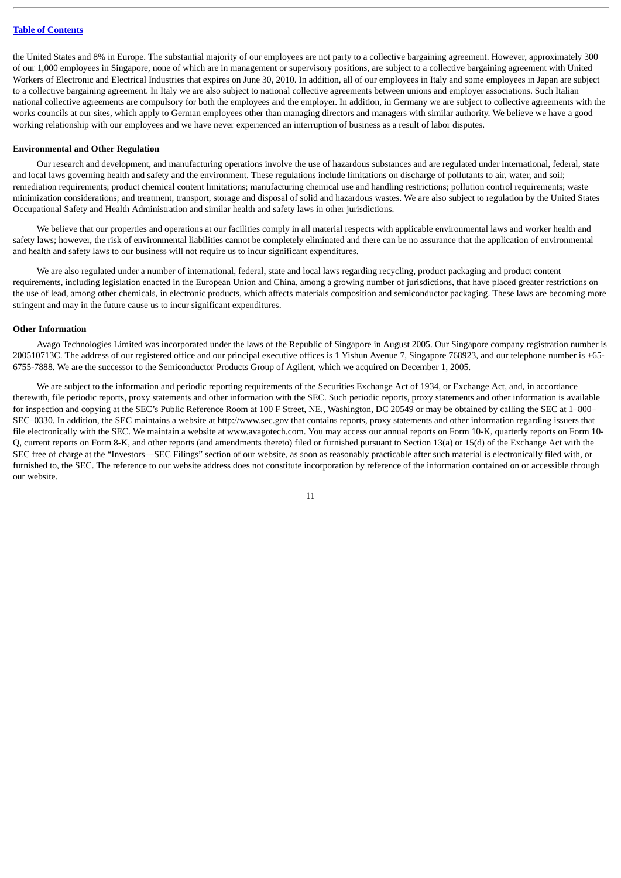the United States and 8% in Europe. The substantial majority of our employees are not party to a collective bargaining agreement. However, approximately 300 of our 1,000 employees in Singapore, none of which are in management or supervisory positions, are subject to a collective bargaining agreement with United Workers of Electronic and Electrical Industries that expires on June 30, 2010. In addition, all of our employees in Italy and some employees in Japan are subject to a collective bargaining agreement. In Italy we are also subject to national collective agreements between unions and employer associations. Such Italian national collective agreements are compulsory for both the employees and the employer. In addition, in Germany we are subject to collective agreements with the works councils at our sites, which apply to German employees other than managing directors and managers with similar authority. We believe we have a good working relationship with our employees and we have never experienced an interruption of business as a result of labor disputes.

**Environmental and Other Regulation**

Our research and development, and manufacturing operations involve the use of hazardous substances and are regulated under international, federal, state and local laws governing health and safety and the environment. These regulations include limitations on discharge of pollutants to air, water, and soil; remediation requirements; product chemical content limitations; manufacturing chemical use and handling restrictions; pollution control requirements; waste minimization considerations; and treatment, transport, storage and disposal of solid and hazardous wastes. We are also subject to regulation by the United States Occupational Safety and Health Administration and similar health and safety laws in other jurisdictions.

We believe that our properties and operations at our facilities comply in all material respects with applicable environmental laws and worker health and safety laws; however, the risk of environmental liabilities cannot be completely eliminated and there can be no assurance that the application of environmental and health and safety laws to our business will not require us to incur significant expenditures.

We are also regulated under a number of international, federal, state and local laws regarding recycling, product packaging and product content requirements, including legislation enacted in the European Union and China, among a growing number of jurisdictions, that have placed greater restrictions on the use of lead, among other chemicals, in electronic products, which affects materials composition and semiconductor packaging. These laws are becoming more stringent and may in the future cause us to incur significant expenditures.

**Other Information**

Avago Technologies Limited was incorporated under the laws of the Republic of Singapore in August 2005. Our Singapore company registration number is 200510713C. The address of our registered office and our principal executive offices is 1 Yishun Avenue 7, Singapore 768923, and our telephone number is +65-6755-7888. We are the successor to the Semiconductor Products Group of Agilent, which we acquired on December 1, 2005.

We are subject to the information and periodic reporting requirements of the Securities Exchange Act of 1934, or Exchange Act, and, in accordance therewith, file periodic reports, proxy statements and other information with the SEC. Such periodic reports, proxy statements and other information is available for inspection and copying at the SEC's Public Reference Room at 100 F Street, NE., Washington, DC 20549 or may be obtained by calling the SEC at 1–800–SEC–0330. In addition, the SEC maintains a website at http://www.sec.gov that contains reports, proxy statements and other information regarding issuers that file electronically with the SEC. We maintain a website at www.avagotech.com. You may access our annual reports on Form 10-K, quarterly reports on Form 10-Q, current reports on Form 8-K, and other reports (and amendments thereto) filed or furnished pursuant to Section 13(a) or 15(d) of the Exchange Act with the SEC free of charge at the "Investors—SEC Filings" section of our website, as soon as reasonably practicable after such material is electronically filed with, or furnished to, the SEC. The reference to our website address does not constitute incorporation by reference of the information contained on or accessible through our website.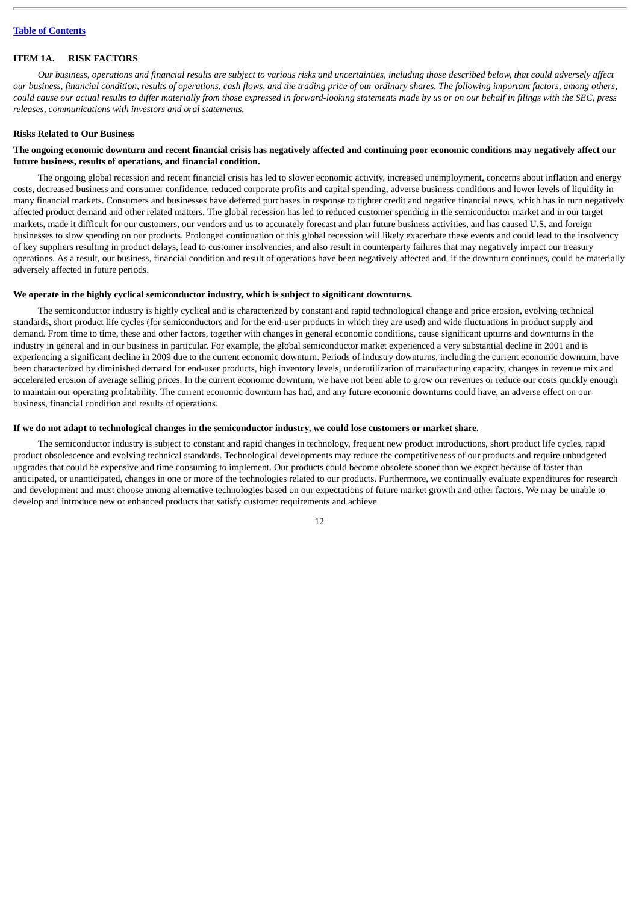## ITEM 1A. RISK FACTORS

*Our business, operations and financial results are subject to various risks and uncertainties, including those described below, that could adversely affect our business, financial condition, results of operations, cash flows, and the trading price of our ordinary shares. The following important factors, among others, could cause our actual results to differ materially from those expressed in forward-looking statements made by us or on our behalf in filings with the SEC, press releases, communications with investors and oral statements.*

### Risks Related to Our Business

**The ongoing economic downturn and recent financial crisis has negatively affected and continuing poor economic conditions may negatively affect our future business, results of operations, and financial condition.**

The ongoing global recession and recent financial crisis has led to slower economic activity, increased unemployment, concerns about inflation and energy costs, decreased business and consumer confidence, reduced corporate profits and capital spending, adverse business conditions and lower levels of liquidity in many financial markets. Consumers and businesses have deferred purchases in response to tighter credit and negative financial news, which has in turn negatively affected product demand and other related matters. The global recession has led to reduced customer spending in the semiconductor market and in our target markets, made it difficult for our customers, our vendors and us to accurately forecast and plan future business activities, and has caused U.S. and foreign businesses to slow spending on our products. Prolonged continuation of this global recession will likely exacerbate these events and could lead to the insolvency of key suppliers resulting in product delays, lead to customer insolvencies, and also result in counterparty failures that may negatively impact our treasury operations. As a result, our business, financial condition and result of operations have been negatively affected and, if the downturn continues, could be materially adversely affected in future periods.

**We operate in the highly cyclical semiconductor industry, which is subject to significant downturns.**

The semiconductor industry is highly cyclical and is characterized by constant and rapid technological change and price erosion, evolving technical standards, short product life cycles (for semiconductors and for the end-user products in which they are used) and wide fluctuations in product supply and demand. From time to time, these and other factors, together with changes in general economic conditions, cause significant upturns and downturns in the industry in general and in our business in particular. For example, the global semiconductor market experienced a very substantial decline in 2001 and is experiencing a significant decline in 2009 due to the current economic downturn. Periods of industry downturns, including the current economic downturn, have been characterized by diminished demand for end-user products, high inventory levels, underutilization of manufacturing capacity, changes in revenue mix and accelerated erosion of average selling prices. In the current economic downturn, we have not been able to grow our revenues or reduce our costs quickly enough to maintain our operating profitability. The current economic downturn has had, and any future economic downturns could have, an adverse effect on our business, financial condition and results of operations.

**If we do not adapt to technological changes in the semiconductor industry, we could lose customers or market share.**

The semiconductor industry is subject to constant and rapid changes in technology, frequent new product introductions, short product life cycles, rapid product obsolescence and evolving technical standards. Technological developments may reduce the competitiveness of our products and require unbudgeted upgrades that could be expensive and time consuming to implement. Our products could become obsolete sooner than we expect because of faster than anticipated, or unanticipated, changes in one or more of the technologies related to our products. Furthermore, we continually evaluate expenditures for research and development and must choose among alternative technologies based on our expectations of future market growth and other factors. We may be unable to develop and introduce new or enhanced products that satisfy customer requirements and achieve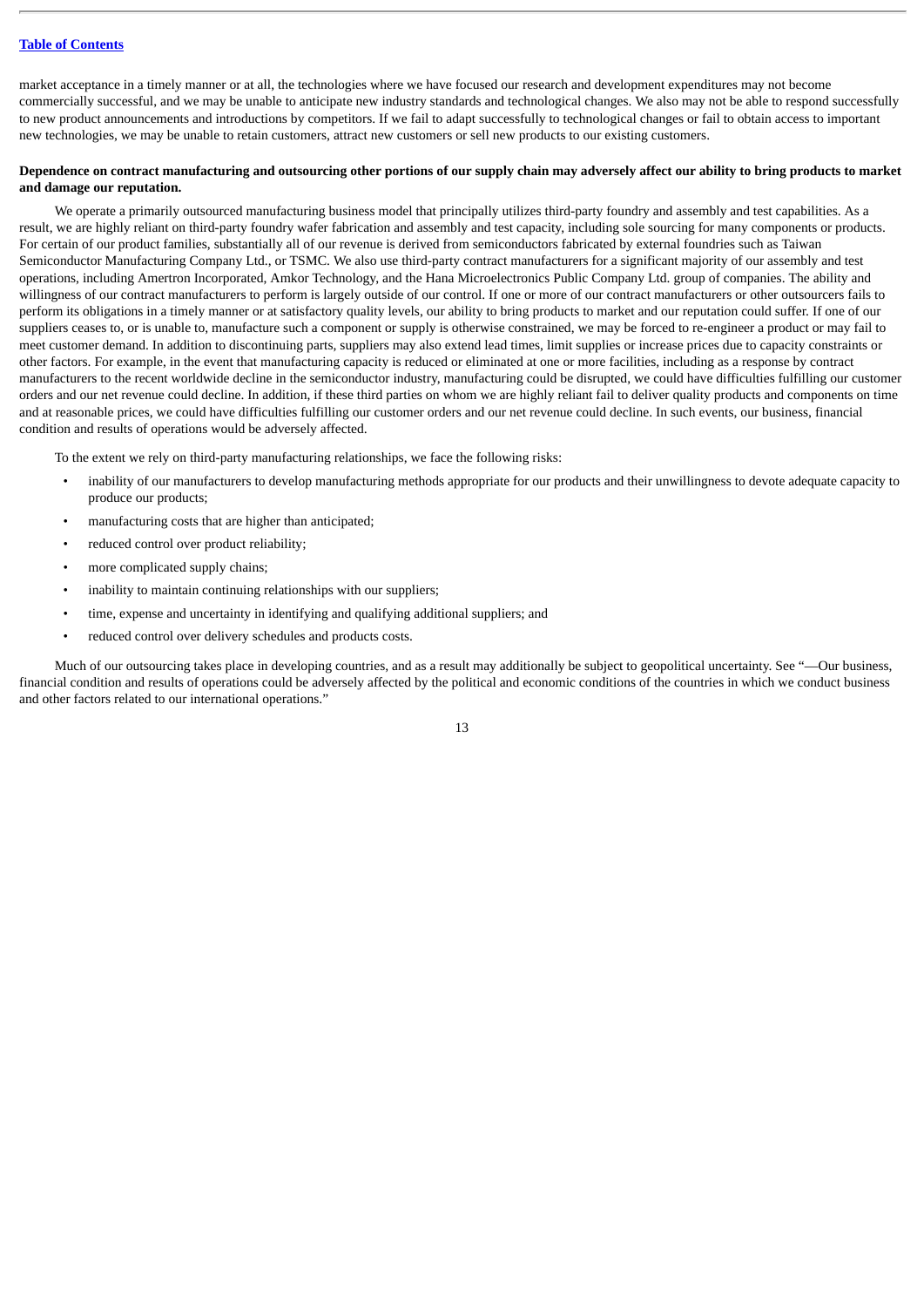market acceptance in a timely manner or at all, the technologies where we have focused our research and development expenditures may not become commercially successful, and we may be unable to anticipate new industry standards and technological changes. We also may not be able to respond successfully to new product announcements and introductions by competitors. If we fail to adapt successfully to technological changes or fail to obtain access to important new technologies, we may be unable to retain customers, attract new customers or sell new products to our existing customers.

**Dependence on contract manufacturing and outsourcing other portions of our supply chain may adversely affect our ability to bring products to market and damage our reputation.**

We operate a primarily outsourced manufacturing business model that principally utilizes third-party foundry and assembly and test capabilities. As a result, we are highly reliant on third-party foundry wafer fabrication and assembly and test capacity, including sole sourcing for many components or products. For certain of our product families, substantially all of our revenue is derived from semiconductors fabricated by external foundries such as Taiwan Semiconductor Manufacturing Company Ltd., or TSMC. We also use third-party contract manufacturers for a significant majority of our assembly and test operations, including Amertron Incorporated, Amkor Technology, and the Hana Microelectronics Public Company Ltd. group of companies. The ability and willingness of our contract manufacturers to perform is largely outside of our control. If one or more of our contract manufacturers or other outsourcers fails to perform its obligations in a timely manner or at satisfactory quality levels, our ability to bring products to market and our reputation could suffer. If one of our suppliers ceases to, or is unable to, manufacture such a component or supply is otherwise constrained, we may be forced to re-engineer a product or may fail to meet customer demand. In addition to discontinuing parts, suppliers may also extend lead times, limit supplies or increase prices due to capacity constraints or other factors. For example, in the event that manufacturing capacity is reduced or eliminated at one or more facilities, including as a response by contract manufacturers to the recent worldwide decline in the semiconductor industry, manufacturing could be disrupted, we could have difficulties fulfilling our customer orders and our net revenue could decline. In addition, if these third parties on whom we are highly reliant fail to deliver quality products and components on time and at reasonable prices, we could have difficulties fulfilling our customer orders and our net revenue could decline. In such events, our business, financial condition and results of operations would be adversely affected.

To the extent we rely on third-party manufacturing relationships, we face the following risks:

- inability of our manufacturers to develop manufacturing methods appropriate for our products and their unwillingness to devote adequate capacity to produce our products;
- manufacturing costs that are higher than anticipated;
- reduced control over product reliability;
- more complicated supply chains;
- inability to maintain continuing relationships with our suppliers;
- time, expense and uncertainty in identifying and qualifying additional suppliers; and
- reduced control over delivery schedules and products costs.

Much of our outsourcing takes place in developing countries, and as a result may additionally be subject to geopolitical uncertainty. See "—Our business, financial condition and results of operations could be adversely affected by the political and economic conditions of the countries in which we conduct business and other factors related to our international operations."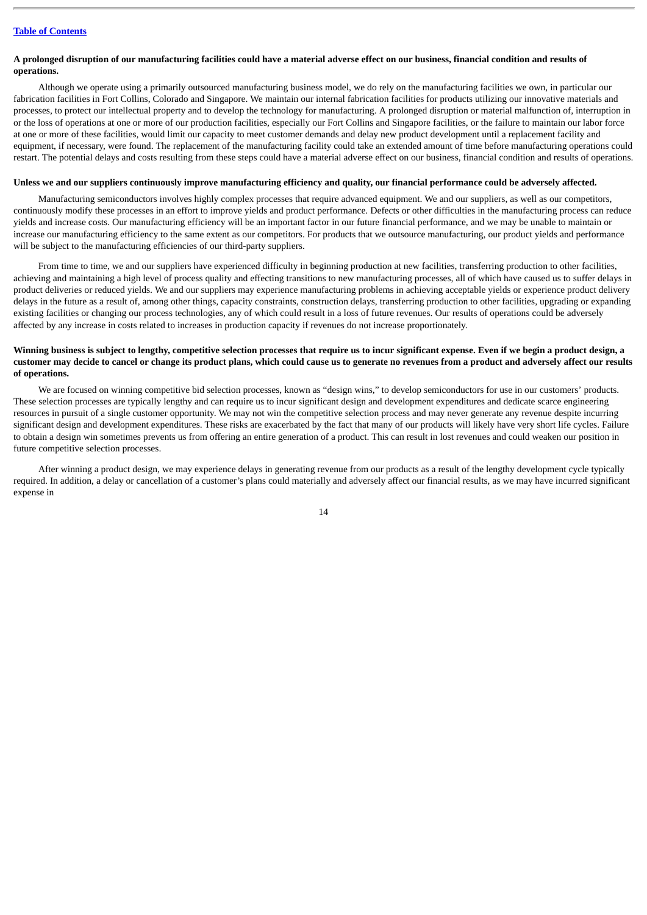**A prolonged disruption of our manufacturing facilities could have a material adverse effect on our business, financial condition and results of operations.**

Although we operate using a primarily outsourced manufacturing business model, we do rely on the manufacturing facilities we own, in particular our fabrication facilities in Fort Collins, Colorado and Singapore. We maintain our internal fabrication facilities for products utilizing our innovative materials and processes, to protect our intellectual property and to develop the technology for manufacturing. A prolonged disruption or material malfunction of, interruption in or the loss of operations at one or more of our production facilities, especially our Fort Collins and Singapore facilities, or the failure to maintain our labor force at one or more of these facilities, would limit our capacity to meet customer demands and delay new product development until a replacement facility and equipment, if necessary, were found. The replacement of the manufacturing facility could take an extended amount of time before manufacturing operations could restart. The potential delays and costs resulting from these steps could have a material adverse effect on our business, financial condition and results of operations.

**Unless we and our suppliers continuously improve manufacturing efficiency and quality, our financial performance could be adversely affected.**

Manufacturing semiconductors involves highly complex processes that require advanced equipment. We and our suppliers, as well as our competitors, continuously modify these processes in an effort to improve yields and product performance. Defects or other difficulties in the manufacturing process can reduce yields and increase costs. Our manufacturing efficiency will be an important factor in our future financial performance, and we may be unable to maintain or increase our manufacturing efficiency to the same extent as our competitors. For products that we outsource manufacturing, our product yields and performance will be subject to the manufacturing efficiencies of our third-party suppliers.

From time to time, we and our suppliers have experienced difficulty in beginning production at new facilities, transferring production to other facilities, achieving and maintaining a high level of process quality and effecting transitions to new manufacturing processes, all of which have caused us to suffer delays in product deliveries or reduced yields. We and our suppliers may experience manufacturing problems in achieving acceptable yields or experience product delivery delays in the future as a result of, among other things, capacity constraints, construction delays, transferring production to other facilities, upgrading or expanding existing facilities or changing our process technologies, any of which could result in a loss of future revenues. Our results of operations could be adversely affected by any increase in costs related to increases in production capacity if revenues do not increase proportionately.

**Winning business is subject to lengthy, competitive selection processes that require us to incur significant expense. Even if we begin a product design, a customer may decide to cancel or change its product plans, which could cause us to generate no revenues from a product and adversely affect our results of operations.**

We are focused on winning competitive bid selection processes, known as "design wins," to develop semiconductors for use in our customers' products. These selection processes are typically lengthy and can require us to incur significant design and development expenditures and dedicate scarce engineering resources in pursuit of a single customer opportunity. We may not win the competitive selection process and may never generate any revenue despite incurring significant design and development expenditures. These risks are exacerbated by the fact that many of our products will likely have very short life cycles. Failure to obtain a design win sometimes prevents us from offering an entire generation of a product. This can result in lost revenues and could weaken our position in future competitive selection processes.

After winning a product design, we may experience delays in generating revenue from our products as a result of the lengthy development cycle typically required. In addition, a delay or cancellation of a customer's plans could materially and adversely affect our financial results, as we may have incurred significant expense in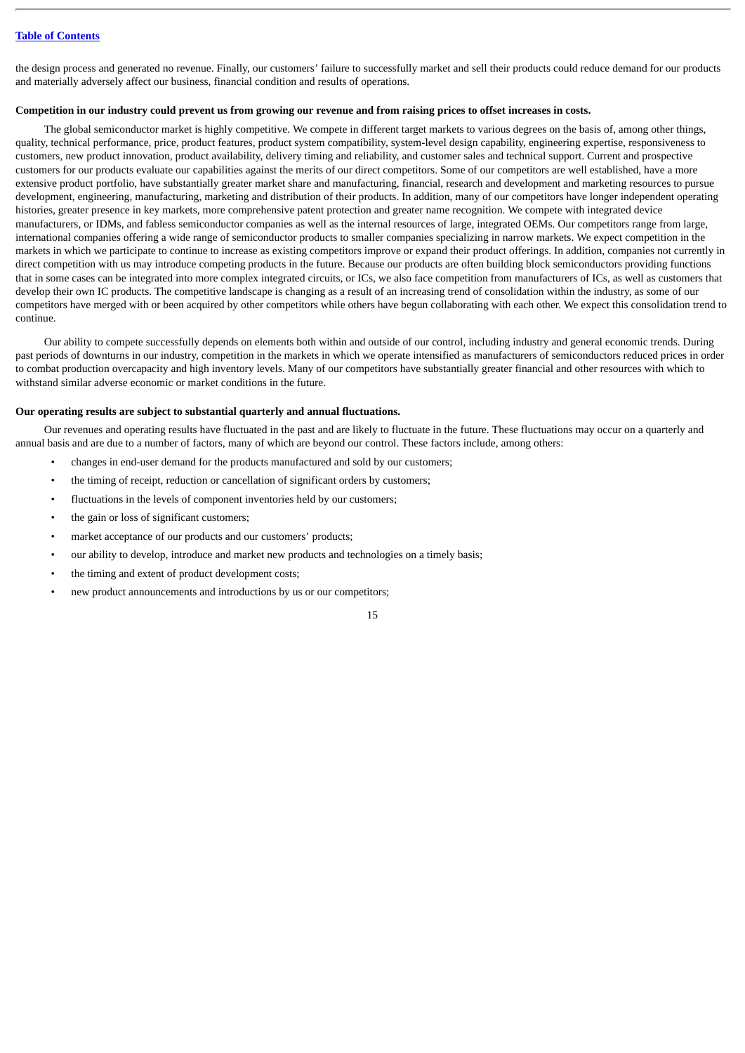the design process and generated no revenue. Finally, our customers' failure to successfully market and sell their products could reduce demand for our products and materially adversely affect our business, financial condition and results of operations.

**Competition in our industry could prevent us from growing our revenue and from raising prices to offset increases in costs.**

The global semiconductor market is highly competitive. We compete in different target markets to various degrees on the basis of, among other things, quality, technical performance, price, product features, product system compatibility, system-level design capability, engineering expertise, responsiveness to customers, new product innovation, product availability, delivery timing and reliability, and customer sales and technical support. Current and prospective customers for our products evaluate our capabilities against the merits of our direct competitors. Some of our competitors are well established, have a more extensive product portfolio, have substantially greater market share and manufacturing, financial, research and development and marketing resources to pursue development, engineering, manufacturing, marketing and distribution of their products. In addition, many of our competitors have longer independent operating histories, greater presence in key markets, more comprehensive patent protection and greater name recognition. We compete with integrated device manufacturers, or IDMs, and fabless semiconductor companies as well as the internal resources of large, integrated OEMs. Our competitors range from large, international companies offering a wide range of semiconductor products to smaller companies specializing in narrow markets. We expect competition in the markets in which we participate to continue to increase as existing competitors improve or expand their product offerings. In addition, companies not currently in direct competition with us may introduce competing products in the future. Because our products are often building block semiconductors providing functions that in some cases can be integrated into more complex integrated circuits, or ICs, we also face competition from manufacturers of ICs, as well as customers that develop their own IC products. The competitive landscape is changing as a result of an increasing trend of consolidation within the industry, as some of our competitors have merged with or been acquired by other competitors while others have begun collaborating with each other. We expect this consolidation trend to continue.

Our ability to compete successfully depends on elements both within and outside of our control, including industry and general economic trends. During past periods of downturns in our industry, competition in the markets in which we operate intensified as manufacturers of semiconductors reduced prices in order to combat production overcapacity and high inventory levels. Many of our competitors have substantially greater financial and other resources with which to withstand similar adverse economic or market conditions in the future.

**Our operating results are subject to substantial quarterly and annual fluctuations.**

Our revenues and operating results have fluctuated in the past and are likely to fluctuate in the future. These fluctuations may occur on a quarterly and annual basis and are due to a number of factors, many of which are beyond our control. These factors include, among others:

- changes in end-user demand for the products manufactured and sold by our customers;
- the timing of receipt, reduction or cancellation of significant orders by customers;
- fluctuations in the levels of component inventories held by our customers;
- the gain or loss of significant customers;
- market acceptance of our products and our customers' products;
- our ability to develop, introduce and market new products and technologies on a timely basis;
- the timing and extent of product development costs;
- new product announcements and introductions by us or our competitors;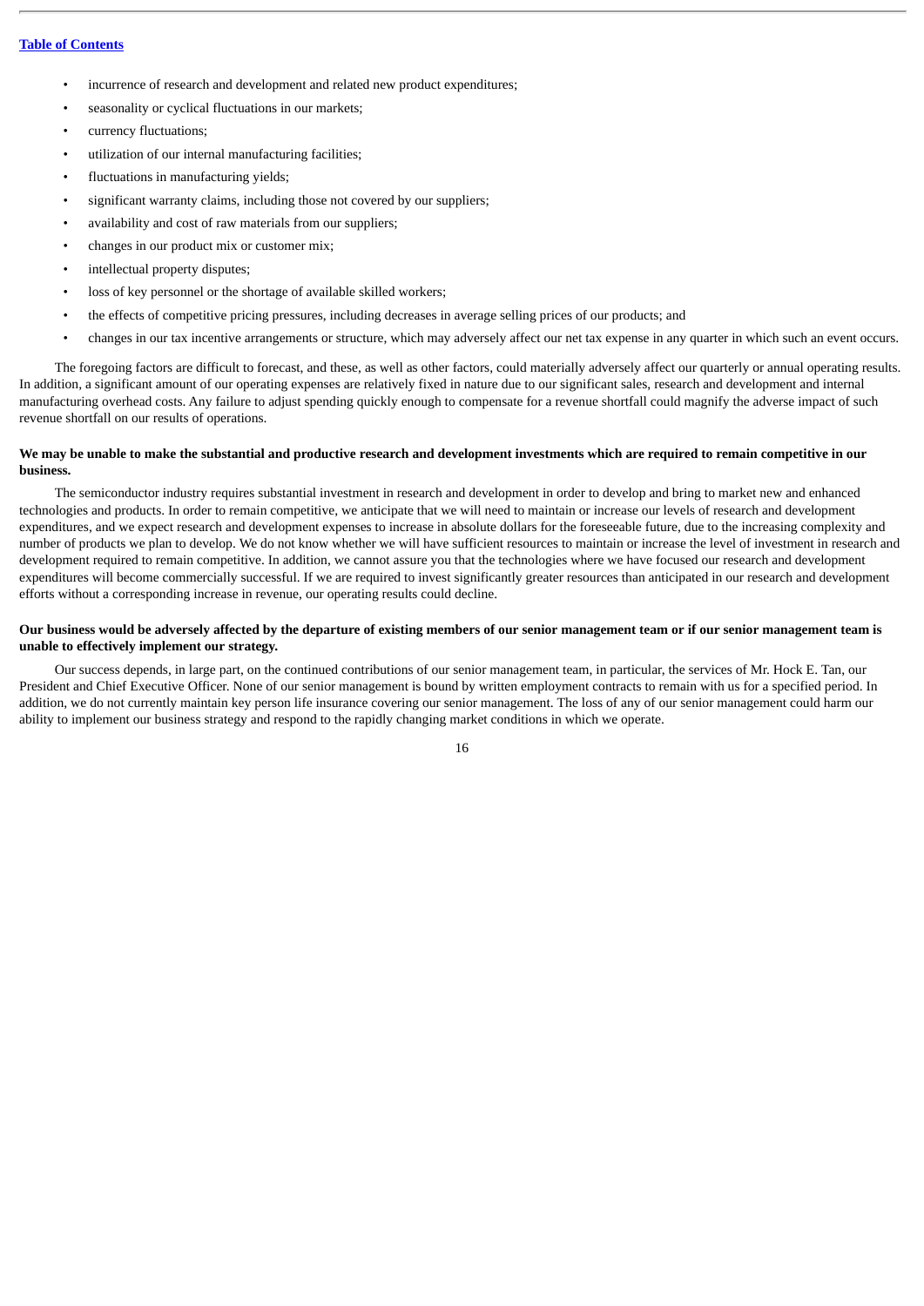- incurrence of research and development and related new product expenditures;
- seasonality or cyclical fluctuations in our markets;
- currency fluctuations;
- utilization of our internal manufacturing facilities;
- fluctuations in manufacturing yields;
- significant warranty claims, including those not covered by our suppliers;
- availability and cost of raw materials from our suppliers;
- changes in our product mix or customer mix;
- intellectual property disputes;
- loss of key personnel or the shortage of available skilled workers;
- the effects of competitive pricing pressures, including decreases in average selling prices of our products; and
- changes in our tax incentive arrangements or structure, which may adversely affect our net tax expense in any quarter in which such an event occurs.

The foregoing factors are difficult to forecast, and these, as well as other factors, could materially adversely affect our quarterly or annual operating results. In addition, a significant amount of our operating expenses are relatively fixed in nature due to our significant sales, research and development and internal manufacturing overhead costs. Any failure to adjust spending quickly enough to compensate for a revenue shortfall could magnify the adverse impact of such revenue shortfall on our results of operations.

**We may be unable to make the substantial and productive research and development investments which are required to remain competitive in our business.**

The semiconductor industry requires substantial investment in research and development in order to develop and bring to market new and enhanced technologies and products. In order to remain competitive, we anticipate that we will need to maintain or increase our levels of research and development expenditures, and we expect research and development expenses to increase in absolute dollars for the foreseeable future, due to the increasing complexity and number of products we plan to develop. We do not know whether we will have sufficient resources to maintain or increase the level of investment in research and development required to remain competitive. In addition, we cannot assure you that the technologies where we have focused our research and development expenditures will become commercially successful. If we are required to invest significantly greater resources than anticipated in our research and development efforts without a corresponding increase in revenue, our operating results could decline.

**Our business would be adversely affected by the departure of existing members of our senior management team or if our senior management team is unable to effectively implement our strategy.**

Our success depends, in large part, on the continued contributions of our senior management team, in particular, the services of Mr. Hock E. Tan, our President and Chief Executive Officer. None of our senior management is bound by written employment contracts to remain with us for a specified period. In addition, we do not currently maintain key person life insurance covering our senior management. The loss of any of our senior management could harm our ability to implement our business strategy and respond to the rapidly changing market conditions in which we operate.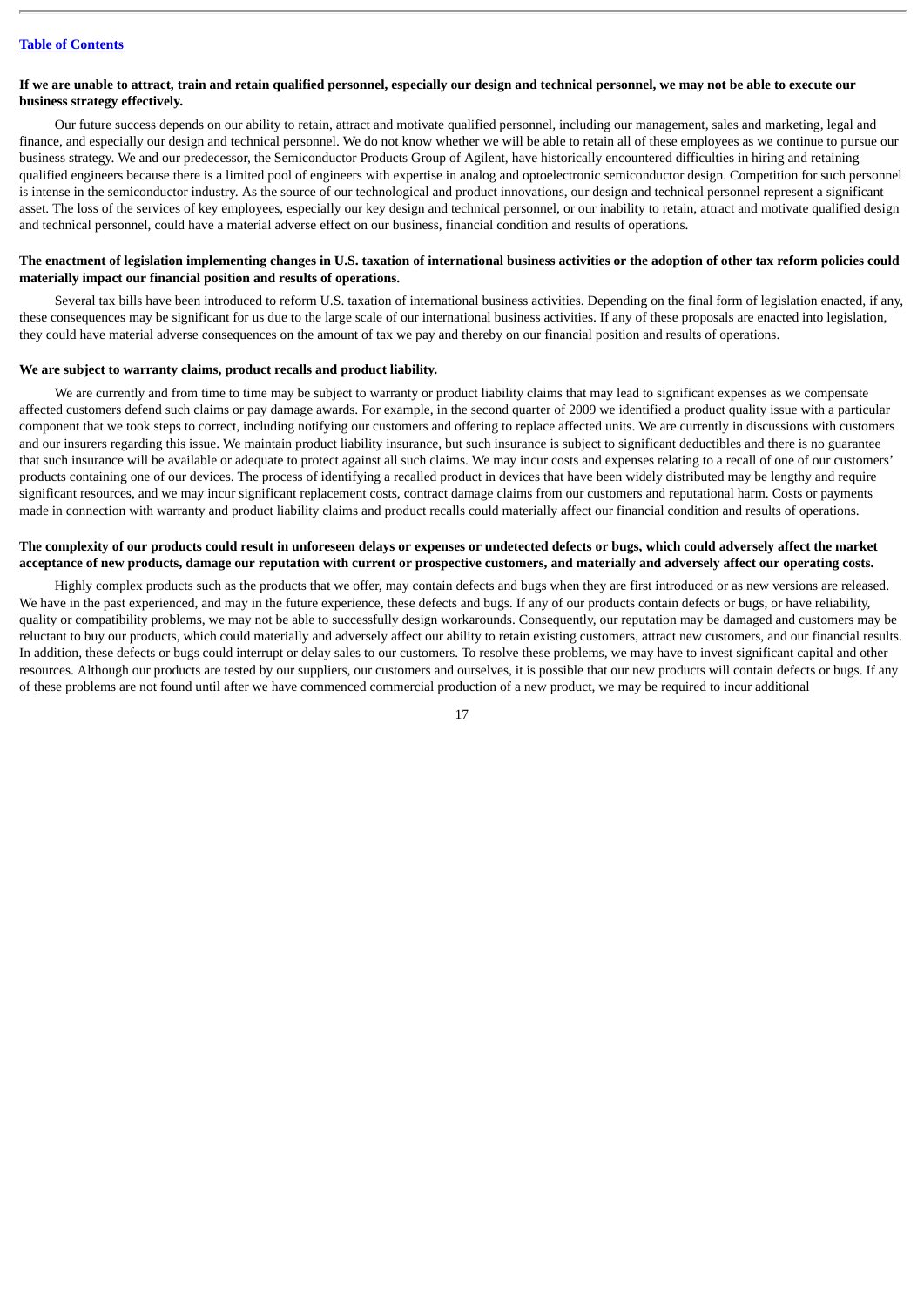**If we are unable to attract, train and retain qualified personnel, especially our design and technical personnel, we may not be able to execute our business strategy effectively.**

Our future success depends on our ability to retain, attract and motivate qualified personnel, including our management, sales and marketing, legal and finance, and especially our design and technical personnel. We do not know whether we will be able to retain all of these employees as we continue to pursue our business strategy. We and our predecessor, the Semiconductor Products Group of Agilent, have historically encountered difficulties in hiring and retaining qualified engineers because there is a limited pool of engineers with expertise in analog and optoelectronic semiconductor design. Competition for such personnel is intense in the semiconductor industry. As the source of our technological and product innovations, our design and technical personnel represent a significant asset. The loss of the services of key employees, especially our key design and technical personnel, or our inability to retain, attract and motivate qualified design and technical personnel, could have a material adverse effect on our business, financial condition and results of operations.

**The enactment of legislation implementing changes in U.S. taxation of international business activities or the adoption of other tax reform policies could materially impact our financial position and results of operations.**

Several tax bills have been introduced to reform U.S. taxation of international business activities. Depending on the final form of legislation enacted, if any, these consequences may be significant for us due to the large scale of our international business activities. If any of these proposals are enacted into legislation, they could have material adverse consequences on the amount of tax we pay and thereby on our financial position and results of operations.

**We are subject to warranty claims, product recalls and product liability.**

We are currently and from time to time may be subject to warranty or product liability claims that may lead to significant expenses as we compensate affected customers defend such claims or pay damage awards. For example, in the second quarter of 2009 we identified a product quality issue with a particular component that we took steps to correct, including notifying our customers and offering to replace affected units. We are currently in discussions with customers and our insurers regarding this issue. We maintain product liability insurance, but such insurance is subject to significant deductibles and there is no guarantee that such insurance will be available or adequate to protect against all such claims. We may incur costs and expenses relating to a recall of one of our customers' products containing one of our devices. The process of identifying a recalled product in devices that have been widely distributed may be lengthy and require significant resources, and we may incur significant replacement costs, contract damage claims from our customers and reputational harm. Costs or payments made in connection with warranty and product liability claims and product recalls could materially affect our financial condition and results of operations.

**The complexity of our products could result in unforeseen delays or expenses or undetected defects or bugs, which could adversely affect the market acceptance of new products, damage our reputation with current or prospective customers, and materially and adversely affect our operating costs.**

Highly complex products such as the products that we offer, may contain defects and bugs when they are first introduced or as new versions are released. We have in the past experienced, and may in the future experience, these defects and bugs. If any of our products contain defects or bugs, or have reliability, quality or compatibility problems, we may not be able to successfully design workarounds. Consequently, our reputation may be damaged and customers may be reluctant to buy our products, which could materially and adversely affect our ability to retain existing customers, attract new customers, and our financial results. In addition, these defects or bugs could interrupt or delay sales to our customers. To resolve these problems, we may have to invest significant capital and other resources. Although our products are tested by our suppliers, our customers and ourselves, it is possible that our new products will contain defects or bugs. If any of these problems are not found until after we have commenced commercial production of a new product, we may be required to incur additional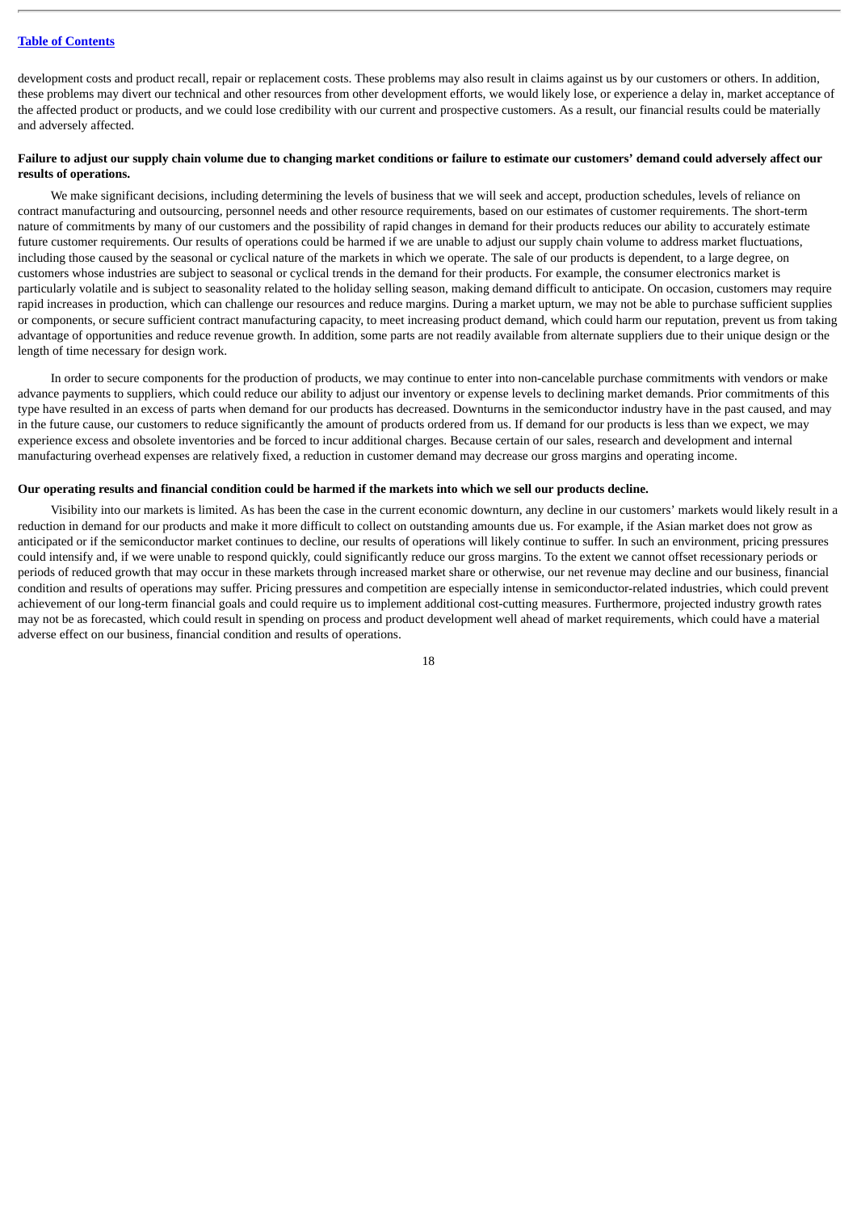development costs and product recall, repair or replacement costs. These problems may also result in claims against us by our customers or others. In addition, these problems may divert our technical and other resources from other development efforts, we would likely lose, or experience a delay in, market acceptance of the affected product or products, and we could lose credibility with our current and prospective customers. As a result, our financial results could be materially and adversely affected.

**Failure to adjust our supply chain volume due to changing market conditions or failure to estimate our customers' demand could adversely affect our results of operations.**

We make significant decisions, including determining the levels of business that we will seek and accept, production schedules, levels of reliance on contract manufacturing and outsourcing, personnel needs and other resource requirements, based on our estimates of customer requirements. The short-term nature of commitments by many of our customers and the possibility of rapid changes in demand for their products reduces our ability to accurately estimate future customer requirements. Our results of operations could be harmed if we are unable to adjust our supply chain volume to address market fluctuations, including those caused by the seasonal or cyclical nature of the markets in which we operate. The sale of our products is dependent, to a large degree, on customers whose industries are subject to seasonal or cyclical trends in the demand for their products. For example, the consumer electronics market is particularly volatile and is subject to seasonality related to the holiday selling season, making demand difficult to anticipate. On occasion, customers may require rapid increases in production, which can challenge our resources and reduce margins. During a market upturn, we may not be able to purchase sufficient supplies or components, or secure sufficient contract manufacturing capacity, to meet increasing product demand, which could harm our reputation, prevent us from taking advantage of opportunities and reduce revenue growth. In addition, some parts are not readily available from alternate suppliers due to their unique design or the length of time necessary for design work.

In order to secure components for the production of products, we may continue to enter into non-cancelable purchase commitments with vendors or make advance payments to suppliers, which could reduce our ability to adjust our inventory or expense levels to declining market demands. Prior commitments of this type have resulted in an excess of parts when demand for our products has decreased. Downturns in the semiconductor industry have in the past caused, and may in the future cause, our customers to reduce significantly the amount of products ordered from us. If demand for our products is less than we expect, we may experience excess and obsolete inventories and be forced to incur additional charges. Because certain of our sales, research and development and internal manufacturing overhead expenses are relatively fixed, a reduction in customer demand may decrease our gross margins and operating income.

**Our operating results and financial condition could be harmed if the markets into which we sell our products decline.**

Visibility into our markets is limited. As has been the case in the current economic downturn, any decline in our customers' markets would likely result in a reduction in demand for our products and make it more difficult to collect on outstanding amounts due us. For example, if the Asian market does not grow as anticipated or if the semiconductor market continues to decline, our results of operations will likely continue to suffer. In such an environment, pricing pressures could intensify and, if we were unable to respond quickly, could significantly reduce our gross margins. To the extent we cannot offset recessionary periods or periods of reduced growth that may occur in these markets through increased market share or otherwise, our net revenue may decline and our business, financial condition and results of operations may suffer. Pricing pressures and competition are especially intense in semiconductor-related industries, which could prevent achievement of our long-term financial goals and could require us to implement additional cost-cutting measures. Furthermore, projected industry growth rates may not be as forecasted, which could result in spending on process and product development well ahead of market requirements, which could have a material adverse effect on our business, financial condition and results of operations.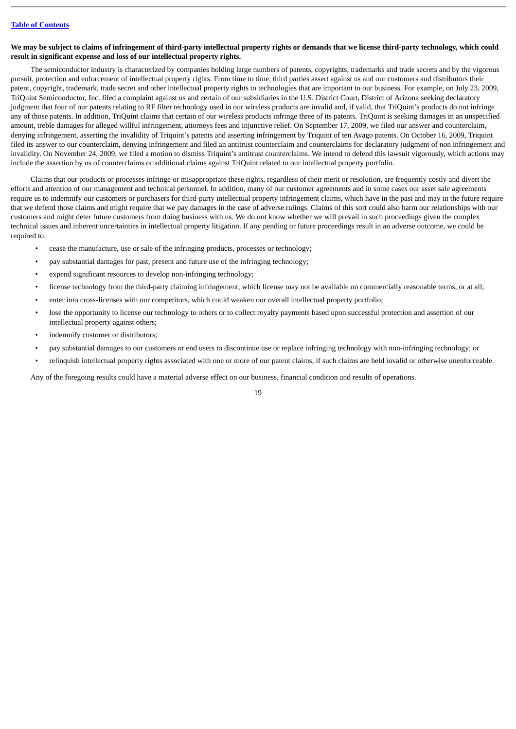**We may be subject to claims of infringement of third-party intellectual property rights or demands that we license third-party technology, which could result in significant expense and loss of our intellectual property rights.**

The semiconductor industry is characterized by companies holding large numbers of patents, copyrights, trademarks and trade secrets and by the vigorous pursuit, protection and enforcement of intellectual property rights. From time to time, third parties assert against us and our customers and distributors their patent, copyright, trademark, trade secret and other intellectual property rights to technologies that are important to our business. For example, on July 23, 2009, TriQuint Semiconductor, Inc. filed a complaint against us and certain of our subsidiaries in the U.S. District Court, District of Arizona seeking declaratory judgment that four of our patents relating to RF filter technology used in our wireless products are invalid and, if valid, that TriQuint's products do not infringe any of those patents. In addition, TriQuint claims that certain of our wireless products infringe three of its patents. TriQuint is seeking damages in an unspecified amount, treble damages for alleged willful infringement, attorneys fees and injunctive relief. On September 17, 2009, we filed our answer and counterclaim, denying infringement, asserting the invalidity of Triquint's patents and asserting infringement by Triquint of ten Avago patents. On October 16, 2009, Triquint filed its answer to our counterclaim, denying infringement and filed an antitrust counterclaim and counterclaims for declaratory judgment of non infringement and invalidity. On November 24, 2009, we filed a motion to dismiss Triquint's antitrust counterclaims. We intend to defend this lawsuit vigorously, which actions may include the assertion by us of counterclaims or additional claims against TriQuint related to our intellectual property portfolio.

Claims that our products or processes infringe or misappropriate these rights, regardless of their merit or resolution, are frequently costly and divert the efforts and attention of our management and technical personnel. In addition, many of our customer agreements and in some cases our asset sale agreements require us to indemnify our customers or purchasers for third-party intellectual property infringement claims, which have in the past and may in the future require that we defend those claims and might require that we pay damages in the case of adverse rulings. Claims of this sort could also harm our relationships with our customers and might deter future customers from doing business with us. We do not know whether we will prevail in such proceedings given the complex technical issues and inherent uncertainties in intellectual property litigation. If any pending or future proceedings result in an adverse outcome, we could be required to:

- cease the manufacture, use or sale of the infringing products, processes or technology;
- pay substantial damages for past, present and future use of the infringing technology;
- expend significant resources to develop non-infringing technology;
- license technology from the third-party claiming infringement, which license may not be available on commercially reasonable terms, or at all;
- enter into cross-licenses with our competitors, which could weaken our overall intellectual property portfolio;
- lose the opportunity to license our technology to others or to collect royalty payments based upon successful protection and assertion of our intellectual property against others;
- indemnify customer or distributors;
- pay substantial damages to our customers or end users to discontinue use or replace infringing technology with non-infringing technology; or
- relinquish intellectual property rights associated with one or more of our patent claims, if such claims are held invalid or otherwise unenforceable.

Any of the foregoing results could have a material adverse effect on our business, financial condition and results of operations.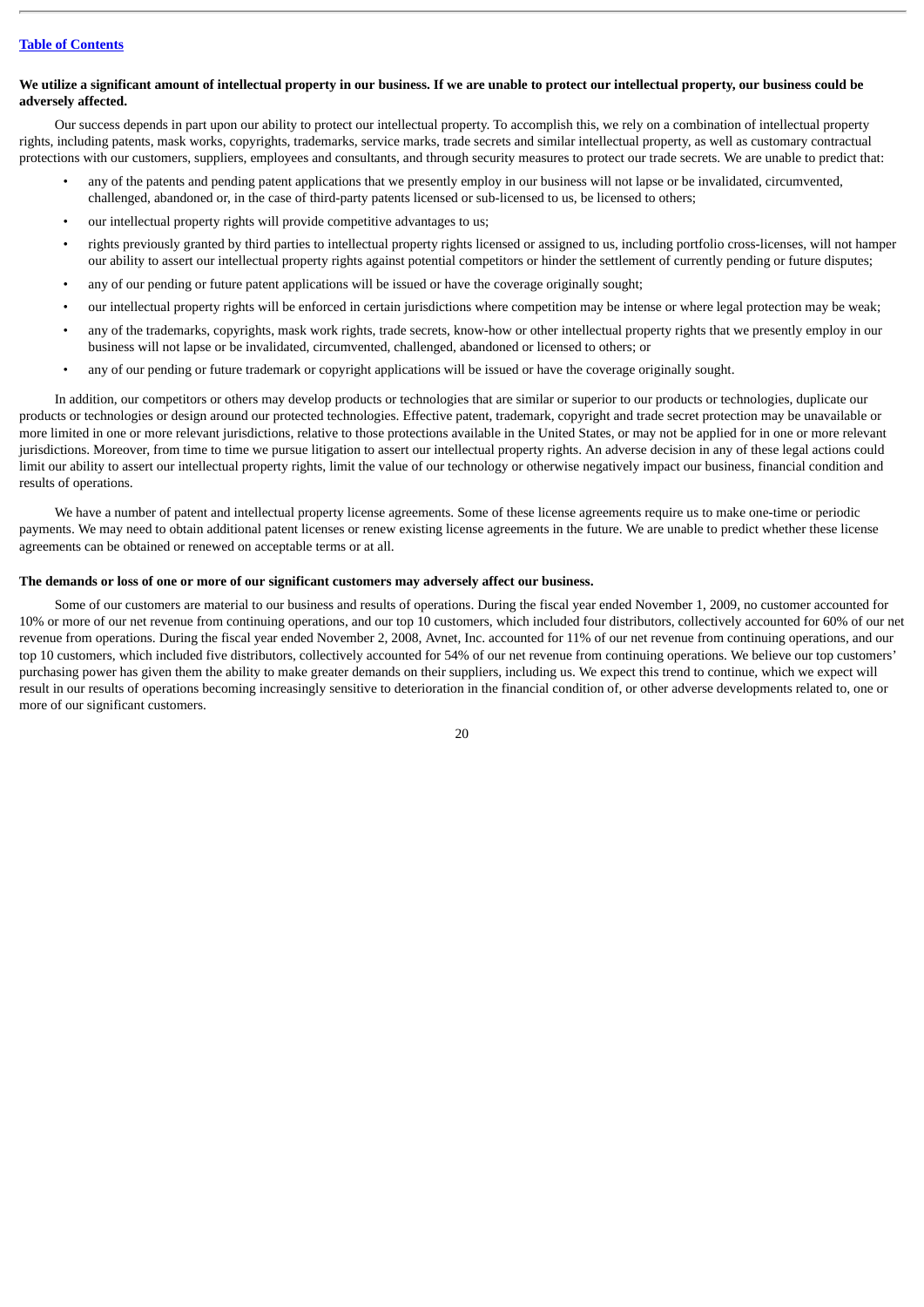**We utilize a significant amount of intellectual property in our business. If we are unable to protect our intellectual property, our business could be adversely affected.**

Our success depends in part upon our ability to protect our intellectual property. To accomplish this, we rely on a combination of intellectual property rights, including patents, mask works, copyrights, trademarks, service marks, trade secrets and similar intellectual property, as well as customary contractual protections with our customers, suppliers, employees and consultants, and through security measures to protect our trade secrets. We are unable to predict that:

- any of the patents and pending patent applications that we presently employ in our business will not lapse or be invalidated, circumvented, challenged, abandoned or, in the case of third-party patents licensed or sub-licensed to us, be licensed to others;
- our intellectual property rights will provide competitive advantages to us;
- rights previously granted by third parties to intellectual property rights licensed or assigned to us, including portfolio cross-licenses, will not hamper our ability to assert our intellectual property rights against potential competitors or hinder the settlement of currently pending or future disputes;
- any of our pending or future patent applications will be issued or have the coverage originally sought;
- our intellectual property rights will be enforced in certain jurisdictions where competition may be intense or where legal protection may be weak;
- any of the trademarks, copyrights, mask work rights, trade secrets, know-how or other intellectual property rights that we presently employ in our business will not lapse or be invalidated, circumvented, challenged, abandoned or licensed to others; or
- any of our pending or future trademark or copyright applications will be issued or have the coverage originally sought.

In addition, our competitors or others may develop products or technologies that are similar or superior to our products or technologies, duplicate our products or technologies or design around our protected technologies. Effective patent, trademark, copyright and trade secret protection may be unavailable or more limited in one or more relevant jurisdictions, relative to those protections available in the United States, or may not be applied for in one or more relevant jurisdictions. Moreover, from time to time we pursue litigation to assert our intellectual property rights. An adverse decision in any of these legal actions could limit our ability to assert our intellectual property rights, limit the value of our technology or otherwise negatively impact our business, financial condition and results of operations.

We have a number of patent and intellectual property license agreements. Some of these license agreements require us to make one-time or periodic payments. We may need to obtain additional patent licenses or renew existing license agreements in the future. We are unable to predict whether these license agreements can be obtained or renewed on acceptable terms or at all.

**The demands or loss of one or more of our significant customers may adversely affect our business.**

Some of our customers are material to our business and results of operations. During the fiscal year ended November 1, 2009, no customer accounted for 10% or more of our net revenue from continuing operations, and our top 10 customers, which included four distributors, collectively accounted for 60% of our net revenue from operations. During the fiscal year ended November 2, 2008, Avnet, Inc. accounted for 11% of our net revenue from continuing operations, and our top 10 customers, which included five distributors, collectively accounted for 54% of our net revenue from continuing operations. We believe our top customers' purchasing power has given them the ability to make greater demands on their suppliers, including us. We expect this trend to continue, which we expect will result in our results of operations becoming increasingly sensitive to deterioration in the financial condition of, or other adverse developments related to, one or more of our significant customers.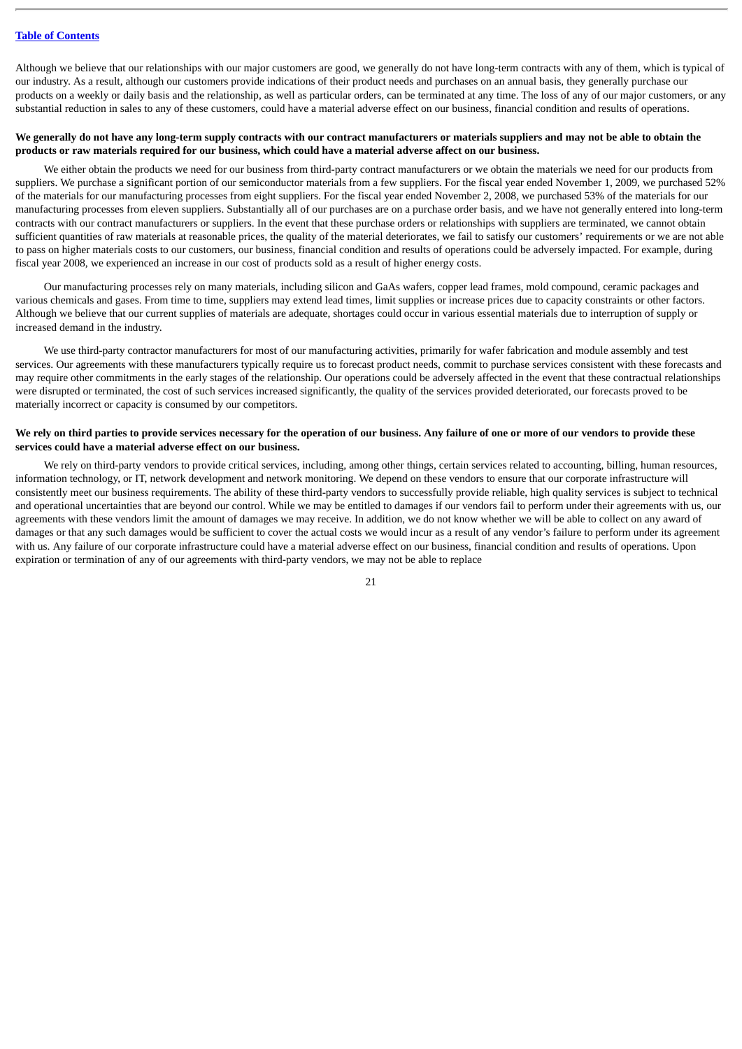Although we believe that our relationships with our major customers are good, we generally do not have long-term contracts with any of them, which is typical of our industry. As a result, although our customers provide indications of their product needs and purchases on an annual basis, they generally purchase our products on a weekly or daily basis and the relationship, as well as particular orders, can be terminated at any time. The loss of any of our major customers, or any substantial reduction in sales to any of these customers, could have a material adverse effect on our business, financial condition and results of operations.

**We generally do not have any long-term supply contracts with our contract manufacturers or materials suppliers and may not be able to obtain the products or raw materials required for our business, which could have a material adverse affect on our business.**

We either obtain the products we need for our business from third-party contract manufacturers or we obtain the materials we need for our products from suppliers. We purchase a significant portion of our semiconductor materials from a few suppliers. For the fiscal year ended November 1, 2009, we purchased 52% of the materials for our manufacturing processes from eight suppliers. For the fiscal year ended November 2, 2008, we purchased 53% of the materials for our manufacturing processes from eleven suppliers. Substantially all of our purchases are on a purchase order basis, and we have not generally entered into long-term contracts with our contract manufacturers or suppliers. In the event that these purchase orders or relationships with suppliers are terminated, we cannot obtain sufficient quantities of raw materials at reasonable prices, the quality of the material deteriorates, we fail to satisfy our customers' requirements or we are not able to pass on higher materials costs to our customers, our business, financial condition and results of operations could be adversely impacted. For example, during fiscal year 2008, we experienced an increase in our cost of products sold as a result of higher energy costs.

Our manufacturing processes rely on many materials, including silicon and GaAs wafers, copper lead frames, mold compound, ceramic packages and various chemicals and gases. From time to time, suppliers may extend lead times, limit supplies or increase prices due to capacity constraints or other factors. Although we believe that our current supplies of materials are adequate, shortages could occur in various essential materials due to interruption of supply or increased demand in the industry.

We use third-party contractor manufacturers for most of our manufacturing activities, primarily for wafer fabrication and module assembly and test services. Our agreements with these manufacturers typically require us to forecast product needs, commit to purchase services consistent with these forecasts and may require other commitments in the early stages of the relationship. Our operations could be adversely affected in the event that these contractual relationships were disrupted or terminated, the cost of such services increased significantly, the quality of the services provided deteriorated, our forecasts proved to be materially incorrect or capacity is consumed by our competitors.

**We rely on third parties to provide services necessary for the operation of our business. Any failure of one or more of our vendors to provide these services could have a material adverse effect on our business.**

We rely on third-party vendors to provide critical services, including, among other things, certain services related to accounting, billing, human resources, information technology, or IT, network development and network monitoring. We depend on these vendors to ensure that our corporate infrastructure will consistently meet our business requirements. The ability of these third-party vendors to successfully provide reliable, high quality services is subject to technical and operational uncertainties that are beyond our control. While we may be entitled to damages if our vendors fail to perform under their agreements with us, our agreements with these vendors limit the amount of damages we may receive. In addition, we do not know whether we will be able to collect on any award of damages or that any such damages would be sufficient to cover the actual costs we would incur as a result of any vendor's failure to perform under its agreement with us. Any failure of our corporate infrastructure could have a material adverse effect on our business, financial condition and results of operations. Upon expiration or termination of any of our agreements with third-party vendors, we may not be able to replace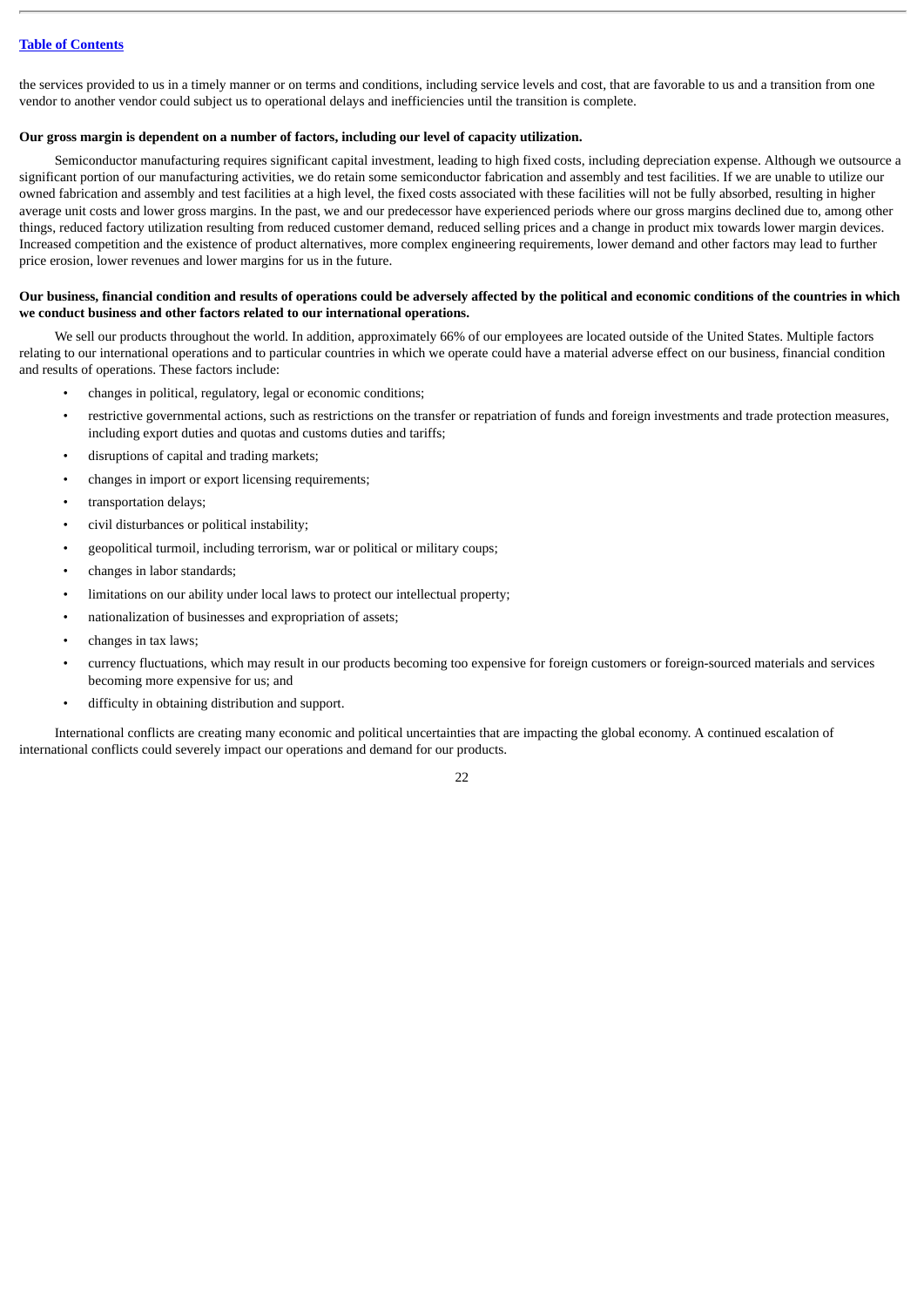the services provided to us in a timely manner or on terms and conditions, including service levels and cost, that are favorable to us and a transition from one vendor to another vendor could subject us to operational delays and inefficiencies until the transition is complete.

**Our gross margin is dependent on a number of factors, including our level of capacity utilization.**

Semiconductor manufacturing requires significant capital investment, leading to high fixed costs, including depreciation expense. Although we outsource a significant portion of our manufacturing activities, we do retain some semiconductor fabrication and assembly and test facilities. If we are unable to utilize our owned fabrication and assembly and test facilities at a high level, the fixed costs associated with these facilities will not be fully absorbed, resulting in higher average unit costs and lower gross margins. In the past, we and our predecessor have experienced periods where our gross margins declined due to, among other things, reduced factory utilization resulting from reduced customer demand, reduced selling prices and a change in product mix towards lower margin devices. Increased competition and the existence of product alternatives, more complex engineering requirements, lower demand and other factors may lead to further price erosion, lower revenues and lower margins for us in the future.

**Our business, financial condition and results of operations could be adversely affected by the political and economic conditions of the countries in which we conduct business and other factors related to our international operations.**

We sell our products throughout the world. In addition, approximately 66% of our employees are located outside of the United States. Multiple factors relating to our international operations and to particular countries in which we operate could have a material adverse effect on our business, financial condition and results of operations. These factors include:

- changes in political, regulatory, legal or economic conditions;
- restrictive governmental actions, such as restrictions on the transfer or repatriation of funds and foreign investments and trade protection measures, including export duties and quotas and customs duties and tariffs;
- disruptions of capital and trading markets;
- changes in import or export licensing requirements;
- transportation delays;
- civil disturbances or political instability;
- geopolitical turmoil, including terrorism, war or political or military coups;
- changes in labor standards;
- limitations on our ability under local laws to protect our intellectual property;
- nationalization of businesses and expropriation of assets;
- changes in tax laws;
- currency fluctuations, which may result in our products becoming too expensive for foreign customers or foreign-sourced materials and services becoming more expensive for us; and
- difficulty in obtaining distribution and support.

International conflicts are creating many economic and political uncertainties that are impacting the global economy. A continued escalation of international conflicts could severely impact our operations and demand for our products.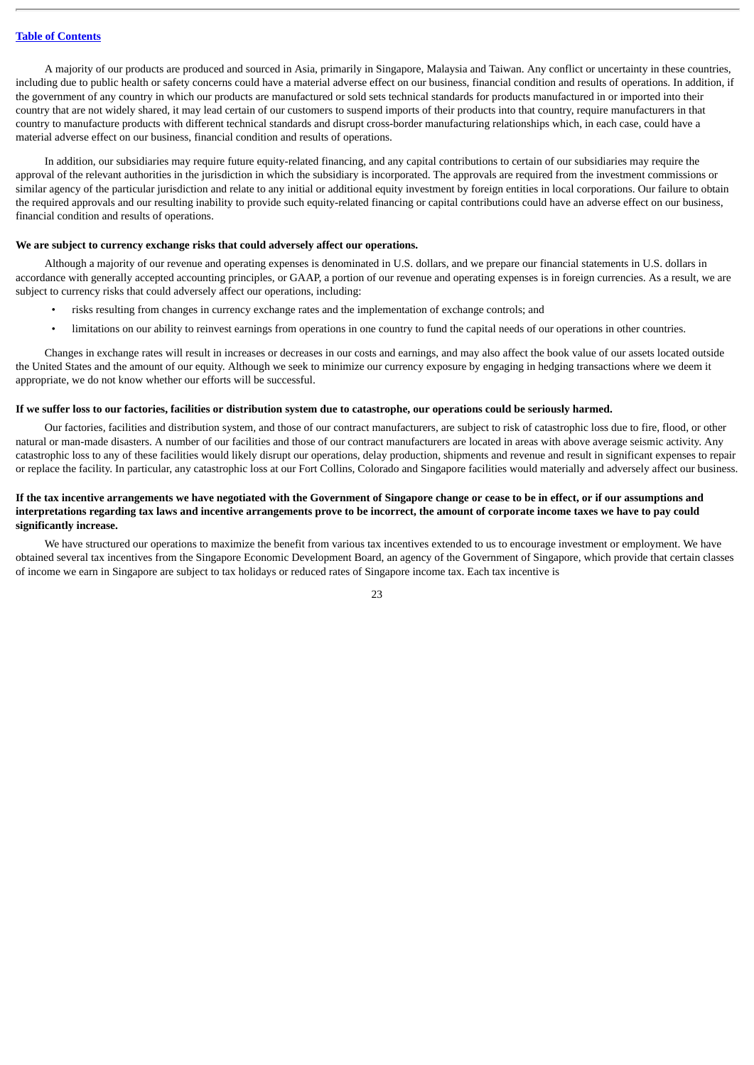A majority of our products are produced and sourced in Asia, primarily in Singapore, Malaysia and Taiwan. Any conflict or uncertainty in these countries, including due to public health or safety concerns could have a material adverse effect on our business, financial condition and results of operations. In addition, if the government of any country in which our products are manufactured or sold sets technical standards for products manufactured in or imported into their country that are not widely shared, it may lead certain of our customers to suspend imports of their products into that country, require manufacturers in that country to manufacture products with different technical standards and disrupt cross-border manufacturing relationships which, in each case, could have a material adverse effect on our business, financial condition and results of operations.

In addition, our subsidiaries may require future equity-related financing, and any capital contributions to certain of our subsidiaries may require the approval of the relevant authorities in the jurisdiction in which the subsidiary is incorporated. The approvals are required from the investment commissions or similar agency of the particular jurisdiction and relate to any initial or additional equity investment by foreign entities in local corporations. Our failure to obtain the required approvals and our resulting inability to provide such equity-related financing or capital contributions could have an adverse effect on our business, financial condition and results of operations.

**We are subject to currency exchange risks that could adversely affect our operations.**

Although a majority of our revenue and operating expenses is denominated in U.S. dollars, and we prepare our financial statements in U.S. dollars in accordance with generally accepted accounting principles, or GAAP, a portion of our revenue and operating expenses is in foreign currencies. As a result, we are subject to currency risks that could adversely affect our operations, including:

- risks resulting from changes in currency exchange rates and the implementation of exchange controls; and
- limitations on our ability to reinvest earnings from operations in one country to fund the capital needs of our operations in other countries.

Changes in exchange rates will result in increases or decreases in our costs and earnings, and may also affect the book value of our assets located outside the United States and the amount of our equity. Although we seek to minimize our currency exposure by engaging in hedging transactions where we deem it appropriate, we do not know whether our efforts will be successful.

**If we suffer loss to our factories, facilities or distribution system due to catastrophe, our operations could be seriously harmed.**

Our factories, facilities and distribution system, and those of our contract manufacturers, are subject to risk of catastrophic loss due to fire, flood, or other natural or man-made disasters. A number of our facilities and those of our contract manufacturers are located in areas with above average seismic activity. Any catastrophic loss to any of these facilities would likely disrupt our operations, delay production, shipments and revenue and result in significant expenses to repair or replace the facility. In particular, any catastrophic loss at our Fort Collins, Colorado and Singapore facilities would materially and adversely affect our business.

**If the tax incentive arrangements we have negotiated with the Government of Singapore change or cease to be in effect, or if our assumptions and interpretations regarding tax laws and incentive arrangements prove to be incorrect, the amount of corporate income taxes we have to pay could significantly increase.**

We have structured our operations to maximize the benefit from various tax incentives extended to us to encourage investment or employment. We have obtained several tax incentives from the Singapore Economic Development Board, an agency of the Government of Singapore, which provide that certain classes of income we earn in Singapore are subject to tax holidays or reduced rates of Singapore income tax. Each tax incentive is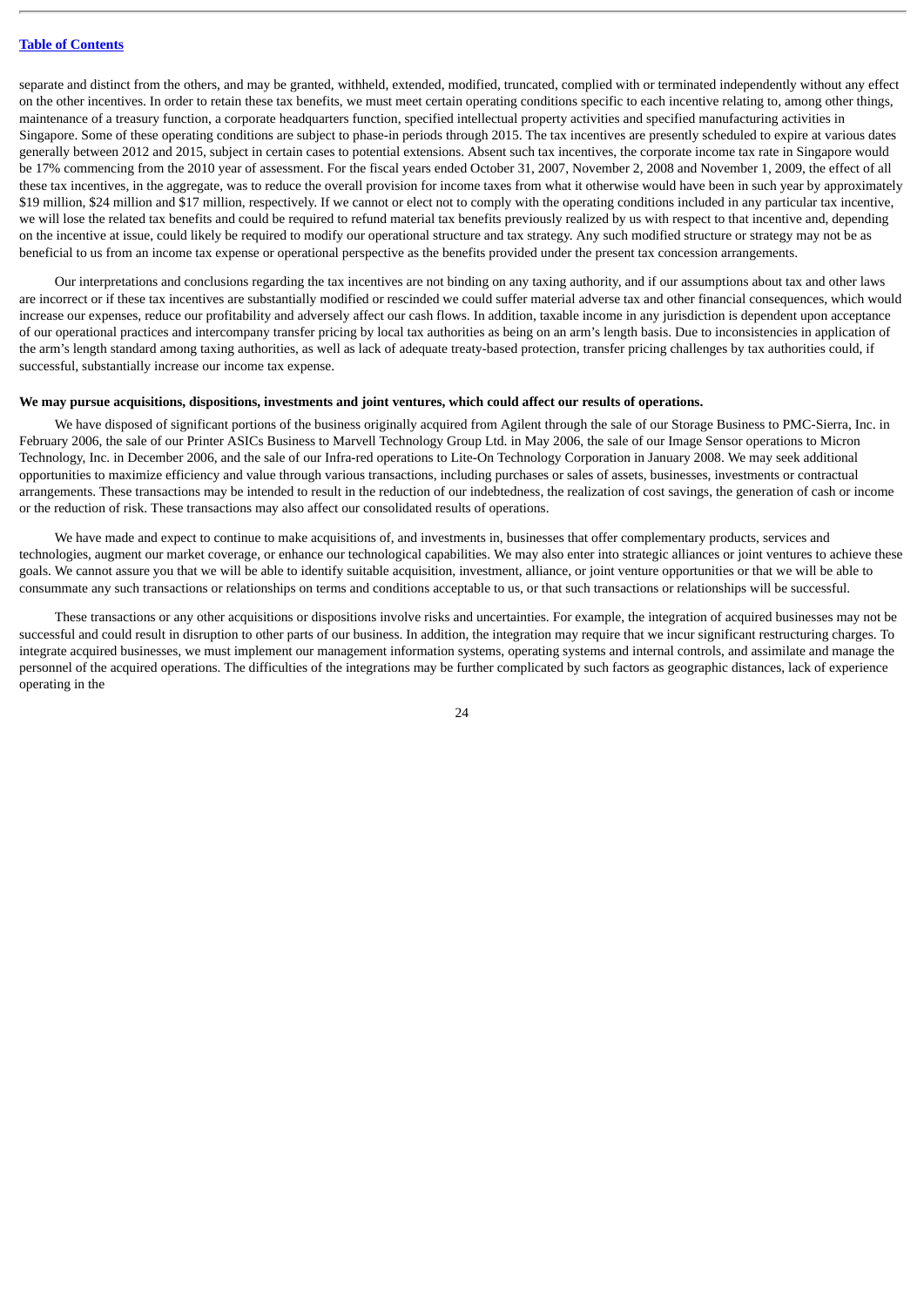separate and distinct from the others, and may be granted, withheld, extended, modified, truncated, complied with or terminated independently without any effect on the other incentives. In order to retain these tax benefits, we must meet certain operating conditions specific to each incentive relating to, among other things, maintenance of a treasury function, a corporate headquarters function, specified intellectual property activities and specified manufacturing activities in Singapore. Some of these operating conditions are subject to phase-in periods through 2015. The tax incentives are presently scheduled to expire at various dates generally between 2012 and 2015, subject in certain cases to potential extensions. Absent such tax incentives, the corporate income tax rate in Singapore would be 17% commencing from the 2010 year of assessment. For the fiscal years ended October 31, 2007, November 2, 2008 and November 1, 2009, the effect of all these tax incentives, in the aggregate, was to reduce the overall provision for income taxes from what it otherwise would have been in such year by approximately $19 million, $24 million and $17 million, respectively. If we cannot or elect not to comply with the operating conditions included in any particular tax incentive, we will lose the related tax benefits and could be required to refund material tax benefits previously realized by us with respect to that incentive and, depending on the incentive at issue, could likely be required to modify our operational structure and tax strategy. Any such modified structure or strategy may not be as beneficial to us from an income tax expense or operational perspective as the benefits provided under the present tax concession arrangements.

Our interpretations and conclusions regarding the tax incentives are not binding on any taxing authority, and if our assumptions about tax and other laws are incorrect or if these tax incentives are substantially modified or rescinded we could suffer material adverse tax and other financial consequences, which would increase our expenses, reduce our profitability and adversely affect our cash flows. In addition, taxable income in any jurisdiction is dependent upon acceptance of our operational practices and intercompany transfer pricing by local tax authorities as being on an arm's length basis. Due to inconsistencies in application of the arm's length standard among taxing authorities, as well as lack of adequate treaty-based protection, transfer pricing challenges by tax authorities could, if successful, substantially increase our income tax expense.

**We may pursue acquisitions, dispositions, investments and joint ventures, which could affect our results of operations.**

We have disposed of significant portions of the business originally acquired from Agilent through the sale of our Storage Business to PMC-Sierra, Inc. in February 2006, the sale of our Printer ASICs Business to Marvell Technology Group Ltd. in May 2006, the sale of our Image Sensor operations to Micron Technology, Inc. in December 2006, and the sale of our Infra-red operations to Lite-On Technology Corporation in January 2008. We may seek additional opportunities to maximize efficiency and value through various transactions, including purchases or sales of assets, businesses, investments or contractual arrangements. These transactions may be intended to result in the reduction of our indebtedness, the realization of cost savings, the generation of cash or income or the reduction of risk. These transactions may also affect our consolidated results of operations.

We have made and expect to continue to make acquisitions of, and investments in, businesses that offer complementary products, services and technologies, augment our market coverage, or enhance our technological capabilities. We may also enter into strategic alliances or joint ventures to achieve these goals. We cannot assure you that we will be able to identify suitable acquisition, investment, alliance, or joint venture opportunities or that we will be able to consummate any such transactions or relationships on terms and conditions acceptable to us, or that such transactions or relationships will be successful.

These transactions or any other acquisitions or dispositions involve risks and uncertainties. For example, the integration of acquired businesses may not be successful and could result in disruption to other parts of our business. In addition, the integration may require that we incur significant restructuring charges. To integrate acquired businesses, we must implement our management information systems, operating systems and internal controls, and assimilate and manage the personnel of the acquired operations. The difficulties of the integrations may be further complicated by such factors as geographic distances, lack of experience operating in the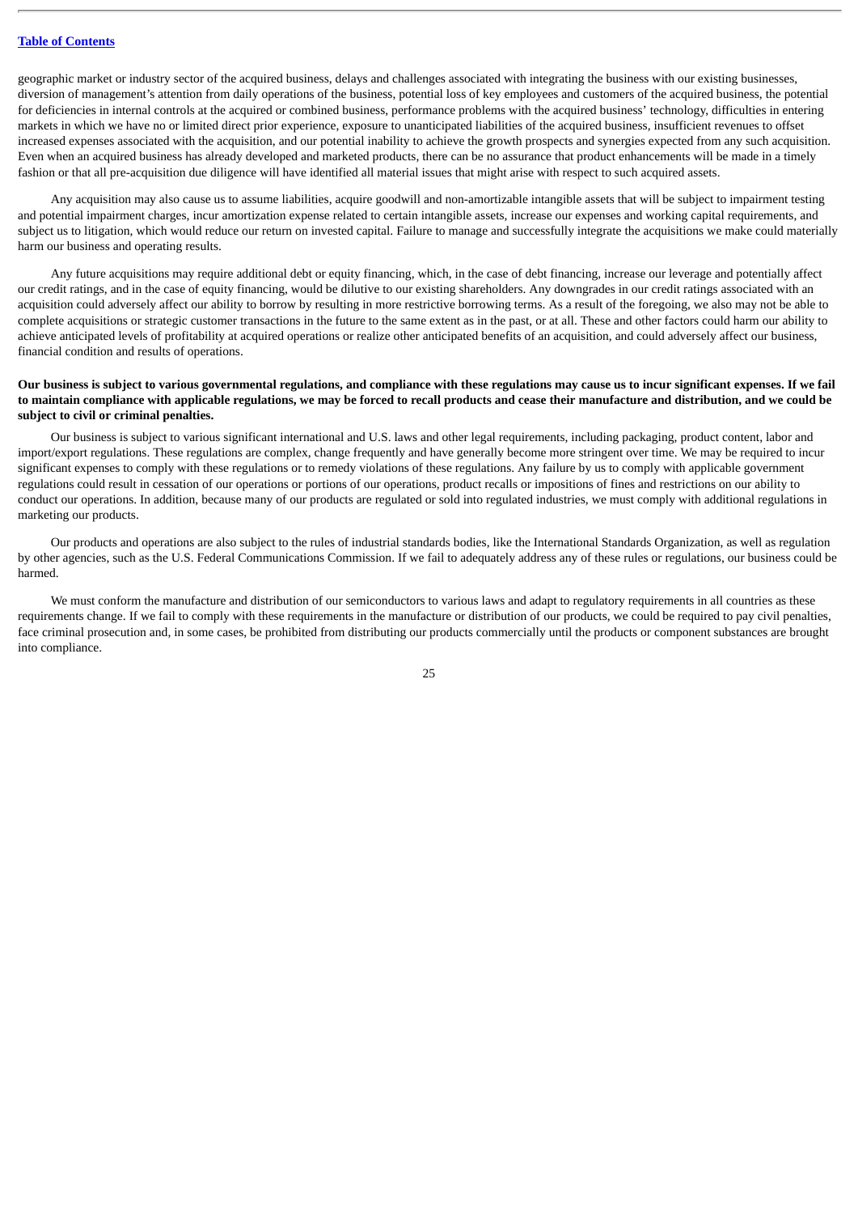geographic market or industry sector of the acquired business, delays and challenges associated with integrating the business with our existing businesses, diversion of management's attention from daily operations of the business, potential loss of key employees and customers of the acquired business, the potential for deficiencies in internal controls at the acquired or combined business, performance problems with the acquired business' technology, difficulties in entering markets in which we have no or limited direct prior experience, exposure to unanticipated liabilities of the acquired business, insufficient revenues to offset increased expenses associated with the acquisition, and our potential inability to achieve the growth prospects and synergies expected from any such acquisition. Even when an acquired business has already developed and marketed products, there can be no assurance that product enhancements will be made in a timely fashion or that all pre-acquisition due diligence will have identified all material issues that might arise with respect to such acquired assets.

Any acquisition may also cause us to assume liabilities, acquire goodwill and non-amortizable intangible assets that will be subject to impairment testing and potential impairment charges, incur amortization expense related to certain intangible assets, increase our expenses and working capital requirements, and subject us to litigation, which would reduce our return on invested capital. Failure to manage and successfully integrate the acquisitions we make could materially harm our business and operating results.

Any future acquisitions may require additional debt or equity financing, which, in the case of debt financing, increase our leverage and potentially affect our credit ratings, and in the case of equity financing, would be dilutive to our existing shareholders. Any downgrades in our credit ratings associated with an acquisition could adversely affect our ability to borrow by resulting in more restrictive borrowing terms. As a result of the foregoing, we also may not be able to complete acquisitions or strategic customer transactions in the future to the same extent as in the past, or at all. These and other factors could harm our ability to achieve anticipated levels of profitability at acquired operations or realize other anticipated benefits of an acquisition, and could adversely affect our business, financial condition and results of operations.

**Our business is subject to various governmental regulations, and compliance with these regulations may cause us to incur significant expenses. If we fail to maintain compliance with applicable regulations, we may be forced to recall products and cease their manufacture and distribution, and we could be subject to civil or criminal penalties.**

Our business is subject to various significant international and U.S. laws and other legal requirements, including packaging, product content, labor and import/export regulations. These regulations are complex, change frequently and have generally become more stringent over time. We may be required to incur significant expenses to comply with these regulations or to remedy violations of these regulations. Any failure by us to comply with applicable government regulations could result in cessation of our operations or portions of our operations, product recalls or impositions of fines and restrictions on our ability to conduct our operations. In addition, because many of our products are regulated or sold into regulated industries, we must comply with additional regulations in marketing our products.

Our products and operations are also subject to the rules of industrial standards bodies, like the International Standards Organization, as well as regulation by other agencies, such as the U.S. Federal Communications Commission. If we fail to adequately address any of these rules or regulations, our business could be harmed.

We must conform the manufacture and distribution of our semiconductors to various laws and adapt to regulatory requirements in all countries as these requirements change. If we fail to comply with these requirements in the manufacture or distribution of our products, we could be required to pay civil penalties, face criminal prosecution and, in some cases, be prohibited from distributing our products commercially until the products or component substances are brought into compliance.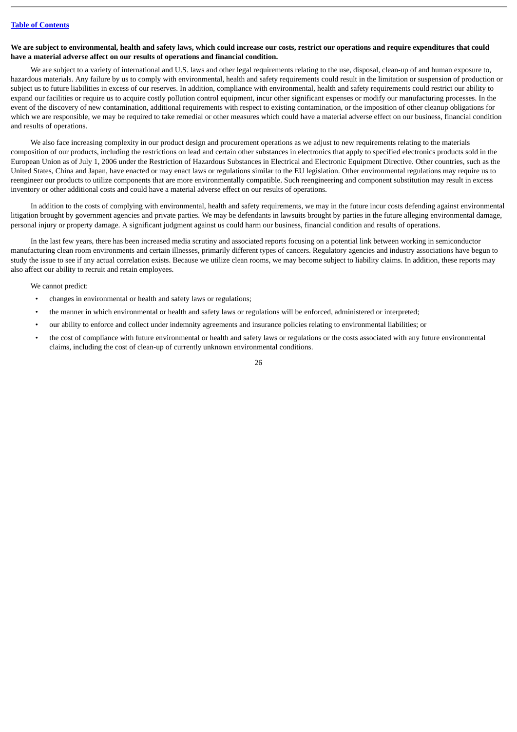**We are subject to environmental, health and safety laws, which could increase our costs, restrict our operations and require expenditures that could have a material adverse affect on our results of operations and financial condition.**

We are subject to a variety of international and U.S. laws and other legal requirements relating to the use, disposal, clean-up of and human exposure to, hazardous materials. Any failure by us to comply with environmental, health and safety requirements could result in the limitation or suspension of production or subject us to future liabilities in excess of our reserves. In addition, compliance with environmental, health and safety requirements could restrict our ability to expand our facilities or require us to acquire costly pollution control equipment, incur other significant expenses or modify our manufacturing processes. In the event of the discovery of new contamination, additional requirements with respect to existing contamination, or the imposition of other cleanup obligations for which we are responsible, we may be required to take remedial or other measures which could have a material adverse effect on our business, financial condition and results of operations.

We also face increasing complexity in our product design and procurement operations as we adjust to new requirements relating to the materials composition of our products, including the restrictions on lead and certain other substances in electronics that apply to specified electronics products sold in the European Union as of July 1, 2006 under the Restriction of Hazardous Substances in Electrical and Electronic Equipment Directive. Other countries, such as the United States, China and Japan, have enacted or may enact laws or regulations similar to the EU legislation. Other environmental regulations may require us to reengineer our products to utilize components that are more environmentally compatible. Such reengineering and component substitution may result in excess inventory or other additional costs and could have a material adverse effect on our results of operations.

In addition to the costs of complying with environmental, health and safety requirements, we may in the future incur costs defending against environmental litigation brought by government agencies and private parties. We may be defendants in lawsuits brought by parties in the future alleging environmental damage, personal injury or property damage. A significant judgment against us could harm our business, financial condition and results of operations.

In the last few years, there has been increased media scrutiny and associated reports focusing on a potential link between working in semiconductor manufacturing clean room environments and certain illnesses, primarily different types of cancers. Regulatory agencies and industry associations have begun to study the issue to see if any actual correlation exists. Because we utilize clean rooms, we may become subject to liability claims. In addition, these reports may also affect our ability to recruit and retain employees.

We cannot predict:

- changes in environmental or health and safety laws or regulations;
- the manner in which environmental or health and safety laws or regulations will be enforced, administered or interpreted;
- our ability to enforce and collect under indemnity agreements and insurance policies relating to environmental liabilities; or
- the cost of compliance with future environmental or health and safety laws or regulations or the costs associated with any future environmental claims, including the cost of clean-up of currently unknown environmental conditions.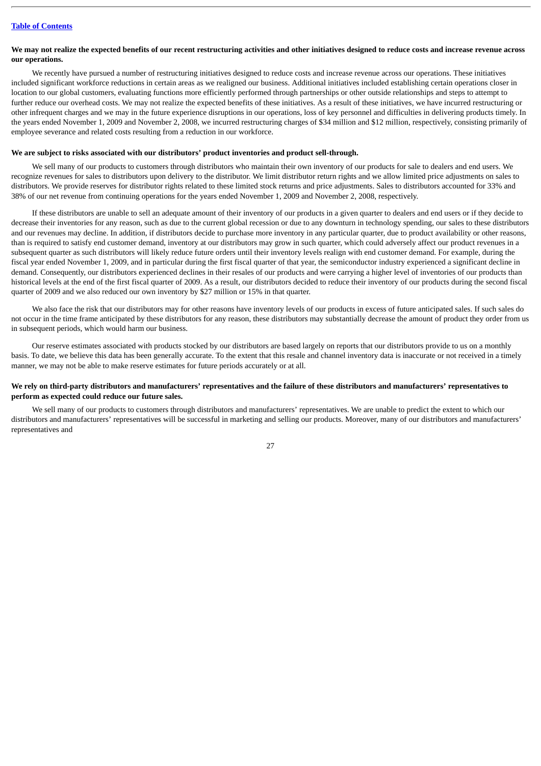**We may not realize the expected benefits of our recent restructuring activities and other initiatives designed to reduce costs and increase revenue across our operations.**

We recently have pursued a number of restructuring initiatives designed to reduce costs and increase revenue across our operations. These initiatives included significant workforce reductions in certain areas as we realigned our business. Additional initiatives included establishing certain operations closer in location to our global customers, evaluating functions more efficiently performed through partnerships or other outside relationships and steps to attempt to further reduce our overhead costs. We may not realize the expected benefits of these initiatives. As a result of these initiatives, we have incurred restructuring or other infrequent charges and we may in the future experience disruptions in our operations, loss of key personnel and difficulties in delivering products timely. In the years ended November 1, 2009 and November 2, 2008, we incurred restructuring charges of $34 million and $12 million, respectively, consisting primarily of employee severance and related costs resulting from a reduction in our workforce.

**We are subject to risks associated with our distributors' product inventories and product sell-through.**

We sell many of our products to customers through distributors who maintain their own inventory of our products for sale to dealers and end users. We recognize revenues for sales to distributors upon delivery to the distributor. We limit distributor return rights and we allow limited price adjustments on sales to distributors. We provide reserves for distributor rights related to these limited stock returns and price adjustments. Sales to distributors accounted for 33% and 38% of our net revenue from continuing operations for the years ended November 1, 2009 and November 2, 2008, respectively.

If these distributors are unable to sell an adequate amount of their inventory of our products in a given quarter to dealers and end users or if they decide to decrease their inventories for any reason, such as due to the current global recession or due to any downturn in technology spending, our sales to these distributors and our revenues may decline. In addition, if distributors decide to purchase more inventory in any particular quarter, due to product availability or other reasons, than is required to satisfy end customer demand, inventory at our distributors may grow in such quarter, which could adversely affect our product revenues in a subsequent quarter as such distributors will likely reduce future orders until their inventory levels realign with end customer demand. For example, during the fiscal year ended November 1, 2009, and in particular during the first fiscal quarter of that year, the semiconductor industry experienced a significant decline in demand. Consequently, our distributors experienced declines in their resales of our products and were carrying a higher level of inventories of our products than historical levels at the end of the first fiscal quarter of 2009. As a result, our distributors decided to reduce their inventory of our products during the second fiscal quarter of 2009 and we also reduced our own inventory by $27 million or 15% in that quarter.

We also face the risk that our distributors may for other reasons have inventory levels of our products in excess of future anticipated sales. If such sales do not occur in the time frame anticipated by these distributors for any reason, these distributors may substantially decrease the amount of product they order from us in subsequent periods, which would harm our business.

Our reserve estimates associated with products stocked by our distributors are based largely on reports that our distributors provide to us on a monthly basis. To date, we believe this data has been generally accurate. To the extent that this resale and channel inventory data is inaccurate or not received in a timely manner, we may not be able to make reserve estimates for future periods accurately or at all.

**We rely on third-party distributors and manufacturers' representatives and the failure of these distributors and manufacturers' representatives to perform as expected could reduce our future sales.**

We sell many of our products to customers through distributors and manufacturers' representatives. We are unable to predict the extent to which our distributors and manufacturers' representatives will be successful in marketing and selling our products. Moreover, many of our distributors and manufacturers' representatives and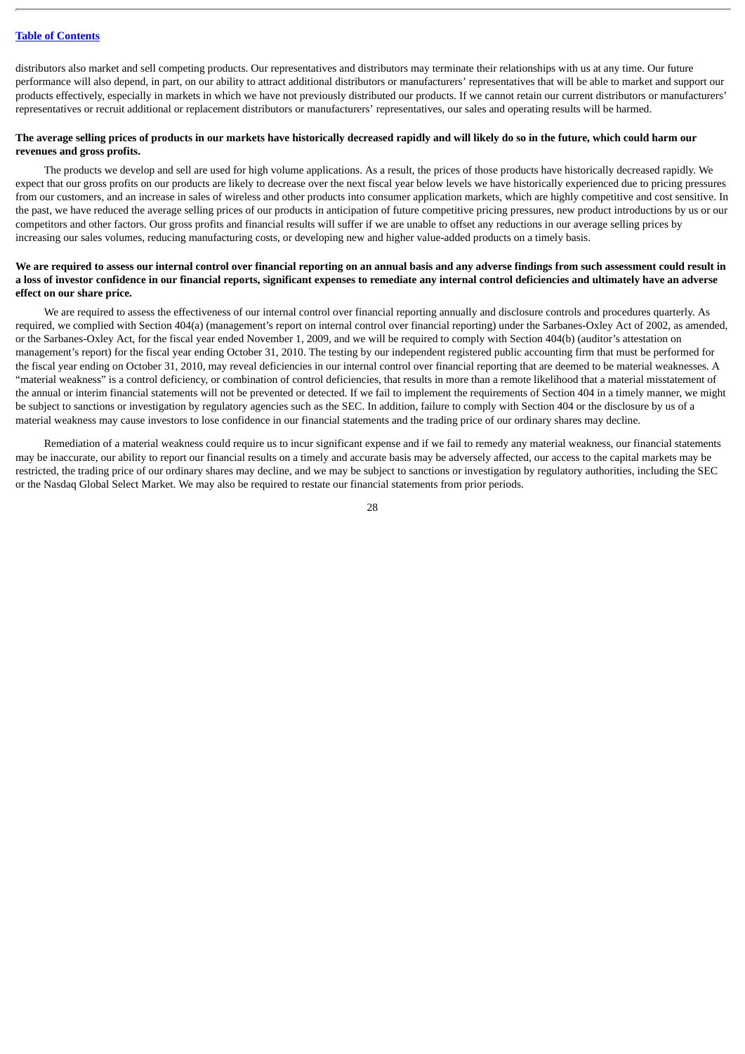distributors also market and sell competing products. Our representatives and distributors may terminate their relationships with us at any time. Our future performance will also depend, in part, on our ability to attract additional distributors or manufacturers' representatives that will be able to market and support our products effectively, especially in markets in which we have not previously distributed our products. If we cannot retain our current distributors or manufacturers' representatives or recruit additional or replacement distributors or manufacturers' representatives, our sales and operating results will be harmed.

**The average selling prices of products in our markets have historically decreased rapidly and will likely do so in the future, which could harm our revenues and gross profits.**

The products we develop and sell are used for high volume applications. As a result, the prices of those products have historically decreased rapidly. We expect that our gross profits on our products are likely to decrease over the next fiscal year below levels we have historically experienced due to pricing pressures from our customers, and an increase in sales of wireless and other products into consumer application markets, which are highly competitive and cost sensitive. In the past, we have reduced the average selling prices of our products in anticipation of future competitive pricing pressures, new product introductions by us or our competitors and other factors. Our gross profits and financial results will suffer if we are unable to offset any reductions in our average selling prices by increasing our sales volumes, reducing manufacturing costs, or developing new and higher value-added products on a timely basis.

**We are required to assess our internal control over financial reporting on an annual basis and any adverse findings from such assessment could result in a loss of investor confidence in our financial reports, significant expenses to remediate any internal control deficiencies and ultimately have an adverse effect on our share price.**

We are required to assess the effectiveness of our internal control over financial reporting annually and disclosure controls and procedures quarterly. As required, we complied with Section 404(a) (management's report on internal control over financial reporting) under the Sarbanes-Oxley Act of 2002, as amended, or the Sarbanes-Oxley Act, for the fiscal year ended November 1, 2009, and we will be required to comply with Section 404(b) (auditor's attestation on management's report) for the fiscal year ending October 31, 2010. The testing by our independent registered public accounting firm that must be performed for the fiscal year ending on October 31, 2010, may reveal deficiencies in our internal control over financial reporting that are deemed to be material weaknesses. A "material weakness" is a control deficiency, or combination of control deficiencies, that results in more than a remote likelihood that a material misstatement of the annual or interim financial statements will not be prevented or detected. If we fail to implement the requirements of Section 404 in a timely manner, we might be subject to sanctions or investigation by regulatory agencies such as the SEC. In addition, failure to comply with Section 404 or the disclosure by us of a material weakness may cause investors to lose confidence in our financial statements and the trading price of our ordinary shares may decline.

Remediation of a material weakness could require us to incur significant expense and if we fail to remedy any material weakness, our financial statements may be inaccurate, our ability to report our financial results on a timely and accurate basis may be adversely affected, our access to the capital markets may be restricted, the trading price of our ordinary shares may decline, and we may be subject to sanctions or investigation by regulatory authorities, including the SEC or the Nasdaq Global Select Market. We may also be required to restate our financial statements from prior periods.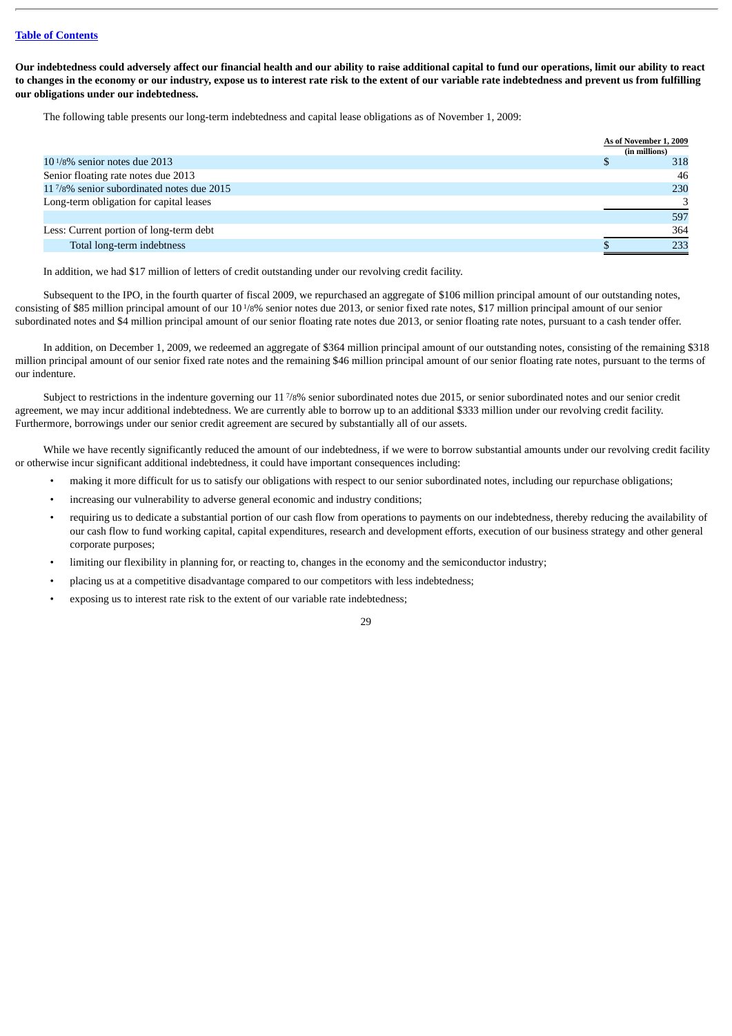**Our indebtedness could adversely affect our financial health and our ability to raise additional capital to fund our operations, limit our ability to react to changes in the economy or our industry, expose us to interest rate risk to the extent of our variable rate indebtedness and prevent us from fulfilling our obligations under our indebtedness.**

The following table presents our long-term indebtedness and capital lease obligations as of November 1, 2009:

| | As of November 1, 2009 (in millions) |
|---|---|
| 10 1/8% senior notes due 2013 | $ 318 |
| Senior floating rate notes due 2013 | 46 |
| 11 7/8% senior subordinated notes due 2015 | 230 |
| Long-term obligation for capital leases | 3 |
| | 597 |
| Less: Current portion of long-term debt | 364 |
| Total long-term indebtness | $ 233 |

In addition, we had $17 million of letters of credit outstanding under our revolving credit facility.

Subsequent to the IPO, in the fourth quarter of fiscal 2009, we repurchased an aggregate of $106 million principal amount of our outstanding notes, consisting of $85 million principal amount of our 10 1/8% senior notes due 2013, or senior fixed rate notes, $17 million principal amount of our senior subordinated notes and $4 million principal amount of our senior floating rate notes due 2013, or senior floating rate notes, pursuant to a cash tender offer.

In addition, on December 1, 2009, we redeemed an aggregate of $364 million principal amount of our outstanding notes, consisting of the remaining $318 million principal amount of our senior fixed rate notes and the remaining $46 million principal amount of our senior floating rate notes, pursuant to the terms of our indenture.

Subject to restrictions in the indenture governing our 11 7/8% senior subordinated notes due 2015, or senior subordinated notes and our senior credit agreement, we may incur additional indebtedness. We are currently able to borrow up to an additional $333 million under our revolving credit facility. Furthermore, borrowings under our senior credit agreement are secured by substantially all of our assets.

While we have recently significantly reduced the amount of our indebtedness, if we were to borrow substantial amounts under our revolving credit facility or otherwise incur significant additional indebtedness, it could have important consequences including:

- making it more difficult for us to satisfy our obligations with respect to our senior subordinated notes, including our repurchase obligations;
- increasing our vulnerability to adverse general economic and industry conditions;
- requiring us to dedicate a substantial portion of our cash flow from operations to payments on our indebtedness, thereby reducing the availability of our cash flow to fund working capital, capital expenditures, research and development efforts, execution of our business strategy and other general corporate purposes;
- limiting our flexibility in planning for, or reacting to, changes in the economy and the semiconductor industry;
- placing us at a competitive disadvantage compared to our competitors with less indebtedness;
- exposing us to interest rate risk to the extent of our variable rate indebtedness;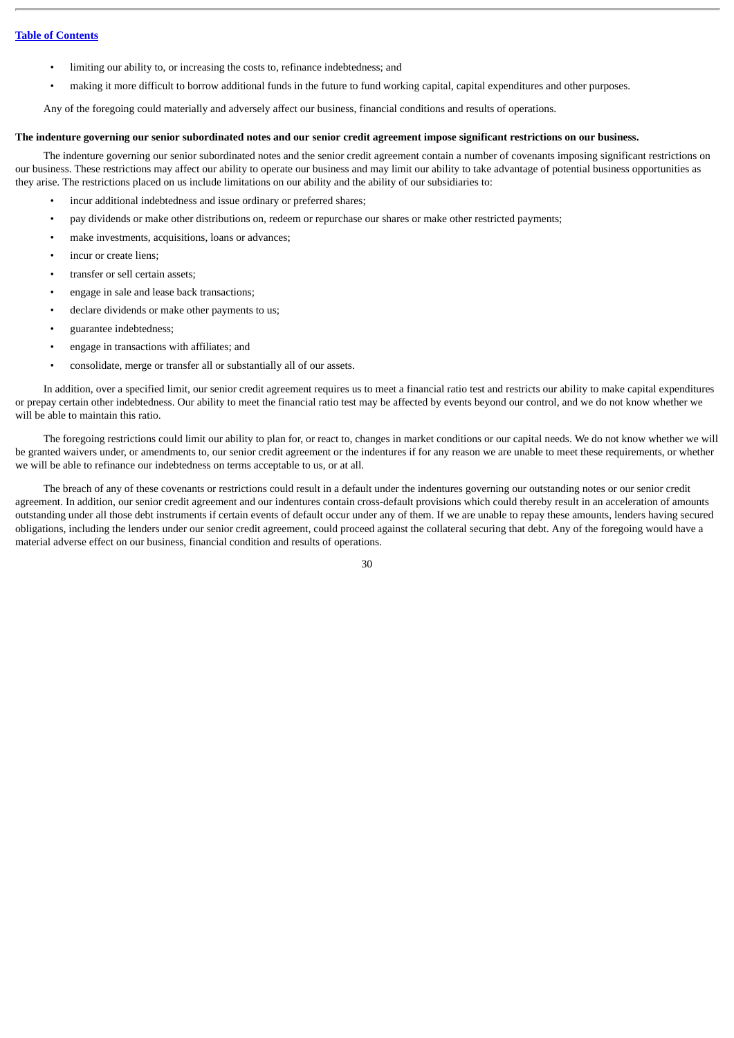- limiting our ability to, or increasing the costs to, refinance indebtedness; and
- making it more difficult to borrow additional funds in the future to fund working capital, capital expenditures and other purposes.

Any of the foregoing could materially and adversely affect our business, financial conditions and results of operations.

**The indenture governing our senior subordinated notes and our senior credit agreement impose significant restrictions on our business.**

The indenture governing our senior subordinated notes and the senior credit agreement contain a number of covenants imposing significant restrictions on our business. These restrictions may affect our ability to operate our business and may limit our ability to take advantage of potential business opportunities as they arise. The restrictions placed on us include limitations on our ability and the ability of our subsidiaries to:

- incur additional indebtedness and issue ordinary or preferred shares;
- pay dividends or make other distributions on, redeem or repurchase our shares or make other restricted payments;
- make investments, acquisitions, loans or advances;
- incur or create liens;
- transfer or sell certain assets;
- engage in sale and lease back transactions;
- declare dividends or make other payments to us;
- guarantee indebtedness;
- engage in transactions with affiliates; and
- consolidate, merge or transfer all or substantially all of our assets.

In addition, over a specified limit, our senior credit agreement requires us to meet a financial ratio test and restricts our ability to make capital expenditures or prepay certain other indebtedness. Our ability to meet the financial ratio test may be affected by events beyond our control, and we do not know whether we will be able to maintain this ratio.

The foregoing restrictions could limit our ability to plan for, or react to, changes in market conditions or our capital needs. We do not know whether we will be granted waivers under, or amendments to, our senior credit agreement or the indentures if for any reason we are unable to meet these requirements, or whether we will be able to refinance our indebtedness on terms acceptable to us, or at all.

The breach of any of these covenants or restrictions could result in a default under the indentures governing our outstanding notes or our senior credit agreement. In addition, our senior credit agreement and our indentures contain cross-default provisions which could thereby result in an acceleration of amounts outstanding under all those debt instruments if certain events of default occur under any of them. If we are unable to repay these amounts, lenders having secured obligations, including the lenders under our senior credit agreement, could proceed against the collateral securing that debt. Any of the foregoing would have a material adverse effect on our business, financial condition and results of operations.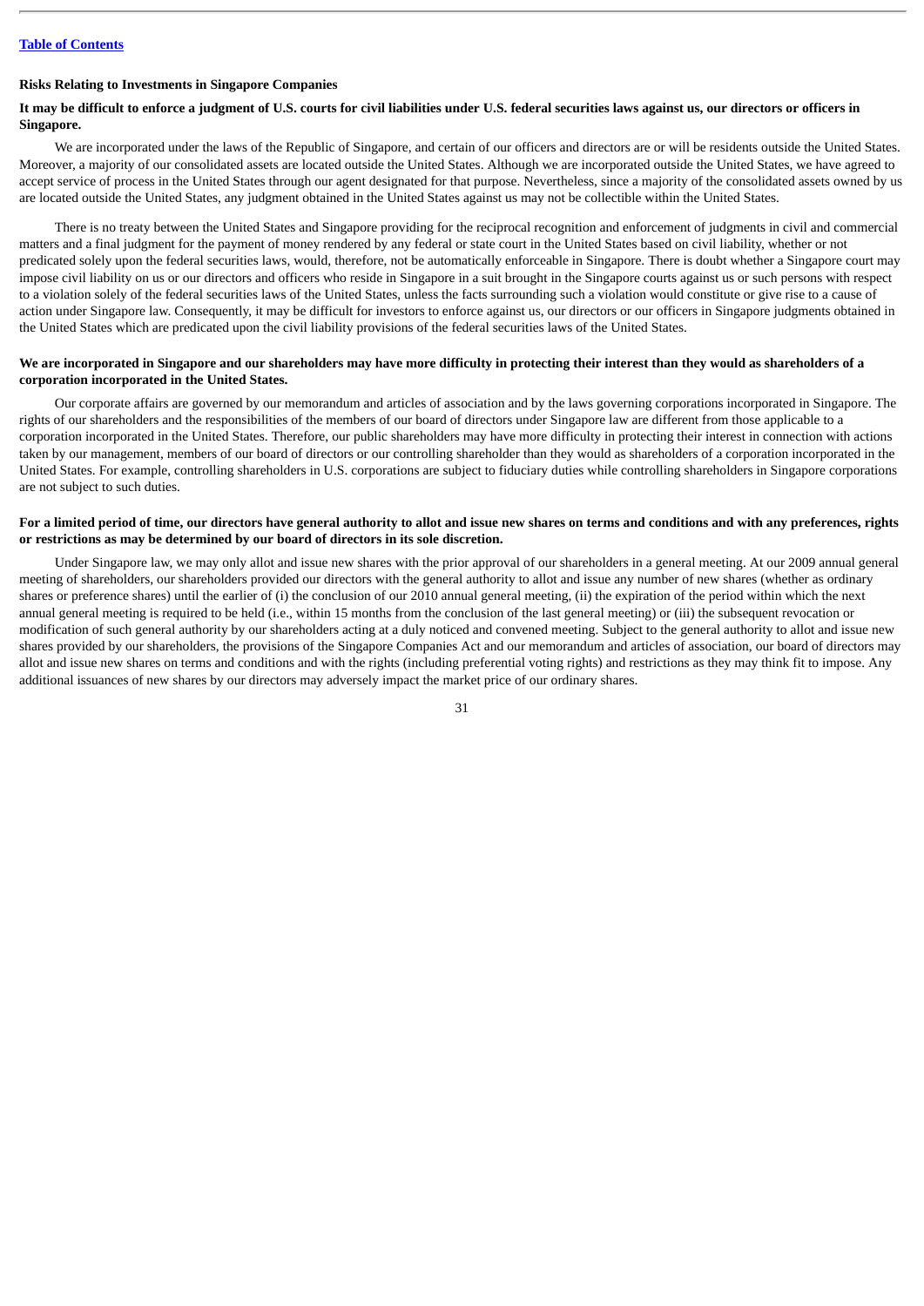### Risks Relating to Investments in Singapore Companies

**It may be difficult to enforce a judgment of U.S. courts for civil liabilities under U.S. federal securities laws against us, our directors or officers in Singapore.**

We are incorporated under the laws of the Republic of Singapore, and certain of our officers and directors are or will be residents outside the United States. Moreover, a majority of our consolidated assets are located outside the United States. Although we are incorporated outside the United States, we have agreed to accept service of process in the United States through our agent designated for that purpose. Nevertheless, since a majority of the consolidated assets owned by us are located outside the United States, any judgment obtained in the United States against us may not be collectible within the United States.

There is no treaty between the United States and Singapore providing for the reciprocal recognition and enforcement of judgments in civil and commercial matters and a final judgment for the payment of money rendered by any federal or state court in the United States based on civil liability, whether or not predicated solely upon the federal securities laws, would, therefore, not be automatically enforceable in Singapore. There is doubt whether a Singapore court may impose civil liability on us or our directors and officers who reside in Singapore in a suit brought in the Singapore courts against us or such persons with respect to a violation solely of the federal securities laws of the United States, unless the facts surrounding such a violation would constitute or give rise to a cause of action under Singapore law. Consequently, it may be difficult for investors to enforce against us, our directors or our officers in Singapore judgments obtained in the United States which are predicated upon the civil liability provisions of the federal securities laws of the United States.

**We are incorporated in Singapore and our shareholders may have more difficulty in protecting their interest than they would as shareholders of a corporation incorporated in the United States.**

Our corporate affairs are governed by our memorandum and articles of association and by the laws governing corporations incorporated in Singapore. The rights of our shareholders and the responsibilities of the members of our board of directors under Singapore law are different from those applicable to a corporation incorporated in the United States. Therefore, our public shareholders may have more difficulty in protecting their interest in connection with actions taken by our management, members of our board of directors or our controlling shareholder than they would as shareholders of a corporation incorporated in the United States. For example, controlling shareholders in U.S. corporations are subject to fiduciary duties while controlling shareholders in Singapore corporations are not subject to such duties.

**For a limited period of time, our directors have general authority to allot and issue new shares on terms and conditions and with any preferences, rights or restrictions as may be determined by our board of directors in its sole discretion.**

Under Singapore law, we may only allot and issue new shares with the prior approval of our shareholders in a general meeting. At our 2009 annual general meeting of shareholders, our shareholders provided our directors with the general authority to allot and issue any number of new shares (whether as ordinary shares or preference shares) until the earlier of (i) the conclusion of our 2010 annual general meeting, (ii) the expiration of the period within which the next annual general meeting is required to be held (i.e., within 15 months from the conclusion of the last general meeting) or (iii) the subsequent revocation or modification of such general authority by our shareholders acting at a duly noticed and convened meeting. Subject to the general authority to allot and issue new shares provided by our shareholders, the provisions of the Singapore Companies Act and our memorandum and articles of association, our board of directors may allot and issue new shares on terms and conditions and with the rights (including preferential voting rights) and restrictions as they may think fit to impose. Any additional issuances of new shares by our directors may adversely impact the market price of our ordinary shares.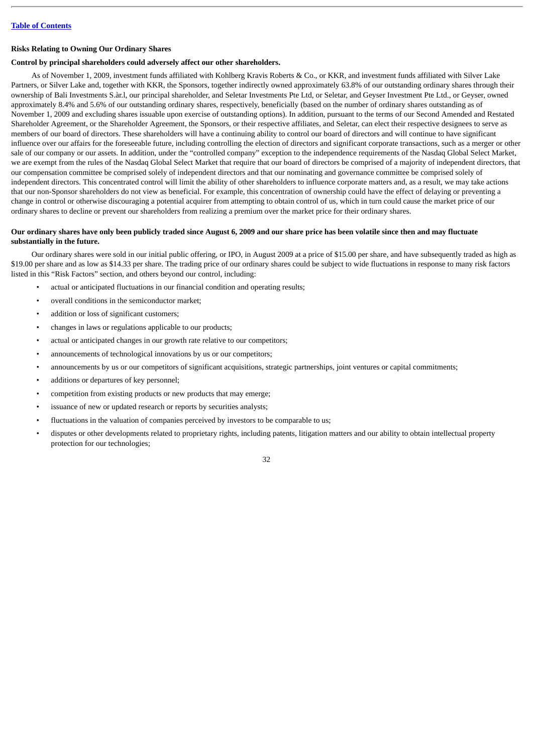[Table of Contents](#)

## Risks Relating to Owning Our Ordinary Shares

### Control by principal shareholders could adversely affect our other shareholders.

As of November 1, 2009, investment funds affiliated with Kohlberg Kravis Roberts & Co., or KKR, and investment funds affiliated with Silver Lake Partners, or Silver Lake and, together with KKR, the Sponsors, together indirectly owned approximately 63.8% of our outstanding ordinary shares through their ownership of Bali Investments S.àr.l, our principal shareholder, and Seletar Investments Pte Ltd, or Seletar, and Geyser Investment Pte Ltd., or Geyser, owned approximately 8.4% and 5.6% of our outstanding ordinary shares, respectively, beneficially (based on the number of ordinary shares outstanding as of November 1, 2009 and excluding shares issuable upon exercise of outstanding options). In addition, pursuant to the terms of our Second Amended and Restated Shareholder Agreement, or the Shareholder Agreement, the Sponsors, or their respective affiliates, and Seletar, can elect their respective designees to serve as members of our board of directors. These shareholders will have a continuing ability to control our board of directors and will continue to have significant influence over our affairs for the foreseeable future, including controlling the election of directors and significant corporate transactions, such as a merger or other sale of our company or our assets. In addition, under the "controlled company" exception to the independence requirements of the Nasdaq Global Select Market, we are exempt from the rules of the Nasdaq Global Select Market that require that our board of directors be comprised of a majority of independent directors, that our compensation committee be comprised solely of independent directors and that our nominating and governance committee be comprised solely of independent directors. This concentrated control will limit the ability of other shareholders to influence corporate matters and, as a result, we may take actions that our non-Sponsor shareholders do not view as beneficial. For example, this concentration of ownership could have the effect of delaying or preventing a change in control or otherwise discouraging a potential acquirer from attempting to obtain control of us, which in turn could cause the market price of our ordinary shares to decline or prevent our shareholders from realizing a premium over the market price for their ordinary shares.

### Our ordinary shares have only been publicly traded since August 6, 2009 and our share price has been volatile since then and may fluctuate substantially in the future.

Our ordinary shares were sold in our initial public offering, or IPO, in August 2009 at a price of $15.00 per share, and have subsequently traded as high as $19.00 per share and as low as $14.33 per share. The trading price of our ordinary shares could be subject to wide fluctuations in response to many risk factors listed in this "Risk Factors" section, and others beyond our control, including:

- actual or anticipated fluctuations in our financial condition and operating results;
- overall conditions in the semiconductor market;
- addition or loss of significant customers;
- changes in laws or regulations applicable to our products;
- actual or anticipated changes in our growth rate relative to our competitors;
- announcements of technological innovations by us or our competitors;
- announcements by us or our competitors of significant acquisitions, strategic partnerships, joint ventures or capital commitments;
- additions or departures of key personnel;
- competition from existing products or new products that may emerge;
- issuance of new or updated research or reports by securities analysts;
- fluctuations in the valuation of companies perceived by investors to be comparable to us;
- disputes or other developments related to proprietary rights, including patents, litigation matters and our ability to obtain intellectual property protection for our technologies;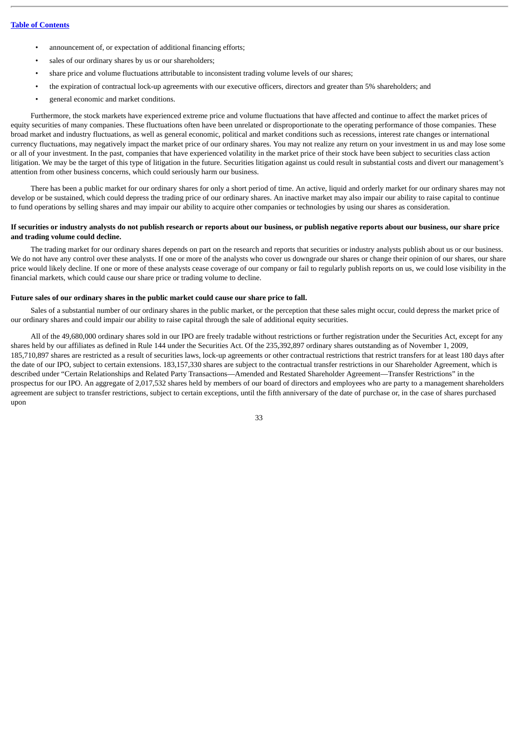- announcement of, or expectation of additional financing efforts;
- sales of our ordinary shares by us or our shareholders;
- share price and volume fluctuations attributable to inconsistent trading volume levels of our shares;
- the expiration of contractual lock-up agreements with our executive officers, directors and greater than 5% shareholders; and
- general economic and market conditions.

Furthermore, the stock markets have experienced extreme price and volume fluctuations that have affected and continue to affect the market prices of equity securities of many companies. These fluctuations often have been unrelated or disproportionate to the operating performance of those companies. These broad market and industry fluctuations, as well as general economic, political and market conditions such as recessions, interest rate changes or international currency fluctuations, may negatively impact the market price of our ordinary shares. You may not realize any return on your investment in us and may lose some or all of your investment. In the past, companies that have experienced volatility in the market price of their stock have been subject to securities class action litigation. We may be the target of this type of litigation in the future. Securities litigation against us could result in substantial costs and divert our management's attention from other business concerns, which could seriously harm our business.

There has been a public market for our ordinary shares for only a short period of time. An active, liquid and orderly market for our ordinary shares may not develop or be sustained, which could depress the trading price of our ordinary shares. An inactive market may also impair our ability to raise capital to continue to fund operations by selling shares and may impair our ability to acquire other companies or technologies by using our shares as consideration.

**If securities or industry analysts do not publish research or reports about our business, or publish negative reports about our business, our share price and trading volume could decline.**

The trading market for our ordinary shares depends on part on the research and reports that securities or industry analysts publish about us or our business. We do not have any control over these analysts. If one or more of the analysts who cover us downgrade our shares or change their opinion of our shares, our share price would likely decline. If one or more of these analysts cease coverage of our company or fail to regularly publish reports on us, we could lose visibility in the financial markets, which could cause our share price or trading volume to decline.

**Future sales of our ordinary shares in the public market could cause our share price to fall.**

Sales of a substantial number of our ordinary shares in the public market, or the perception that these sales might occur, could depress the market price of our ordinary shares and could impair our ability to raise capital through the sale of additional equity securities.

All of the 49,680,000 ordinary shares sold in our IPO are freely tradable without restrictions or further registration under the Securities Act, except for any shares held by our affiliates as defined in Rule 144 under the Securities Act. Of the 235,392,897 ordinary shares outstanding as of November 1, 2009, 185,710,897 shares are restricted as a result of securities laws, lock-up agreements or other contractual restrictions that restrict transfers for at least 180 days after the date of our IPO, subject to certain extensions. 183,157,330 shares are subject to the contractual transfer restrictions in our Shareholder Agreement, which is described under "Certain Relationships and Related Party Transactions—Amended and Restated Shareholder Agreement—Transfer Restrictions" in the prospectus for our IPO. An aggregate of 2,017,532 shares held by members of our board of directors and employees who are party to a management shareholders agreement are subject to transfer restrictions, subject to certain exceptions, until the fifth anniversary of the date of purchase or, in the case of shares purchased upon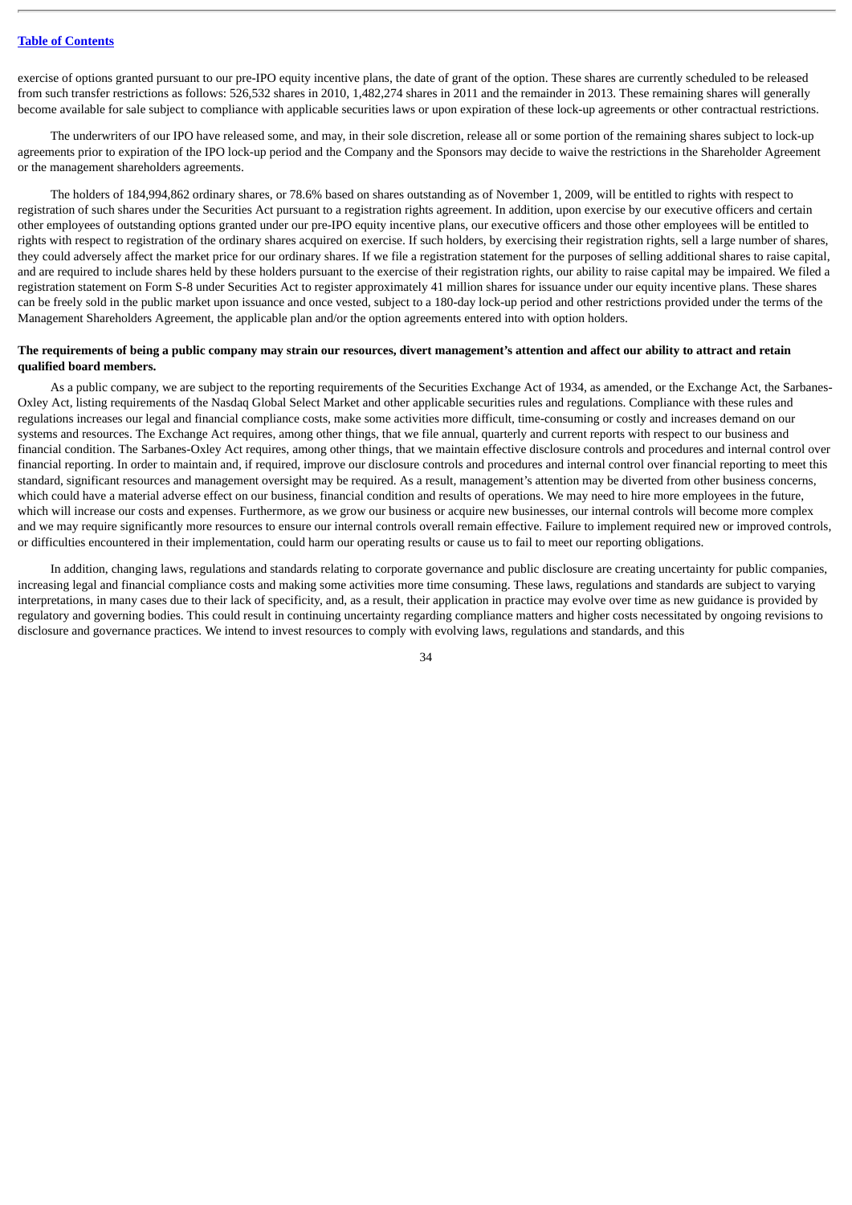exercise of options granted pursuant to our pre-IPO equity incentive plans, the date of grant of the option. These shares are currently scheduled to be released from such transfer restrictions as follows: 526,532 shares in 2010, 1,482,274 shares in 2011 and the remainder in 2013. These remaining shares will generally become available for sale subject to compliance with applicable securities laws or upon expiration of these lock-up agreements or other contractual restrictions.

The underwriters of our IPO have released some, and may, in their sole discretion, release all or some portion of the remaining shares subject to lock-up agreements prior to expiration of the IPO lock-up period and the Company and the Sponsors may decide to waive the restrictions in the Shareholder Agreement or the management shareholders agreements.

The holders of 184,994,862 ordinary shares, or 78.6% based on shares outstanding as of November 1, 2009, will be entitled to rights with respect to registration of such shares under the Securities Act pursuant to a registration rights agreement. In addition, upon exercise by our executive officers and certain other employees of outstanding options granted under our pre-IPO equity incentive plans, our executive officers and those other employees will be entitled to rights with respect to registration of the ordinary shares acquired on exercise. If such holders, by exercising their registration rights, sell a large number of shares, they could adversely affect the market price for our ordinary shares. If we file a registration statement for the purposes of selling additional shares to raise capital, and are required to include shares held by these holders pursuant to the exercise of their registration rights, our ability to raise capital may be impaired. We filed a registration statement on Form S-8 under Securities Act to register approximately 41 million shares for issuance under our equity incentive plans. These shares can be freely sold in the public market upon issuance and once vested, subject to a 180-day lock-up period and other restrictions provided under the terms of the Management Shareholders Agreement, the applicable plan and/or the option agreements entered into with option holders.

**The requirements of being a public company may strain our resources, divert management's attention and affect our ability to attract and retain qualified board members.**

As a public company, we are subject to the reporting requirements of the Securities Exchange Act of 1934, as amended, or the Exchange Act, the Sarbanes-Oxley Act, listing requirements of the Nasdaq Global Select Market and other applicable securities rules and regulations. Compliance with these rules and regulations increases our legal and financial compliance costs, make some activities more difficult, time-consuming or costly and increases demand on our systems and resources. The Exchange Act requires, among other things, that we file annual, quarterly and current reports with respect to our business and financial condition. The Sarbanes-Oxley Act requires, among other things, that we maintain effective disclosure controls and procedures and internal control over financial reporting. In order to maintain and, if required, improve our disclosure controls and procedures and internal control over financial reporting to meet this standard, significant resources and management oversight may be required. As a result, management's attention may be diverted from other business concerns, which could have a material adverse effect on our business, financial condition and results of operations. We may need to hire more employees in the future, which will increase our costs and expenses. Furthermore, as we grow our business or acquire new businesses, our internal controls will become more complex and we may require significantly more resources to ensure our internal controls overall remain effective. Failure to implement required new or improved controls, or difficulties encountered in their implementation, could harm our operating results or cause us to fail to meet our reporting obligations.

In addition, changing laws, regulations and standards relating to corporate governance and public disclosure are creating uncertainty for public companies, increasing legal and financial compliance costs and making some activities more time consuming. These laws, regulations and standards are subject to varying interpretations, in many cases due to their lack of specificity, and, as a result, their application in practice may evolve over time as new guidance is provided by regulatory and governing bodies. This could result in continuing uncertainty regarding compliance matters and higher costs necessitated by ongoing revisions to disclosure and governance practices. We intend to invest resources to comply with evolving laws, regulations and standards, and this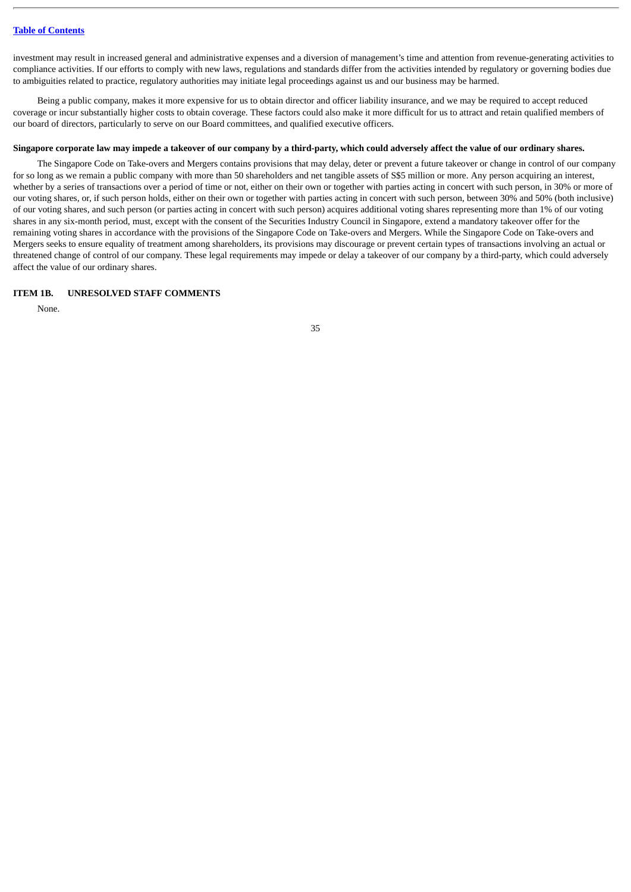investment may result in increased general and administrative expenses and a diversion of management's time and attention from revenue-generating activities to compliance activities. If our efforts to comply with new laws, regulations and standards differ from the activities intended by regulatory or governing bodies due to ambiguities related to practice, regulatory authorities may initiate legal proceedings against us and our business may be harmed.

Being a public company, makes it more expensive for us to obtain director and officer liability insurance, and we may be required to accept reduced coverage or incur substantially higher costs to obtain coverage. These factors could also make it more difficult for us to attract and retain qualified members of our board of directors, particularly to serve on our Board committees, and qualified executive officers.

**Singapore corporate law may impede a takeover of our company by a third-party, which could adversely affect the value of our ordinary shares.**

The Singapore Code on Take-overs and Mergers contains provisions that may delay, deter or prevent a future takeover or change in control of our company for so long as we remain a public company with more than 50 shareholders and net tangible assets of S$5 million or more. Any person acquiring an interest, whether by a series of transactions over a period of time or not, either on their own or together with parties acting in concert with such person, in 30% or more of our voting shares, or, if such person holds, either on their own or together with parties acting in concert with such person, between 30% and 50% (both inclusive) of our voting shares, and such person (or parties acting in concert with such person) acquires additional voting shares representing more than 1% of our voting shares in any six-month period, must, except with the consent of the Securities Industry Council in Singapore, extend a mandatory takeover offer for the remaining voting shares in accordance with the provisions of the Singapore Code on Take-overs and Mergers. While the Singapore Code on Take-overs and Mergers seeks to ensure equality of treatment among shareholders, its provisions may discourage or prevent certain types of transactions involving an actual or threatened change of control of our company. These legal requirements may impede or delay a takeover of our company by a third-party, which could adversely affect the value of our ordinary shares.

## ITEM 1B. UNRESOLVED STAFF COMMENTS

None.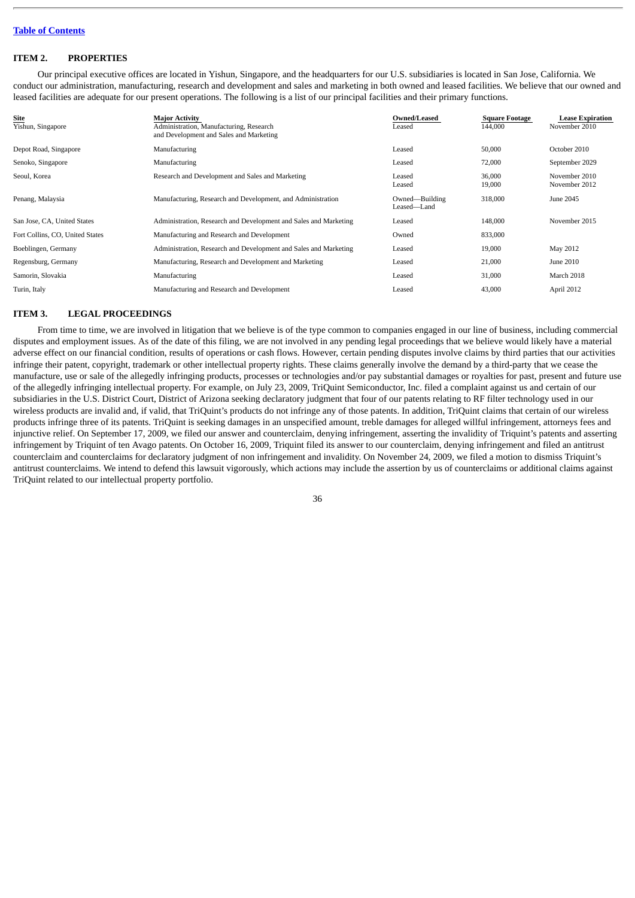[Table of Contents](#)

## ITEM 2. PROPERTIES

Our principal executive offices are located in Yishun, Singapore, and the headquarters for our U.S. subsidiaries is located in San Jose, California. We conduct our administration, manufacturing, research and development and sales and marketing in both owned and leased facilities. We believe that our owned and leased facilities are adequate for our present operations. The following is a list of our principal facilities and their primary functions.

| Site | Major Activity | Owned/Leased | Square Footage | Lease Expiration |
|---|---|---|---|---|
| Yishun, Singapore | Administration, Manufacturing, Research and Development and Sales and Marketing | Leased | 144,000 | November 2010 |
| Depot Road, Singapore | Manufacturing | Leased | 50,000 | October 2010 |
| Senoko, Singapore | Manufacturing | Leased | 72,000 | September 2029 |
| Seoul, Korea | Research and Development and Sales and Marketing | Leased<br>Leased | 36,000<br>19,000 | November 2010<br>November 2012 |
| Penang, Malaysia | Manufacturing, Research and Development, and Administration | Owned—Building<br>Leased—Land | 318,000 | June 2045 |
| San Jose, CA, United States | Administration, Research and Development and Sales and Marketing | Leased | 148,000 | November 2015 |
| Fort Collins, CO, United States | Manufacturing and Research and Development | Owned | 833,000 | |
| Boeblingen, Germany | Administration, Research and Development and Sales and Marketing | Leased | 19,000 | May 2012 |
| Regensburg, Germany | Manufacturing, Research and Development and Marketing | Leased | 21,000 | June 2010 |
| Samorin, Slovakia | Manufacturing | Leased | 31,000 | March 2018 |
| Turin, Italy | Manufacturing and Research and Development | Leased | 43,000 | April 2012 |

## ITEM 3. LEGAL PROCEEDINGS

From time to time, we are involved in litigation that we believe is of the type common to companies engaged in our line of business, including commercial disputes and employment issues. As of the date of this filing, we are not involved in any pending legal proceedings that we believe would likely have a material adverse effect on our financial condition, results of operations or cash flows. However, certain pending disputes involve claims by third parties that our activities infringe their patent, copyright, trademark or other intellectual property rights. These claims generally involve the demand by a third-party that we cease the manufacture, use or sale of the allegedly infringing products, processes or technologies and/or pay substantial damages or royalties for past, present and future use of the allegedly infringing intellectual property. For example, on July 23, 2009, TriQuint Semiconductor, Inc. filed a complaint against us and certain of our subsidiaries in the U.S. District Court, District of Arizona seeking declaratory judgment that four of our patents relating to RF filter technology used in our wireless products are invalid and, if valid, that TriQuint's products do not infringe any of those patents. In addition, TriQuint claims that certain of our wireless products infringe three of its patents. TriQuint is seeking damages in an unspecified amount, treble damages for alleged willful infringement, attorneys fees and injunctive relief. On September 17, 2009, we filed our answer and counterclaim, denying infringement, asserting the invalidity of Triquint's patents and asserting infringement by Triquint of ten Avago patents. On October 16, 2009, Triquint filed its answer to our counterclaim, denying infringement and filed an antitrust counterclaim and counterclaims for declaratory judgment of non infringement and invalidity. On November 24, 2009, we filed a motion to dismiss Triquint's antitrust counterclaims. We intend to defend this lawsuit vigorously, which actions may include the assertion by us of counterclaims or additional claims against TriQuint related to our intellectual property portfolio.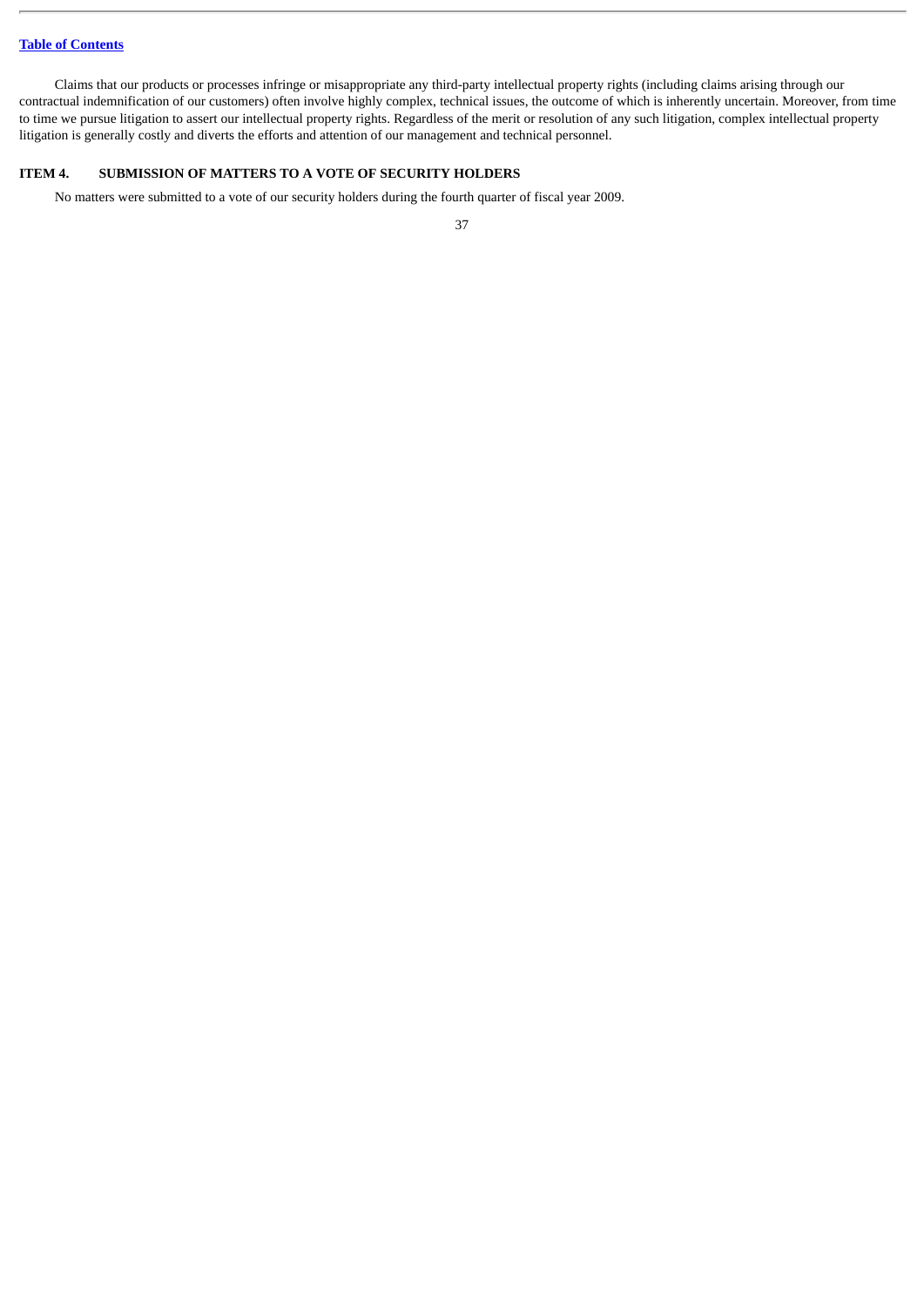Claims that our products or processes infringe or misappropriate any third-party intellectual property rights (including claims arising through our contractual indemnification of our customers) often involve highly complex, technical issues, the outcome of which is inherently uncertain. Moreover, from time to time we pursue litigation to assert our intellectual property rights. Regardless of the merit or resolution of any such litigation, complex intellectual property litigation is generally costly and diverts the efforts and attention of our management and technical personnel.

## ITEM 4. SUBMISSION OF MATTERS TO A VOTE OF SECURITY HOLDERS

No matters were submitted to a vote of our security holders during the fourth quarter of fiscal year 2009.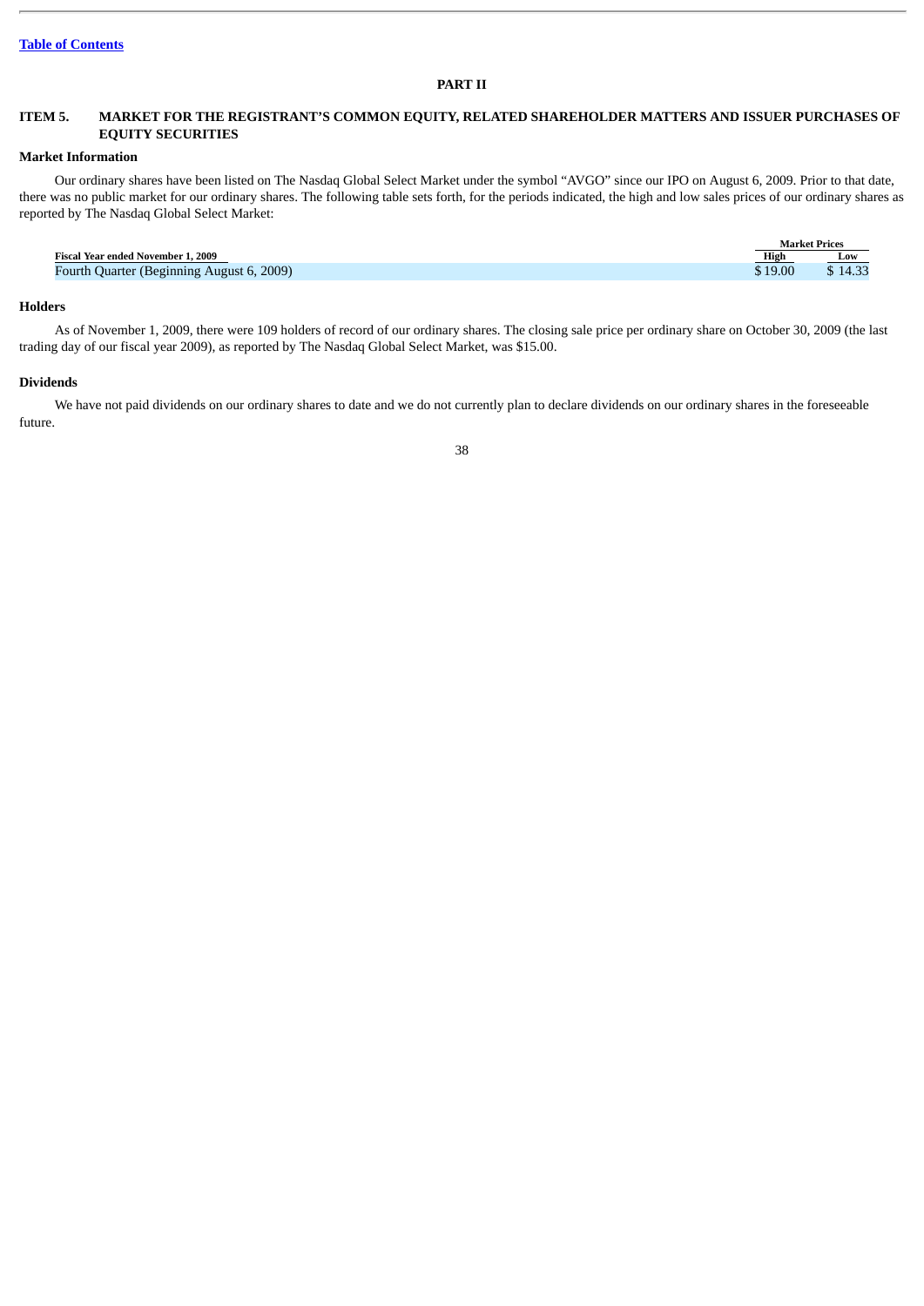# PART II

## ITEM 5. MARKET FOR THE REGISTRANT'S COMMON EQUITY, RELATED SHAREHOLDER MATTERS AND ISSUER PURCHASES OF EQUITY SECURITIES

### Market Information

Our ordinary shares have been listed on The Nasdaq Global Select Market under the symbol "AVGO" since our IPO on August 6, 2009. Prior to that date, there was no public market for our ordinary shares. The following table sets forth, for the periods indicated, the high and low sales prices of our ordinary shares as reported by The Nasdaq Global Select Market:

| | Market Prices | |
|---|---|---|
| **Fiscal Year ended November 1, 2009** | **High** | **Low** |
| Fourth Quarter (Beginning August 6, 2009) | $ 19.00 | $ 14.33 |

### Holders

As of November 1, 2009, there were 109 holders of record of our ordinary shares. The closing sale price per ordinary share on October 30, 2009 (the last trading day of our fiscal year 2009), as reported by The Nasdaq Global Select Market, was $15.00.

### Dividends

We have not paid dividends on our ordinary shares to date and we do not currently plan to declare dividends on our ordinary shares in the foreseeable future.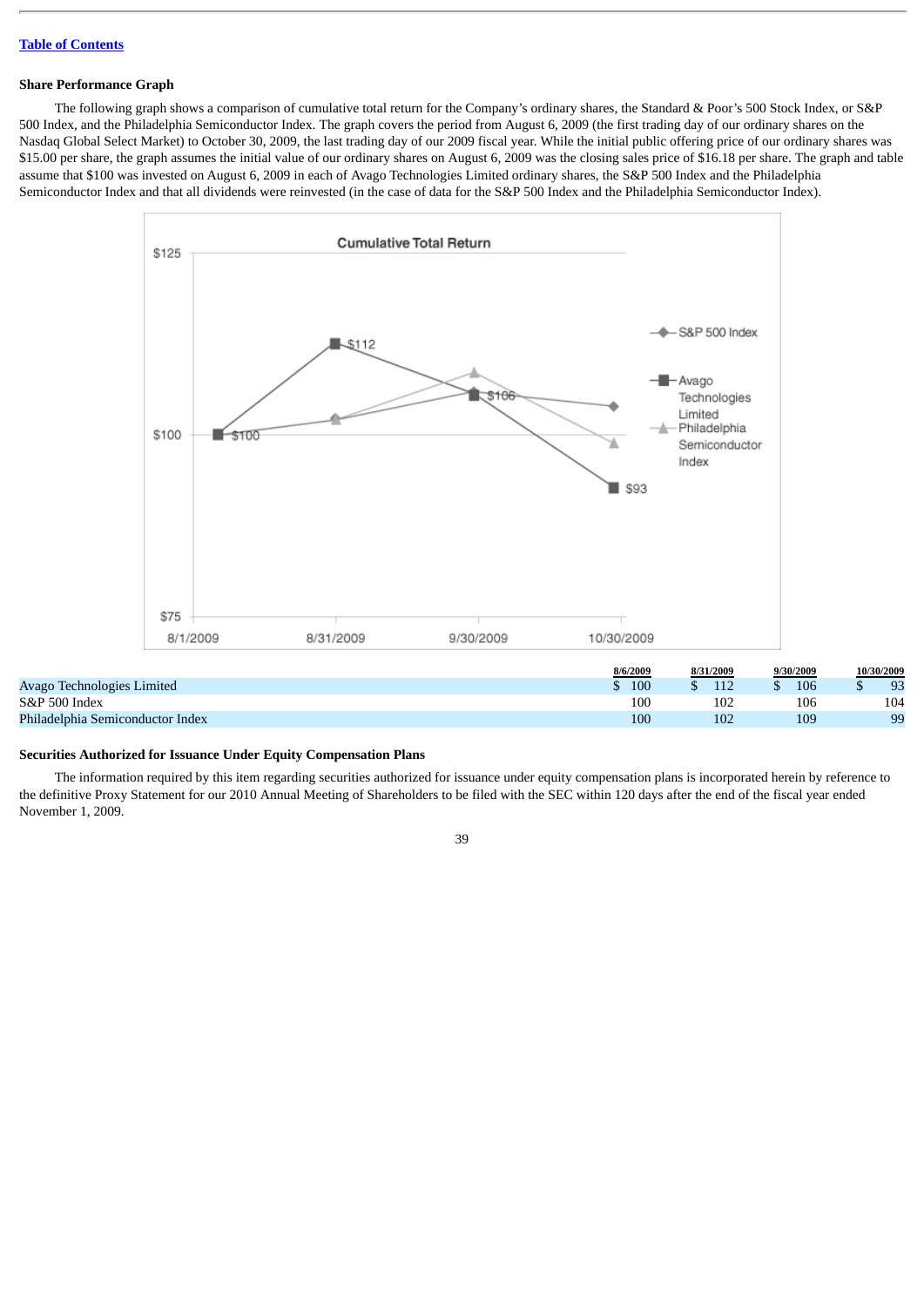[Table of Contents](#)

### Share Performance Graph

The following graph shows a comparison of cumulative total return for the Company's ordinary shares, the Standard & Poor's 500 Stock Index, or S&P 500 Index, and the Philadelphia Semiconductor Index. The graph covers the period from August 6, 2009 (the first trading day of our ordinary shares on the Nasdaq Global Select Market) to October 30, 2009, the last trading day of our 2009 fiscal year. While the initial public offering price of our ordinary shares was $15.00 per share, the graph assumes the initial value of our ordinary shares on August 6, 2009 was the closing sales price of $16.18 per share. The graph and table assume that $100 was invested on August 6, 2009 in each of Avago Technologies Limited ordinary shares, the S&P 500 Index and the Philadelphia Semiconductor Index and that all dividends were reinvested (in the case of data for the S&P 500 Index and the Philadelphia Semiconductor Index).

| | 8/6/2009 | 8/31/2009 | 9/30/2009 | 10/30/2009 |
|---|---|---|---|---|
| Avago Technologies Limited | $ 100 | $ 112 | $ 106 | $ 93 |
| S&P 500 Index | 100 | 102 | 106 | 104 |
| Philadelphia Semiconductor Index | 100 | 102 | 109 | 99 |

### Securities Authorized for Issuance Under Equity Compensation Plans

The information required by this item regarding securities authorized for issuance under equity compensation plans is incorporated herein by reference to the definitive Proxy Statement for our 2010 Annual Meeting of Shareholders to be filed with the SEC within 120 days after the end of the fiscal year ended November 1, 2009.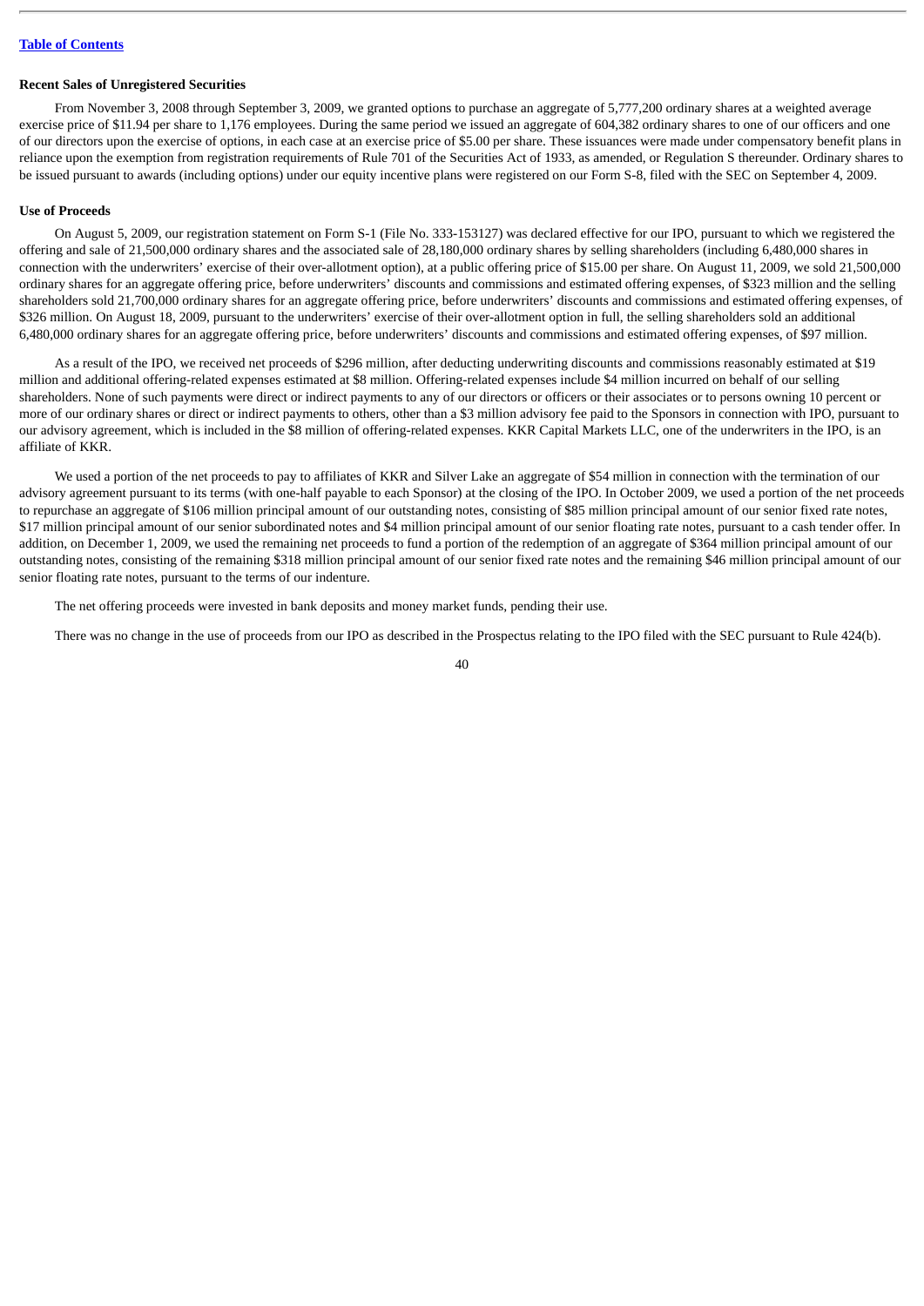**Recent Sales of Unregistered Securities**

From November 3, 2008 through September 3, 2009, we granted options to purchase an aggregate of 5,777,200 ordinary shares at a weighted average exercise price of $11.94 per share to 1,176 employees. During the same period we issued an aggregate of 604,382 ordinary shares to one of our officers and one of our directors upon the exercise of options, in each case at an exercise price of $5.00 per share. These issuances were made under compensatory benefit plans in reliance upon the exemption from registration requirements of Rule 701 of the Securities Act of 1933, as amended, or Regulation S thereunder. Ordinary shares to be issued pursuant to awards (including options) under our equity incentive plans were registered on our Form S-8, filed with the SEC on September 4, 2009.

**Use of Proceeds**

On August 5, 2009, our registration statement on Form S-1 (File No. 333-153127) was declared effective for our IPO, pursuant to which we registered the offering and sale of 21,500,000 ordinary shares and the associated sale of 28,180,000 ordinary shares by selling shareholders (including 6,480,000 shares in connection with the underwriters' exercise of their over-allotment option), at a public offering price of $15.00 per share. On August 11, 2009, we sold 21,500,000 ordinary shares for an aggregate offering price, before underwriters' discounts and commissions and estimated offering expenses, of $323 million and the selling shareholders sold 21,700,000 ordinary shares for an aggregate offering price, before underwriters' discounts and commissions and estimated offering expenses, of $326 million. On August 18, 2009, pursuant to the underwriters' exercise of their over-allotment option in full, the selling shareholders sold an additional 6,480,000 ordinary shares for an aggregate offering price, before underwriters' discounts and commissions and estimated offering expenses, of $97 million.

As a result of the IPO, we received net proceeds of $296 million, after deducting underwriting discounts and commissions reasonably estimated at $19 million and additional offering-related expenses estimated at $8 million. Offering-related expenses include $4 million incurred on behalf of our selling shareholders. None of such payments were direct or indirect payments to any of our directors or officers or their associates or to persons owning 10 percent or more of our ordinary shares or direct or indirect payments to others, other than a $3 million advisory fee paid to the Sponsors in connection with IPO, pursuant to our advisory agreement, which is included in the $8 million of offering-related expenses. KKR Capital Markets LLC, one of the underwriters in the IPO, is an affiliate of KKR.

We used a portion of the net proceeds to pay to affiliates of KKR and Silver Lake an aggregate of $54 million in connection with the termination of our advisory agreement pursuant to its terms (with one-half payable to each Sponsor) at the closing of the IPO. In October 2009, we used a portion of the net proceeds to repurchase an aggregate of $106 million principal amount of our outstanding notes, consisting of $85 million principal amount of our senior fixed rate notes, $17 million principal amount of our senior subordinated notes and $4 million principal amount of our senior floating rate notes, pursuant to a cash tender offer. In addition, on December 1, 2009, we used the remaining net proceeds to fund a portion of the redemption of an aggregate of $364 million principal amount of our outstanding notes, consisting of the remaining $318 million principal amount of our senior fixed rate notes and the remaining $46 million principal amount of our senior floating rate notes, pursuant to the terms of our indenture.

The net offering proceeds were invested in bank deposits and money market funds, pending their use.

There was no change in the use of proceeds from our IPO as described in the Prospectus relating to the IPO filed with the SEC pursuant to Rule 424(b).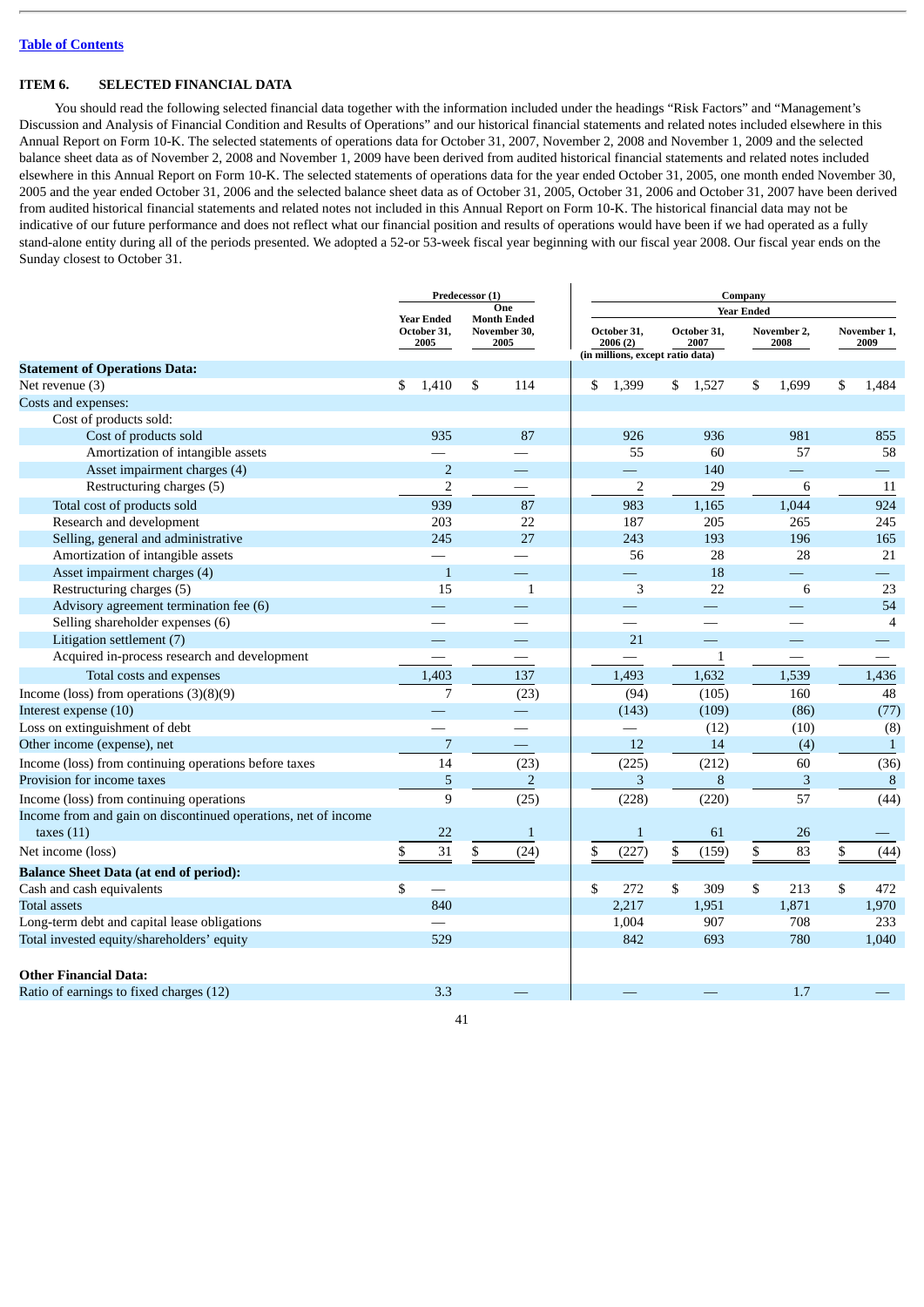[Table of Contents](#)

## ITEM 6. SELECTED FINANCIAL DATA

You should read the following selected financial data together with the information included under the headings "Risk Factors" and "Management's Discussion and Analysis of Financial Condition and Results of Operations" and our historical financial statements and related notes included elsewhere in this Annual Report on Form 10-K. The selected statements of operations data for October 31, 2007, November 2, 2008 and November 1, 2009 and the selected balance sheet data as of November 2, 2008 and November 1, 2009 have been derived from audited historical financial statements and related notes included elsewhere in this Annual Report on Form 10-K. The selected statements of operations data for the year ended October 31, 2005, one month ended November 30, 2005 and the year ended October 31, 2006 and the selected balance sheet data as of October 31, 2005, October 31, 2006 and October 31, 2007 have been derived from audited historical financial statements and related notes not included in this Annual Report on Form 10-K. The historical financial data may not be indicative of our future performance and does not reflect what our financial position and results of operations would have been if we had operated as a fully stand-alone entity during all of the periods presented. We adopted a 52-or 53-week fiscal year beginning with our fiscal year 2008. Our fiscal year ends on the Sunday closest to October 31.

| | Predecessor (1) | | Company | | | |
|---|---|---|---|---|---|---|
| | | | Year Ended | | | |
| | Year Ended October 31, 2005 | One Month Ended November 30, 2005 | October 31, 2006 (2) | October 31, 2007 | November 2, 2008 | November 1, 2009 |
| | | | (in millions, except ratio data) | | | |
| **Statement of Operations Data:** | | | | | | |
| Net revenue (3) | $ 1,410 | $ 114 | $ 1,399 | $ 1,527 | $ 1,699 | $ 1,484 |
| Costs and expenses: | | | | | | |
| Cost of products sold: | | | | | | |
| Cost of products sold | 935 | 87 | 926 | 936 | 981 | 855 |
| Amortization of intangible assets | — | — | 55 | 60 | 57 | 58 |
| Asset impairment charges (4) | 2 | — | — | 140 | — | — |
| Restructuring charges (5) | 2 | — | 2 | 29 | 6 | 11 |
| Total cost of products sold | 939 | 87 | 983 | 1,165 | 1,044 | 924 |
| Research and development | 203 | 22 | 187 | 205 | 265 | 245 |
| Selling, general and administrative | 245 | 27 | 243 | 193 | 196 | 165 |
| Amortization of intangible assets | — | — | 56 | 28 | 28 | 21 |
| Asset impairment charges (4) | 1 | — | — | 18 | — | — |
| Restructuring charges (5) | 15 | 1 | 3 | 22 | 6 | 23 |
| Advisory agreement termination fee (6) | — | — | — | — | — | 54 |
| Selling shareholder expenses (6) | — | — | — | — | — | 4 |
| Litigation settlement (7) | — | — | 21 | — | — | — |
| Acquired in-process research and development | — | — | — | 1 | — | — |
| Total costs and expenses | 1,403 | 137 | 1,493 | 1,632 | 1,539 | 1,436 |
| Income (loss) from operations (3)(8)(9) | 7 | (23) | (94) | (105) | 160 | 48 |
| Interest expense (10) | — | — | (143) | (109) | (86) | (77) |
| Loss on extinguishment of debt | — | — | — | (12) | (10) | (8) |
| Other income (expense), net | 7 | — | 12 | 14 | (4) | 1 |
| Income (loss) from continuing operations before taxes | 14 | (23) | (225) | (212) | 60 | (36) |
| Provision for income taxes | 5 | 2 | 3 | 8 | 3 | 8 |
| Income (loss) from continuing operations | 9 | (25) | (228) | (220) | 57 | (44) |
| Income from and gain on discontinued operations, net of income taxes (11) | 22 | 1 | 1 | 61 | 26 | — |
| Net income (loss) | $ 31 | $ (24) | $ (227) | $ (159) | $ 83 | $ (44) |
| **Balance Sheet Data (at end of period):** | | | | | | |
| Cash and cash equivalents | $ — | | $ 272 | $ 309 | $ 213 | $ 472 |
| Total assets | 840 | | 2,217 | 1,951 | 1,871 | 1,970 |
| Long-term debt and capital lease obligations | — | | 1,004 | 907 | 708 | 233 |
| Total invested equity/shareholders' equity | 529 | | 842 | 693 | 780 | 1,040 |
| **Other Financial Data:** | | | | | | |
| Ratio of earnings to fixed charges (12) | 3.3 | — | — | — | 1.7 | — |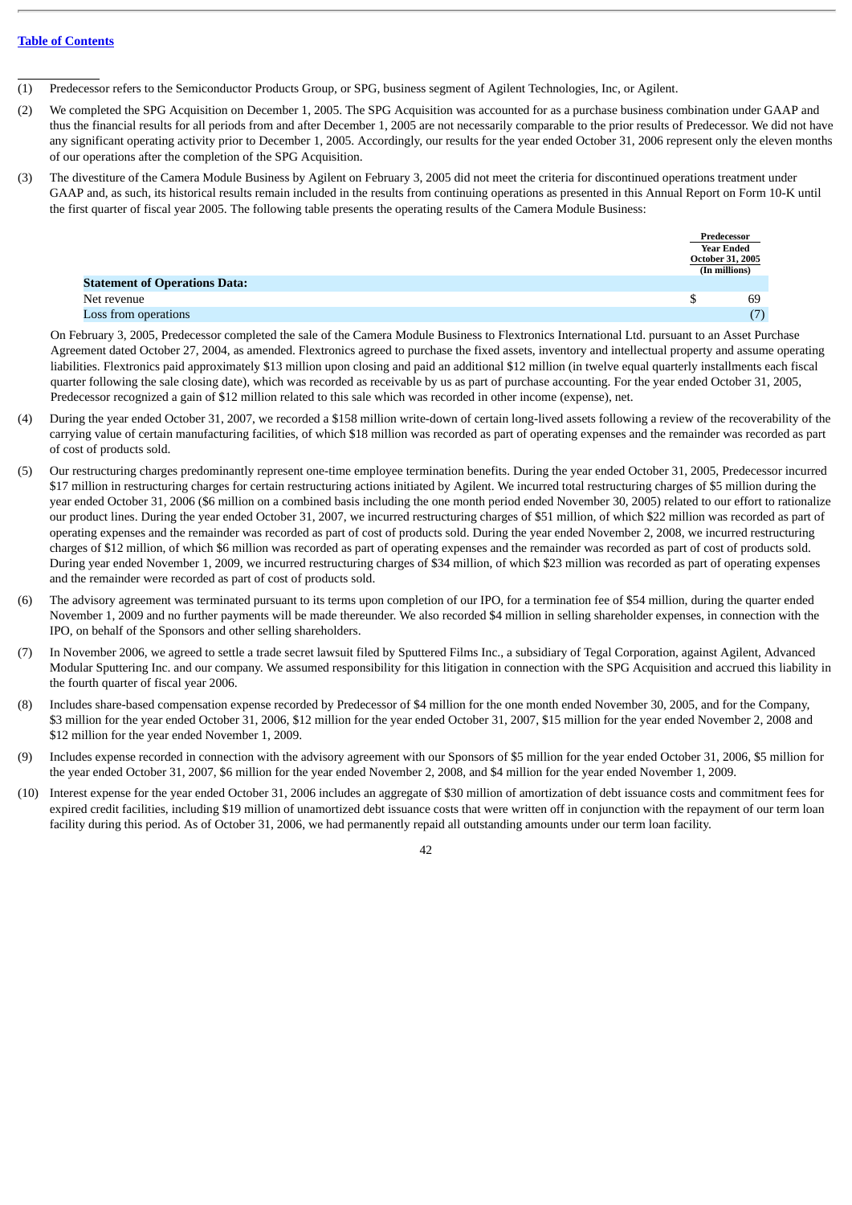[Table of Contents](#)

---

(1) Predecessor refers to the Semiconductor Products Group, or SPG, business segment of Agilent Technologies, Inc, or Agilent.

(2) We completed the SPG Acquisition on December 1, 2005. The SPG Acquisition was accounted for as a purchase business combination under GAAP and thus the financial results for all periods from and after December 1, 2005 are not necessarily comparable to the prior results of Predecessor. We did not have any significant operating activity prior to December 1, 2005. Accordingly, our results for the year ended October 31, 2006 represent only the eleven months of our operations after the completion of the SPG Acquisition.

(3) The divestiture of the Camera Module Business by Agilent on February 3, 2005 did not meet the criteria for discontinued operations treatment under GAAP and, as such, its historical results remain included in the results from continuing operations as presented in this Annual Report on Form 10-K until the first quarter of fiscal year 2005. The following table presents the operating results of the Camera Module Business:

| | Predecessor Year Ended October 31, 2005 (In millions) |
|---|---|
| **Statement of Operations Data:** | |
| Net revenue | $ 69 |
| Loss from operations | (7) |

On February 3, 2005, Predecessor completed the sale of the Camera Module Business to Flextronics International Ltd. pursuant to an Asset Purchase Agreement dated October 27, 2004, as amended. Flextronics agreed to purchase the fixed assets, inventory and intellectual property and assume operating liabilities. Flextronics paid approximately $13 million upon closing and paid an additional $12 million (in twelve equal quarterly installments each fiscal quarter following the sale closing date), which was recorded as receivable by us as part of purchase accounting. For the year ended October 31, 2005, Predecessor recognized a gain of $12 million related to this sale which was recorded in other income (expense), net.

(4) During the year ended October 31, 2007, we recorded a $158 million write-down of certain long-lived assets following a review of the recoverability of the carrying value of certain manufacturing facilities, of which $18 million was recorded as part of operating expenses and the remainder was recorded as part of cost of products sold.

(5) Our restructuring charges predominantly represent one-time employee termination benefits. During the year ended October 31, 2005, Predecessor incurred $17 million in restructuring charges for certain restructuring actions initiated by Agilent. We incurred total restructuring charges of $5 million during the year ended October 31, 2006 ($6 million on a combined basis including the one month period ended November 30, 2005) related to our effort to rationalize our product lines. During the year ended October 31, 2007, we incurred restructuring charges of $51 million, of which $22 million was recorded as part of operating expenses and the remainder was recorded as part of cost of products sold. During the year ended November 2, 2008, we incurred restructuring charges of $12 million, of which $6 million was recorded as part of operating expenses and the remainder was recorded as part of cost of products sold. During year ended November 1, 2009, we incurred restructuring charges of $34 million, of which $23 million was recorded as part of operating expenses and the remainder were recorded as part of cost of products sold.

(6) The advisory agreement was terminated pursuant to its terms upon completion of our IPO, for a termination fee of $54 million, during the quarter ended November 1, 2009 and no further payments will be made thereunder. We also recorded $4 million in selling shareholder expenses, in connection with the IPO, on behalf of the Sponsors and other selling shareholders.

(7) In November 2006, we agreed to settle a trade secret lawsuit filed by Sputtered Films Inc., a subsidiary of Tegal Corporation, against Agilent, Advanced Modular Sputtering Inc. and our company. We assumed responsibility for this litigation in connection with the SPG Acquisition and accrued this liability in the fourth quarter of fiscal year 2006.

(8) Includes share-based compensation expense recorded by Predecessor of $4 million for the one month ended November 30, 2005, and for the Company, $3 million for the year ended October 31, 2006, $12 million for the year ended October 31, 2007, $15 million for the year ended November 2, 2008 and $12 million for the year ended November 1, 2009.

(9) Includes expense recorded in connection with the advisory agreement with our Sponsors of $5 million for the year ended October 31, 2006, $5 million for the year ended October 31, 2007, $6 million for the year ended November 2, 2008, and $4 million for the year ended November 1, 2009.

(10) Interest expense for the year ended October 31, 2006 includes an aggregate of $30 million of amortization of debt issuance costs and commitment fees for expired credit facilities, including $19 million of unamortized debt issuance costs that were written off in conjunction with the repayment of our term loan facility during this period. As of October 31, 2006, we had permanently repaid all outstanding amounts under our term loan facility.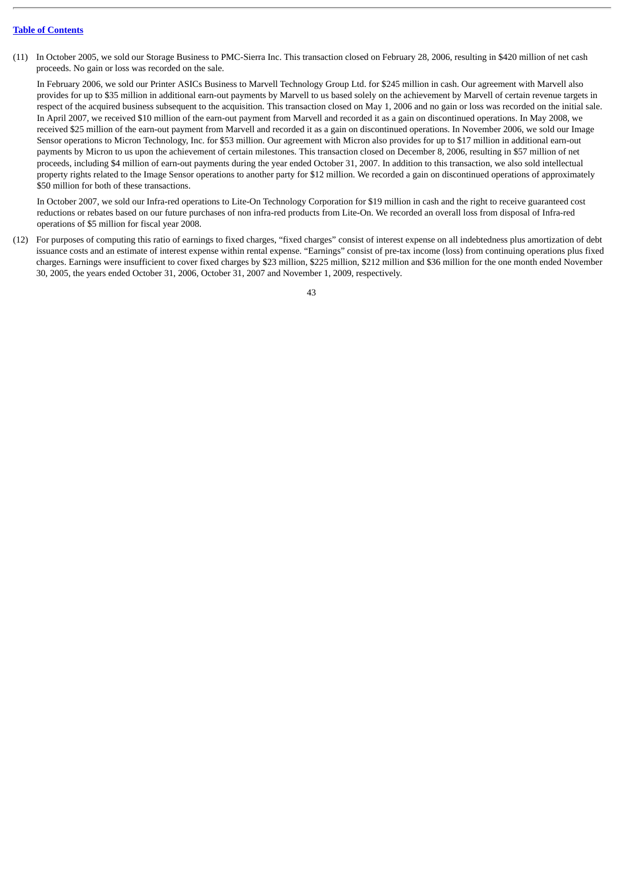[Table of Contents](#)

(11) In October 2005, we sold our Storage Business to PMC-Sierra Inc. This transaction closed on February 28, 2006, resulting in $420 million of net cash proceeds. No gain or loss was recorded on the sale.

In February 2006, we sold our Printer ASICs Business to Marvell Technology Group Ltd. for $245 million in cash. Our agreement with Marvell also provides for up to $35 million in additional earn-out payments by Marvell to us based solely on the achievement by Marvell of certain revenue targets in respect of the acquired business subsequent to the acquisition. This transaction closed on May 1, 2006 and no gain or loss was recorded on the initial sale. In April 2007, we received $10 million of the earn-out payment from Marvell and recorded it as a gain on discontinued operations. In May 2008, we received $25 million of the earn-out payment from Marvell and recorded it as a gain on discontinued operations. In November 2006, we sold our Image Sensor operations to Micron Technology, Inc. for $53 million. Our agreement with Micron also provides for up to $17 million in additional earn-out payments by Micron to us upon the achievement of certain milestones. This transaction closed on December 8, 2006, resulting in $57 million of net proceeds, including $4 million of earn-out payments during the year ended October 31, 2007. In addition to this transaction, we also sold intellectual property rights related to the Image Sensor operations to another party for $12 million. We recorded a gain on discontinued operations of approximately $50 million for both of these transactions.

In October 2007, we sold our Infra-red operations to Lite-On Technology Corporation for $19 million in cash and the right to receive guaranteed cost reductions or rebates based on our future purchases of non infra-red products from Lite-On. We recorded an overall loss from disposal of Infra-red operations of $5 million for fiscal year 2008.

(12) For purposes of computing this ratio of earnings to fixed charges, "fixed charges" consist of interest expense on all indebtedness plus amortization of debt issuance costs and an estimate of interest expense within rental expense. "Earnings" consist of pre-tax income (loss) from continuing operations plus fixed charges. Earnings were insufficient to cover fixed charges by $23 million, $225 million, $212 million and $36 million for the one month ended November 30, 2005, the years ended October 31, 2006, October 31, 2007 and November 1, 2009, respectively.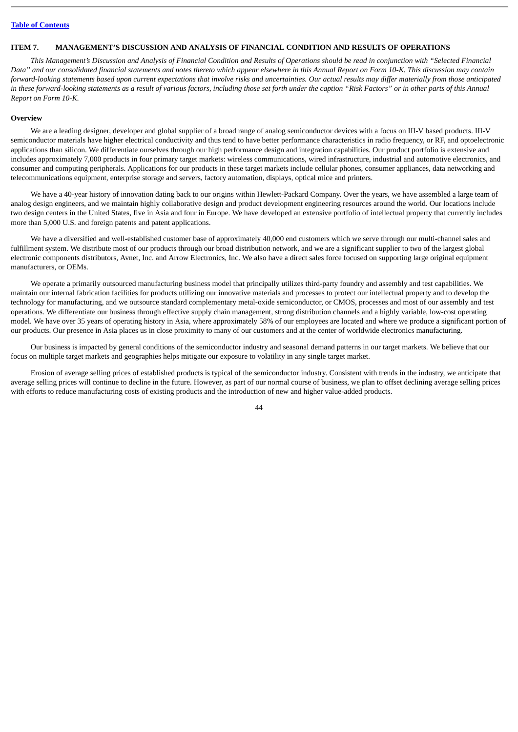## ITEM 7. MANAGEMENT'S DISCUSSION AND ANALYSIS OF FINANCIAL CONDITION AND RESULTS OF OPERATIONS

*This Management's Discussion and Analysis of Financial Condition and Results of Operations should be read in conjunction with "Selected Financial Data" and our consolidated financial statements and notes thereto which appear elsewhere in this Annual Report on Form 10-K. This discussion may contain forward-looking statements based upon current expectations that involve risks and uncertainties. Our actual results may differ materially from those anticipated in these forward-looking statements as a result of various factors, including those set forth under the caption "Risk Factors" or in other parts of this Annual Report on Form 10-K.*

### Overview

We are a leading designer, developer and global supplier of a broad range of analog semiconductor devices with a focus on III-V based products. III-V semiconductor materials have higher electrical conductivity and thus tend to have better performance characteristics in radio frequency, or RF, and optoelectronic applications than silicon. We differentiate ourselves through our high performance design and integration capabilities. Our product portfolio is extensive and includes approximately 7,000 products in four primary target markets: wireless communications, wired infrastructure, industrial and automotive electronics, and consumer and computing peripherals. Applications for our products in these target markets include cellular phones, consumer appliances, data networking and telecommunications equipment, enterprise storage and servers, factory automation, displays, optical mice and printers.

We have a 40-year history of innovation dating back to our origins within Hewlett-Packard Company. Over the years, we have assembled a large team of analog design engineers, and we maintain highly collaborative design and product development engineering resources around the world. Our locations include two design centers in the United States, five in Asia and four in Europe. We have developed an extensive portfolio of intellectual property that currently includes more than 5,000 U.S. and foreign patents and patent applications.

We have a diversified and well-established customer base of approximately 40,000 end customers which we serve through our multi-channel sales and fulfillment system. We distribute most of our products through our broad distribution network, and we are a significant supplier to two of the largest global electronic components distributors, Avnet, Inc. and Arrow Electronics, Inc. We also have a direct sales force focused on supporting large original equipment manufacturers, or OEMs.

We operate a primarily outsourced manufacturing business model that principally utilizes third-party foundry and assembly and test capabilities. We maintain our internal fabrication facilities for products utilizing our innovative materials and processes to protect our intellectual property and to develop the technology for manufacturing, and we outsource standard complementary metal-oxide semiconductor, or CMOS, processes and most of our assembly and test operations. We differentiate our business through effective supply chain management, strong distribution channels and a highly variable, low-cost operating model. We have over 35 years of operating history in Asia, where approximately 58% of our employees are located and where we produce a significant portion of our products. Our presence in Asia places us in close proximity to many of our customers and at the center of worldwide electronics manufacturing.

Our business is impacted by general conditions of the semiconductor industry and seasonal demand patterns in our target markets. We believe that our focus on multiple target markets and geographies helps mitigate our exposure to volatility in any single target market.

Erosion of average selling prices of established products is typical of the semiconductor industry. Consistent with trends in the industry, we anticipate that average selling prices will continue to decline in the future. However, as part of our normal course of business, we plan to offset declining average selling prices with efforts to reduce manufacturing costs of existing products and the introduction of new and higher value-added products.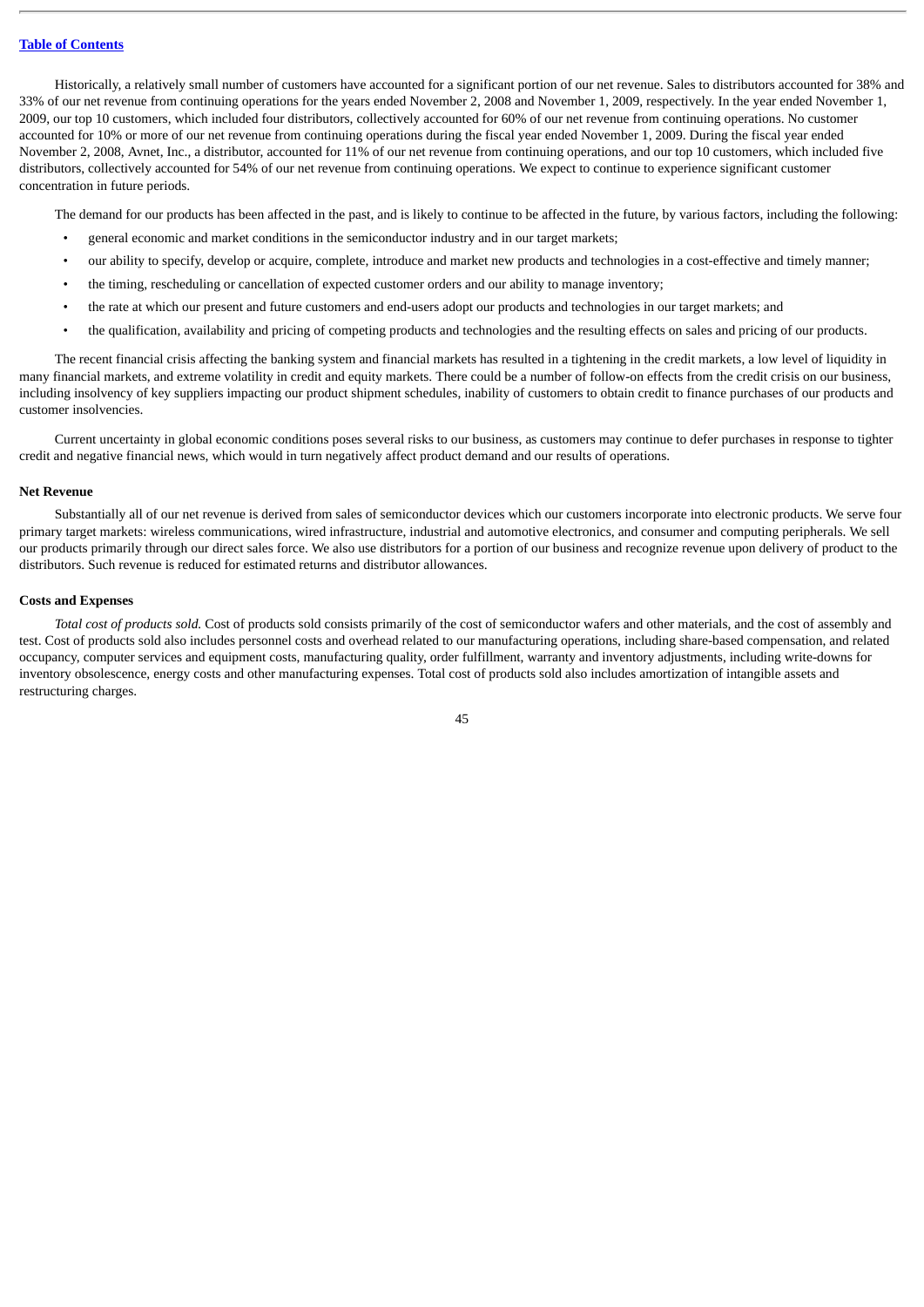Historically, a relatively small number of customers have accounted for a significant portion of our net revenue. Sales to distributors accounted for 38% and 33% of our net revenue from continuing operations for the years ended November 2, 2008 and November 1, 2009, respectively. In the year ended November 1, 2009, our top 10 customers, which included four distributors, collectively accounted for 60% of our net revenue from continuing operations. No customer accounted for 10% or more of our net revenue from continuing operations during the fiscal year ended November 1, 2009. During the fiscal year ended November 2, 2008, Avnet, Inc., a distributor, accounted for 11% of our net revenue from continuing operations, and our top 10 customers, which included five distributors, collectively accounted for 54% of our net revenue from continuing operations. We expect to continue to experience significant customer concentration in future periods.

The demand for our products has been affected in the past, and is likely to continue to be affected in the future, by various factors, including the following:

- general economic and market conditions in the semiconductor industry and in our target markets;
- our ability to specify, develop or acquire, complete, introduce and market new products and technologies in a cost-effective and timely manner;
- the timing, rescheduling or cancellation of expected customer orders and our ability to manage inventory;
- the rate at which our present and future customers and end-users adopt our products and technologies in our target markets; and
- the qualification, availability and pricing of competing products and technologies and the resulting effects on sales and pricing of our products.

The recent financial crisis affecting the banking system and financial markets has resulted in a tightening in the credit markets, a low level of liquidity in many financial markets, and extreme volatility in credit and equity markets. There could be a number of follow-on effects from the credit crisis on our business, including insolvency of key suppliers impacting our product shipment schedules, inability of customers to obtain credit to finance purchases of our products and customer insolvencies.

Current uncertainty in global economic conditions poses several risks to our business, as customers may continue to defer purchases in response to tighter credit and negative financial news, which would in turn negatively affect product demand and our results of operations.

#### Net Revenue

Substantially all of our net revenue is derived from sales of semiconductor devices which our customers incorporate into electronic products. We serve four primary target markets: wireless communications, wired infrastructure, industrial and automotive electronics, and consumer and computing peripherals. We sell our products primarily through our direct sales force. We also use distributors for a portion of our business and recognize revenue upon delivery of product to the distributors. Such revenue is reduced for estimated returns and distributor allowances.

#### Costs and Expenses

*Total cost of products sold.* Cost of products sold consists primarily of the cost of semiconductor wafers and other materials, and the cost of assembly and test. Cost of products sold also includes personnel costs and overhead related to our manufacturing operations, including share-based compensation, and related occupancy, computer services and equipment costs, manufacturing quality, order fulfillment, warranty and inventory adjustments, including write-downs for inventory obsolescence, energy costs and other manufacturing expenses. Total cost of products sold also includes amortization of intangible assets and restructuring charges.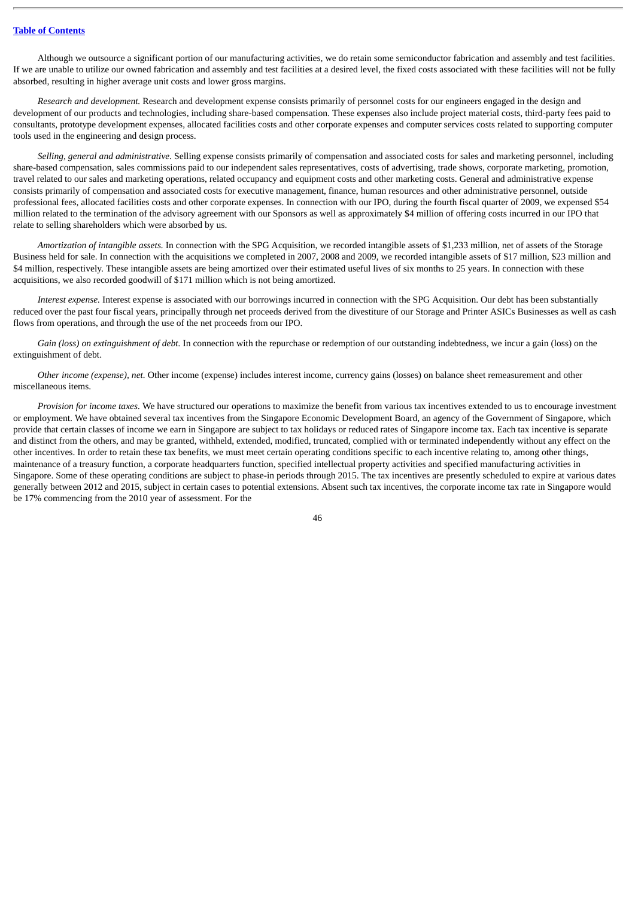Although we outsource a significant portion of our manufacturing activities, we do retain some semiconductor fabrication and assembly and test facilities. If we are unable to utilize our owned fabrication and assembly and test facilities at a desired level, the fixed costs associated with these facilities will not be fully absorbed, resulting in higher average unit costs and lower gross margins.

*Research and development.* Research and development expense consists primarily of personnel costs for our engineers engaged in the design and development of our products and technologies, including share-based compensation. These expenses also include project material costs, third-party fees paid to consultants, prototype development expenses, allocated facilities costs and other corporate expenses and computer services costs related to supporting computer tools used in the engineering and design process.

*Selling, general and administrative.* Selling expense consists primarily of compensation and associated costs for sales and marketing personnel, including share-based compensation, sales commissions paid to our independent sales representatives, costs of advertising, trade shows, corporate marketing, promotion, travel related to our sales and marketing operations, related occupancy and equipment costs and other marketing costs. General and administrative expense consists primarily of compensation and associated costs for executive management, finance, human resources and other administrative personnel, outside professional fees, allocated facilities costs and other corporate expenses. In connection with our IPO, during the fourth fiscal quarter of 2009, we expensed $54 million related to the termination of the advisory agreement with our Sponsors as well as approximately $4 million of offering costs incurred in our IPO that relate to selling shareholders which were absorbed by us.

*Amortization of intangible assets.* In connection with the SPG Acquisition, we recorded intangible assets of $1,233 million, net of assets of the Storage Business held for sale. In connection with the acquisitions we completed in 2007, 2008 and 2009, we recorded intangible assets of $17 million, $23 million and $4 million, respectively. These intangible assets are being amortized over their estimated useful lives of six months to 25 years. In connection with these acquisitions, we also recorded goodwill of $171 million which is not being amortized.

*Interest expense.* Interest expense is associated with our borrowings incurred in connection with the SPG Acquisition. Our debt has been substantially reduced over the past four fiscal years, principally through net proceeds derived from the divestiture of our Storage and Printer ASICs Businesses as well as cash flows from operations, and through the use of the net proceeds from our IPO.

*Gain (loss) on extinguishment of debt.* In connection with the repurchase or redemption of our outstanding indebtedness, we incur a gain (loss) on the extinguishment of debt.

*Other income (expense), net.* Other income (expense) includes interest income, currency gains (losses) on balance sheet remeasurement and other miscellaneous items.

*Provision for income taxes.* We have structured our operations to maximize the benefit from various tax incentives extended to us to encourage investment or employment. We have obtained several tax incentives from the Singapore Economic Development Board, an agency of the Government of Singapore, which provide that certain classes of income we earn in Singapore are subject to tax holidays or reduced rates of Singapore income tax. Each tax incentive is separate and distinct from the others, and may be granted, withheld, extended, modified, truncated, complied with or terminated independently without any effect on the other incentives. In order to retain these tax benefits, we must meet certain operating conditions specific to each incentive relating to, among other things, maintenance of a treasury function, a corporate headquarters function, specified intellectual property activities and specified manufacturing activities in Singapore. Some of these operating conditions are subject to phase-in periods through 2015. The tax incentives are presently scheduled to expire at various dates generally between 2012 and 2015, subject in certain cases to potential extensions. Absent such tax incentives, the corporate income tax rate in Singapore would be 17% commencing from the 2010 year of assessment. For the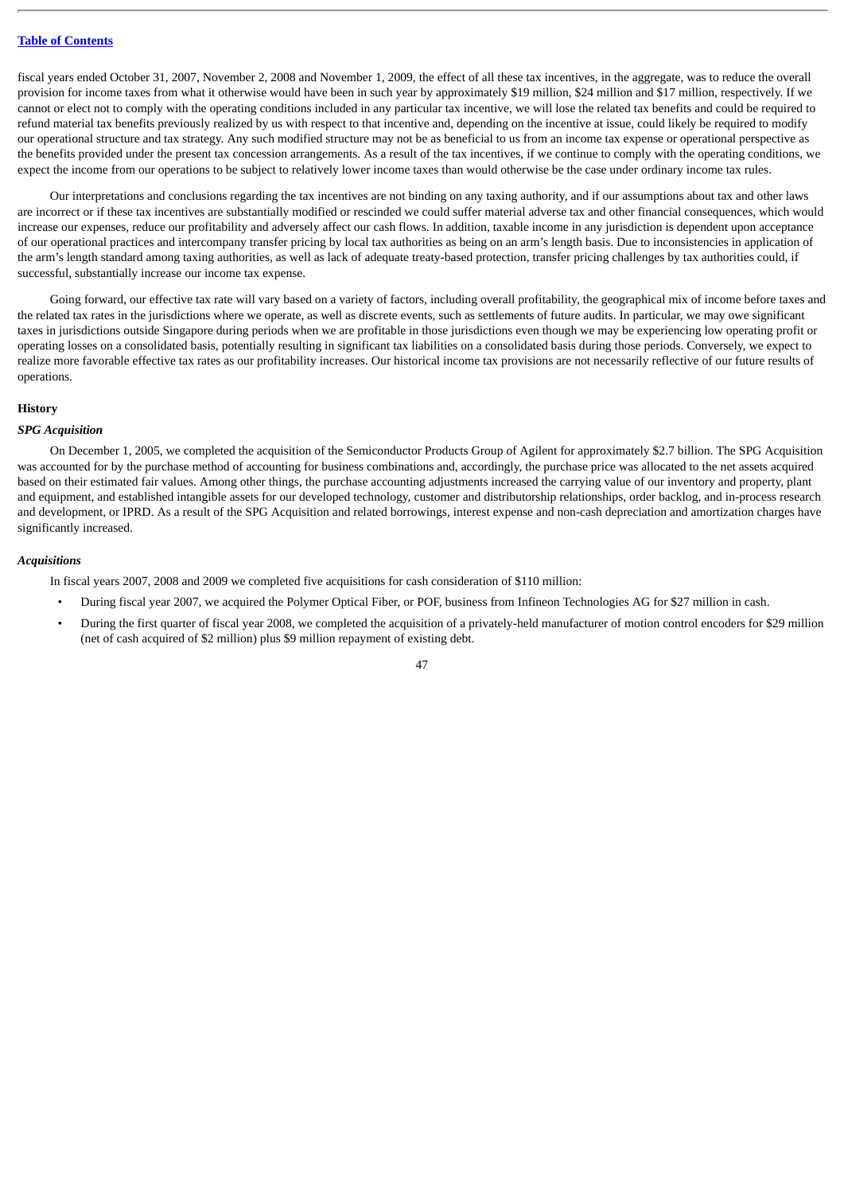fiscal years ended October 31, 2007, November 2, 2008 and November 1, 2009, the effect of all these tax incentives, in the aggregate, was to reduce the overall provision for income taxes from what it otherwise would have been in such year by approximately $19 million, $24 million and $17 million, respectively. If we cannot or elect not to comply with the operating conditions included in any particular tax incentive, we will lose the related tax benefits and could be required to refund material tax benefits previously realized by us with respect to that incentive and, depending on the incentive at issue, could likely be required to modify our operational structure and tax strategy. Any such modified structure may not be as beneficial to us from an income tax expense or operational perspective as the benefits provided under the present tax concession arrangements. As a result of the tax incentives, if we continue to comply with the operating conditions, we expect the income from our operations to be subject to relatively lower income taxes than would otherwise be the case under ordinary income tax rules.

Our interpretations and conclusions regarding the tax incentives are not binding on any taxing authority, and if our assumptions about tax and other laws are incorrect or if these tax incentives are substantially modified or rescinded we could suffer material adverse tax and other financial consequences, which would increase our expenses, reduce our profitability and adversely affect our cash flows. In addition, taxable income in any jurisdiction is dependent upon acceptance of our operational practices and intercompany transfer pricing by local tax authorities as being on an arm's length basis. Due to inconsistencies in application of the arm's length standard among taxing authorities, as well as lack of adequate treaty-based protection, transfer pricing challenges by tax authorities could, if successful, substantially increase our income tax expense.

Going forward, our effective tax rate will vary based on a variety of factors, including overall profitability, the geographical mix of income before taxes and the related tax rates in the jurisdictions where we operate, as well as discrete events, such as settlements of future audits. In particular, we may owe significant taxes in jurisdictions outside Singapore during periods when we are profitable in those jurisdictions even though we may be experiencing low operating profit or operating losses on a consolidated basis, potentially resulting in significant tax liabilities on a consolidated basis during those periods. Conversely, we expect to realize more favorable effective tax rates as our profitability increases. Our historical income tax provisions are not necessarily reflective of our future results of operations.

**History**

***SPG Acquisition***

On December 1, 2005, we completed the acquisition of the Semiconductor Products Group of Agilent for approximately $2.7 billion. The SPG Acquisition was accounted for by the purchase method of accounting for business combinations and, accordingly, the purchase price was allocated to the net assets acquired based on their estimated fair values. Among other things, the purchase accounting adjustments increased the carrying value of our inventory and property, plant and equipment, and established intangible assets for our developed technology, customer and distributorship relationships, order backlog, and in-process research and development, or IPRD. As a result of the SPG Acquisition and related borrowings, interest expense and non-cash depreciation and amortization charges have significantly increased.

***Acquisitions***

In fiscal years 2007, 2008 and 2009 we completed five acquisitions for cash consideration of $110 million:

- During fiscal year 2007, we acquired the Polymer Optical Fiber, or POF, business from Infineon Technologies AG for $27 million in cash.
- During the first quarter of fiscal year 2008, we completed the acquisition of a privately-held manufacturer of motion control encoders for $29 million (net of cash acquired of $2 million) plus $9 million repayment of existing debt.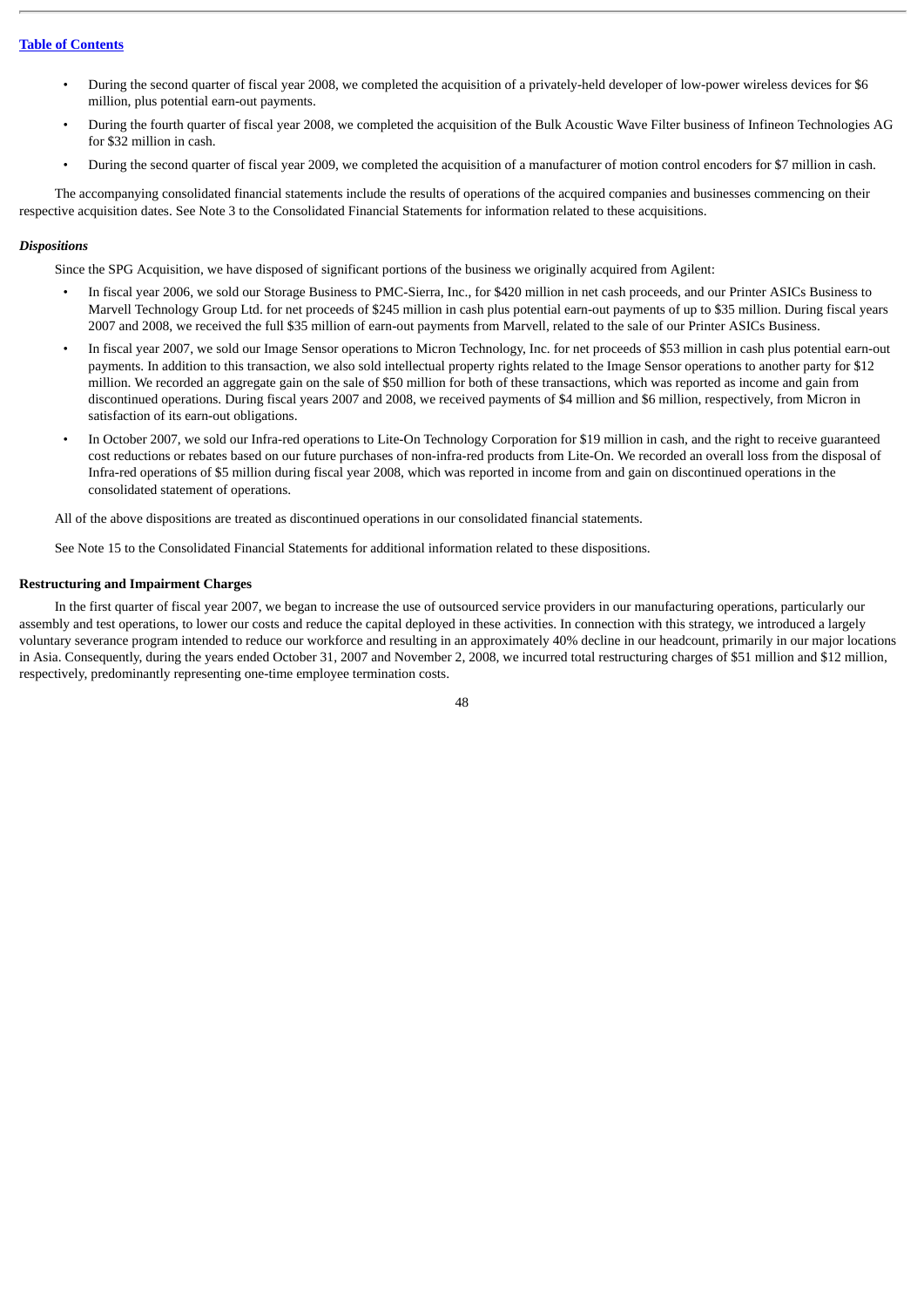- During the second quarter of fiscal year 2008, we completed the acquisition of a privately-held developer of low-power wireless devices for $6 million, plus potential earn-out payments.
- During the fourth quarter of fiscal year 2008, we completed the acquisition of the Bulk Acoustic Wave Filter business of Infineon Technologies AG for $32 million in cash.
- During the second quarter of fiscal year 2009, we completed the acquisition of a manufacturer of motion control encoders for $7 million in cash.

The accompanying consolidated financial statements include the results of operations of the acquired companies and businesses commencing on their respective acquisition dates. See Note 3 to the Consolidated Financial Statements for information related to these acquisitions.

*Dispositions*

Since the SPG Acquisition, we have disposed of significant portions of the business we originally acquired from Agilent:

- In fiscal year 2006, we sold our Storage Business to PMC-Sierra, Inc., for $420 million in net cash proceeds, and our Printer ASICs Business to Marvell Technology Group Ltd. for net proceeds of $245 million in cash plus potential earn-out payments of up to $35 million. During fiscal years 2007 and 2008, we received the full $35 million of earn-out payments from Marvell, related to the sale of our Printer ASICs Business.
- In fiscal year 2007, we sold our Image Sensor operations to Micron Technology, Inc. for net proceeds of $53 million in cash plus potential earn-out payments. In addition to this transaction, we also sold intellectual property rights related to the Image Sensor operations to another party for $12 million. We recorded an aggregate gain on the sale of $50 million for both of these transactions, which was reported as income and gain from discontinued operations. During fiscal years 2007 and 2008, we received payments of $4 million and $6 million, respectively, from Micron in satisfaction of its earn-out obligations.
- In October 2007, we sold our Infra-red operations to Lite-On Technology Corporation for $19 million in cash, and the right to receive guaranteed cost reductions or rebates based on our future purchases of non-infra-red products from Lite-On. We recorded an overall loss from the disposal of Infra-red operations of $5 million during fiscal year 2008, which was reported in income from and gain on discontinued operations in the consolidated statement of operations.

All of the above dispositions are treated as discontinued operations in our consolidated financial statements.

See Note 15 to the Consolidated Financial Statements for additional information related to these dispositions.

**Restructuring and Impairment Charges**

In the first quarter of fiscal year 2007, we began to increase the use of outsourced service providers in our manufacturing operations, particularly our assembly and test operations, to lower our costs and reduce the capital deployed in these activities. In connection with this strategy, we introduced a largely voluntary severance program intended to reduce our workforce and resulting in an approximately 40% decline in our headcount, primarily in our major locations in Asia. Consequently, during the years ended October 31, 2007 and November 2, 2008, we incurred total restructuring charges of $51 million and $12 million, respectively, predominantly representing one-time employee termination costs.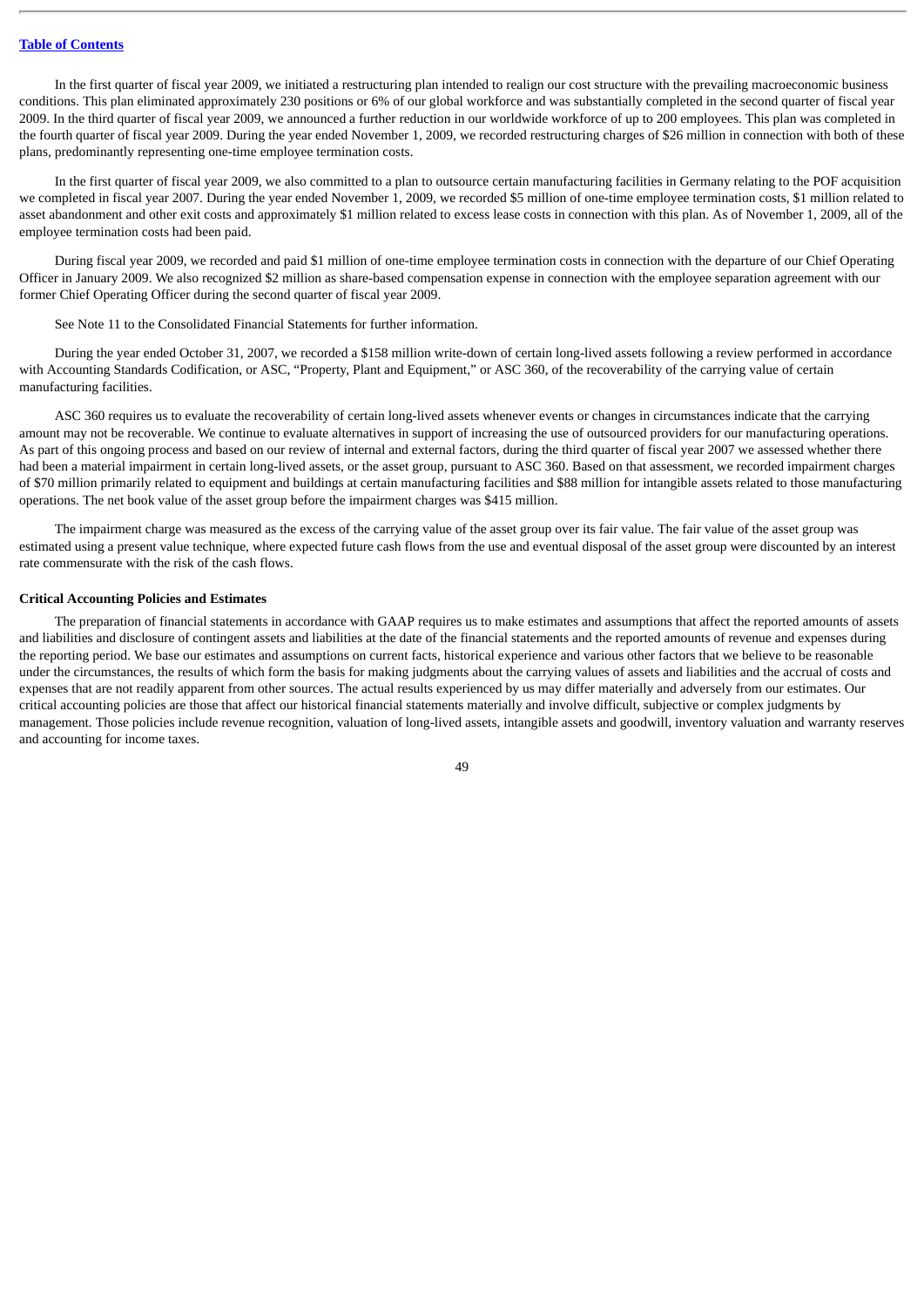In the first quarter of fiscal year 2009, we initiated a restructuring plan intended to realign our cost structure with the prevailing macroeconomic business conditions. This plan eliminated approximately 230 positions or 6% of our global workforce and was substantially completed in the second quarter of fiscal year 2009. In the third quarter of fiscal year 2009, we announced a further reduction in our worldwide workforce of up to 200 employees. This plan was completed in the fourth quarter of fiscal year 2009. During the year ended November 1, 2009, we recorded restructuring charges of $26 million in connection with both of these plans, predominantly representing one-time employee termination costs.

In the first quarter of fiscal year 2009, we also committed to a plan to outsource certain manufacturing facilities in Germany relating to the POF acquisition we completed in fiscal year 2007. During the year ended November 1, 2009, we recorded $5 million of one-time employee termination costs, $1 million related to asset abandonment and other exit costs and approximately $1 million related to excess lease costs in connection with this plan. As of November 1, 2009, all of the employee termination costs had been paid.

During fiscal year 2009, we recorded and paid $1 million of one-time employee termination costs in connection with the departure of our Chief Operating Officer in January 2009. We also recognized $2 million as share-based compensation expense in connection with the employee separation agreement with our former Chief Operating Officer during the second quarter of fiscal year 2009.

See Note 11 to the Consolidated Financial Statements for further information.

During the year ended October 31, 2007, we recorded a $158 million write-down of certain long-lived assets following a review performed in accordance with Accounting Standards Codification, or ASC, "Property, Plant and Equipment," or ASC 360, of the recoverability of the carrying value of certain manufacturing facilities.

ASC 360 requires us to evaluate the recoverability of certain long-lived assets whenever events or changes in circumstances indicate that the carrying amount may not be recoverable. We continue to evaluate alternatives in support of increasing the use of outsourced providers for our manufacturing operations. As part of this ongoing process and based on our review of internal and external factors, during the third quarter of fiscal year 2007 we assessed whether there had been a material impairment in certain long-lived assets, or the asset group, pursuant to ASC 360. Based on that assessment, we recorded impairment charges of $70 million primarily related to equipment and buildings at certain manufacturing facilities and $88 million for intangible assets related to those manufacturing operations. The net book value of the asset group before the impairment charges was $415 million.

The impairment charge was measured as the excess of the carrying value of the asset group over its fair value. The fair value of the asset group was estimated using a present value technique, where expected future cash flows from the use and eventual disposal of the asset group were discounted by an interest rate commensurate with the risk of the cash flows.

**Critical Accounting Policies and Estimates**

The preparation of financial statements in accordance with GAAP requires us to make estimates and assumptions that affect the reported amounts of assets and liabilities and disclosure of contingent assets and liabilities at the date of the financial statements and the reported amounts of revenue and expenses during the reporting period. We base our estimates and assumptions on current facts, historical experience and various other factors that we believe to be reasonable under the circumstances, the results of which form the basis for making judgments about the carrying values of assets and liabilities and the accrual of costs and expenses that are not readily apparent from other sources. The actual results experienced by us may differ materially and adversely from our estimates. Our critical accounting policies are those that affect our historical financial statements materially and involve difficult, subjective or complex judgments by management. Those policies include revenue recognition, valuation of long-lived assets, intangible assets and goodwill, inventory valuation and warranty reserves and accounting for income taxes.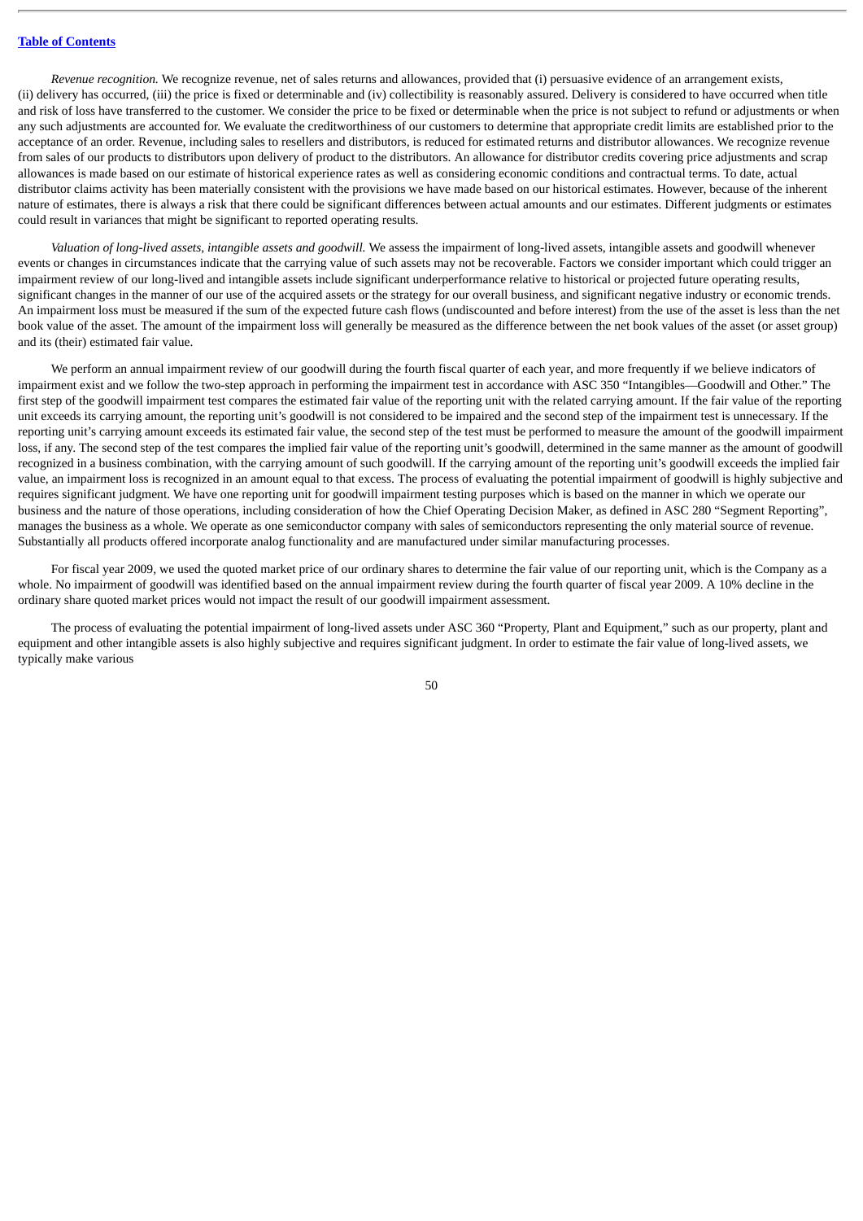*Revenue recognition.* We recognize revenue, net of sales returns and allowances, provided that (i) persuasive evidence of an arrangement exists, (ii) delivery has occurred, (iii) the price is fixed or determinable and (iv) collectibility is reasonably assured. Delivery is considered to have occurred when title and risk of loss have transferred to the customer. We consider the price to be fixed or determinable when the price is not subject to refund or adjustments or when any such adjustments are accounted for. We evaluate the creditworthiness of our customers to determine that appropriate credit limits are established prior to the acceptance of an order. Revenue, including sales to resellers and distributors, is reduced for estimated returns and distributor allowances. We recognize revenue from sales of our products to distributors upon delivery of product to the distributors. An allowance for distributor credits covering price adjustments and scrap allowances is made based on our estimate of historical experience rates as well as considering economic conditions and contractual terms. To date, actual distributor claims activity has been materially consistent with the provisions we have made based on our historical estimates. However, because of the inherent nature of estimates, there is always a risk that there could be significant differences between actual amounts and our estimates. Different judgments or estimates could result in variances that might be significant to reported operating results.

*Valuation of long-lived assets, intangible assets and goodwill.* We assess the impairment of long-lived assets, intangible assets and goodwill whenever events or changes in circumstances indicate that the carrying value of such assets may not be recoverable. Factors we consider important which could trigger an impairment review of our long-lived and intangible assets include significant underperformance relative to historical or projected future operating results, significant changes in the manner of our use of the acquired assets or the strategy for our overall business, and significant negative industry or economic trends. An impairment loss must be measured if the sum of the expected future cash flows (undiscounted and before interest) from the use of the asset is less than the net book value of the asset. The amount of the impairment loss will generally be measured as the difference between the net book values of the asset (or asset group) and its (their) estimated fair value.

We perform an annual impairment review of our goodwill during the fourth fiscal quarter of each year, and more frequently if we believe indicators of impairment exist and we follow the two-step approach in performing the impairment test in accordance with ASC 350 "Intangibles—Goodwill and Other." The first step of the goodwill impairment test compares the estimated fair value of the reporting unit with the related carrying amount. If the fair value of the reporting unit exceeds its carrying amount, the reporting unit's goodwill is not considered to be impaired and the second step of the impairment test is unnecessary. If the reporting unit's carrying amount exceeds its estimated fair value, the second step of the test must be performed to measure the amount of the goodwill impairment loss, if any. The second step of the test compares the implied fair value of the reporting unit's goodwill, determined in the same manner as the amount of goodwill recognized in a business combination, with the carrying amount of such goodwill. If the carrying amount of the reporting unit's goodwill exceeds the implied fair value, an impairment loss is recognized in an amount equal to that excess. The process of evaluating the potential impairment of goodwill is highly subjective and requires significant judgment. We have one reporting unit for goodwill impairment testing purposes which is based on the manner in which we operate our business and the nature of those operations, including consideration of how the Chief Operating Decision Maker, as defined in ASC 280 "Segment Reporting", manages the business as a whole. We operate as one semiconductor company with sales of semiconductors representing the only material source of revenue. Substantially all products offered incorporate analog functionality and are manufactured under similar manufacturing processes.

For fiscal year 2009, we used the quoted market price of our ordinary shares to determine the fair value of our reporting unit, which is the Company as a whole. No impairment of goodwill was identified based on the annual impairment review during the fourth quarter of fiscal year 2009. A 10% decline in the ordinary share quoted market prices would not impact the result of our goodwill impairment assessment.

The process of evaluating the potential impairment of long-lived assets under ASC 360 "Property, Plant and Equipment," such as our property, plant and equipment and other intangible assets is also highly subjective and requires significant judgment. In order to estimate the fair value of long-lived assets, we typically make various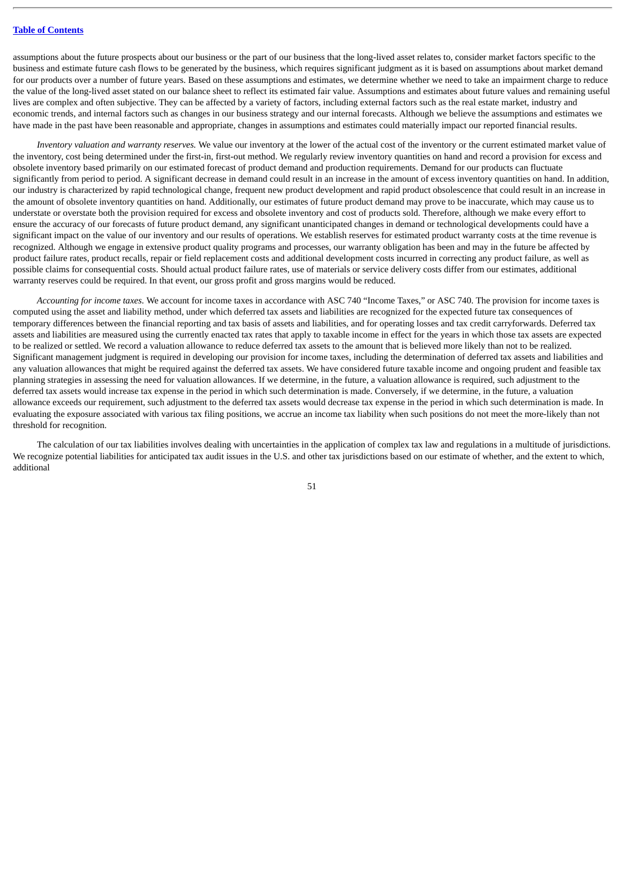assumptions about the future prospects about our business or the part of our business that the long-lived asset relates to, consider market factors specific to the business and estimate future cash flows to be generated by the business, which requires significant judgment as it is based on assumptions about market demand for our products over a number of future years. Based on these assumptions and estimates, we determine whether we need to take an impairment charge to reduce the value of the long-lived asset stated on our balance sheet to reflect its estimated fair value. Assumptions and estimates about future values and remaining useful lives are complex and often subjective. They can be affected by a variety of factors, including external factors such as the real estate market, industry and economic trends, and internal factors such as changes in our business strategy and our internal forecasts. Although we believe the assumptions and estimates we have made in the past have been reasonable and appropriate, changes in assumptions and estimates could materially impact our reported financial results.

*Inventory valuation and warranty reserves.* We value our inventory at the lower of the actual cost of the inventory or the current estimated market value of the inventory, cost being determined under the first-in, first-out method. We regularly review inventory quantities on hand and record a provision for excess and obsolete inventory based primarily on our estimated forecast of product demand and production requirements. Demand for our products can fluctuate significantly from period to period. A significant decrease in demand could result in an increase in the amount of excess inventory quantities on hand. In addition, our industry is characterized by rapid technological change, frequent new product development and rapid product obsolescence that could result in an increase in the amount of obsolete inventory quantities on hand. Additionally, our estimates of future product demand may prove to be inaccurate, which may cause us to understate or overstate both the provision required for excess and obsolete inventory and cost of products sold. Therefore, although we make every effort to ensure the accuracy of our forecasts of future product demand, any significant unanticipated changes in demand or technological developments could have a significant impact on the value of our inventory and our results of operations. We establish reserves for estimated product warranty costs at the time revenue is recognized. Although we engage in extensive product quality programs and processes, our warranty obligation has been and may in the future be affected by product failure rates, product recalls, repair or field replacement costs and additional development costs incurred in correcting any product failure, as well as possible claims for consequential costs. Should actual product failure rates, use of materials or service delivery costs differ from our estimates, additional warranty reserves could be required. In that event, our gross profit and gross margins would be reduced.

*Accounting for income taxes.* We account for income taxes in accordance with ASC 740 "Income Taxes," or ASC 740. The provision for income taxes is computed using the asset and liability method, under which deferred tax assets and liabilities are recognized for the expected future tax consequences of temporary differences between the financial reporting and tax basis of assets and liabilities, and for operating losses and tax credit carryforwards. Deferred tax assets and liabilities are measured using the currently enacted tax rates that apply to taxable income in effect for the years in which those tax assets are expected to be realized or settled. We record a valuation allowance to reduce deferred tax assets to the amount that is believed more likely than not to be realized. Significant management judgment is required in developing our provision for income taxes, including the determination of deferred tax assets and liabilities and any valuation allowances that might be required against the deferred tax assets. We have considered future taxable income and ongoing prudent and feasible tax planning strategies in assessing the need for valuation allowances. If we determine, in the future, a valuation allowance is required, such adjustment to the deferred tax assets would increase tax expense in the period in which such determination is made. Conversely, if we determine, in the future, a valuation allowance exceeds our requirement, such adjustment to the deferred tax assets would decrease tax expense in the period in which such determination is made. In evaluating the exposure associated with various tax filing positions, we accrue an income tax liability when such positions do not meet the more-likely than not threshold for recognition.

The calculation of our tax liabilities involves dealing with uncertainties in the application of complex tax law and regulations in a multitude of jurisdictions. We recognize potential liabilities for anticipated tax audit issues in the U.S. and other tax jurisdictions based on our estimate of whether, and the extent to which, additional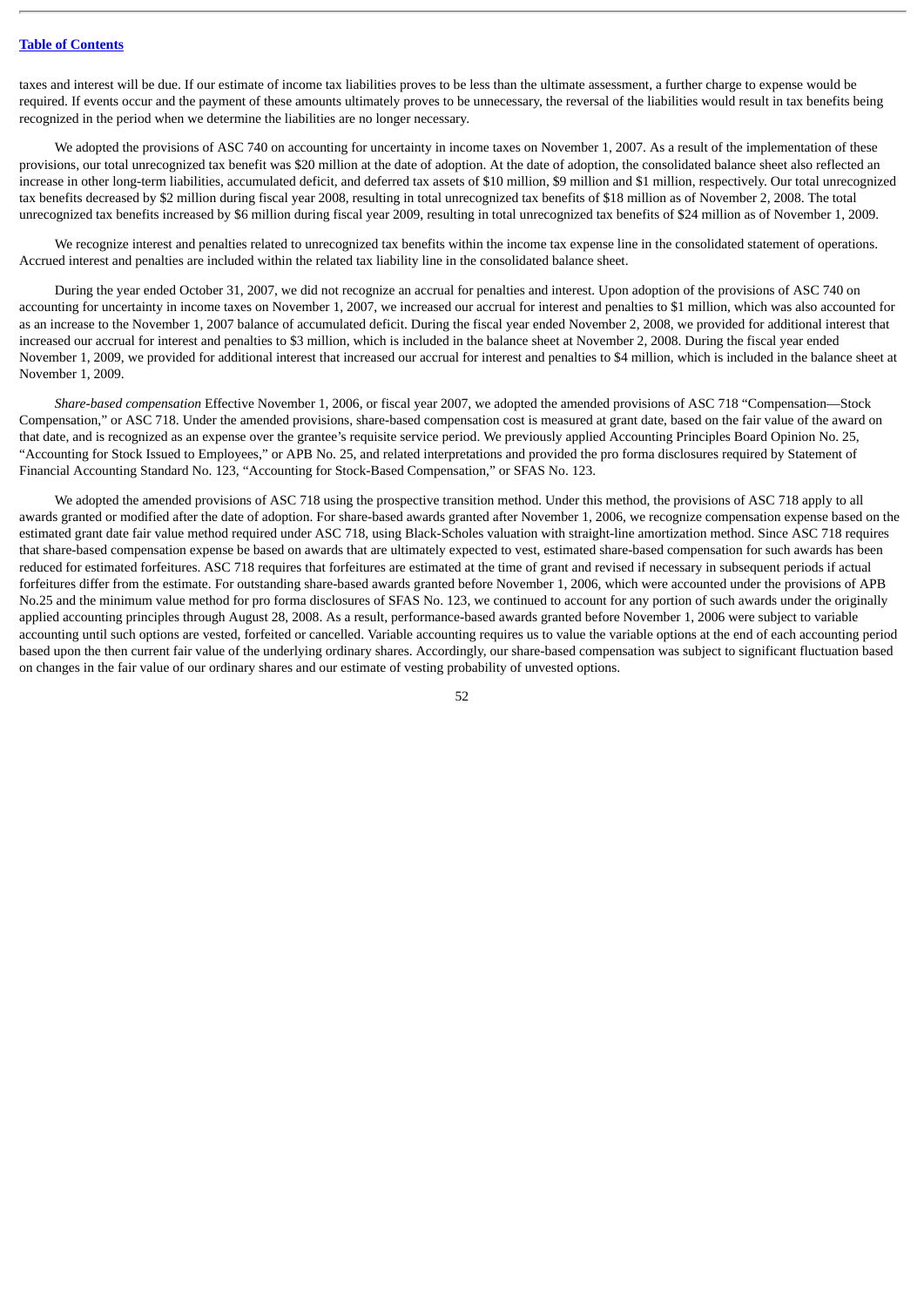taxes and interest will be due. If our estimate of income tax liabilities proves to be less than the ultimate assessment, a further charge to expense would be required. If events occur and the payment of these amounts ultimately proves to be unnecessary, the reversal of the liabilities would result in tax benefits being recognized in the period when we determine the liabilities are no longer necessary.

We adopted the provisions of ASC 740 on accounting for uncertainty in income taxes on November 1, 2007. As a result of the implementation of these provisions, our total unrecognized tax benefit was $20 million at the date of adoption. At the date of adoption, the consolidated balance sheet also reflected an increase in other long-term liabilities, accumulated deficit, and deferred tax assets of $10 million, $9 million and $1 million, respectively. Our total unrecognized tax benefits decreased by $2 million during fiscal year 2008, resulting in total unrecognized tax benefits of $18 million as of November 2, 2008. The total unrecognized tax benefits increased by $6 million during fiscal year 2009, resulting in total unrecognized tax benefits of $24 million as of November 1, 2009.

We recognize interest and penalties related to unrecognized tax benefits within the income tax expense line in the consolidated statement of operations. Accrued interest and penalties are included within the related tax liability line in the consolidated balance sheet.

During the year ended October 31, 2007, we did not recognize an accrual for penalties and interest. Upon adoption of the provisions of ASC 740 on accounting for uncertainty in income taxes on November 1, 2007, we increased our accrual for interest and penalties to $1 million, which was also accounted for as an increase to the November 1, 2007 balance of accumulated deficit. During the fiscal year ended November 2, 2008, we provided for additional interest that increased our accrual for interest and penalties to $3 million, which is included in the balance sheet at November 2, 2008. During the fiscal year ended November 1, 2009, we provided for additional interest that increased our accrual for interest and penalties to $4 million, which is included in the balance sheet at November 1, 2009.

*Share-based compensation* Effective November 1, 2006, or fiscal year 2007, we adopted the amended provisions of ASC 718 "Compensation—Stock Compensation," or ASC 718. Under the amended provisions, share-based compensation cost is measured at grant date, based on the fair value of the award on that date, and is recognized as an expense over the grantee's requisite service period. We previously applied Accounting Principles Board Opinion No. 25, "Accounting for Stock Issued to Employees," or APB No. 25, and related interpretations and provided the pro forma disclosures required by Statement of Financial Accounting Standard No. 123, "Accounting for Stock-Based Compensation," or SFAS No. 123.

We adopted the amended provisions of ASC 718 using the prospective transition method. Under this method, the provisions of ASC 718 apply to all awards granted or modified after the date of adoption. For share-based awards granted after November 1, 2006, we recognize compensation expense based on the estimated grant date fair value method required under ASC 718, using Black-Scholes valuation with straight-line amortization method. Since ASC 718 requires that share-based compensation expense be based on awards that are ultimately expected to vest, estimated share-based compensation for such awards has been reduced for estimated forfeitures. ASC 718 requires that forfeitures are estimated at the time of grant and revised if necessary in subsequent periods if actual forfeitures differ from the estimate. For outstanding share-based awards granted before November 1, 2006, which were accounted under the provisions of APB No.25 and the minimum value method for pro forma disclosures of SFAS No. 123, we continued to account for any portion of such awards under the originally applied accounting principles through August 28, 2008. As a result, performance-based awards granted before November 1, 2006 were subject to variable accounting until such options are vested, forfeited or cancelled. Variable accounting requires us to value the variable options at the end of each accounting period based upon the then current fair value of the underlying ordinary shares. Accordingly, our share-based compensation was subject to significant fluctuation based on changes in the fair value of our ordinary shares and our estimate of vesting probability of unvested options.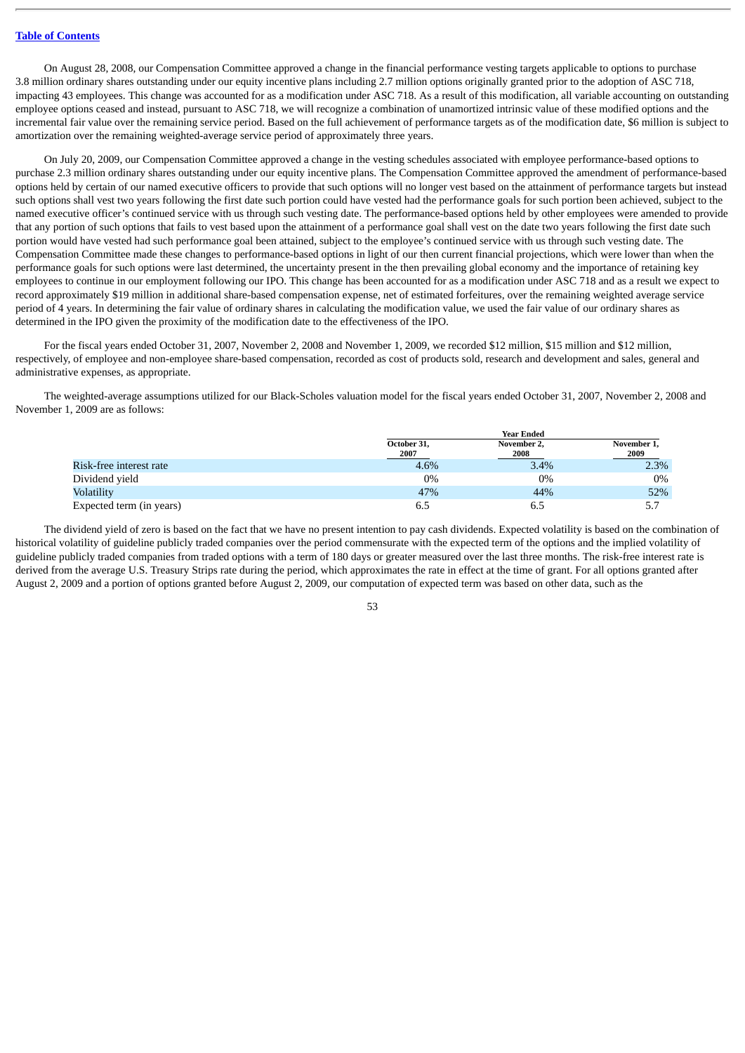On August 28, 2008, our Compensation Committee approved a change in the financial performance vesting targets applicable to options to purchase 3.8 million ordinary shares outstanding under our equity incentive plans including 2.7 million options originally granted prior to the adoption of ASC 718, impacting 43 employees. This change was accounted for as a modification under ASC 718. As a result of this modification, all variable accounting on outstanding employee options ceased and instead, pursuant to ASC 718, we will recognize a combination of unamortized intrinsic value of these modified options and the incremental fair value over the remaining service period. Based on the full achievement of performance targets as of the modification date, $6 million is subject to amortization over the remaining weighted-average service period of approximately three years.

On July 20, 2009, our Compensation Committee approved a change in the vesting schedules associated with employee performance-based options to purchase 2.3 million ordinary shares outstanding under our equity incentive plans. The Compensation Committee approved the amendment of performance-based options held by certain of our named executive officers to provide that such options will no longer vest based on the attainment of performance targets but instead such options shall vest two years following the first date such portion could have vested had the performance goals for such portion been achieved, subject to the named executive officer's continued service with us through such vesting date. The performance-based options held by other employees were amended to provide that any portion of such options that fails to vest based upon the attainment of a performance goal shall vest on the date two years following the first date such portion would have vested had such performance goal been attained, subject to the employee's continued service with us through such vesting date. The Compensation Committee made these changes to performance-based options in light of our then current financial projections, which were lower than when the performance goals for such options were last determined, the uncertainty present in the then prevailing global economy and the importance of retaining key employees to continue in our employment following our IPO. This change has been accounted for as a modification under ASC 718 and as a result we expect to record approximately $19 million in additional share-based compensation expense, net of estimated forfeitures, over the remaining weighted average service period of 4 years. In determining the fair value of ordinary shares in calculating the modification value, we used the fair value of our ordinary shares as determined in the IPO given the proximity of the modification date to the effectiveness of the IPO.

For the fiscal years ended October 31, 2007, November 2, 2008 and November 1, 2009, we recorded $12 million, $15 million and $12 million, respectively, of employee and non-employee share-based compensation, recorded as cost of products sold, research and development and sales, general and administrative expenses, as appropriate.

The weighted-average assumptions utilized for our Black-Scholes valuation model for the fiscal years ended October 31, 2007, November 2, 2008 and November 1, 2009 are as follows:

| | Year Ended | | |
|---|---|---|---|
| | October 31, 2007 | November 2, 2008 | November 1, 2009 |
| Risk-free interest rate | 4.6% | 3.4% | 2.3% |
| Dividend yield | 0% | 0% | 0% |
| Volatility | 47% | 44% | 52% |
| Expected term (in years) | 6.5 | 6.5 | 5.7 |

The dividend yield of zero is based on the fact that we have no present intention to pay cash dividends. Expected volatility is based on the combination of historical volatility of guideline publicly traded companies over the period commensurate with the expected term of the options and the implied volatility of guideline publicly traded companies from traded options with a term of 180 days or greater measured over the last three months. The risk-free interest rate is derived from the average U.S. Treasury Strips rate during the period, which approximates the rate in effect at the time of grant. For all options granted after August 2, 2009 and a portion of options granted before August 2, 2009, our computation of expected term was based on other data, such as the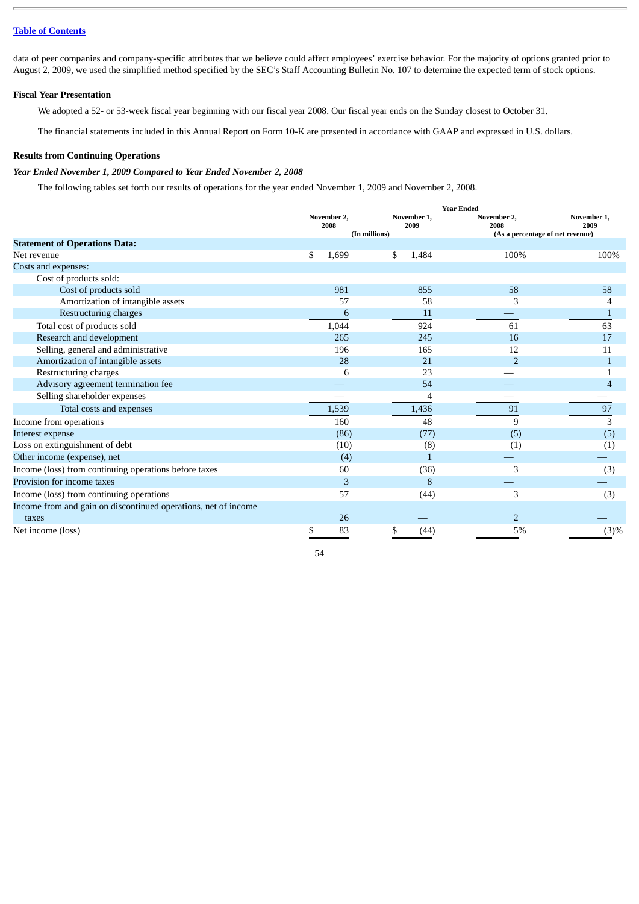data of peer companies and company-specific attributes that we believe could affect employees' exercise behavior. For the majority of options granted prior to August 2, 2009, we used the simplified method specified by the SEC's Staff Accounting Bulletin No. 107 to determine the expected term of stock options.

### Fiscal Year Presentation

We adopted a 52- or 53-week fiscal year beginning with our fiscal year 2008. Our fiscal year ends on the Sunday closest to October 31.

The financial statements included in this Annual Report on Form 10-K are presented in accordance with GAAP and expressed in U.S. dollars.

### Results from Continuing Operations

***Year Ended November 1, 2009 Compared to Year Ended November 2, 2008***

The following tables set forth our results of operations for the year ended November 1, 2009 and November 2, 2008.

| | Year Ended | | | |
|---|---|---|---|---|
| | November 2, 2008 | November 1, 2009 | November 2, 2008 | November 1, 2009 |
| | (In millions) | | (As a percentage of net revenue) | |
| **Statement of Operations Data:** | | | | |
| Net revenue | $ 1,699 | $ 1,484 | 100% | 100% |
| Costs and expenses: | | | | |
| Cost of products sold: | | | | |
| Cost of products sold | 981 | 855 | 58 | 58 |
| Amortization of intangible assets | 57 | 58 | 3 | 4 |
| Restructuring charges | 6 | 11 | — | 1 |
| Total cost of products sold | 1,044 | 924 | 61 | 63 |
| Research and development | 265 | 245 | 16 | 17 |
| Selling, general and administrative | 196 | 165 | 12 | 11 |
| Amortization of intangible assets | 28 | 21 | 2 | 1 |
| Restructuring charges | 6 | 23 | — | 1 |
| Advisory agreement termination fee | — | 54 | — | 4 |
| Selling shareholder expenses | — | 4 | — | — |
| Total costs and expenses | 1,539 | 1,436 | 91 | 97 |
| Income from operations | 160 | 48 | 9 | 3 |
| Interest expense | (86) | (77) | (5) | (5) |
| Loss on extinguishment of debt | (10) | (8) | (1) | (1) |
| Other income (expense), net | (4) | 1 | — | — |
| Income (loss) from continuing operations before taxes | 60 | (36) | 3 | (3) |
| Provision for income taxes | 3 | 8 | — | — |
| Income (loss) from continuing operations | 57 | (44) | 3 | (3) |
| Income from and gain on discontinued operations, net of income taxes | 26 | — | 2 | — |
| Net income (loss) | $ 83 | $ (44) | 5% | (3)% |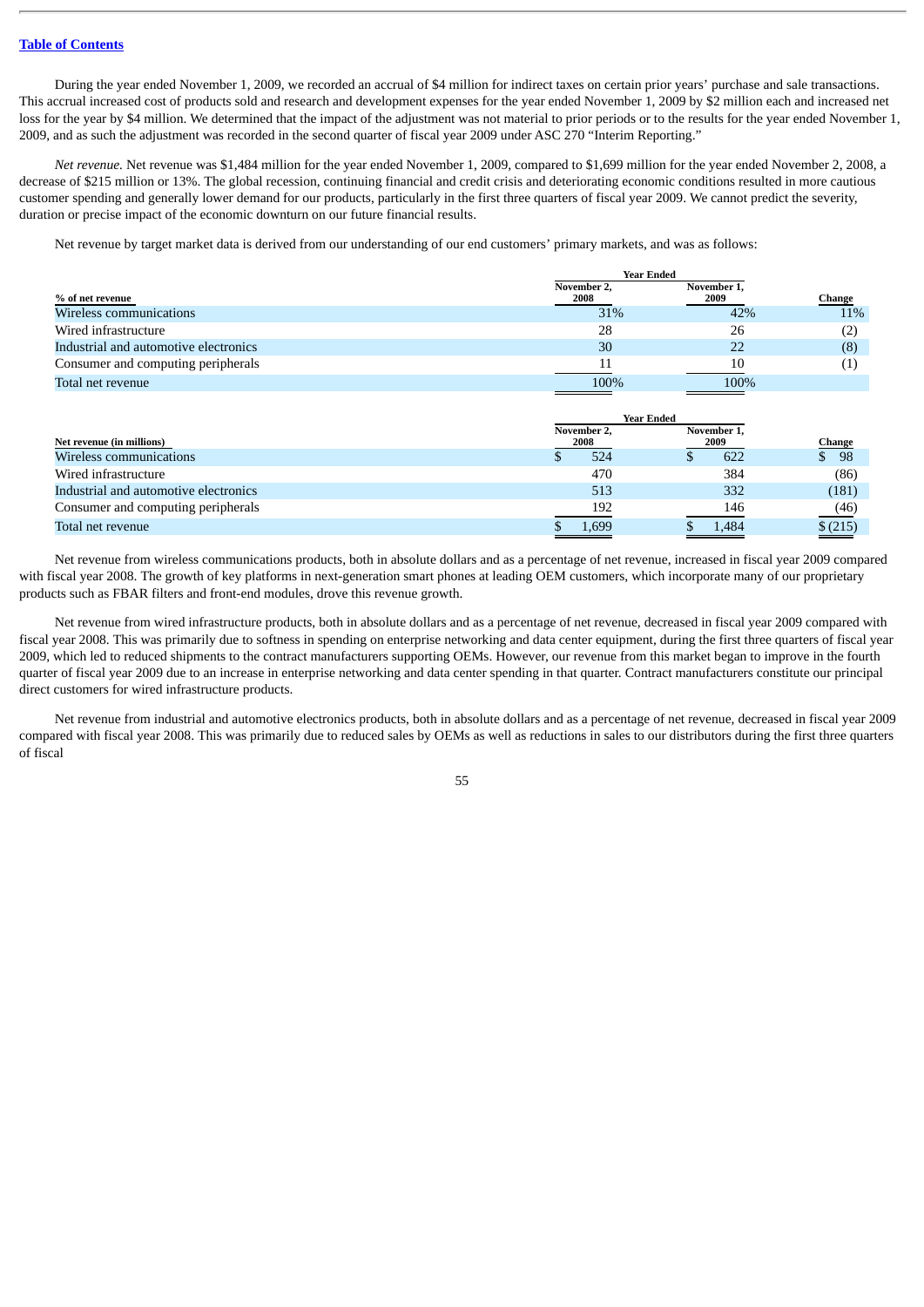During the year ended November 1, 2009, we recorded an accrual of $4 million for indirect taxes on certain prior years' purchase and sale transactions. This accrual increased cost of products sold and research and development expenses for the year ended November 1, 2009 by $2 million each and increased net loss for the year by $4 million. We determined that the impact of the adjustment was not material to prior periods or to the results for the year ended November 1, 2009, and as such the adjustment was recorded in the second quarter of fiscal year 2009 under ASC 270 "Interim Reporting."

*Net revenue.* Net revenue was $1,484 million for the year ended November 1, 2009, compared to $1,699 million for the year ended November 2, 2008, a decrease of $215 million or 13%. The global recession, continuing financial and credit crisis and deteriorating economic conditions resulted in more cautious customer spending and generally lower demand for our products, particularly in the first three quarters of fiscal year 2009. We cannot predict the severity, duration or precise impact of the economic downturn on our future financial results.

Net revenue by target market data is derived from our understanding of our end customers' primary markets, and was as follows:

| % of net revenue | Year Ended November 2, 2008 | Year Ended November 1, 2009 | Change |
|---|---|---|---|
| Wireless communications | 31% | 42% | 11% |
| Wired infrastructure | 28 | 26 | (2) |
| Industrial and automotive electronics | 30 | 22 | (8) |
| Consumer and computing peripherals | 11 | 10 | (1) |
| Total net revenue | 100% | 100% | |

| Net revenue (in millions) | Year Ended November 2, 2008 | Year Ended November 1, 2009 | Change |
|---|---|---|---|
| Wireless communications | $ 524 | $ 622 | $ 98 |
| Wired infrastructure | 470 | 384 | (86) |
| Industrial and automotive electronics | 513 | 332 | (181) |
| Consumer and computing peripherals | 192 | 146 | (46) |
| Total net revenue | $ 1,699 | $ 1,484 | $ (215) |

Net revenue from wireless communications products, both in absolute dollars and as a percentage of net revenue, increased in fiscal year 2009 compared with fiscal year 2008. The growth of key platforms in next-generation smart phones at leading OEM customers, which incorporate many of our proprietary products such as FBAR filters and front-end modules, drove this revenue growth.

Net revenue from wired infrastructure products, both in absolute dollars and as a percentage of net revenue, decreased in fiscal year 2009 compared with fiscal year 2008. This was primarily due to softness in spending on enterprise networking and data center equipment, during the first three quarters of fiscal year 2009, which led to reduced shipments to the contract manufacturers supporting OEMs. However, our revenue from this market began to improve in the fourth quarter of fiscal year 2009 due to an increase in enterprise networking and data center spending in that quarter. Contract manufacturers constitute our principal direct customers for wired infrastructure products.

Net revenue from industrial and automotive electronics products, both in absolute dollars and as a percentage of net revenue, decreased in fiscal year 2009 compared with fiscal year 2008. This was primarily due to reduced sales by OEMs as well as reductions in sales to our distributors during the first three quarters of fiscal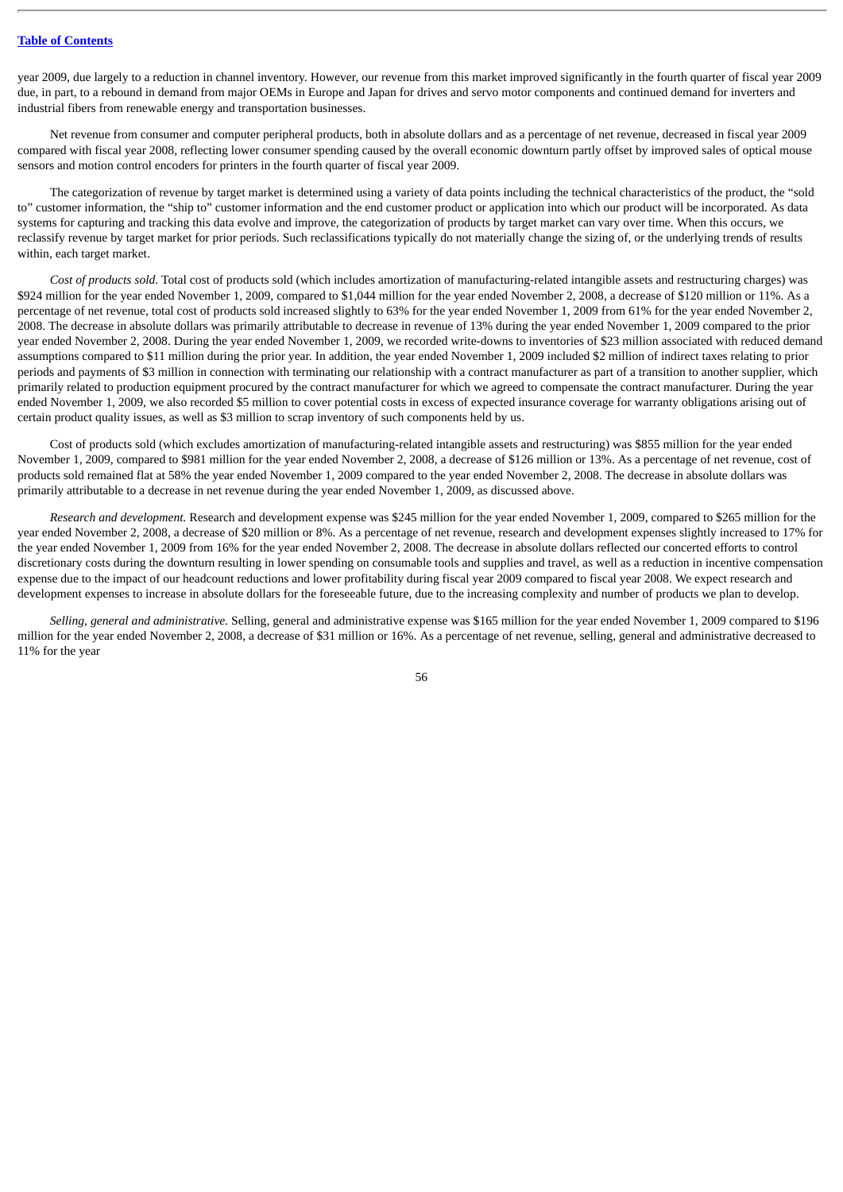year 2009, due largely to a reduction in channel inventory. However, our revenue from this market improved significantly in the fourth quarter of fiscal year 2009 due, in part, to a rebound in demand from major OEMs in Europe and Japan for drives and servo motor components and continued demand for inverters and industrial fibers from renewable energy and transportation businesses.

Net revenue from consumer and computer peripheral products, both in absolute dollars and as a percentage of net revenue, decreased in fiscal year 2009 compared with fiscal year 2008, reflecting lower consumer spending caused by the overall economic downturn partly offset by improved sales of optical mouse sensors and motion control encoders for printers in the fourth quarter of fiscal year 2009.

The categorization of revenue by target market is determined using a variety of data points including the technical characteristics of the product, the "sold to" customer information, the "ship to" customer information and the end customer product or application into which our product will be incorporated. As data systems for capturing and tracking this data evolve and improve, the categorization of products by target market can vary over time. When this occurs, we reclassify revenue by target market for prior periods. Such reclassifications typically do not materially change the sizing of, or the underlying trends of results within, each target market.

*Cost of products sold.* Total cost of products sold (which includes amortization of manufacturing-related intangible assets and restructuring charges) was $924 million for the year ended November 1, 2009, compared to $1,044 million for the year ended November 2, 2008, a decrease of $120 million or 11%. As a percentage of net revenue, total cost of products sold increased slightly to 63% for the year ended November 1, 2009 from 61% for the year ended November 2, 2008. The decrease in absolute dollars was primarily attributable to decrease in revenue of 13% during the year ended November 1, 2009 compared to the prior year ended November 2, 2008. During the year ended November 1, 2009, we recorded write-downs to inventories of $23 million associated with reduced demand assumptions compared to $11 million during the prior year. In addition, the year ended November 1, 2009 included $2 million of indirect taxes relating to prior periods and payments of $3 million in connection with terminating our relationship with a contract manufacturer as part of a transition to another supplier, which primarily related to production equipment procured by the contract manufacturer for which we agreed to compensate the contract manufacturer. During the year ended November 1, 2009, we also recorded $5 million to cover potential costs in excess of expected insurance coverage for warranty obligations arising out of certain product quality issues, as well as $3 million to scrap inventory of such components held by us.

Cost of products sold (which excludes amortization of manufacturing-related intangible assets and restructuring) was $855 million for the year ended November 1, 2009, compared to $981 million for the year ended November 2, 2008, a decrease of $126 million or 13%. As a percentage of net revenue, cost of products sold remained flat at 58% the year ended November 1, 2009 compared to the year ended November 2, 2008. The decrease in absolute dollars was primarily attributable to a decrease in net revenue during the year ended November 1, 2009, as discussed above.

*Research and development.* Research and development expense was $245 million for the year ended November 1, 2009, compared to $265 million for the year ended November 2, 2008, a decrease of $20 million or 8%. As a percentage of net revenue, research and development expenses slightly increased to 17% for the year ended November 1, 2009 from 16% for the year ended November 2, 2008. The decrease in absolute dollars reflected our concerted efforts to control discretionary costs during the downturn resulting in lower spending on consumable tools and supplies and travel, as well as a reduction in incentive compensation expense due to the impact of our headcount reductions and lower profitability during fiscal year 2009 compared to fiscal year 2008. We expect research and development expenses to increase in absolute dollars for the foreseeable future, due to the increasing complexity and number of products we plan to develop.

*Selling, general and administrative.* Selling, general and administrative expense was $165 million for the year ended November 1, 2009 compared to $196 million for the year ended November 2, 2008, a decrease of $31 million or 16%. As a percentage of net revenue, selling, general and administrative decreased to 11% for the year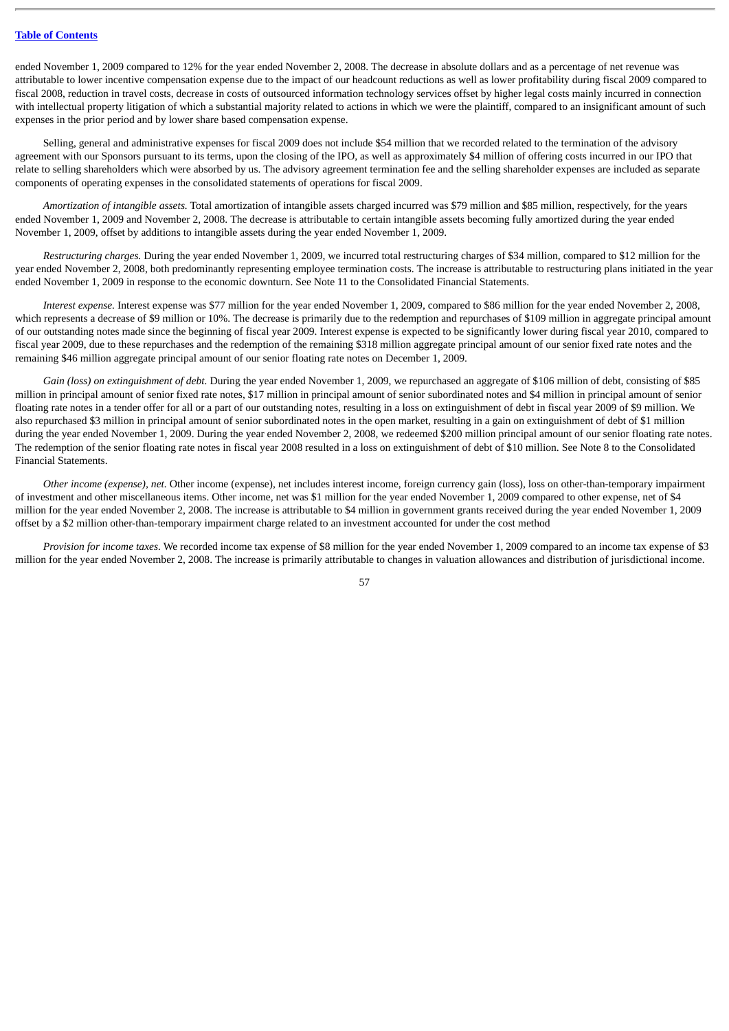ended November 1, 2009 compared to 12% for the year ended November 2, 2008. The decrease in absolute dollars and as a percentage of net revenue was attributable to lower incentive compensation expense due to the impact of our headcount reductions as well as lower profitability during fiscal 2009 compared to fiscal 2008, reduction in travel costs, decrease in costs of outsourced information technology services offset by higher legal costs mainly incurred in connection with intellectual property litigation of which a substantial majority related to actions in which we were the plaintiff, compared to an insignificant amount of such expenses in the prior period and by lower share based compensation expense.

Selling, general and administrative expenses for fiscal 2009 does not include $54 million that we recorded related to the termination of the advisory agreement with our Sponsors pursuant to its terms, upon the closing of the IPO, as well as approximately $4 million of offering costs incurred in our IPO that relate to selling shareholders which were absorbed by us. The advisory agreement termination fee and the selling shareholder expenses are included as separate components of operating expenses in the consolidated statements of operations for fiscal 2009.

*Amortization of intangible assets.* Total amortization of intangible assets charged incurred was $79 million and $85 million, respectively, for the years ended November 1, 2009 and November 2, 2008. The decrease is attributable to certain intangible assets becoming fully amortized during the year ended November 1, 2009, offset by additions to intangible assets during the year ended November 1, 2009.

*Restructuring charges.* During the year ended November 1, 2009, we incurred total restructuring charges of $34 million, compared to $12 million for the year ended November 2, 2008, both predominantly representing employee termination costs. The increase is attributable to restructuring plans initiated in the year ended November 1, 2009 in response to the economic downturn. See Note 11 to the Consolidated Financial Statements.

*Interest expense.* Interest expense was $77 million for the year ended November 1, 2009, compared to $86 million for the year ended November 2, 2008, which represents a decrease of $9 million or 10%. The decrease is primarily due to the redemption and repurchases of $109 million in aggregate principal amount of our outstanding notes made since the beginning of fiscal year 2009. Interest expense is expected to be significantly lower during fiscal year 2010, compared to fiscal year 2009, due to these repurchases and the redemption of the remaining $318 million aggregate principal amount of our senior fixed rate notes and the remaining $46 million aggregate principal amount of our senior floating rate notes on December 1, 2009.

*Gain (loss) on extinguishment of debt.* During the year ended November 1, 2009, we repurchased an aggregate of $106 million of debt, consisting of $85 million in principal amount of senior fixed rate notes, $17 million in principal amount of senior subordinated notes and $4 million in principal amount of senior floating rate notes in a tender offer for all or a part of our outstanding notes, resulting in a loss on extinguishment of debt in fiscal year 2009 of $9 million. We also repurchased $3 million in principal amount of senior subordinated notes in the open market, resulting in a gain on extinguishment of debt of $1 million during the year ended November 1, 2009. During the year ended November 2, 2008, we redeemed $200 million principal amount of our senior floating rate notes. The redemption of the senior floating rate notes in fiscal year 2008 resulted in a loss on extinguishment of debt of $10 million. See Note 8 to the Consolidated Financial Statements.

*Other income (expense), net.* Other income (expense), net includes interest income, foreign currency gain (loss), loss on other-than-temporary impairment of investment and other miscellaneous items. Other income, net was $1 million for the year ended November 1, 2009 compared to other expense, net of $4 million for the year ended November 2, 2008. The increase is attributable to $4 million in government grants received during the year ended November 1, 2009 offset by a $2 million other-than-temporary impairment charge related to an investment accounted for under the cost method

*Provision for income taxes.* We recorded income tax expense of $8 million for the year ended November 1, 2009 compared to an income tax expense of $3 million for the year ended November 2, 2008. The increase is primarily attributable to changes in valuation allowances and distribution of jurisdictional income.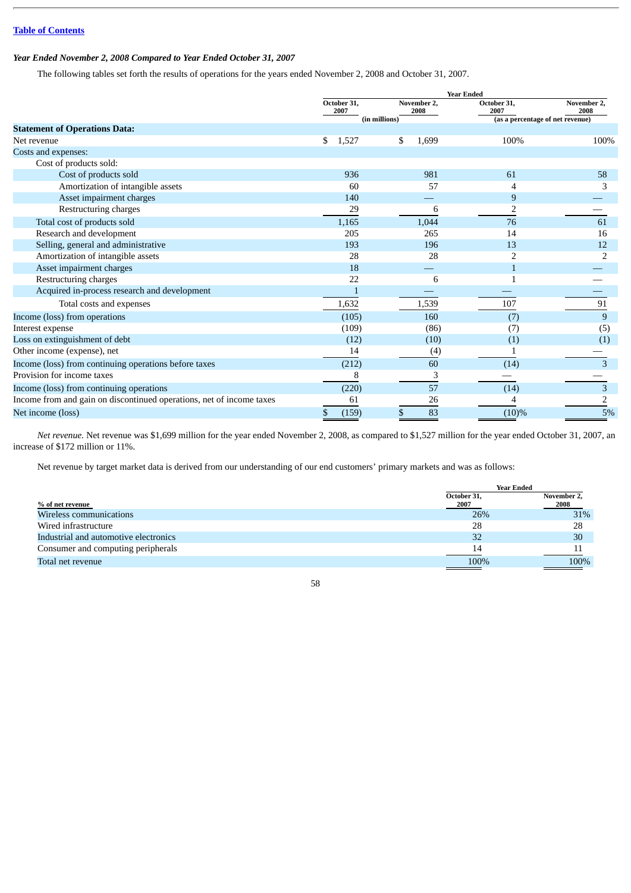[Table of Contents](#)

### *Year Ended November 2, 2008 Compared to Year Ended October 31, 2007*

The following tables set forth the results of operations for the years ended November 2, 2008 and October 31, 2007.

| | Year Ended | | | |
|---|---|---|---|---|
| | October 31, 2007 | November 2, 2008 | October 31, 2007 | November 2, 2008 |
| | (in millions) | | (as a percentage of net revenue) | |
| **Statement of Operations Data:** | | | | |
| Net revenue | $ 1,527 | $ 1,699 | 100% | 100% |
| Costs and expenses: | | | | |
| Cost of products sold: | | | | |
| Cost of products sold | 936 | 981 | 61 | 58 |
| Amortization of intangible assets | 60 | 57 | 4 | 3 |
| Asset impairment charges | 140 | — | 9 | — |
| Restructuring charges | 29 | 6 | 2 | — |
| Total cost of products sold | 1,165 | 1,044 | 76 | 61 |
| Research and development | 205 | 265 | 14 | 16 |
| Selling, general and administrative | 193 | 196 | 13 | 12 |
| Amortization of intangible assets | 28 | 28 | 2 | 2 |
| Asset impairment charges | 18 | — | 1 | — |
| Restructuring charges | 22 | 6 | 1 | — |
| Acquired in-process research and development | 1 | — | — | — |
| Total costs and expenses | 1,632 | 1,539 | 107 | 91 |
| Income (loss) from operations | (105) | 160 | (7) | 9 |
| Interest expense | (109) | (86) | (7) | (5) |
| Loss on extinguishment of debt | (12) | (10) | (1) | (1) |
| Other income (expense), net | 14 | (4) | 1 | — |
| Income (loss) from continuing operations before taxes | (212) | 60 | (14) | 3 |
| Provision for income taxes | 8 | 3 | — | — |
| Income (loss) from continuing operations | (220) | 57 | (14) | 3 |
| Income from and gain on discontinued operations, net of income taxes | 61 | 26 | 4 | 2 |
| Net income (loss) | $ (159) | $ 83 | (10)% | 5% |

*Net revenue.* Net revenue was $1,699 million for the year ended November 2, 2008, as compared to $1,527 million for the year ended October 31, 2007, an increase of $172 million or 11%.

Net revenue by target market data is derived from our understanding of our end customers' primary markets and was as follows:

| | Year Ended | |
|---|---|---|
| % of net revenue | October 31, 2007 | November 2, 2008 |
| Wireless communications | 26% | 31% |
| Wired infrastructure | 28 | 28 |
| Industrial and automotive electronics | 32 | 30 |
| Consumer and computing peripherals | 14 | 11 |
| Total net revenue | 100% | 100% |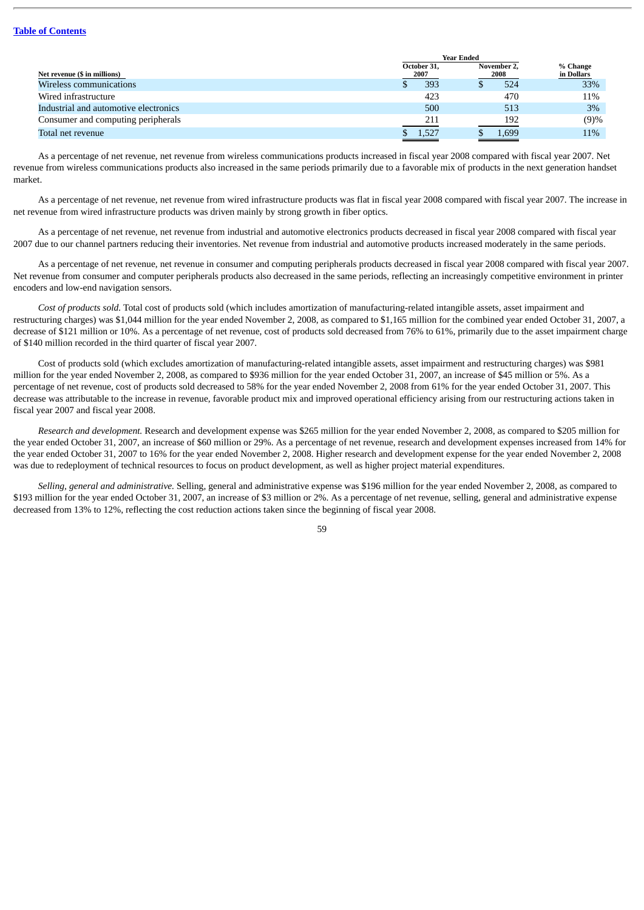[Table of Contents](#)

| Net revenue ($ in millions) | Year Ended October 31, 2007 | Year Ended November 2, 2008 | % Change in Dollars |
|---|---|---|---|
| Wireless communications | $ 393 | $ 524 | 33% |
| Wired infrastructure | 423 | 470 | 11% |
| Industrial and automotive electronics | 500 | 513 | 3% |
| Consumer and computing peripherals | 211 | 192 | (9)% |
| Total net revenue | $ 1,527 | $ 1,699 | 11% |

As a percentage of net revenue, net revenue from wireless communications products increased in fiscal year 2008 compared with fiscal year 2007. Net revenue from wireless communications products also increased in the same periods primarily due to a favorable mix of products in the next generation handset market.

As a percentage of net revenue, net revenue from wired infrastructure products was flat in fiscal year 2008 compared with fiscal year 2007. The increase in net revenue from wired infrastructure products was driven mainly by strong growth in fiber optics.

As a percentage of net revenue, net revenue from industrial and automotive electronics products decreased in fiscal year 2008 compared with fiscal year 2007 due to our channel partners reducing their inventories. Net revenue from industrial and automotive products increased moderately in the same periods.

As a percentage of net revenue, net revenue in consumer and computing peripherals products decreased in fiscal year 2008 compared with fiscal year 2007. Net revenue from consumer and computer peripherals products also decreased in the same periods, reflecting an increasingly competitive environment in printer encoders and low-end navigation sensors.

*Cost of products sold.* Total cost of products sold (which includes amortization of manufacturing-related intangible assets, asset impairment and restructuring charges) was $1,044 million for the year ended November 2, 2008, as compared to $1,165 million for the combined year ended October 31, 2007, a decrease of $121 million or 10%. As a percentage of net revenue, cost of products sold decreased from 76% to 61%, primarily due to the asset impairment charge of $140 million recorded in the third quarter of fiscal year 2007.

Cost of products sold (which excludes amortization of manufacturing-related intangible assets, asset impairment and restructuring charges) was $981 million for the year ended November 2, 2008, as compared to $936 million for the year ended October 31, 2007, an increase of $45 million or 5%. As a percentage of net revenue, cost of products sold decreased to 58% for the year ended November 2, 2008 from 61% for the year ended October 31, 2007. This decrease was attributable to the increase in revenue, favorable product mix and improved operational efficiency arising from our restructuring actions taken in fiscal year 2007 and fiscal year 2008.

*Research and development.* Research and development expense was $265 million for the year ended November 2, 2008, as compared to $205 million for the year ended October 31, 2007, an increase of $60 million or 29%. As a percentage of net revenue, research and development expenses increased from 14% for the year ended October 31, 2007 to 16% for the year ended November 2, 2008. Higher research and development expense for the year ended November 2, 2008 was due to redeployment of technical resources to focus on product development, as well as higher project material expenditures.

*Selling, general and administrative.* Selling, general and administrative expense was $196 million for the year ended November 2, 2008, as compared to $193 million for the year ended October 31, 2007, an increase of $3 million or 2%. As a percentage of net revenue, selling, general and administrative expense decreased from 13% to 12%, reflecting the cost reduction actions taken since the beginning of fiscal year 2008.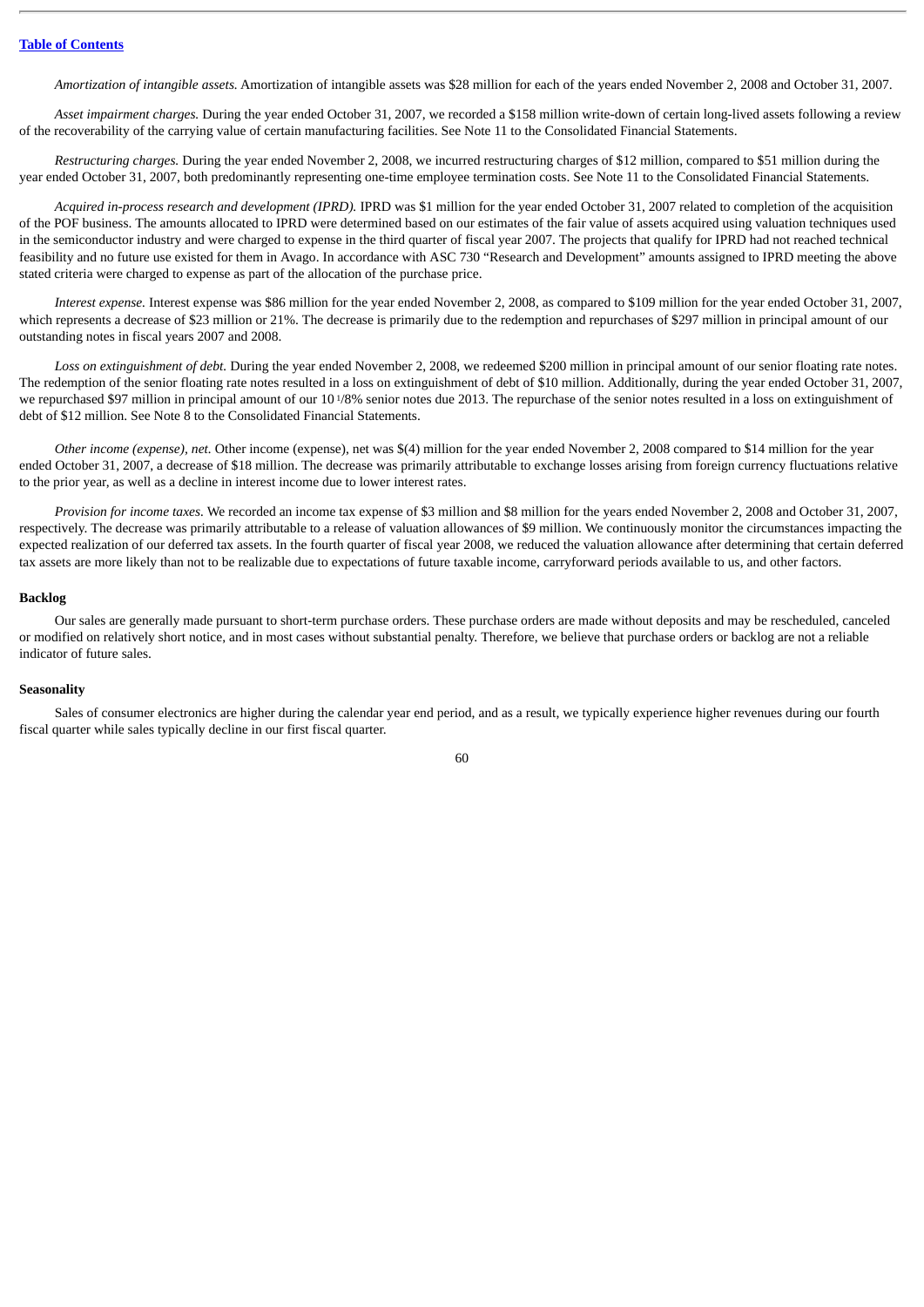*Amortization of intangible assets.* Amortization of intangible assets was $28 million for each of the years ended November 2, 2008 and October 31, 2007.

*Asset impairment charges.* During the year ended October 31, 2007, we recorded a $158 million write-down of certain long-lived assets following a review of the recoverability of the carrying value of certain manufacturing facilities. See Note 11 to the Consolidated Financial Statements.

*Restructuring charges.* During the year ended November 2, 2008, we incurred restructuring charges of $12 million, compared to $51 million during the year ended October 31, 2007, both predominantly representing one-time employee termination costs. See Note 11 to the Consolidated Financial Statements.

*Acquired in-process research and development (IPRD).* IPRD was $1 million for the year ended October 31, 2007 related to completion of the acquisition of the POF business. The amounts allocated to IPRD were determined based on our estimates of the fair value of assets acquired using valuation techniques used in the semiconductor industry and were charged to expense in the third quarter of fiscal year 2007. The projects that qualify for IPRD had not reached technical feasibility and no future use existed for them in Avago. In accordance with ASC 730 "Research and Development" amounts assigned to IPRD meeting the above stated criteria were charged to expense as part of the allocation of the purchase price.

*Interest expense.* Interest expense was $86 million for the year ended November 2, 2008, as compared to $109 million for the year ended October 31, 2007, which represents a decrease of $23 million or 21%. The decrease is primarily due to the redemption and repurchases of $297 million in principal amount of our outstanding notes in fiscal years 2007 and 2008.

*Loss on extinguishment of debt.* During the year ended November 2, 2008, we redeemed $200 million in principal amount of our senior floating rate notes. The redemption of the senior floating rate notes resulted in a loss on extinguishment of debt of $10 million. Additionally, during the year ended October 31, 2007, we repurchased $97 million in principal amount of our 10 1/8% senior notes due 2013. The repurchase of the senior notes resulted in a loss on extinguishment of debt of $12 million. See Note 8 to the Consolidated Financial Statements.

*Other income (expense), net.* Other income (expense), net was $(4) million for the year ended November 2, 2008 compared to $14 million for the year ended October 31, 2007, a decrease of $18 million. The decrease was primarily attributable to exchange losses arising from foreign currency fluctuations relative to the prior year, as well as a decline in interest income due to lower interest rates.

*Provision for income taxes.* We recorded an income tax expense of $3 million and $8 million for the years ended November 2, 2008 and October 31, 2007, respectively. The decrease was primarily attributable to a release of valuation allowances of $9 million. We continuously monitor the circumstances impacting the expected realization of our deferred tax assets. In the fourth quarter of fiscal year 2008, we reduced the valuation allowance after determining that certain deferred tax assets are more likely than not to be realizable due to expectations of future taxable income, carryforward periods available to us, and other factors.

**Backlog**

Our sales are generally made pursuant to short-term purchase orders. These purchase orders are made without deposits and may be rescheduled, canceled or modified on relatively short notice, and in most cases without substantial penalty. Therefore, we believe that purchase orders or backlog are not a reliable indicator of future sales.

**Seasonality**

Sales of consumer electronics are higher during the calendar year end period, and as a result, we typically experience higher revenues during our fourth fiscal quarter while sales typically decline in our first fiscal quarter.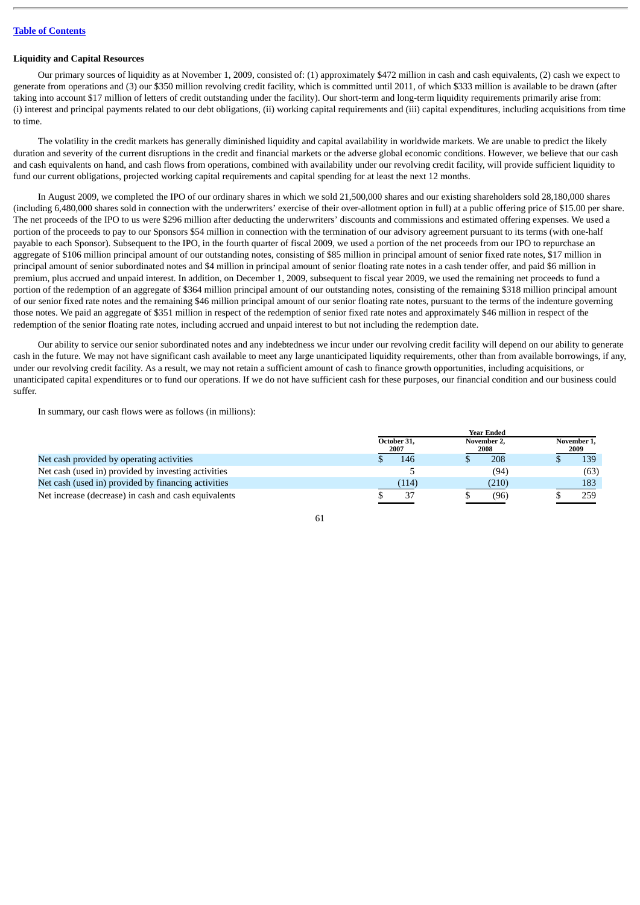[Table of Contents]

**Liquidity and Capital Resources**

Our primary sources of liquidity as at November 1, 2009, consisted of: (1) approximately $472 million in cash and cash equivalents, (2) cash we expect to generate from operations and (3) our $350 million revolving credit facility, which is committed until 2011, of which $333 million is available to be drawn (after taking into account $17 million of letters of credit outstanding under the facility). Our short-term and long-term liquidity requirements primarily arise from: (i) interest and principal payments related to our debt obligations, (ii) working capital requirements and (iii) capital expenditures, including acquisitions from time to time.

The volatility in the credit markets has generally diminished liquidity and capital availability in worldwide markets. We are unable to predict the likely duration and severity of the current disruptions in the credit and financial markets or the adverse global economic conditions. However, we believe that our cash and cash equivalents on hand, and cash flows from operations, combined with availability under our revolving credit facility, will provide sufficient liquidity to fund our current obligations, projected working capital requirements and capital spending for at least the next 12 months.

In August 2009, we completed the IPO of our ordinary shares in which we sold 21,500,000 shares and our existing shareholders sold 28,180,000 shares (including 6,480,000 shares sold in connection with the underwriters' exercise of their over-allotment option in full) at a public offering price of $15.00 per share. The net proceeds of the IPO to us were $296 million after deducting the underwriters' discounts and commissions and estimated offering expenses. We used a portion of the proceeds to pay to our Sponsors $54 million in connection with the termination of our advisory agreement pursuant to its terms (with one-half payable to each Sponsor). Subsequent to the IPO, in the fourth quarter of fiscal 2009, we used a portion of the net proceeds from our IPO to repurchase an aggregate of $106 million principal amount of our outstanding notes, consisting of $85 million in principal amount of senior fixed rate notes, $17 million in principal amount of senior subordinated notes and $4 million in principal amount of senior floating rate notes in a cash tender offer, and paid $6 million in premium, plus accrued and unpaid interest. In addition, on December 1, 2009, subsequent to fiscal year 2009, we used the remaining net proceeds to fund a portion of the redemption of an aggregate of $364 million principal amount of our outstanding notes, consisting of the remaining $318 million principal amount of our senior fixed rate notes and the remaining $46 million principal amount of our senior floating rate notes, pursuant to the terms of the indenture governing those notes. We paid an aggregate of $351 million in respect of the redemption of senior fixed rate notes and approximately $46 million in respect of the redemption of the senior floating rate notes, including accrued and unpaid interest to but not including the redemption date.

Our ability to service our senior subordinated notes and any indebtedness we incur under our revolving credit facility will depend on our ability to generate cash in the future. We may not have significant cash available to meet any large unanticipated liquidity requirements, other than from available borrowings, if any, under our revolving credit facility. As a result, we may not retain a sufficient amount of cash to finance growth opportunities, including acquisitions, or unanticipated capital expenditures or to fund our operations. If we do not have sufficient cash for these purposes, our financial condition and our business could suffer.

In summary, our cash flows were as follows (in millions):

| | Year Ended | | |
|---|---|---|---|
| | October 31, 2007 | November 2, 2008 | November 1, 2009 |
| Net cash provided by operating activities | $ 146 | $ 208 | $ 139 |
| Net cash (used in) provided by investing activities | 5 | (94) | (63) |
| Net cash (used in) provided by financing activities | (114) | (210) | 183 |
| Net increase (decrease) in cash and cash equivalents | $ 37 | $ (96) | $ 259 |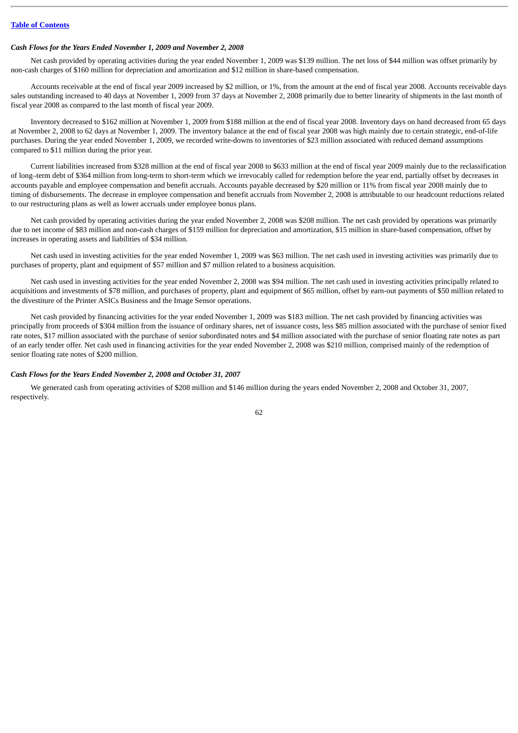*Cash Flows for the Years Ended November 1, 2009 and November 2, 2008*

Net cash provided by operating activities during the year ended November 1, 2009 was $139 million. The net loss of $44 million was offset primarily by non-cash charges of $160 million for depreciation and amortization and $12 million in share-based compensation.

Accounts receivable at the end of fiscal year 2009 increased by $2 million, or 1%, from the amount at the end of fiscal year 2008. Accounts receivable days sales outstanding increased to 40 days at November 1, 2009 from 37 days at November 2, 2008 primarily due to better linearity of shipments in the last month of fiscal year 2008 as compared to the last month of fiscal year 2009.

Inventory decreased to $162 million at November 1, 2009 from $188 million at the end of fiscal year 2008. Inventory days on hand decreased from 65 days at November 2, 2008 to 62 days at November 1, 2009. The inventory balance at the end of fiscal year 2008 was high mainly due to certain strategic, end-of-life purchases. During the year ended November 1, 2009, we recorded write-downs to inventories of $23 million associated with reduced demand assumptions compared to $11 million during the prior year.

Current liabilities increased from $328 million at the end of fiscal year 2008 to $633 million at the end of fiscal year 2009 mainly due to the reclassification of long–term debt of $364 million from long-term to short-term which we irrevocably called for redemption before the year end, partially offset by decreases in accounts payable and employee compensation and benefit accruals. Accounts payable decreased by $20 million or 11% from fiscal year 2008 mainly due to timing of disbursements. The decrease in employee compensation and benefit accruals from November 2, 2008 is attributable to our headcount reductions related to our restructuring plans as well as lower accruals under employee bonus plans.

Net cash provided by operating activities during the year ended November 2, 2008 was $208 million. The net cash provided by operations was primarily due to net income of $83 million and non-cash charges of $159 million for depreciation and amortization, $15 million in share-based compensation, offset by increases in operating assets and liabilities of $34 million.

Net cash used in investing activities for the year ended November 1, 2009 was $63 million. The net cash used in investing activities was primarily due to purchases of property, plant and equipment of $57 million and $7 million related to a business acquisition.

Net cash used in investing activities for the year ended November 2, 2008 was $94 million. The net cash used in investing activities principally related to acquisitions and investments of $78 million, and purchases of property, plant and equipment of $65 million, offset by earn-out payments of $50 million related to the divestiture of the Printer ASICs Business and the Image Sensor operations.

Net cash provided by financing activities for the year ended November 1, 2009 was $183 million. The net cash provided by financing activities was principally from proceeds of $304 million from the issuance of ordinary shares, net of issuance costs, less $85 million associated with the purchase of senior fixed rate notes, $17 million associated with the purchase of senior subordinated notes and $4 million associated with the purchase of senior floating rate notes as part of an early tender offer. Net cash used in financing activities for the year ended November 2, 2008 was $210 million, comprised mainly of the redemption of senior floating rate notes of $200 million.

*Cash Flows for the Years Ended November 2, 2008 and October 31, 2007*

We generated cash from operating activities of $208 million and $146 million during the years ended November 2, 2008 and October 31, 2007, respectively.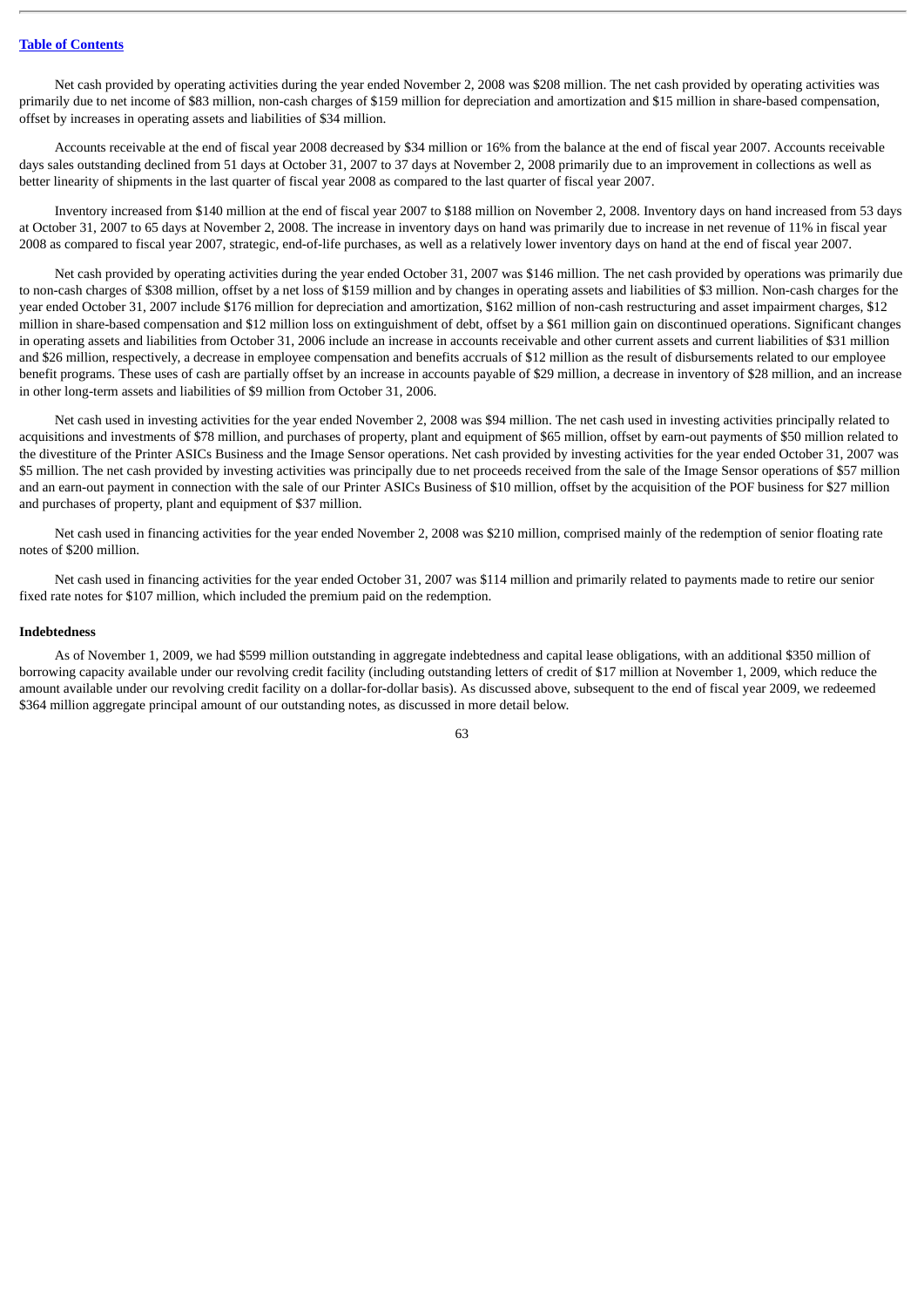Net cash provided by operating activities during the year ended November 2, 2008 was $208 million. The net cash provided by operating activities was primarily due to net income of $83 million, non-cash charges of $159 million for depreciation and amortization and $15 million in share-based compensation, offset by increases in operating assets and liabilities of $34 million.

Accounts receivable at the end of fiscal year 2008 decreased by $34 million or 16% from the balance at the end of fiscal year 2007. Accounts receivable days sales outstanding declined from 51 days at October 31, 2007 to 37 days at November 2, 2008 primarily due to an improvement in collections as well as better linearity of shipments in the last quarter of fiscal year 2008 as compared to the last quarter of fiscal year 2007.

Inventory increased from $140 million at the end of fiscal year 2007 to $188 million on November 2, 2008. Inventory days on hand increased from 53 days at October 31, 2007 to 65 days at November 2, 2008. The increase in inventory days on hand was primarily due to increase in net revenue of 11% in fiscal year 2008 as compared to fiscal year 2007, strategic, end-of-life purchases, as well as a relatively lower inventory days on hand at the end of fiscal year 2007.

Net cash provided by operating activities during the year ended October 31, 2007 was $146 million. The net cash provided by operations was primarily due to non-cash charges of $308 million, offset by a net loss of $159 million and by changes in operating assets and liabilities of $3 million. Non-cash charges for the year ended October 31, 2007 include $176 million for depreciation and amortization, $162 million of non-cash restructuring and asset impairment charges, $12 million in share-based compensation and $12 million loss on extinguishment of debt, offset by a $61 million gain on discontinued operations. Significant changes in operating assets and liabilities from October 31, 2006 include an increase in accounts receivable and other current assets and current liabilities of $31 million and $26 million, respectively, a decrease in employee compensation and benefits accruals of $12 million as the result of disbursements related to our employee benefit programs. These uses of cash are partially offset by an increase in accounts payable of $29 million, a decrease in inventory of $28 million, and an increase in other long-term assets and liabilities of $9 million from October 31, 2006.

Net cash used in investing activities for the year ended November 2, 2008 was $94 million. The net cash used in investing activities principally related to acquisitions and investments of $78 million, and purchases of property, plant and equipment of $65 million, offset by earn-out payments of $50 million related to the divestiture of the Printer ASICs Business and the Image Sensor operations. Net cash provided by investing activities for the year ended October 31, 2007 was $5 million. The net cash provided by investing activities was principally due to net proceeds received from the sale of the Image Sensor operations of $57 million and an earn-out payment in connection with the sale of our Printer ASICs Business of $10 million, offset by the acquisition of the POF business for $27 million and purchases of property, plant and equipment of $37 million.

Net cash used in financing activities for the year ended November 2, 2008 was $210 million, comprised mainly of the redemption of senior floating rate notes of $200 million.

Net cash used in financing activities for the year ended October 31, 2007 was $114 million and primarily related to payments made to retire our senior fixed rate notes for $107 million, which included the premium paid on the redemption.

### Indebtedness

As of November 1, 2009, we had $599 million outstanding in aggregate indebtedness and capital lease obligations, with an additional $350 million of borrowing capacity available under our revolving credit facility (including outstanding letters of credit of $17 million at November 1, 2009, which reduce the amount available under our revolving credit facility on a dollar-for-dollar basis). As discussed above, subsequent to the end of fiscal year 2009, we redeemed $364 million aggregate principal amount of our outstanding notes, as discussed in more detail below.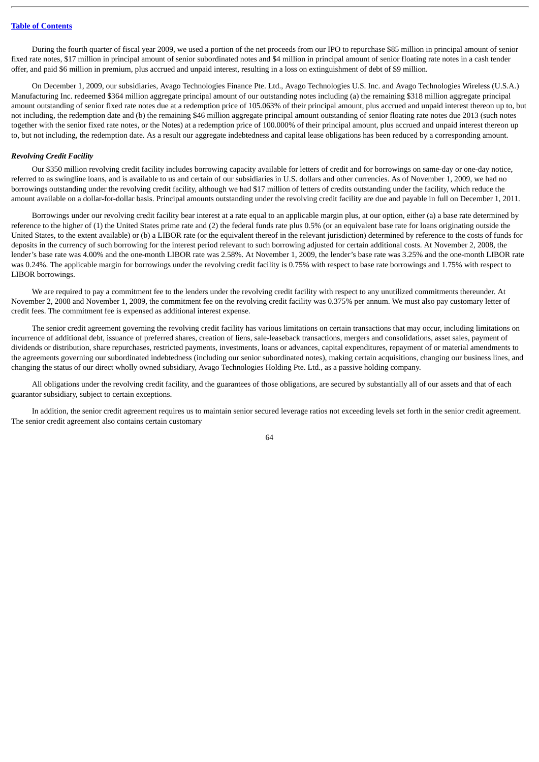During the fourth quarter of fiscal year 2009, we used a portion of the net proceeds from our IPO to repurchase $85 million in principal amount of senior fixed rate notes, $17 million in principal amount of senior subordinated notes and $4 million in principal amount of senior floating rate notes in a cash tender offer, and paid $6 million in premium, plus accrued and unpaid interest, resulting in a loss on extinguishment of debt of $9 million.

On December 1, 2009, our subsidiaries, Avago Technologies Finance Pte. Ltd., Avago Technologies U.S. Inc. and Avago Technologies Wireless (U.S.A.) Manufacturing Inc. redeemed $364 million aggregate principal amount of our outstanding notes including (a) the remaining $318 million aggregate principal amount outstanding of senior fixed rate notes due at a redemption price of 105.063% of their principal amount, plus accrued and unpaid interest thereon up to, but not including, the redemption date and (b) the remaining $46 million aggregate principal amount outstanding of senior floating rate notes due 2013 (such notes together with the senior fixed rate notes, or the Notes) at a redemption price of 100.000% of their principal amount, plus accrued and unpaid interest thereon up to, but not including, the redemption date. As a result our aggregate indebtedness and capital lease obligations has been reduced by a corresponding amount.

***Revolving Credit Facility***

Our $350 million revolving credit facility includes borrowing capacity available for letters of credit and for borrowings on same-day or one-day notice, referred to as swingline loans, and is available to us and certain of our subsidiaries in U.S. dollars and other currencies. As of November 1, 2009, we had no borrowings outstanding under the revolving credit facility, although we had $17 million of letters of credits outstanding under the facility, which reduce the amount available on a dollar-for-dollar basis. Principal amounts outstanding under the revolving credit facility are due and payable in full on December 1, 2011.

Borrowings under our revolving credit facility bear interest at a rate equal to an applicable margin plus, at our option, either (a) a base rate determined by reference to the higher of (1) the United States prime rate and (2) the federal funds rate plus 0.5% (or an equivalent base rate for loans originating outside the United States, to the extent available) or (b) a LIBOR rate (or the equivalent thereof in the relevant jurisdiction) determined by reference to the costs of funds for deposits in the currency of such borrowing for the interest period relevant to such borrowing adjusted for certain additional costs. At November 2, 2008, the lender's base rate was 4.00% and the one-month LIBOR rate was 2.58%. At November 1, 2009, the lender's base rate was 3.25% and the one-month LIBOR rate was 0.24%. The applicable margin for borrowings under the revolving credit facility is 0.75% with respect to base rate borrowings and 1.75% with respect to LIBOR borrowings.

We are required to pay a commitment fee to the lenders under the revolving credit facility with respect to any unutilized commitments thereunder. At November 2, 2008 and November 1, 2009, the commitment fee on the revolving credit facility was 0.375% per annum. We must also pay customary letter of credit fees. The commitment fee is expensed as additional interest expense.

The senior credit agreement governing the revolving credit facility has various limitations on certain transactions that may occur, including limitations on incurrence of additional debt, issuance of preferred shares, creation of liens, sale-leaseback transactions, mergers and consolidations, asset sales, payment of dividends or distribution, share repurchases, restricted payments, investments, loans or advances, capital expenditures, repayment of or material amendments to the agreements governing our subordinated indebtedness (including our senior subordinated notes), making certain acquisitions, changing our business lines, and changing the status of our direct wholly owned subsidiary, Avago Technologies Holding Pte. Ltd., as a passive holding company.

All obligations under the revolving credit facility, and the guarantees of those obligations, are secured by substantially all of our assets and that of each guarantor subsidiary, subject to certain exceptions.

In addition, the senior credit agreement requires us to maintain senior secured leverage ratios not exceeding levels set forth in the senior credit agreement. The senior credit agreement also contains certain customary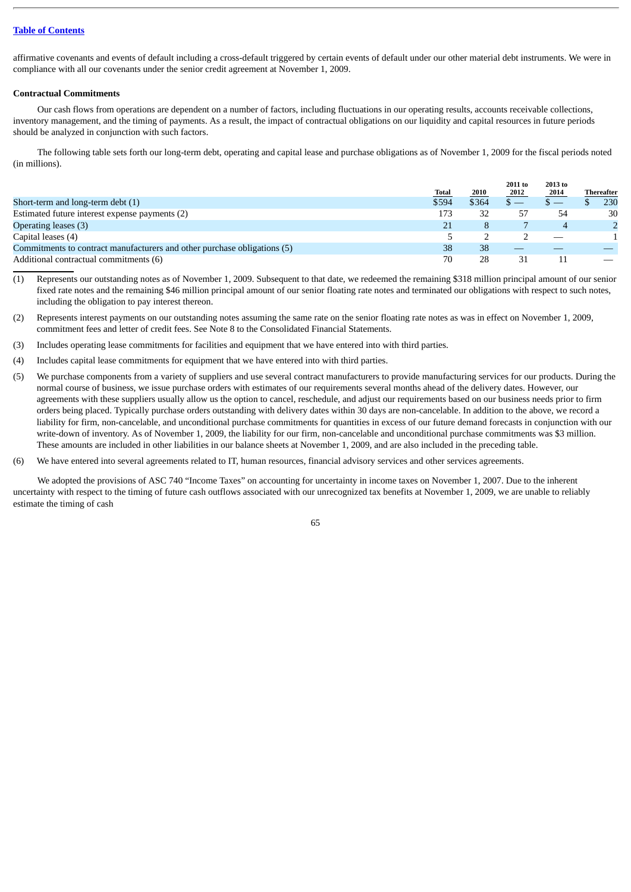affirmative covenants and events of default including a cross-default triggered by certain events of default under our other material debt instruments. We were in compliance with all our covenants under the senior credit agreement at November 1, 2009.

**Contractual Commitments**

Our cash flows from operations are dependent on a number of factors, including fluctuations in our operating results, accounts receivable collections, inventory management, and the timing of payments. As a result, the impact of contractual obligations on our liquidity and capital resources in future periods should be analyzed in conjunction with such factors.

The following table sets forth our long-term debt, operating and capital lease and purchase obligations as of November 1, 2009 for the fiscal periods noted (in millions).

| | Total | 2010 | 2011 to 2012 | 2013 to 2014 | Thereafter |
|---|---|---|---|---|---|
| Short-term and long-term debt (1) | $594 | $364 | $ — | $ — | $ 230 |
| Estimated future interest expense payments (2) | 173 | 32 | 57 | 54 | 30 |
| Operating leases (3) | 21 | 8 | 7 | 4 | 2 |
| Capital leases (4) | 5 | 2 | 2 | — | 1 |
| Commitments to contract manufacturers and other purchase obligations (5) | 38 | 38 | — | — | — |
| Additional contractual commitments (6) | 70 | 28 | 31 | 11 | — |

(1) Represents our outstanding notes as of November 1, 2009. Subsequent to that date, we redeemed the remaining $318 million principal amount of our senior fixed rate notes and the remaining $46 million principal amount of our senior floating rate notes and terminated our obligations with respect to such notes, including the obligation to pay interest thereon.

(2) Represents interest payments on our outstanding notes assuming the same rate on the senior floating rate notes as was in effect on November 1, 2009, commitment fees and letter of credit fees. See Note 8 to the Consolidated Financial Statements.

(3) Includes operating lease commitments for facilities and equipment that we have entered into with third parties.

(4) Includes capital lease commitments for equipment that we have entered into with third parties.

(5) We purchase components from a variety of suppliers and use several contract manufacturers to provide manufacturing services for our products. During the normal course of business, we issue purchase orders with estimates of our requirements several months ahead of the delivery dates. However, our agreements with these suppliers usually allow us the option to cancel, reschedule, and adjust our requirements based on our business needs prior to firm orders being placed. Typically purchase orders outstanding with delivery dates within 30 days are non-cancelable. In addition to the above, we record a liability for firm, non-cancelable, and unconditional purchase commitments for quantities in excess of our future demand forecasts in conjunction with our write-down of inventory. As of November 1, 2009, the liability for our firm, non-cancelable and unconditional purchase commitments was $3 million. These amounts are included in other liabilities in our balance sheets at November 1, 2009, and are also included in the preceding table.

(6) We have entered into several agreements related to IT, human resources, financial advisory services and other services agreements.

We adopted the provisions of ASC 740 "Income Taxes" on accounting for uncertainty in income taxes on November 1, 2007. Due to the inherent uncertainty with respect to the timing of future cash outflows associated with our unrecognized tax benefits at November 1, 2009, we are unable to reliably estimate the timing of cash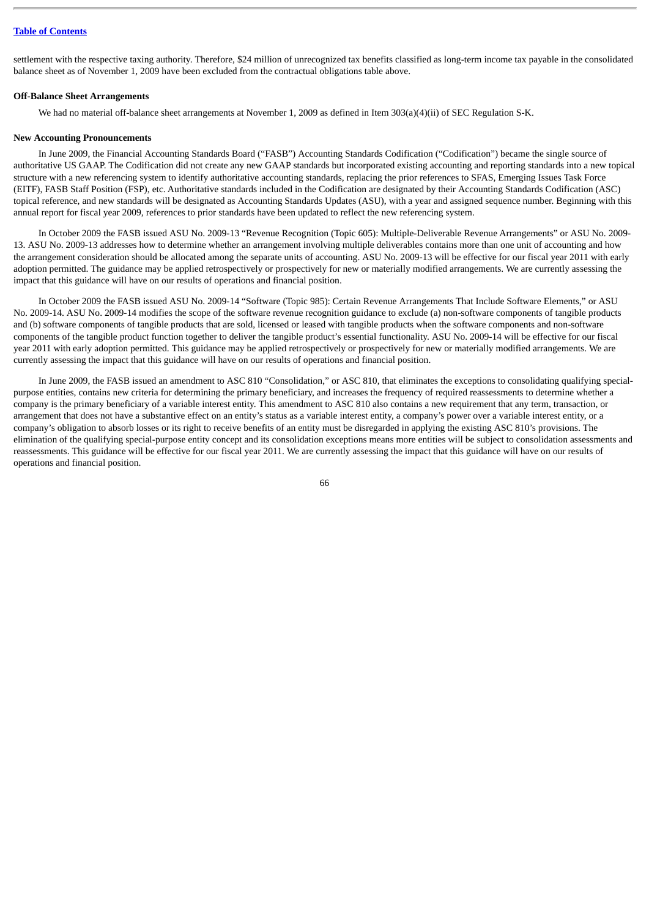settlement with the respective taxing authority. Therefore, $24 million of unrecognized tax benefits classified as long-term income tax payable in the consolidated balance sheet as of November 1, 2009 have been excluded from the contractual obligations table above.

**Off-Balance Sheet Arrangements**

We had no material off-balance sheet arrangements at November 1, 2009 as defined in Item 303(a)(4)(ii) of SEC Regulation S-K.

**New Accounting Pronouncements**

In June 2009, the Financial Accounting Standards Board ("FASB") Accounting Standards Codification ("Codification") became the single source of authoritative US GAAP. The Codification did not create any new GAAP standards but incorporated existing accounting and reporting standards into a new topical structure with a new referencing system to identify authoritative accounting standards, replacing the prior references to SFAS, Emerging Issues Task Force (EITF), FASB Staff Position (FSP), etc. Authoritative standards included in the Codification are designated by their Accounting Standards Codification (ASC) topical reference, and new standards will be designated as Accounting Standards Updates (ASU), with a year and assigned sequence number. Beginning with this annual report for fiscal year 2009, references to prior standards have been updated to reflect the new referencing system.

In October 2009 the FASB issued ASU No. 2009-13 "Revenue Recognition (Topic 605): Multiple-Deliverable Revenue Arrangements" or ASU No. 2009-13. ASU No. 2009-13 addresses how to determine whether an arrangement involving multiple deliverables contains more than one unit of accounting and how the arrangement consideration should be allocated among the separate units of accounting. ASU No. 2009-13 will be effective for our fiscal year 2011 with early adoption permitted. The guidance may be applied retrospectively or prospectively for new or materially modified arrangements. We are currently assessing the impact that this guidance will have on our results of operations and financial position.

In October 2009 the FASB issued ASU No. 2009-14 "Software (Topic 985): Certain Revenue Arrangements That Include Software Elements," or ASU No. 2009-14. ASU No. 2009-14 modifies the scope of the software revenue recognition guidance to exclude (a) non-software components of tangible products and (b) software components of tangible products that are sold, licensed or leased with tangible products when the software components and non-software components of the tangible product function together to deliver the tangible product's essential functionality. ASU No. 2009-14 will be effective for our fiscal year 2011 with early adoption permitted. This guidance may be applied retrospectively or prospectively for new or materially modified arrangements. We are currently assessing the impact that this guidance will have on our results of operations and financial position.

In June 2009, the FASB issued an amendment to ASC 810 "Consolidation," or ASC 810, that eliminates the exceptions to consolidating qualifying special-purpose entities, contains new criteria for determining the primary beneficiary, and increases the frequency of required reassessments to determine whether a company is the primary beneficiary of a variable interest entity. This amendment to ASC 810 also contains a new requirement that any term, transaction, or arrangement that does not have a substantive effect on an entity's status as a variable interest entity, a company's power over a variable interest entity, or a company's obligation to absorb losses or its right to receive benefits of an entity must be disregarded in applying the existing ASC 810's provisions. The elimination of the qualifying special-purpose entity concept and its consolidation exceptions means more entities will be subject to consolidation assessments and reassessments. This guidance will be effective for our fiscal year 2011. We are currently assessing the impact that this guidance will have on our results of operations and financial position.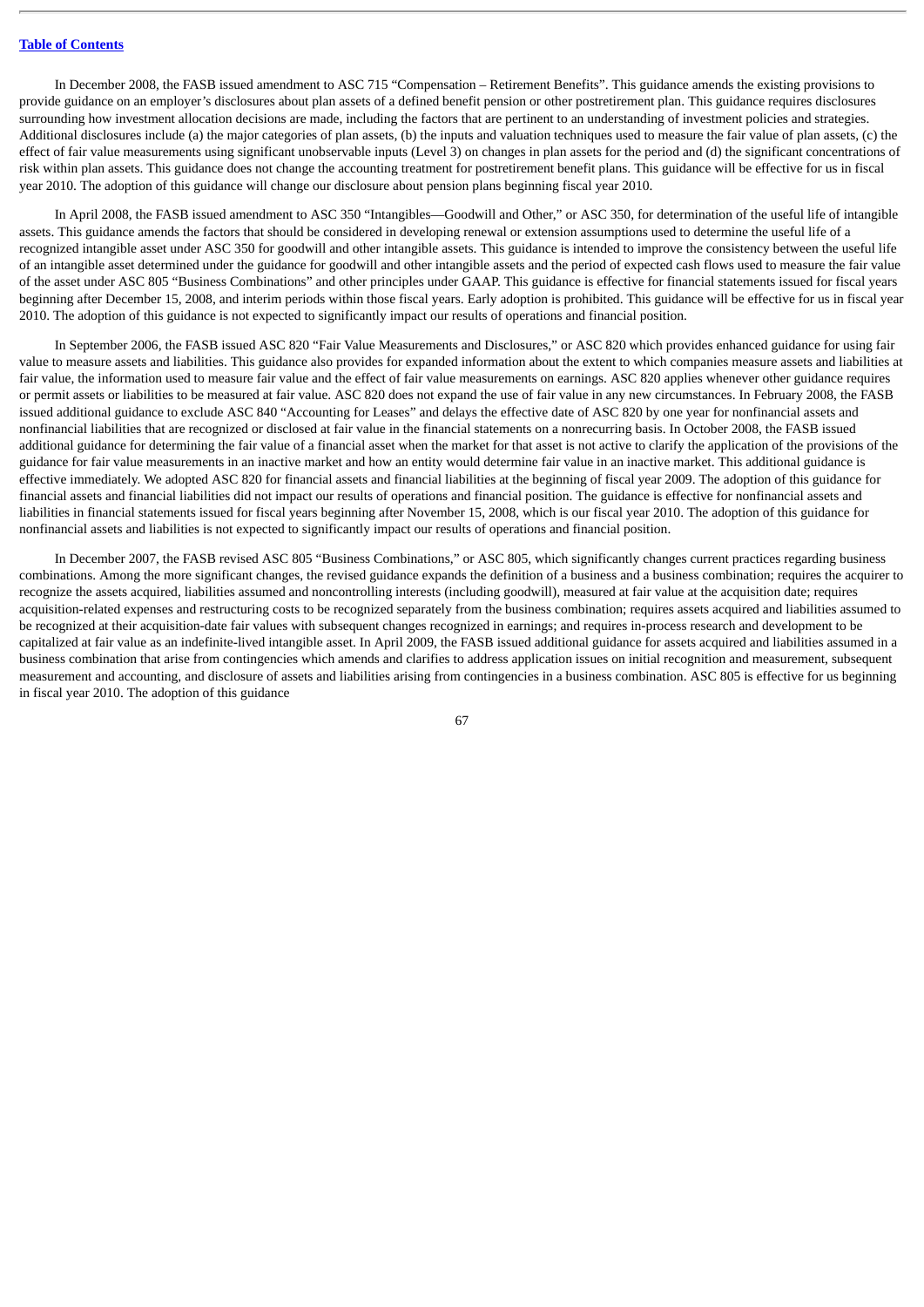In December 2008, the FASB issued amendment to ASC 715 "Compensation – Retirement Benefits". This guidance amends the existing provisions to provide guidance on an employer's disclosures about plan assets of a defined benefit pension or other postretirement plan. This guidance requires disclosures surrounding how investment allocation decisions are made, including the factors that are pertinent to an understanding of investment policies and strategies. Additional disclosures include (a) the major categories of plan assets, (b) the inputs and valuation techniques used to measure the fair value of plan assets, (c) the effect of fair value measurements using significant unobservable inputs (Level 3) on changes in plan assets for the period and (d) the significant concentrations of risk within plan assets. This guidance does not change the accounting treatment for postretirement benefit plans. This guidance will be effective for us in fiscal year 2010. The adoption of this guidance will change our disclosure about pension plans beginning fiscal year 2010.

In April 2008, the FASB issued amendment to ASC 350 "Intangibles—Goodwill and Other," or ASC 350, for determination of the useful life of intangible assets. This guidance amends the factors that should be considered in developing renewal or extension assumptions used to determine the useful life of a recognized intangible asset under ASC 350 for goodwill and other intangible assets. This guidance is intended to improve the consistency between the useful life of an intangible asset determined under the guidance for goodwill and other intangible assets and the period of expected cash flows used to measure the fair value of the asset under ASC 805 "Business Combinations" and other principles under GAAP. This guidance is effective for financial statements issued for fiscal years beginning after December 15, 2008, and interim periods within those fiscal years. Early adoption is prohibited. This guidance will be effective for us in fiscal year 2010. The adoption of this guidance is not expected to significantly impact our results of operations and financial position.

In September 2006, the FASB issued ASC 820 "Fair Value Measurements and Disclosures," or ASC 820 which provides enhanced guidance for using fair value to measure assets and liabilities. This guidance also provides for expanded information about the extent to which companies measure assets and liabilities at fair value, the information used to measure fair value and the effect of fair value measurements on earnings. ASC 820 applies whenever other guidance requires or permit assets or liabilities to be measured at fair value. ASC 820 does not expand the use of fair value in any new circumstances. In February 2008, the FASB issued additional guidance to exclude ASC 840 "Accounting for Leases" and delays the effective date of ASC 820 by one year for nonfinancial assets and nonfinancial liabilities that are recognized or disclosed at fair value in the financial statements on a nonrecurring basis. In October 2008, the FASB issued additional guidance for determining the fair value of a financial asset when the market for that asset is not active to clarify the application of the provisions of the guidance for fair value measurements in an inactive market and how an entity would determine fair value in an inactive market. This additional guidance is effective immediately. We adopted ASC 820 for financial assets and financial liabilities at the beginning of fiscal year 2009. The adoption of this guidance for financial assets and financial liabilities did not impact our results of operations and financial position. The guidance is effective for nonfinancial assets and liabilities in financial statements issued for fiscal years beginning after November 15, 2008, which is our fiscal year 2010. The adoption of this guidance for nonfinancial assets and liabilities is not expected to significantly impact our results of operations and financial position.

In December 2007, the FASB revised ASC 805 "Business Combinations," or ASC 805, which significantly changes current practices regarding business combinations. Among the more significant changes, the revised guidance expands the definition of a business and a business combination; requires the acquirer to recognize the assets acquired, liabilities assumed and noncontrolling interests (including goodwill), measured at fair value at the acquisition date; requires acquisition-related expenses and restructuring costs to be recognized separately from the business combination; requires assets acquired and liabilities assumed to be recognized at their acquisition-date fair values with subsequent changes recognized in earnings; and requires in-process research and development to be capitalized at fair value as an indefinite-lived intangible asset. In April 2009, the FASB issued additional guidance for assets acquired and liabilities assumed in a business combination that arise from contingencies which amends and clarifies to address application issues on initial recognition and measurement, subsequent measurement and accounting, and disclosure of assets and liabilities arising from contingencies in a business combination. ASC 805 is effective for us beginning in fiscal year 2010. The adoption of this guidance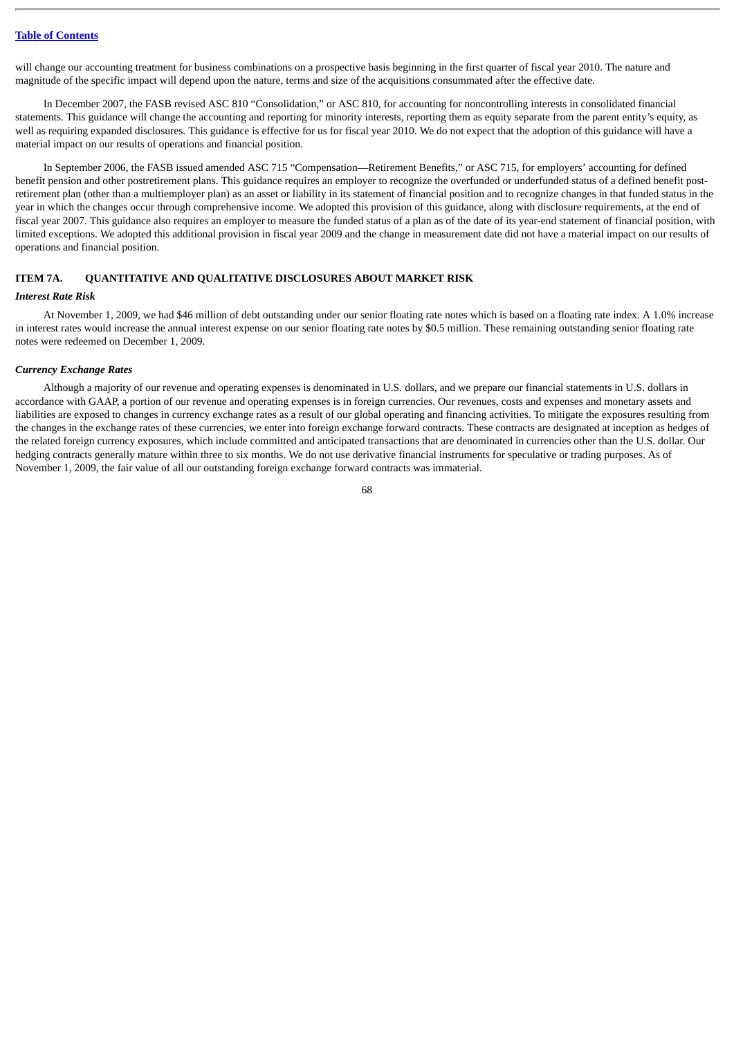will change our accounting treatment for business combinations on a prospective basis beginning in the first quarter of fiscal year 2010. The nature and magnitude of the specific impact will depend upon the nature, terms and size of the acquisitions consummated after the effective date.

In December 2007, the FASB revised ASC 810 "Consolidation," or ASC 810, for accounting for noncontrolling interests in consolidated financial statements. This guidance will change the accounting and reporting for minority interests, reporting them as equity separate from the parent entity's equity, as well as requiring expanded disclosures. This guidance is effective for us for fiscal year 2010. We do not expect that the adoption of this guidance will have a material impact on our results of operations and financial position.

In September 2006, the FASB issued amended ASC 715 "Compensation—Retirement Benefits," or ASC 715, for employers' accounting for defined benefit pension and other postretirement plans. This guidance requires an employer to recognize the overfunded or underfunded status of a defined benefit post-retirement plan (other than a multiemployer plan) as an asset or liability in its statement of financial position and to recognize changes in that funded status in the year in which the changes occur through comprehensive income. We adopted this provision of this guidance, along with disclosure requirements, at the end of fiscal year 2007. This guidance also requires an employer to measure the funded status of a plan as of the date of its year-end statement of financial position, with limited exceptions. We adopted this additional provision in fiscal year 2009 and the change in measurement date did not have a material impact on our results of operations and financial position.

## ITEM 7A. QUANTITATIVE AND QUALITATIVE DISCLOSURES ABOUT MARKET RISK

### *Interest Rate Risk*

At November 1, 2009, we had $46 million of debt outstanding under our senior floating rate notes which is based on a floating rate index. A 1.0% increase in interest rates would increase the annual interest expense on our senior floating rate notes by $0.5 million. These remaining outstanding senior floating rate notes were redeemed on December 1, 2009.

### *Currency Exchange Rates*

Although a majority of our revenue and operating expenses is denominated in U.S. dollars, and we prepare our financial statements in U.S. dollars in accordance with GAAP, a portion of our revenue and operating expenses is in foreign currencies. Our revenues, costs and expenses and monetary assets and liabilities are exposed to changes in currency exchange rates as a result of our global operating and financing activities. To mitigate the exposures resulting from the changes in the exchange rates of these currencies, we enter into foreign exchange forward contracts. These contracts are designated at inception as hedges of the related foreign currency exposures, which include committed and anticipated transactions that are denominated in currencies other than the U.S. dollar. Our hedging contracts generally mature within three to six months. We do not use derivative financial instruments for speculative or trading purposes. As of November 1, 2009, the fair value of all our outstanding foreign exchange forward contracts was immaterial.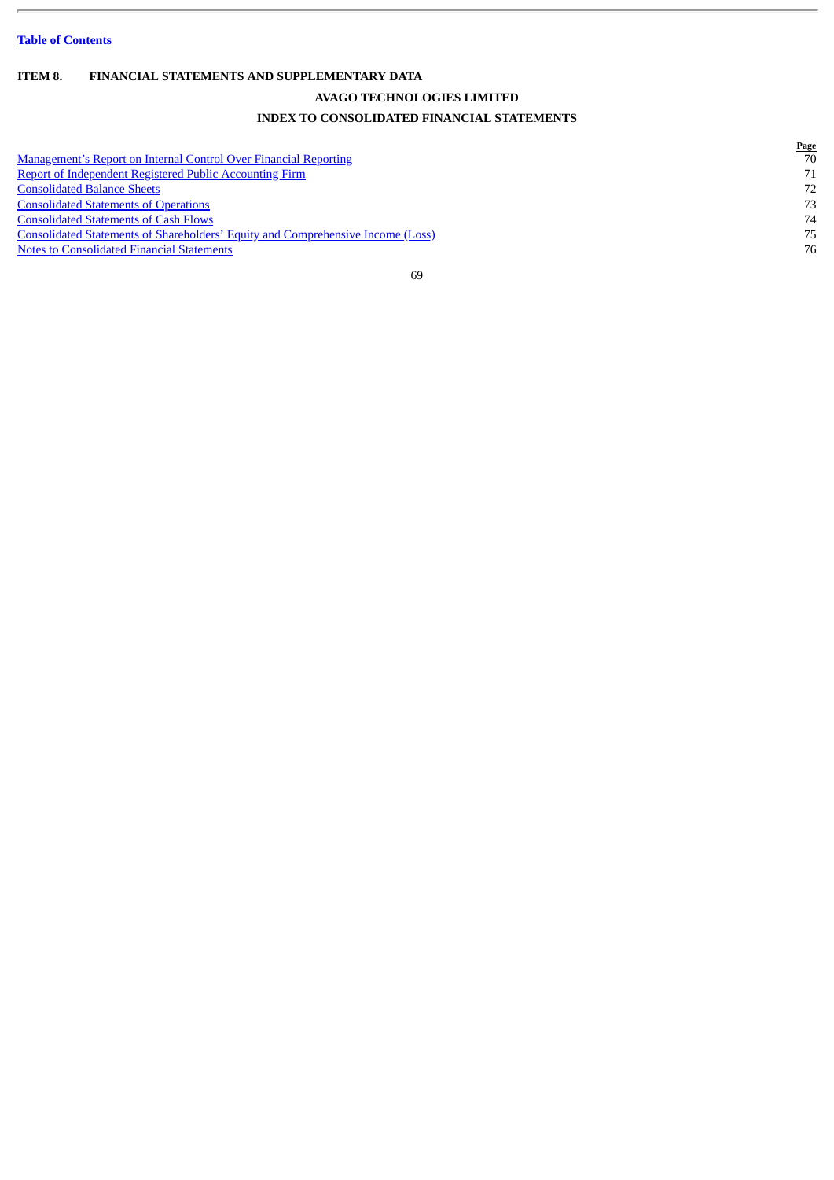**ITEM 8. FINANCIAL STATEMENTS AND SUPPLEMENTARY DATA**

**AVAGO TECHNOLOGIES LIMITED**

**INDEX TO CONSOLIDATED FINANCIAL STATEMENTS**

| | Page |
|---|---|
| Management's Report on Internal Control Over Financial Reporting | 70 |
| Report of Independent Registered Public Accounting Firm | 71 |
| Consolidated Balance Sheets | 72 |
| Consolidated Statements of Operations | 73 |
| Consolidated Statements of Cash Flows | 74 |
| Consolidated Statements of Shareholders' Equity and Comprehensive Income (Loss) | 75 |
| Notes to Consolidated Financial Statements | 76 |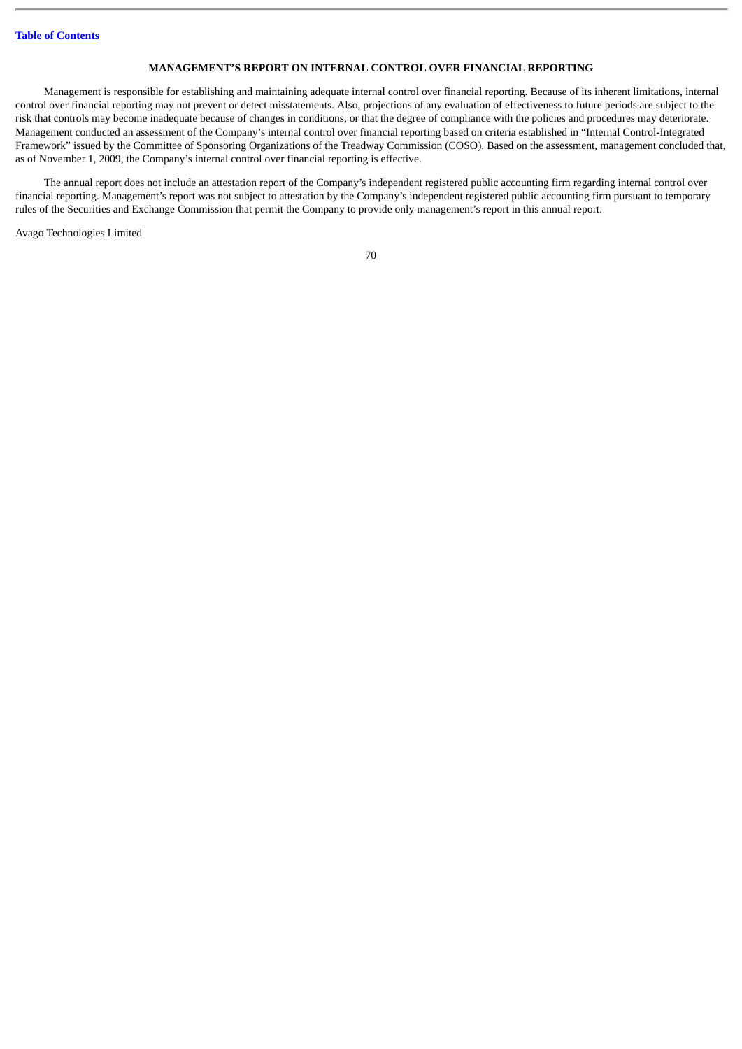## MANAGEMENT'S REPORT ON INTERNAL CONTROL OVER FINANCIAL REPORTING

Management is responsible for establishing and maintaining adequate internal control over financial reporting. Because of its inherent limitations, internal control over financial reporting may not prevent or detect misstatements. Also, projections of any evaluation of effectiveness to future periods are subject to the risk that controls may become inadequate because of changes in conditions, or that the degree of compliance with the policies and procedures may deteriorate. Management conducted an assessment of the Company's internal control over financial reporting based on criteria established in "Internal Control-Integrated Framework" issued by the Committee of Sponsoring Organizations of the Treadway Commission (COSO). Based on the assessment, management concluded that, as of November 1, 2009, the Company's internal control over financial reporting is effective.

The annual report does not include an attestation report of the Company's independent registered public accounting firm regarding internal control over financial reporting. Management's report was not subject to attestation by the Company's independent registered public accounting firm pursuant to temporary rules of the Securities and Exchange Commission that permit the Company to provide only management's report in this annual report.

Avago Technologies Limited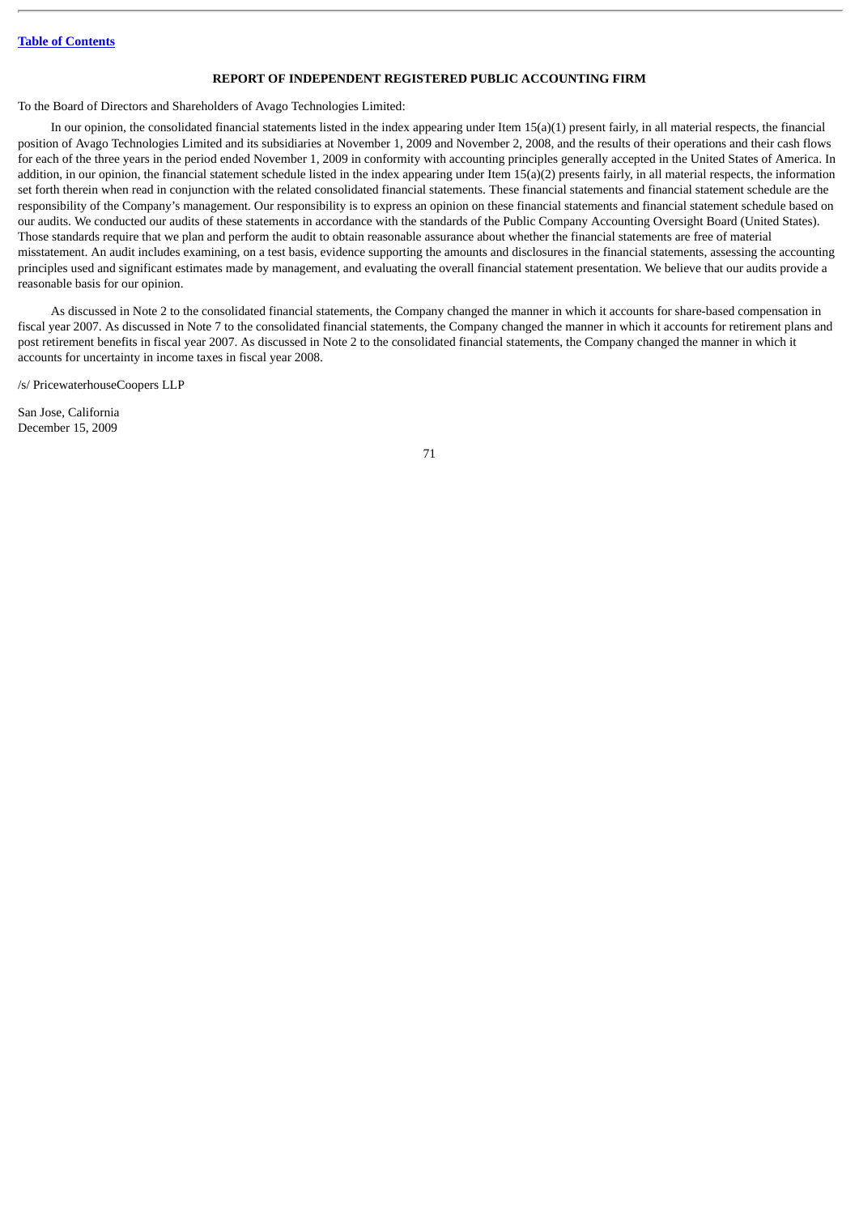## REPORT OF INDEPENDENT REGISTERED PUBLIC ACCOUNTING FIRM

To the Board of Directors and Shareholders of Avago Technologies Limited:

In our opinion, the consolidated financial statements listed in the index appearing under Item 15(a)(1) present fairly, in all material respects, the financial position of Avago Technologies Limited and its subsidiaries at November 1, 2009 and November 2, 2008, and the results of their operations and their cash flows for each of the three years in the period ended November 1, 2009 in conformity with accounting principles generally accepted in the United States of America. In addition, in our opinion, the financial statement schedule listed in the index appearing under Item 15(a)(2) presents fairly, in all material respects, the information set forth therein when read in conjunction with the related consolidated financial statements. These financial statements and financial statement schedule are the responsibility of the Company's management. Our responsibility is to express an opinion on these financial statements and financial statement schedule based on our audits. We conducted our audits of these statements in accordance with the standards of the Public Company Accounting Oversight Board (United States). Those standards require that we plan and perform the audit to obtain reasonable assurance about whether the financial statements are free of material misstatement. An audit includes examining, on a test basis, evidence supporting the amounts and disclosures in the financial statements, assessing the accounting principles used and significant estimates made by management, and evaluating the overall financial statement presentation. We believe that our audits provide a reasonable basis for our opinion.

As discussed in Note 2 to the consolidated financial statements, the Company changed the manner in which it accounts for share-based compensation in fiscal year 2007. As discussed in Note 7 to the consolidated financial statements, the Company changed the manner in which it accounts for retirement plans and post retirement benefits in fiscal year 2007. As discussed in Note 2 to the consolidated financial statements, the Company changed the manner in which it accounts for uncertainty in income taxes in fiscal year 2008.

/s/ PricewaterhouseCoopers LLP

San Jose, California
December 15, 2009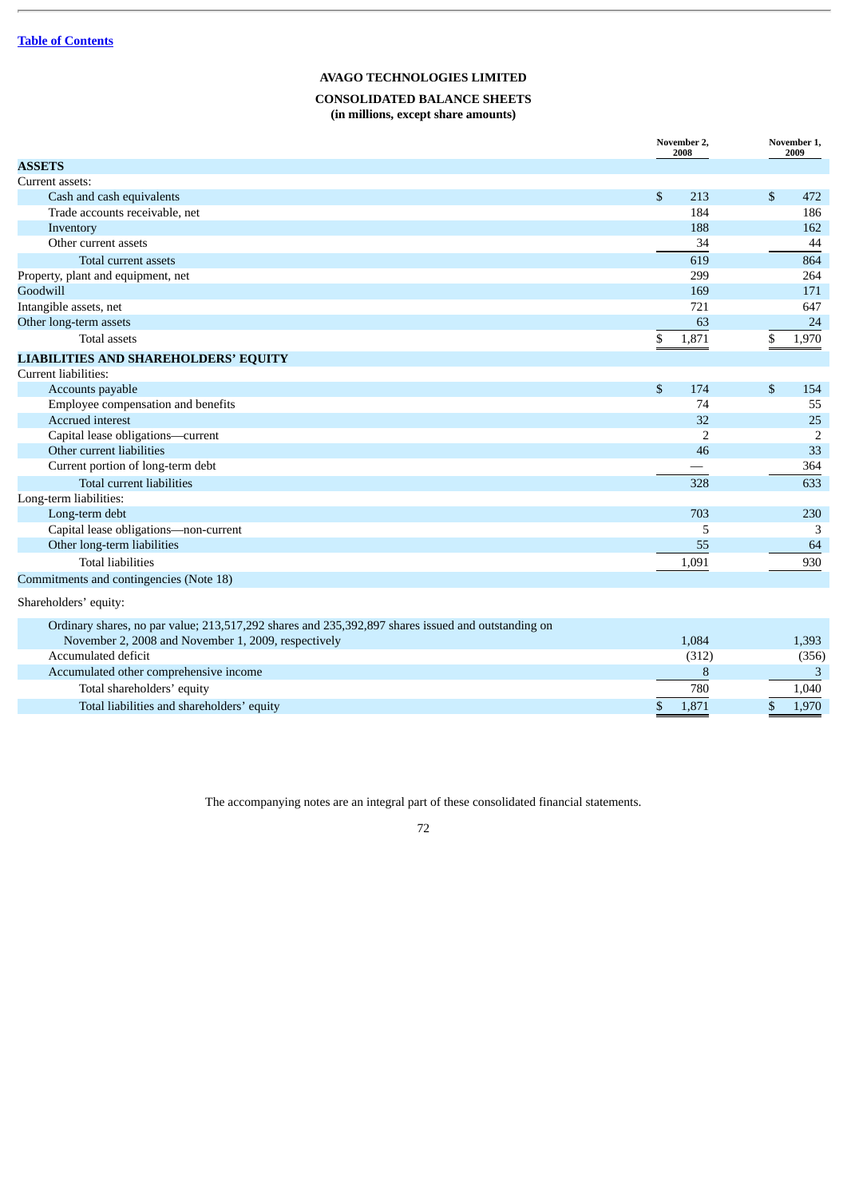# AVAGO TECHNOLOGIES LIMITED

## CONSOLIDATED BALANCE SHEETS

**(in millions, except share amounts)**

| | November 2, 2008 | November 1, 2009 |
|---|---|---|
| **ASSETS** | | |
| Current assets: | | |
| Cash and cash equivalents | $ 213 | $ 472 |
| Trade accounts receivable, net | 184 | 186 |
| Inventory | 188 | 162 |
| Other current assets | 34 | 44 |
| Total current assets | 619 | 864 |
| Property, plant and equipment, net | 299 | 264 |
| Goodwill | 169 | 171 |
| Intangible assets, net | 721 | 647 |
| Other long-term assets | 63 | 24 |
| Total assets | $ 1,871 | $ 1,970 |
| **LIABILITIES AND SHAREHOLDERS' EQUITY** | | |
| Current liabilities: | | |
| Accounts payable | $ 174 | $ 154 |
| Employee compensation and benefits | 74 | 55 |
| Accrued interest | 32 | 25 |
| Capital lease obligations—current | 2 | 2 |
| Other current liabilities | 46 | 33 |
| Current portion of long-term debt | — | 364 |
| Total current liabilities | 328 | 633 |
| Long-term liabilities: | | |
| Long-term debt | 703 | 230 |
| Capital lease obligations—non-current | 5 | 3 |
| Other long-term liabilities | 55 | 64 |
| Total liabilities | 1,091 | 930 |
| Commitments and contingencies (Note 18) | | |
| Shareholders' equity: | | |
| Ordinary shares, no par value; 213,517,292 shares and 235,392,897 shares issued and outstanding on November 2, 2008 and November 1, 2009, respectively | 1,084 | 1,393 |
| Accumulated deficit | (312) | (356) |
| Accumulated other comprehensive income | 8 | 3 |
| Total shareholders' equity | 780 | 1,040 |
| Total liabilities and shareholders' equity | $ 1,871 | $ 1,970 |

The accompanying notes are an integral part of these consolidated financial statements.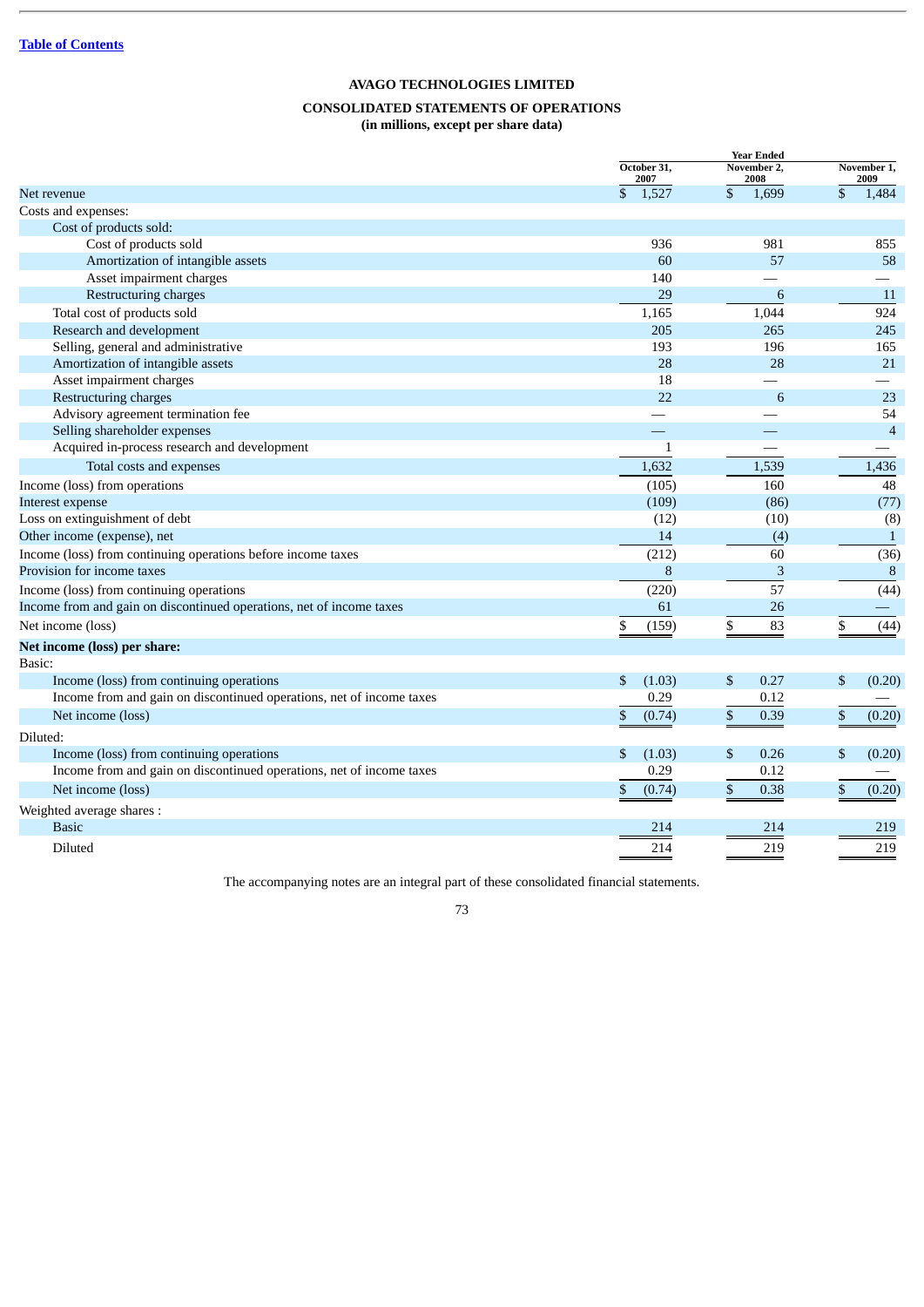[Table of Contents]

# AVAGO TECHNOLOGIES LIMITED

## CONSOLIDATED STATEMENTS OF OPERATIONS

**(in millions, except per share data)**

| | Year Ended | | |
|---|---|---|---|
| | October 31, 2007 | November 2, 2008 | November 1, 2009 |
| Net revenue | $ 1,527 | $ 1,699 | $ 1,484 |
| Costs and expenses: | | | |
| Cost of products sold: | | | |
| Cost of products sold | 936 | 981 | 855 |
| Amortization of intangible assets | 60 | 57 | 58 |
| Asset impairment charges | 140 | — | — |
| Restructuring charges | 29 | 6 | 11 |
| Total cost of products sold | 1,165 | 1,044 | 924 |
| Research and development | 205 | 265 | 245 |
| Selling, general and administrative | 193 | 196 | 165 |
| Amortization of intangible assets | 28 | 28 | 21 |
| Asset impairment charges | 18 | — | — |
| Restructuring charges | 22 | 6 | 23 |
| Advisory agreement termination fee | — | — | 54 |
| Selling shareholder expenses | — | — | 4 |
| Acquired in-process research and development | 1 | — | — |
| Total costs and expenses | 1,632 | 1,539 | 1,436 |
| Income (loss) from operations | (105) | 160 | 48 |
| Interest expense | (109) | (86) | (77) |
| Loss on extinguishment of debt | (12) | (10) | (8) |
| Other income (expense), net | 14 | (4) | 1 |
| Income (loss) from continuing operations before income taxes | (212) | 60 | (36) |
| Provision for income taxes | 8 | 3 | 8 |
| Income (loss) from continuing operations | (220) | 57 | (44) |
| Income from and gain on discontinued operations, net of income taxes | 61 | 26 | — |
| Net income (loss) | $ (159) | $ 83 | $ (44) |
| **Net income (loss) per share:** | | | |
| Basic: | | | |
| Income (loss) from continuing operations | $ (1.03) | $ 0.27 | $ (0.20) |
| Income from and gain on discontinued operations, net of income taxes | 0.29 | 0.12 | — |
| Net income (loss) | $ (0.74) | $ 0.39 | $ (0.20) |
| Diluted: | | | |
| Income (loss) from continuing operations | $ (1.03) | $ 0.26 | $ (0.20) |
| Income from and gain on discontinued operations, net of income taxes | 0.29 | 0.12 | — |
| Net income (loss) | $ (0.74) | $ 0.38 | $ (0.20) |
| Weighted average shares : | | | |
| Basic | 214 | 214 | 219 |
| Diluted | 214 | 219 | 219 |

The accompanying notes are an integral part of these consolidated financial statements.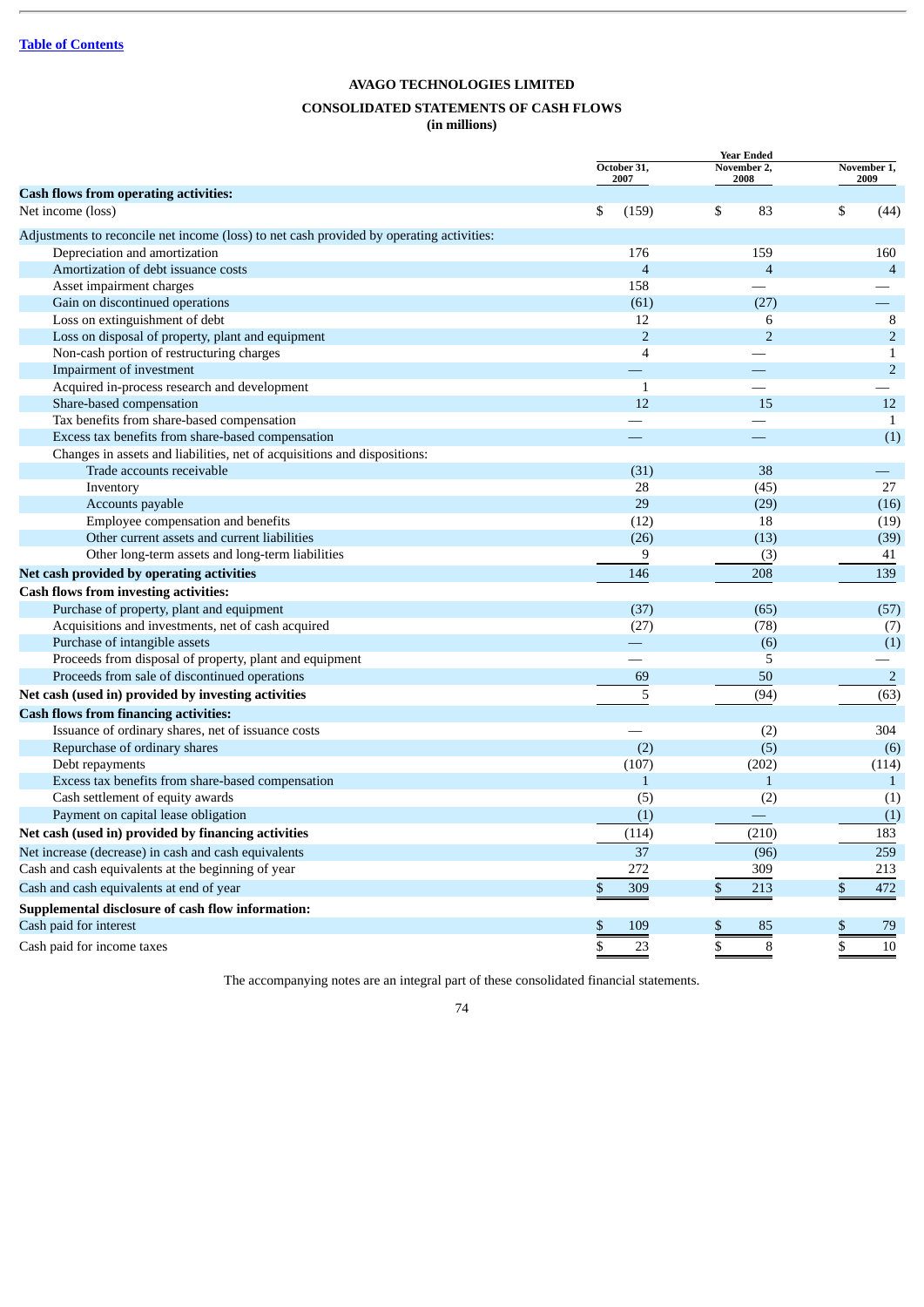[Table of Contents](#)

**AVAGO TECHNOLOGIES LIMITED**

**CONSOLIDATED STATEMENTS OF CASH FLOWS**
**(in millions)**

| | Year Ended | | |
|---|---|---|---|
| | October 31, 2007 | November 2, 2008 | November 1, 2009 |
| **Cash flows from operating activities:** | | | |
| Net income (loss) | $ (159) | $ 83 | $ (44) |
| Adjustments to reconcile net income (loss) to net cash provided by operating activities: | | | |
| Depreciation and amortization | 176 | 159 | 160 |
| Amortization of debt issuance costs | 4 | 4 | 4 |
| Asset impairment charges | 158 | — | — |
| Gain on discontinued operations | (61) | (27) | — |
| Loss on extinguishment of debt | 12 | 6 | 8 |
| Loss on disposal of property, plant and equipment | 2 | 2 | 2 |
| Non-cash portion of restructuring charges | 4 | — | 1 |
| Impairment of investment | — | — | 2 |
| Acquired in-process research and development | 1 | — | — |
| Share-based compensation | 12 | 15 | 12 |
| Tax benefits from share-based compensation | — | — | 1 |
| Excess tax benefits from share-based compensation | — | — | (1) |
| Changes in assets and liabilities, net of acquisitions and dispositions: | | | |
| Trade accounts receivable | (31) | 38 | — |
| Inventory | 28 | (45) | 27 |
| Accounts payable | 29 | (29) | (16) |
| Employee compensation and benefits | (12) | 18 | (19) |
| Other current assets and current liabilities | (26) | (13) | (39) |
| Other long-term assets and long-term liabilities | 9 | (3) | 41 |
| **Net cash provided by operating activities** | 146 | 208 | 139 |
| **Cash flows from investing activities:** | | | |
| Purchase of property, plant and equipment | (37) | (65) | (57) |
| Acquisitions and investments, net of cash acquired | (27) | (78) | (7) |
| Purchase of intangible assets | — | (6) | (1) |
| Proceeds from disposal of property, plant and equipment | — | 5 | — |
| Proceeds from sale of discontinued operations | 69 | 50 | 2 |
| **Net cash (used in) provided by investing activities** | 5 | (94) | (63) |
| **Cash flows from financing activities:** | | | |
| Issuance of ordinary shares, net of issuance costs | — | (2) | 304 |
| Repurchase of ordinary shares | (2) | (5) | (6) |
| Debt repayments | (107) | (202) | (114) |
| Excess tax benefits from share-based compensation | 1 | 1 | 1 |
| Cash settlement of equity awards | (5) | (2) | (1) |
| Payment on capital lease obligation | (1) | — | (1) |
| **Net cash (used in) provided by financing activities** | (114) | (210) | 183 |
| Net increase (decrease) in cash and cash equivalents | 37 | (96) | 259 |
| Cash and cash equivalents at the beginning of year | 272 | 309 | 213 |
| Cash and cash equivalents at end of year | $ 309 | $ 213 | $ 472 |
| **Supplemental disclosure of cash flow information:** | | | |
| Cash paid for interest | $ 109 | $ 85 | $ 79 |
| Cash paid for income taxes | $ 23 | $ 8 | $ 10 |

The accompanying notes are an integral part of these consolidated financial statements.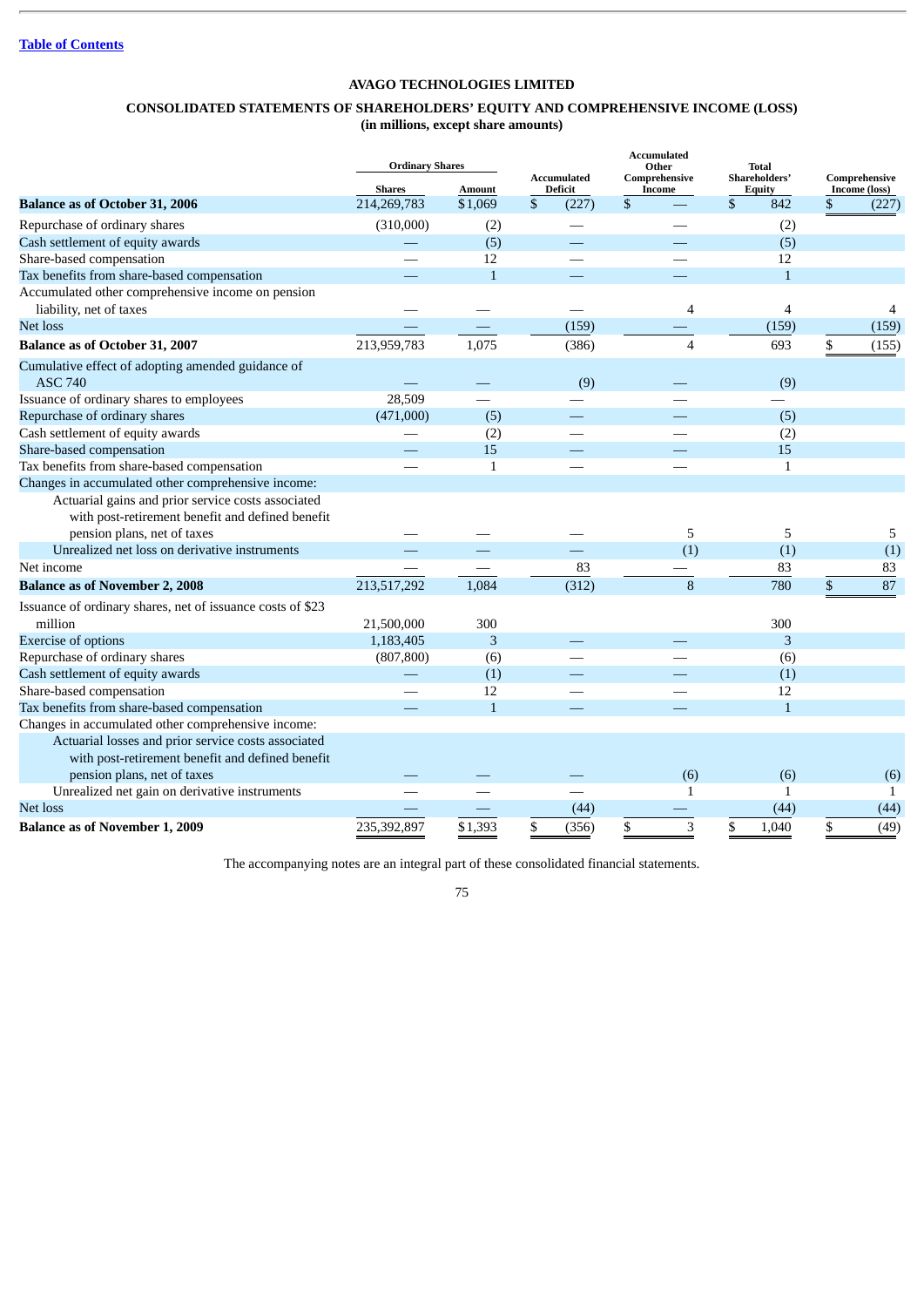[Table of Contents](#)

# AVAGO TECHNOLOGIES LIMITED

## CONSOLIDATED STATEMENTS OF SHAREHOLDERS' EQUITY AND COMPREHENSIVE INCOME (LOSS)
### (in millions, except share amounts)

| | Ordinary Shares | | Accumulated Deficit | Accumulated Other Comprehensive Income | Total Shareholders' Equity | Comprehensive Income (loss) |
|---|---|---|---|---|---|---|
| | Shares | Amount | | | | |
| **Balance as of October 31, 2006** | 214,269,783 | $1,069 | $ (227) | $ — | $ 842 | $ (227) |
| Repurchase of ordinary shares | (310,000) | (2) | — | — | (2) | |
| Cash settlement of equity awards | — | (5) | — | — | (5) | |
| Share-based compensation | — | 12 | — | — | 12 | |
| Tax benefits from share-based compensation | — | 1 | — | — | 1 | |
| Accumulated other comprehensive income on pension liability, net of taxes | — | — | — | 4 | 4 | 4 |
| Net loss | — | — | (159) | — | (159) | (159) |
| **Balance as of October 31, 2007** | 213,959,783 | 1,075 | (386) | 4 | 693 | $ (155) |
| Cumulative effect of adopting amended guidance of ASC 740 | — | — | (9) | — | (9) | |
| Issuance of ordinary shares to employees | 28,509 | — | — | — | — | |
| Repurchase of ordinary shares | (471,000) | (5) | — | — | (5) | |
| Cash settlement of equity awards | — | (2) | — | — | (2) | |
| Share-based compensation | — | 15 | — | — | 15 | |
| Tax benefits from share-based compensation | — | 1 | — | — | 1 | |
| Changes in accumulated other comprehensive income: | | | | | | |
| Actuarial gains and prior service costs associated with post-retirement benefit and defined benefit pension plans, net of taxes | — | — | — | 5 | 5 | 5 |
| Unrealized net loss on derivative instruments | — | — | — | (1) | (1) | (1) |
| Net income | — | — | 83 | — | 83 | 83 |
| **Balance as of November 2, 2008** | 213,517,292 | 1,084 | (312) | 8 | 780 | $ 87 |
| Issuance of ordinary shares, net of issuance costs of $23 million | 21,500,000 | 300 | | | 300 | |
| Exercise of options | 1,183,405 | 3 | — | — | 3 | |
| Repurchase of ordinary shares | (807,800) | (6) | — | — | (6) | |
| Cash settlement of equity awards | — | (1) | — | — | (1) | |
| Share-based compensation | — | 12 | — | — | 12 | |
| Tax benefits from share-based compensation | — | 1 | — | — | 1 | |
| Changes in accumulated other comprehensive income: | | | | | | |
| Actuarial losses and prior service costs associated with post-retirement benefit and defined benefit pension plans, net of taxes | — | — | — | (6) | (6) | (6) |
| Unrealized net gain on derivative instruments | — | — | — | 1 | 1 | 1 |
| Net loss | — | — | (44) | — | (44) | (44) |
| **Balance as of November 1, 2009** | 235,392,897 | $1,393 | $ (356) | $ 3 | $ 1,040 | $ (49) |

The accompanying notes are an integral part of these consolidated financial statements.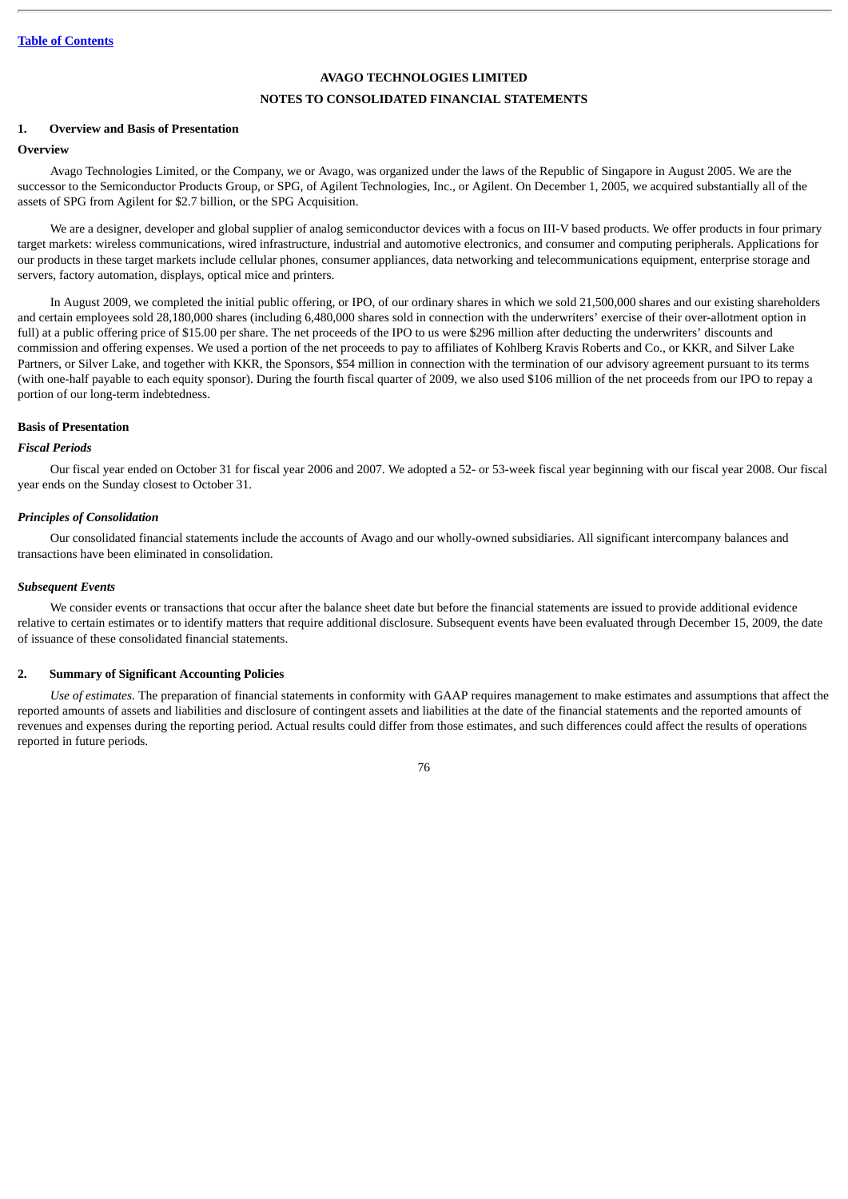[Table of Contents](#)

**AVAGO TECHNOLOGIES LIMITED**

**NOTES TO CONSOLIDATED FINANCIAL STATEMENTS**

## 1. Overview and Basis of Presentation

### Overview

Avago Technologies Limited, or the Company, we or Avago, was organized under the laws of the Republic of Singapore in August 2005. We are the successor to the Semiconductor Products Group, or SPG, of Agilent Technologies, Inc., or Agilent. On December 1, 2005, we acquired substantially all of the assets of SPG from Agilent for $2.7 billion, or the SPG Acquisition.

We are a designer, developer and global supplier of analog semiconductor devices with a focus on III-V based products. We offer products in four primary target markets: wireless communications, wired infrastructure, industrial and automotive electronics, and consumer and computing peripherals. Applications for our products in these target markets include cellular phones, consumer appliances, data networking and telecommunications equipment, enterprise storage and servers, factory automation, displays, optical mice and printers.

In August 2009, we completed the initial public offering, or IPO, of our ordinary shares in which we sold 21,500,000 shares and our existing shareholders and certain employees sold 28,180,000 shares (including 6,480,000 shares sold in connection with the underwriters' exercise of their over-allotment option in full) at a public offering price of $15.00 per share. The net proceeds of the IPO to us were $296 million after deducting the underwriters' discounts and commission and offering expenses. We used a portion of the net proceeds to pay to affiliates of Kohlberg Kravis Roberts and Co., or KKR, and Silver Lake Partners, or Silver Lake, and together with KKR, the Sponsors, $54 million in connection with the termination of our advisory agreement pursuant to its terms (with one-half payable to each equity sponsor). During the fourth fiscal quarter of 2009, we also used $106 million of the net proceeds from our IPO to repay a portion of our long-term indebtedness.

### Basis of Presentation

#### *Fiscal Periods*

Our fiscal year ended on October 31 for fiscal year 2006 and 2007. We adopted a 52- or 53-week fiscal year beginning with our fiscal year 2008. Our fiscal year ends on the Sunday closest to October 31.

#### *Principles of Consolidation*

Our consolidated financial statements include the accounts of Avago and our wholly-owned subsidiaries. All significant intercompany balances and transactions have been eliminated in consolidation.

#### *Subsequent Events*

We consider events or transactions that occur after the balance sheet date but before the financial statements are issued to provide additional evidence relative to certain estimates or to identify matters that require additional disclosure. Subsequent events have been evaluated through December 15, 2009, the date of issuance of these consolidated financial statements.

## 2. Summary of Significant Accounting Policies

*Use of estimates*. The preparation of financial statements in conformity with GAAP requires management to make estimates and assumptions that affect the reported amounts of assets and liabilities and disclosure of contingent assets and liabilities at the date of the financial statements and the reported amounts of revenues and expenses during the reporting period. Actual results could differ from those estimates, and such differences could affect the results of operations reported in future periods.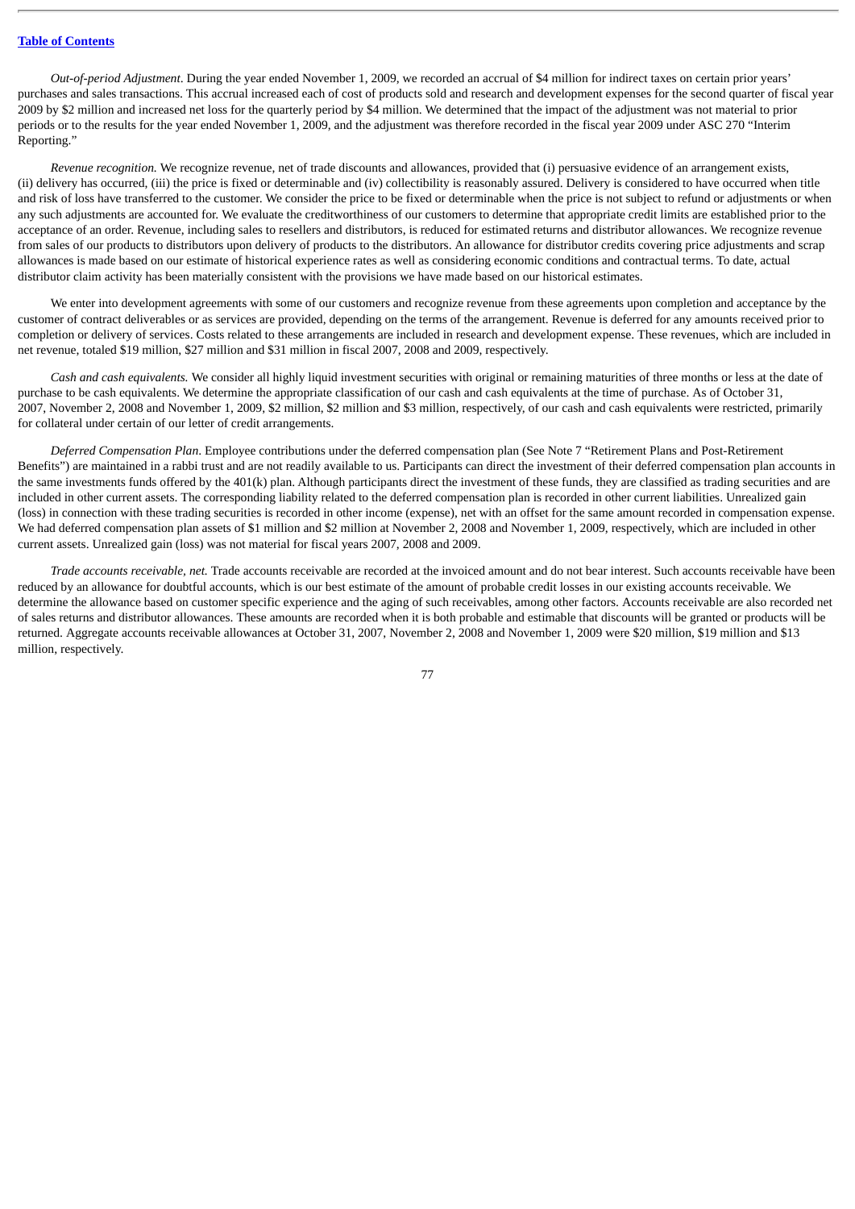*Out-of-period Adjustment*. During the year ended November 1, 2009, we recorded an accrual of $4 million for indirect taxes on certain prior years' purchases and sales transactions. This accrual increased each of cost of products sold and research and development expenses for the second quarter of fiscal year 2009 by $2 million and increased net loss for the quarterly period by $4 million. We determined that the impact of the adjustment was not material to prior periods or to the results for the year ended November 1, 2009, and the adjustment was therefore recorded in the fiscal year 2009 under ASC 270 "Interim Reporting."

*Revenue recognition.* We recognize revenue, net of trade discounts and allowances, provided that (i) persuasive evidence of an arrangement exists, (ii) delivery has occurred, (iii) the price is fixed or determinable and (iv) collectibility is reasonably assured. Delivery is considered to have occurred when title and risk of loss have transferred to the customer. We consider the price to be fixed or determinable when the price is not subject to refund or adjustments or when any such adjustments are accounted for. We evaluate the creditworthiness of our customers to determine that appropriate credit limits are established prior to the acceptance of an order. Revenue, including sales to resellers and distributors, is reduced for estimated returns and distributor allowances. We recognize revenue from sales of our products to distributors upon delivery of products to the distributors. An allowance for distributor credits covering price adjustments and scrap allowances is made based on our estimate of historical experience rates as well as considering economic conditions and contractual terms. To date, actual distributor claim activity has been materially consistent with the provisions we have made based on our historical estimates.

We enter into development agreements with some of our customers and recognize revenue from these agreements upon completion and acceptance by the customer of contract deliverables or as services are provided, depending on the terms of the arrangement. Revenue is deferred for any amounts received prior to completion or delivery of services. Costs related to these arrangements are included in research and development expense. These revenues, which are included in net revenue, totaled $19 million, $27 million and $31 million in fiscal 2007, 2008 and 2009, respectively.

*Cash and cash equivalents.* We consider all highly liquid investment securities with original or remaining maturities of three months or less at the date of purchase to be cash equivalents. We determine the appropriate classification of our cash and cash equivalents at the time of purchase. As of October 31, 2007, November 2, 2008 and November 1, 2009, $2 million, $2 million and $3 million, respectively, of our cash and cash equivalents were restricted, primarily for collateral under certain of our letter of credit arrangements.

*Deferred Compensation Plan*. Employee contributions under the deferred compensation plan (See Note 7 "Retirement Plans and Post-Retirement Benefits") are maintained in a rabbi trust and are not readily available to us. Participants can direct the investment of their deferred compensation plan accounts in the same investments funds offered by the 401(k) plan. Although participants direct the investment of these funds, they are classified as trading securities and are included in other current assets. The corresponding liability related to the deferred compensation plan is recorded in other current liabilities. Unrealized gain (loss) in connection with these trading securities is recorded in other income (expense), net with an offset for the same amount recorded in compensation expense. We had deferred compensation plan assets of $1 million and $2 million at November 2, 2008 and November 1, 2009, respectively, which are included in other current assets. Unrealized gain (loss) was not material for fiscal years 2007, 2008 and 2009.

*Trade accounts receivable, net.* Trade accounts receivable are recorded at the invoiced amount and do not bear interest. Such accounts receivable have been reduced by an allowance for doubtful accounts, which is our best estimate of the amount of probable credit losses in our existing accounts receivable. We determine the allowance based on customer specific experience and the aging of such receivables, among other factors. Accounts receivable are also recorded net of sales returns and distributor allowances. These amounts are recorded when it is both probable and estimable that discounts will be granted or products will be returned. Aggregate accounts receivable allowances at October 31, 2007, November 2, 2008 and November 1, 2009 were $20 million, $19 million and $13 million, respectively.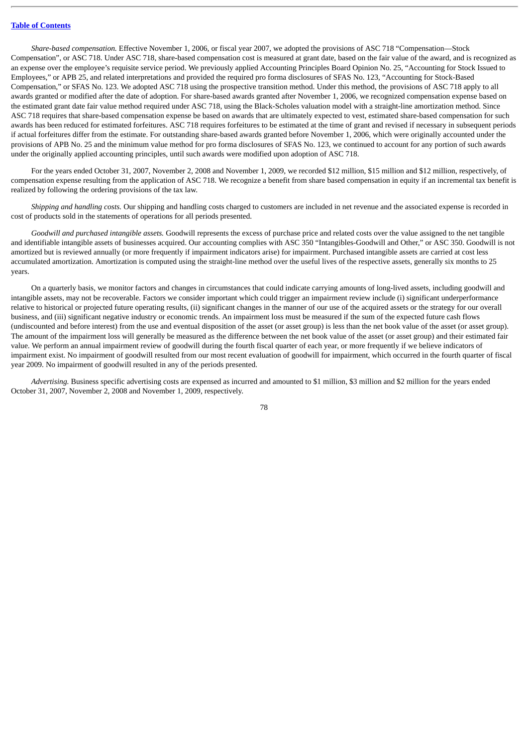*Share-based compensation.* Effective November 1, 2006, or fiscal year 2007, we adopted the provisions of ASC 718 "Compensation—Stock Compensation", or ASC 718. Under ASC 718, share-based compensation cost is measured at grant date, based on the fair value of the award, and is recognized as an expense over the employee's requisite service period. We previously applied Accounting Principles Board Opinion No. 25, "Accounting for Stock Issued to Employees," or APB 25, and related interpretations and provided the required pro forma disclosures of SFAS No. 123, "Accounting for Stock-Based Compensation," or SFAS No. 123. We adopted ASC 718 using the prospective transition method. Under this method, the provisions of ASC 718 apply to all awards granted or modified after the date of adoption. For share-based awards granted after November 1, 2006, we recognized compensation expense based on the estimated grant date fair value method required under ASC 718, using the Black-Scholes valuation model with a straight-line amortization method. Since ASC 718 requires that share-based compensation expense be based on awards that are ultimately expected to vest, estimated share-based compensation for such awards has been reduced for estimated forfeitures. ASC 718 requires forfeitures to be estimated at the time of grant and revised if necessary in subsequent periods if actual forfeitures differ from the estimate. For outstanding share-based awards granted before November 1, 2006, which were originally accounted under the provisions of APB No. 25 and the minimum value method for pro forma disclosures of SFAS No. 123, we continued to account for any portion of such awards under the originally applied accounting principles, until such awards were modified upon adoption of ASC 718.

For the years ended October 31, 2007, November 2, 2008 and November 1, 2009, we recorded $12 million, $15 million and $12 million, respectively, of compensation expense resulting from the application of ASC 718. We recognize a benefit from share based compensation in equity if an incremental tax benefit is realized by following the ordering provisions of the tax law.

*Shipping and handling costs.* Our shipping and handling costs charged to customers are included in net revenue and the associated expense is recorded in cost of products sold in the statements of operations for all periods presented.

*Goodwill and purchased intangible assets.* Goodwill represents the excess of purchase price and related costs over the value assigned to the net tangible and identifiable intangible assets of businesses acquired. Our accounting complies with ASC 350 "Intangibles-Goodwill and Other," or ASC 350. Goodwill is not amortized but is reviewed annually (or more frequently if impairment indicators arise) for impairment. Purchased intangible assets are carried at cost less accumulated amortization. Amortization is computed using the straight-line method over the useful lives of the respective assets, generally six months to 25 years.

On a quarterly basis, we monitor factors and changes in circumstances that could indicate carrying amounts of long-lived assets, including goodwill and intangible assets, may not be recoverable. Factors we consider important which could trigger an impairment review include (i) significant underperformance relative to historical or projected future operating results, (ii) significant changes in the manner of our use of the acquired assets or the strategy for our overall business, and (iii) significant negative industry or economic trends. An impairment loss must be measured if the sum of the expected future cash flows (undiscounted and before interest) from the use and eventual disposition of the asset (or asset group) is less than the net book value of the asset (or asset group). The amount of the impairment loss will generally be measured as the difference between the net book value of the asset (or asset group) and their estimated fair value. We perform an annual impairment review of goodwill during the fourth fiscal quarter of each year, or more frequently if we believe indicators of impairment exist. No impairment of goodwill resulted from our most recent evaluation of goodwill for impairment, which occurred in the fourth quarter of fiscal year 2009. No impairment of goodwill resulted in any of the periods presented.

*Advertising.* Business specific advertising costs are expensed as incurred and amounted to $1 million, $3 million and $2 million for the years ended October 31, 2007, November 2, 2008 and November 1, 2009, respectively.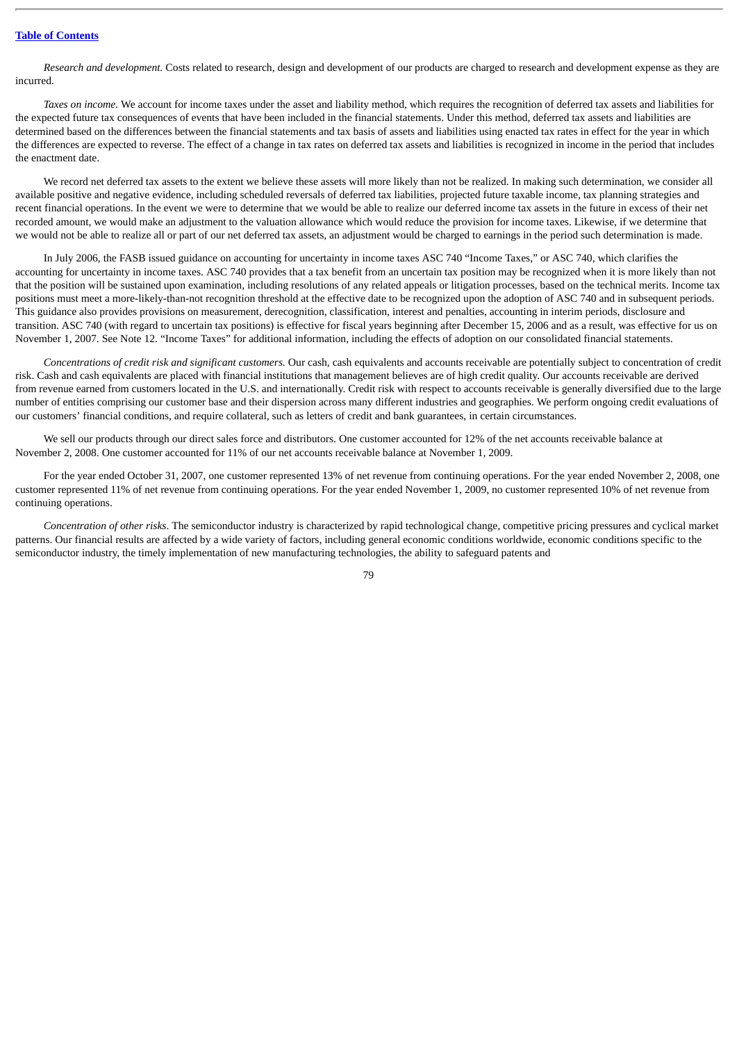*Research and development.* Costs related to research, design and development of our products are charged to research and development expense as they are incurred.

*Taxes on income.* We account for income taxes under the asset and liability method, which requires the recognition of deferred tax assets and liabilities for the expected future tax consequences of events that have been included in the financial statements. Under this method, deferred tax assets and liabilities are determined based on the differences between the financial statements and tax basis of assets and liabilities using enacted tax rates in effect for the year in which the differences are expected to reverse. The effect of a change in tax rates on deferred tax assets and liabilities is recognized in income in the period that includes the enactment date.

We record net deferred tax assets to the extent we believe these assets will more likely than not be realized. In making such determination, we consider all available positive and negative evidence, including scheduled reversals of deferred tax liabilities, projected future taxable income, tax planning strategies and recent financial operations. In the event we were to determine that we would be able to realize our deferred income tax assets in the future in excess of their net recorded amount, we would make an adjustment to the valuation allowance which would reduce the provision for income taxes. Likewise, if we determine that we would not be able to realize all or part of our net deferred tax assets, an adjustment would be charged to earnings in the period such determination is made.

In July 2006, the FASB issued guidance on accounting for uncertainty in income taxes ASC 740 "Income Taxes," or ASC 740, which clarifies the accounting for uncertainty in income taxes. ASC 740 provides that a tax benefit from an uncertain tax position may be recognized when it is more likely than not that the position will be sustained upon examination, including resolutions of any related appeals or litigation processes, based on the technical merits. Income tax positions must meet a more-likely-than-not recognition threshold at the effective date to be recognized upon the adoption of ASC 740 and in subsequent periods. This guidance also provides provisions on measurement, derecognition, classification, interest and penalties, accounting in interim periods, disclosure and transition. ASC 740 (with regard to uncertain tax positions) is effective for fiscal years beginning after December 15, 2006 and as a result, was effective for us on November 1, 2007. See Note 12. "Income Taxes" for additional information, including the effects of adoption on our consolidated financial statements.

*Concentrations of credit risk and significant customers.* Our cash, cash equivalents and accounts receivable are potentially subject to concentration of credit risk. Cash and cash equivalents are placed with financial institutions that management believes are of high credit quality. Our accounts receivable are derived from revenue earned from customers located in the U.S. and internationally. Credit risk with respect to accounts receivable is generally diversified due to the large number of entities comprising our customer base and their dispersion across many different industries and geographies. We perform ongoing credit evaluations of our customers' financial conditions, and require collateral, such as letters of credit and bank guarantees, in certain circumstances.

We sell our products through our direct sales force and distributors. One customer accounted for 12% of the net accounts receivable balance at November 2, 2008. One customer accounted for 11% of our net accounts receivable balance at November 1, 2009.

For the year ended October 31, 2007, one customer represented 13% of net revenue from continuing operations. For the year ended November 2, 2008, one customer represented 11% of net revenue from continuing operations. For the year ended November 1, 2009, no customer represented 10% of net revenue from continuing operations.

*Concentration of other risks*. The semiconductor industry is characterized by rapid technological change, competitive pricing pressures and cyclical market patterns. Our financial results are affected by a wide variety of factors, including general economic conditions worldwide, economic conditions specific to the semiconductor industry, the timely implementation of new manufacturing technologies, the ability to safeguard patents and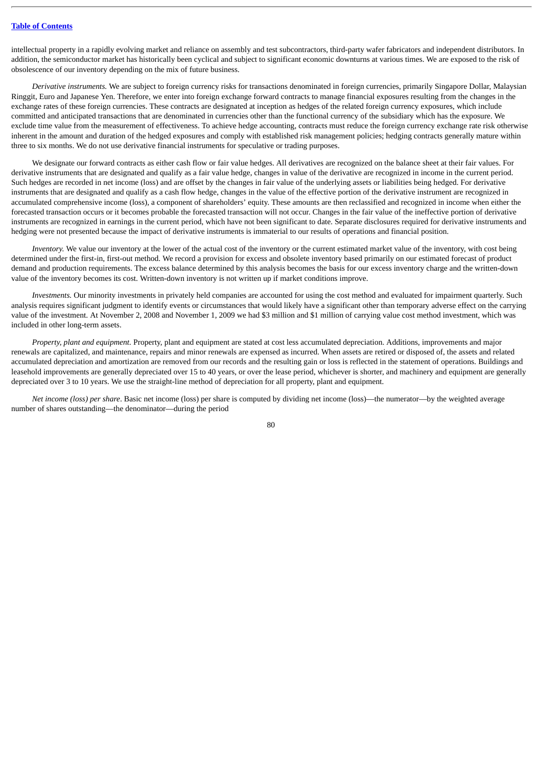intellectual property in a rapidly evolving market and reliance on assembly and test subcontractors, third-party wafer fabricators and independent distributors. In addition, the semiconductor market has historically been cyclical and subject to significant economic downturns at various times. We are exposed to the risk of obsolescence of our inventory depending on the mix of future business.

*Derivative instruments.* We are subject to foreign currency risks for transactions denominated in foreign currencies, primarily Singapore Dollar, Malaysian Ringgit, Euro and Japanese Yen. Therefore, we enter into foreign exchange forward contracts to manage financial exposures resulting from the changes in the exchange rates of these foreign currencies. These contracts are designated at inception as hedges of the related foreign currency exposures, which include committed and anticipated transactions that are denominated in currencies other than the functional currency of the subsidiary which has the exposure. We exclude time value from the measurement of effectiveness. To achieve hedge accounting, contracts must reduce the foreign currency exchange rate risk otherwise inherent in the amount and duration of the hedged exposures and comply with established risk management policies; hedging contracts generally mature within three to six months. We do not use derivative financial instruments for speculative or trading purposes.

We designate our forward contracts as either cash flow or fair value hedges. All derivatives are recognized on the balance sheet at their fair values. For derivative instruments that are designated and qualify as a fair value hedge, changes in value of the derivative are recognized in income in the current period. Such hedges are recorded in net income (loss) and are offset by the changes in fair value of the underlying assets or liabilities being hedged. For derivative instruments that are designated and qualify as a cash flow hedge, changes in the value of the effective portion of the derivative instrument are recognized in accumulated comprehensive income (loss), a component of shareholders' equity. These amounts are then reclassified and recognized in income when either the forecasted transaction occurs or it becomes probable the forecasted transaction will not occur. Changes in the fair value of the ineffective portion of derivative instruments are recognized in earnings in the current period, which have not been significant to date. Separate disclosures required for derivative instruments and hedging were not presented because the impact of derivative instruments is immaterial to our results of operations and financial position.

*Inventory.* We value our inventory at the lower of the actual cost of the inventory or the current estimated market value of the inventory, with cost being determined under the first-in, first-out method. We record a provision for excess and obsolete inventory based primarily on our estimated forecast of product demand and production requirements. The excess balance determined by this analysis becomes the basis for our excess inventory charge and the written-down value of the inventory becomes its cost. Written-down inventory is not written up if market conditions improve.

*Investments.* Our minority investments in privately held companies are accounted for using the cost method and evaluated for impairment quarterly. Such analysis requires significant judgment to identify events or circumstances that would likely have a significant other than temporary adverse effect on the carrying value of the investment. At November 2, 2008 and November 1, 2009 we had $3 million and $1 million of carrying value cost method investment, which was included in other long-term assets.

*Property, plant and equipment.* Property, plant and equipment are stated at cost less accumulated depreciation. Additions, improvements and major renewals are capitalized, and maintenance, repairs and minor renewals are expensed as incurred. When assets are retired or disposed of, the assets and related accumulated depreciation and amortization are removed from our records and the resulting gain or loss is reflected in the statement of operations. Buildings and leasehold improvements are generally depreciated over 15 to 40 years, or over the lease period, whichever is shorter, and machinery and equipment are generally depreciated over 3 to 10 years. We use the straight-line method of depreciation for all property, plant and equipment.

*Net income (loss) per share*. Basic net income (loss) per share is computed by dividing net income (loss)—the numerator—by the weighted average number of shares outstanding—the denominator—during the period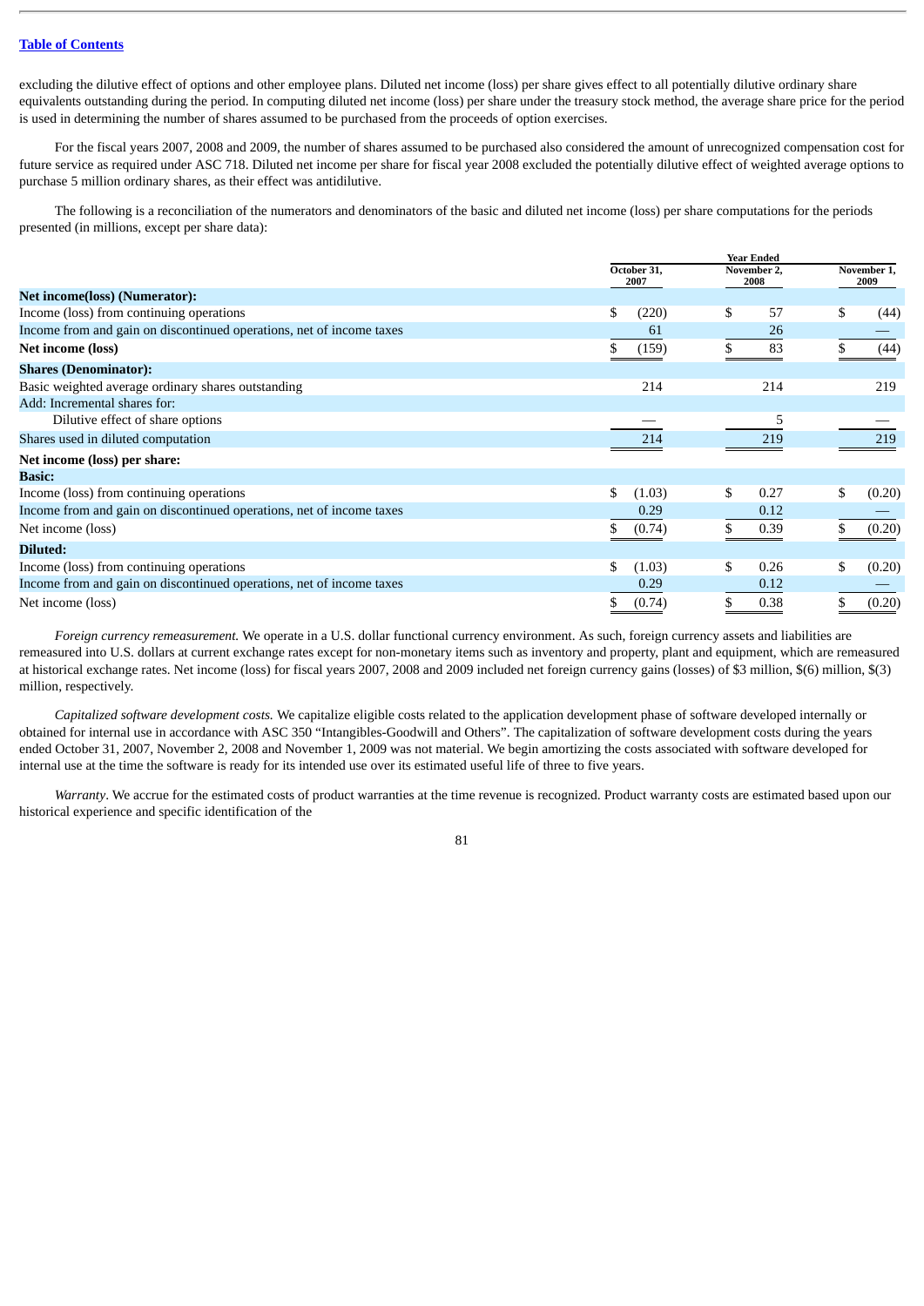excluding the dilutive effect of options and other employee plans. Diluted net income (loss) per share gives effect to all potentially dilutive ordinary share equivalents outstanding during the period. In computing diluted net income (loss) per share under the treasury stock method, the average share price for the period is used in determining the number of shares assumed to be purchased from the proceeds of option exercises.

For the fiscal years 2007, 2008 and 2009, the number of shares assumed to be purchased also considered the amount of unrecognized compensation cost for future service as required under ASC 718. Diluted net income per share for fiscal year 2008 excluded the potentially dilutive effect of weighted average options to purchase 5 million ordinary shares, as their effect was antidilutive.

The following is a reconciliation of the numerators and denominators of the basic and diluted net income (loss) per share computations for the periods presented (in millions, except per share data):

| | Year Ended | | |
|---|---|---|---|
| | October 31, 2007 | November 2, 2008 | November 1, 2009 |
| **Net income(loss) (Numerator):** | | | |
| Income (loss) from continuing operations | $ (220) | $ 57 | $ (44) |
| Income from and gain on discontinued operations, net of income taxes | 61 | 26 | — |
| **Net income (loss)** | $ (159) | $ 83 | $ (44) |
| **Shares (Denominator):** | | | |
| Basic weighted average ordinary shares outstanding | 214 | 214 | 219 |
| Add: Incremental shares for: | | | |
| Dilutive effect of share options | — | 5 | — |
| Shares used in diluted computation | 214 | 219 | 219 |
| **Net income (loss) per share:** | | | |
| **Basic:** | | | |
| Income (loss) from continuing operations | $ (1.03) | $ 0.27 | $ (0.20) |
| Income from and gain on discontinued operations, net of income taxes | 0.29 | 0.12 | — |
| Net income (loss) | $ (0.74) | $ 0.39 | $ (0.20) |
| **Diluted:** | | | |
| Income (loss) from continuing operations | $ (1.03) | $ 0.26 | $ (0.20) |
| Income from and gain on discontinued operations, net of income taxes | 0.29 | 0.12 | — |
| Net income (loss) | $ (0.74) | $ 0.38 | $ (0.20) |

*Foreign currency remeasurement.* We operate in a U.S. dollar functional currency environment. As such, foreign currency assets and liabilities are remeasured into U.S. dollars at current exchange rates except for non-monetary items such as inventory and property, plant and equipment, which are remeasured at historical exchange rates. Net income (loss) for fiscal years 2007, 2008 and 2009 included net foreign currency gains (losses) of $3 million, $(6) million, $(3) million, respectively.

*Capitalized software development costs.* We capitalize eligible costs related to the application development phase of software developed internally or obtained for internal use in accordance with ASC 350 "Intangibles-Goodwill and Others". The capitalization of software development costs during the years ended October 31, 2007, November 2, 2008 and November 1, 2009 was not material. We begin amortizing the costs associated with software developed for internal use at the time the software is ready for its intended use over its estimated useful life of three to five years.

*Warranty*. We accrue for the estimated costs of product warranties at the time revenue is recognized. Product warranty costs are estimated based upon our historical experience and specific identification of the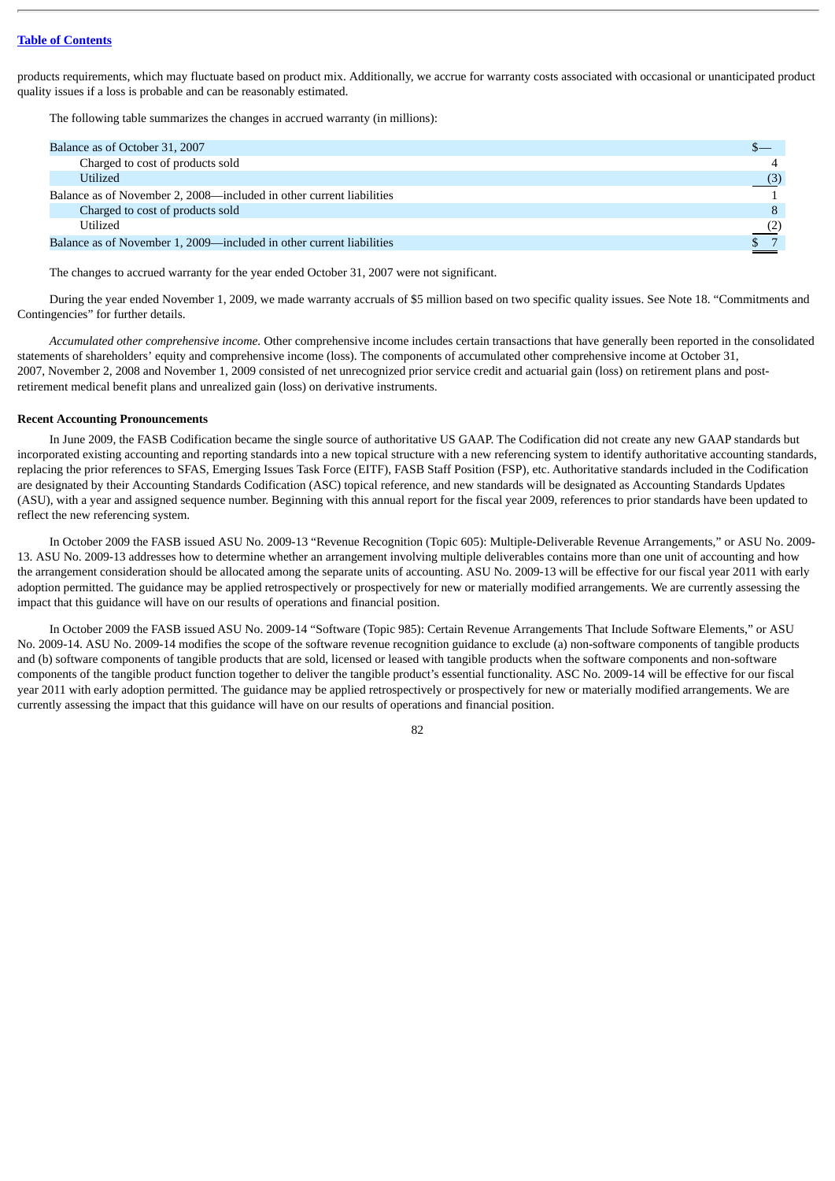products requirements, which may fluctuate based on product mix. Additionally, we accrue for warranty costs associated with occasional or unanticipated product quality issues if a loss is probable and can be reasonably estimated.

The following table summarizes the changes in accrued warranty (in millions):

| | |
|---|---|
| Balance as of October 31, 2007 | $— |
| Charged to cost of products sold | 4 |
| Utilized | (3) |
| Balance as of November 2, 2008—included in other current liabilities | 1 |
| Charged to cost of products sold | 8 |
| Utilized | (2) |
| Balance as of November 1, 2009—included in other current liabilities | $ 7 |

The changes to accrued warranty for the year ended October 31, 2007 were not significant.

During the year ended November 1, 2009, we made warranty accruals of $5 million based on two specific quality issues. See Note 18. "Commitments and Contingencies" for further details.

*Accumulated other comprehensive income.* Other comprehensive income includes certain transactions that have generally been reported in the consolidated statements of shareholders' equity and comprehensive income (loss). The components of accumulated other comprehensive income at October 31, 2007, November 2, 2008 and November 1, 2009 consisted of net unrecognized prior service credit and actuarial gain (loss) on retirement plans and post-retirement medical benefit plans and unrealized gain (loss) on derivative instruments.

**Recent Accounting Pronouncements**

In June 2009, the FASB Codification became the single source of authoritative US GAAP. The Codification did not create any new GAAP standards but incorporated existing accounting and reporting standards into a new topical structure with a new referencing system to identify authoritative accounting standards, replacing the prior references to SFAS, Emerging Issues Task Force (EITF), FASB Staff Position (FSP), etc. Authoritative standards included in the Codification are designated by their Accounting Standards Codification (ASC) topical reference, and new standards will be designated as Accounting Standards Updates (ASU), with a year and assigned sequence number. Beginning with this annual report for the fiscal year 2009, references to prior standards have been updated to reflect the new referencing system.

In October 2009 the FASB issued ASU No. 2009-13 "Revenue Recognition (Topic 605): Multiple-Deliverable Revenue Arrangements," or ASU No. 2009-13. ASU No. 2009-13 addresses how to determine whether an arrangement involving multiple deliverables contains more than one unit of accounting and how the arrangement consideration should be allocated among the separate units of accounting. ASU No. 2009-13 will be effective for our fiscal year 2011 with early adoption permitted. The guidance may be applied retrospectively or prospectively for new or materially modified arrangements. We are currently assessing the impact that this guidance will have on our results of operations and financial position.

In October 2009 the FASB issued ASU No. 2009-14 "Software (Topic 985): Certain Revenue Arrangements That Include Software Elements," or ASU No. 2009-14. ASU No. 2009-14 modifies the scope of the software revenue recognition guidance to exclude (a) non-software components of tangible products and (b) software components of tangible products that are sold, licensed or leased with tangible products when the software components and non-software components of the tangible product function together to deliver the tangible product's essential functionality. ASC No. 2009-14 will be effective for our fiscal year 2011 with early adoption permitted. The guidance may be applied retrospectively or prospectively for new or materially modified arrangements. We are currently assessing the impact that this guidance will have on our results of operations and financial position.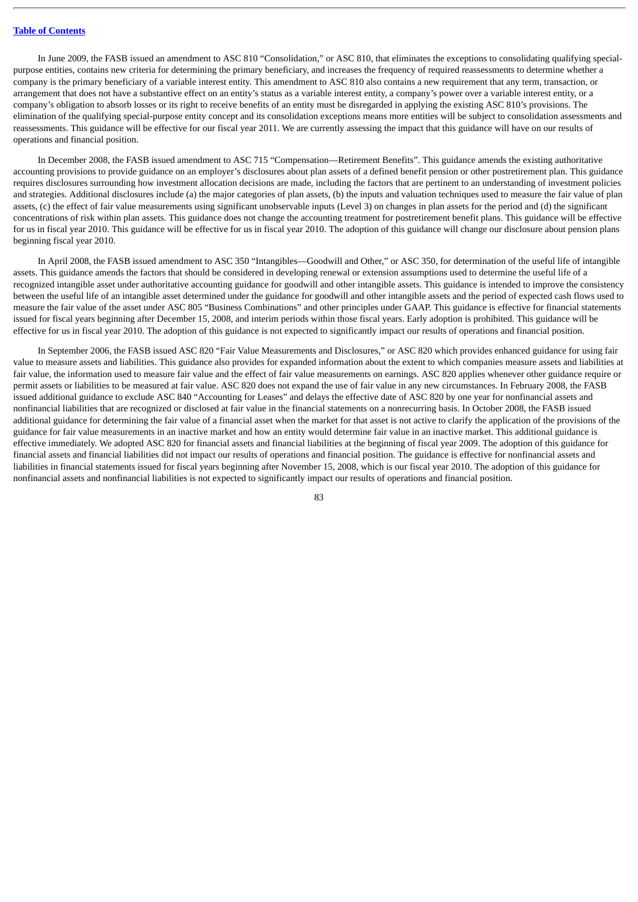In June 2009, the FASB issued an amendment to ASC 810 "Consolidation," or ASC 810, that eliminates the exceptions to consolidating qualifying special-purpose entities, contains new criteria for determining the primary beneficiary, and increases the frequency of required reassessments to determine whether a company is the primary beneficiary of a variable interest entity. This amendment to ASC 810 also contains a new requirement that any term, transaction, or arrangement that does not have a substantive effect on an entity's status as a variable interest entity, a company's power over a variable interest entity, or a company's obligation to absorb losses or its right to receive benefits of an entity must be disregarded in applying the existing ASC 810's provisions. The elimination of the qualifying special-purpose entity concept and its consolidation exceptions means more entities will be subject to consolidation assessments and reassessments. This guidance will be effective for our fiscal year 2011. We are currently assessing the impact that this guidance will have on our results of operations and financial position.

In December 2008, the FASB issued amendment to ASC 715 "Compensation—Retirement Benefits". This guidance amends the existing authoritative accounting provisions to provide guidance on an employer's disclosures about plan assets of a defined benefit pension or other postretirement plan. This guidance requires disclosures surrounding how investment allocation decisions are made, including the factors that are pertinent to an understanding of investment policies and strategies. Additional disclosures include (a) the major categories of plan assets, (b) the inputs and valuation techniques used to measure the fair value of plan assets, (c) the effect of fair value measurements using significant unobservable inputs (Level 3) on changes in plan assets for the period and (d) the significant concentrations of risk within plan assets. This guidance does not change the accounting treatment for postretirement benefit plans. This guidance will be effective for us in fiscal year 2010. This guidance will be effective for us in fiscal year 2010. The adoption of this guidance will change our disclosure about pension plans beginning fiscal year 2010.

In April 2008, the FASB issued amendment to ASC 350 "Intangibles—Goodwill and Other," or ASC 350, for determination of the useful life of intangible assets. This guidance amends the factors that should be considered in developing renewal or extension assumptions used to determine the useful life of a recognized intangible asset under authoritative accounting guidance for goodwill and other intangible assets. This guidance is intended to improve the consistency between the useful life of an intangible asset determined under the guidance for goodwill and other intangible assets and the period of expected cash flows used to measure the fair value of the asset under ASC 805 "Business Combinations" and other principles under GAAP. This guidance is effective for financial statements issued for fiscal years beginning after December 15, 2008, and interim periods within those fiscal years. Early adoption is prohibited. This guidance will be effective for us in fiscal year 2010. The adoption of this guidance is not expected to significantly impact our results of operations and financial position.

In September 2006, the FASB issued ASC 820 "Fair Value Measurements and Disclosures," or ASC 820 which provides enhanced guidance for using fair value to measure assets and liabilities. This guidance also provides for expanded information about the extent to which companies measure assets and liabilities at fair value, the information used to measure fair value and the effect of fair value measurements on earnings. ASC 820 applies whenever other guidance require or permit assets or liabilities to be measured at fair value. ASC 820 does not expand the use of fair value in any new circumstances. In February 2008, the FASB issued additional guidance to exclude ASC 840 "Accounting for Leases" and delays the effective date of ASC 820 by one year for nonfinancial assets and nonfinancial liabilities that are recognized or disclosed at fair value in the financial statements on a nonrecurring basis. In October 2008, the FASB issued additional guidance for determining the fair value of a financial asset when the market for that asset is not active to clarify the application of the provisions of the guidance for fair value measurements in an inactive market and how an entity would determine fair value in an inactive market. This additional guidance is effective immediately. We adopted ASC 820 for financial assets and financial liabilities at the beginning of fiscal year 2009. The adoption of this guidance for financial assets and financial liabilities did not impact our results of operations and financial position. The guidance is effective for nonfinancial assets and liabilities in financial statements issued for fiscal years beginning after November 15, 2008, which is our fiscal year 2010. The adoption of this guidance for nonfinancial assets and nonfinancial liabilities is not expected to significantly impact our results of operations and financial position.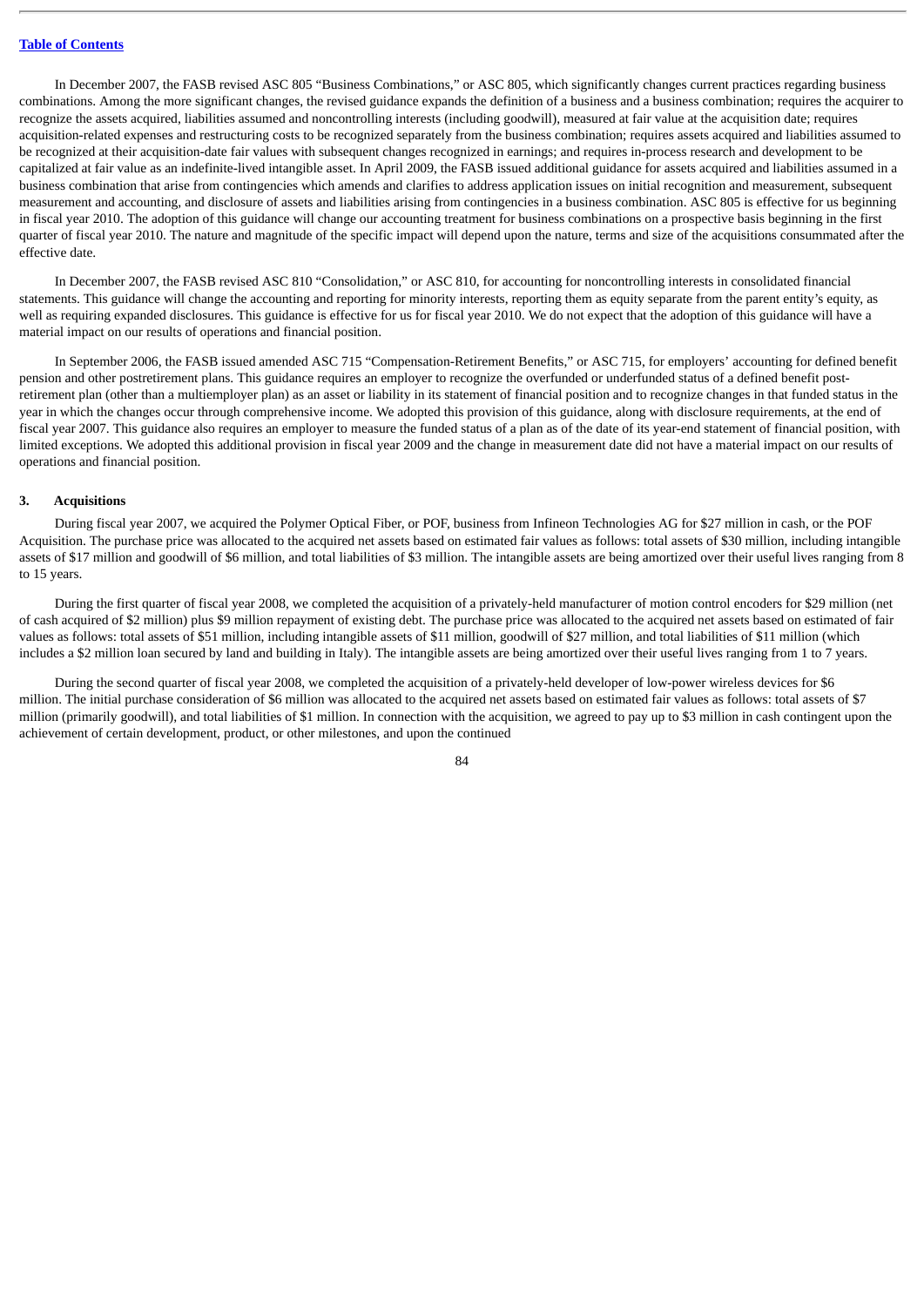In December 2007, the FASB revised ASC 805 "Business Combinations," or ASC 805, which significantly changes current practices regarding business combinations. Among the more significant changes, the revised guidance expands the definition of a business and a business combination; requires the acquirer to recognize the assets acquired, liabilities assumed and noncontrolling interests (including goodwill), measured at fair value at the acquisition date; requires acquisition-related expenses and restructuring costs to be recognized separately from the business combination; requires assets acquired and liabilities assumed to be recognized at their acquisition-date fair values with subsequent changes recognized in earnings; and requires in-process research and development to be capitalized at fair value as an indefinite-lived intangible asset. In April 2009, the FASB issued additional guidance for assets acquired and liabilities assumed in a business combination that arise from contingencies which amends and clarifies to address application issues on initial recognition and measurement, subsequent measurement and accounting, and disclosure of assets and liabilities arising from contingencies in a business combination. ASC 805 is effective for us beginning in fiscal year 2010. The adoption of this guidance will change our accounting treatment for business combinations on a prospective basis beginning in the first quarter of fiscal year 2010. The nature and magnitude of the specific impact will depend upon the nature, terms and size of the acquisitions consummated after the effective date.

In December 2007, the FASB revised ASC 810 "Consolidation," or ASC 810, for accounting for noncontrolling interests in consolidated financial statements. This guidance will change the accounting and reporting for minority interests, reporting them as equity separate from the parent entity's equity, as well as requiring expanded disclosures. This guidance is effective for us for fiscal year 2010. We do not expect that the adoption of this guidance will have a material impact on our results of operations and financial position.

In September 2006, the FASB issued amended ASC 715 "Compensation-Retirement Benefits," or ASC 715, for employers' accounting for defined benefit pension and other postretirement plans. This guidance requires an employer to recognize the overfunded or underfunded status of a defined benefit post-retirement plan (other than a multiemployer plan) as an asset or liability in its statement of financial position and to recognize changes in that funded status in the year in which the changes occur through comprehensive income. We adopted this provision of this guidance, along with disclosure requirements, at the end of fiscal year 2007. This guidance also requires an employer to measure the funded status of a plan as of the date of its year-end statement of financial position, with limited exceptions. We adopted this additional provision in fiscal year 2009 and the change in measurement date did not have a material impact on our results of operations and financial position.

## 3. Acquisitions

During fiscal year 2007, we acquired the Polymer Optical Fiber, or POF, business from Infineon Technologies AG for $27 million in cash, or the POF Acquisition. The purchase price was allocated to the acquired net assets based on estimated fair values as follows: total assets of $30 million, including intangible assets of $17 million and goodwill of $6 million, and total liabilities of $3 million. The intangible assets are being amortized over their useful lives ranging from 8 to 15 years.

During the first quarter of fiscal year 2008, we completed the acquisition of a privately-held manufacturer of motion control encoders for $29 million (net of cash acquired of $2 million) plus $9 million repayment of existing debt. The purchase price was allocated to the acquired net assets based on estimated of fair values as follows: total assets of $51 million, including intangible assets of $11 million, goodwill of $27 million, and total liabilities of $11 million (which includes a $2 million loan secured by land and building in Italy). The intangible assets are being amortized over their useful lives ranging from 1 to 7 years.

During the second quarter of fiscal year 2008, we completed the acquisition of a privately-held developer of low-power wireless devices for $6 million. The initial purchase consideration of $6 million was allocated to the acquired net assets based on estimated fair values as follows: total assets of $7 million (primarily goodwill), and total liabilities of $1 million. In connection with the acquisition, we agreed to pay up to $3 million in cash contingent upon the achievement of certain development, product, or other milestones, and upon the continued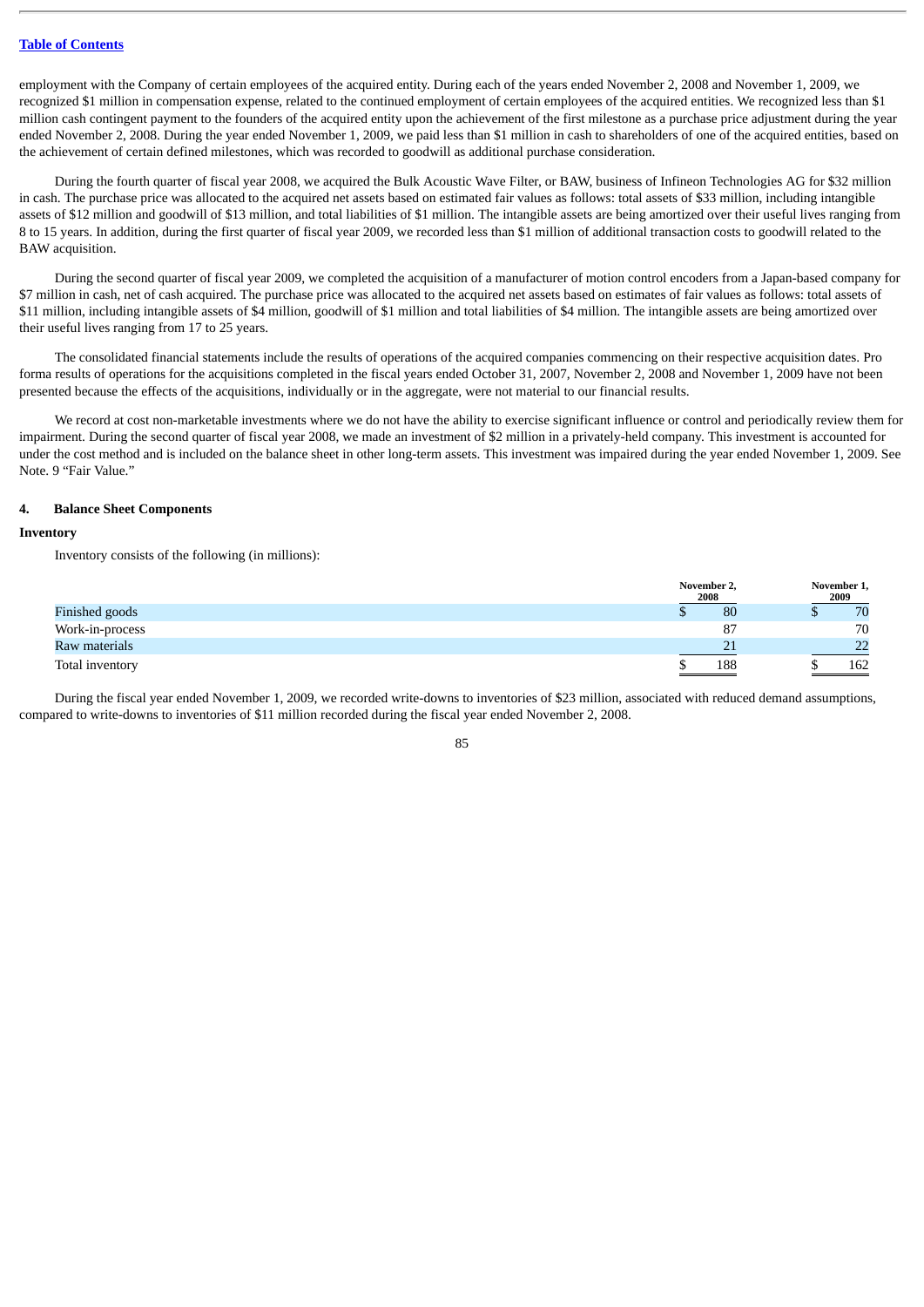employment with the Company of certain employees of the acquired entity. During each of the years ended November 2, 2008 and November 1, 2009, we recognized $1 million in compensation expense, related to the continued employment of certain employees of the acquired entities. We recognized less than $1 million cash contingent payment to the founders of the acquired entity upon the achievement of the first milestone as a purchase price adjustment during the year ended November 2, 2008. During the year ended November 1, 2009, we paid less than $1 million in cash to shareholders of one of the acquired entities, based on the achievement of certain defined milestones, which was recorded to goodwill as additional purchase consideration.

During the fourth quarter of fiscal year 2008, we acquired the Bulk Acoustic Wave Filter, or BAW, business of Infineon Technologies AG for $32 million in cash. The purchase price was allocated to the acquired net assets based on estimated fair values as follows: total assets of $33 million, including intangible assets of $12 million and goodwill of $13 million, and total liabilities of $1 million. The intangible assets are being amortized over their useful lives ranging from 8 to 15 years. In addition, during the first quarter of fiscal year 2009, we recorded less than $1 million of additional transaction costs to goodwill related to the BAW acquisition.

During the second quarter of fiscal year 2009, we completed the acquisition of a manufacturer of motion control encoders from a Japan-based company for $7 million in cash, net of cash acquired. The purchase price was allocated to the acquired net assets based on estimates of fair values as follows: total assets of $11 million, including intangible assets of $4 million, goodwill of $1 million and total liabilities of $4 million. The intangible assets are being amortized over their useful lives ranging from 17 to 25 years.

The consolidated financial statements include the results of operations of the acquired companies commencing on their respective acquisition dates. Pro forma results of operations for the acquisitions completed in the fiscal years ended October 31, 2007, November 2, 2008 and November 1, 2009 have not been presented because the effects of the acquisitions, individually or in the aggregate, were not material to our financial results.

We record at cost non-marketable investments where we do not have the ability to exercise significant influence or control and periodically review them for impairment. During the second quarter of fiscal year 2008, we made an investment of $2 million in a privately-held company. This investment is accounted for under the cost method and is included on the balance sheet in other long-term assets. This investment was impaired during the year ended November 1, 2009. See Note. 9 "Fair Value."

## 4. Balance Sheet Components

### Inventory

Inventory consists of the following (in millions):

| | November 2, 2008 | November 1, 2009 |
|---|---|---|
| Finished goods | $ 80 | $ 70 |
| Work-in-process | 87 | 70 |
| Raw materials | 21 | 22 |
| Total inventory | $ 188 | $ 162 |

During the fiscal year ended November 1, 2009, we recorded write-downs to inventories of $23 million, associated with reduced demand assumptions, compared to write-downs to inventories of $11 million recorded during the fiscal year ended November 2, 2008.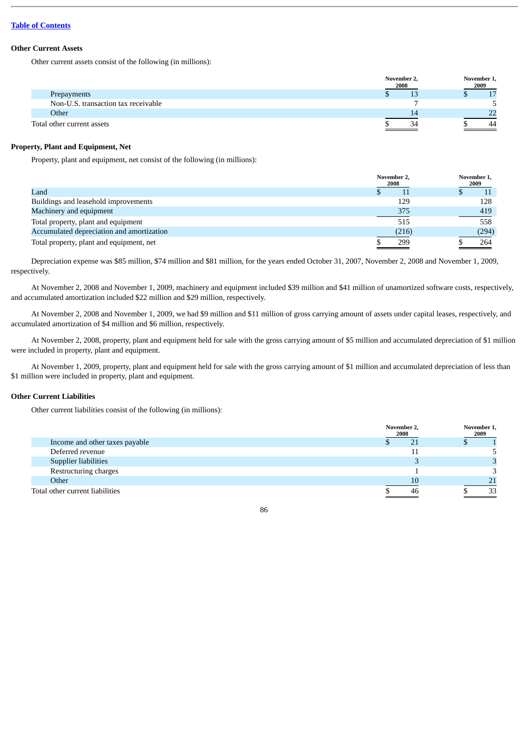[Table of Contents](#)

### Other Current Assets

Other current assets consist of the following (in millions):

| | November 2, 2008 | November 1, 2009 |
|---|---|---|
| Prepayments | $ 13 | $ 17 |
| Non-U.S. transaction tax receivable | 7 | 5 |
| Other | 14 | 22 |
| Total other current assets | $ 34 | $ 44 |

### Property, Plant and Equipment, Net

Property, plant and equipment, net consist of the following (in millions):

| | November 2, 2008 | November 1, 2009 |
|---|---|---|
| Land | $ 11 | $ 11 |
| Buildings and leasehold improvements | 129 | 128 |
| Machinery and equipment | 375 | 419 |
| Total property, plant and equipment | 515 | 558 |
| Accumulated depreciation and amortization | (216) | (294) |
| Total property, plant and equipment, net | $ 299 | $ 264 |

Depreciation expense was $85 million, $74 million and $81 million, for the years ended October 31, 2007, November 2, 2008 and November 1, 2009, respectively.

At November 2, 2008 and November 1, 2009, machinery and equipment included $39 million and $41 million of unamortized software costs, respectively, and accumulated amortization included $22 million and $29 million, respectively.

At November 2, 2008 and November 1, 2009, we had $9 million and $11 million of gross carrying amount of assets under capital leases, respectively, and accumulated amortization of $4 million and $6 million, respectively.

At November 2, 2008, property, plant and equipment held for sale with the gross carrying amount of $5 million and accumulated depreciation of $1 million were included in property, plant and equipment.

At November 1, 2009, property, plant and equipment held for sale with the gross carrying amount of $1 million and accumulated depreciation of less than $1 million were included in property, plant and equipment.

### Other Current Liabilities

Other current liabilities consist of the following (in millions):

| | November 2, 2008 | November 1, 2009 |
|---|---|---|
| Income and other taxes payable | $ 21 | $ 1 |
| Deferred revenue | 11 | 5 |
| Supplier liabilities | 3 | 3 |
| Restructuring charges | 1 | 3 |
| Other | 10 | 21 |
| Total other current liabilities | $ 46 | $ 33 |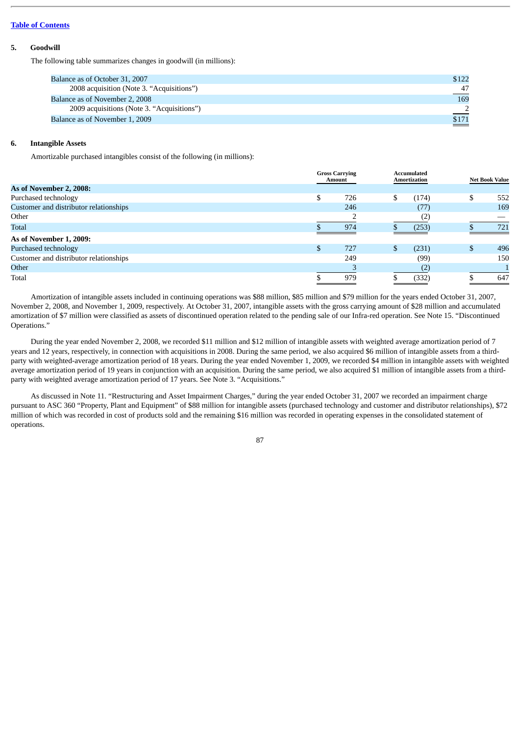[Table of Contents](#)

### 5. Goodwill

The following table summarizes changes in goodwill (in millions):

| | |
|---|---|
| Balance as of October 31, 2007 | $122 |
| 2008 acquisition (Note 3. "Acquisitions") | 47 |
| Balance as of November 2, 2008 | 169 |
| 2009 acquisitions (Note 3. "Acquisitions") | 2 |
| Balance as of November 1, 2009 | $171 |

### 6. Intangible Assets

Amortizable purchased intangibles consist of the following (in millions):

| | Gross Carrying Amount | Accumulated Amortization | Net Book Value |
|---|---|---|---|
| **As of November 2, 2008:** | | | |
| Purchased technology | $ 726 | $ (174) | $ 552 |
| Customer and distributor relationships | 246 | (77) | 169 |
| Other | 2 | (2) | — |
| Total | $ 974 | $ (253) | $ 721 |
| **As of November 1, 2009:** | | | |
| Purchased technology | $ 727 | $ (231) | $ 496 |
| Customer and distributor relationships | 249 | (99) | 150 |
| Other | 3 | (2) | 1 |
| Total | $ 979 | $ (332) | $ 647 |

Amortization of intangible assets included in continuing operations was $88 million, $85 million and $79 million for the years ended October 31, 2007, November 2, 2008, and November 1, 2009, respectively. At October 31, 2007, intangible assets with the gross carrying amount of $28 million and accumulated amortization of $7 million were classified as assets of discontinued operation related to the pending sale of our Infra-red operation. See Note 15. "Discontinued Operations."

During the year ended November 2, 2008, we recorded $11 million and $12 million of intangible assets with weighted average amortization period of 7 years and 12 years, respectively, in connection with acquisitions in 2008. During the same period, we also acquired $6 million of intangible assets from a third-party with weighted-average amortization period of 18 years. During the year ended November 1, 2009, we recorded $4 million in intangible assets with weighted average amortization period of 19 years in conjunction with an acquisition. During the same period, we also acquired $1 million of intangible assets from a third-party with weighted average amortization period of 17 years. See Note 3. "Acquisitions."

As discussed in Note 11. "Restructuring and Asset Impairment Charges," during the year ended October 31, 2007 we recorded an impairment charge pursuant to ASC 360 "Property, Plant and Equipment" of $88 million for intangible assets (purchased technology and customer and distributor relationships), $72 million of which was recorded in cost of products sold and the remaining $16 million was recorded in operating expenses in the consolidated statement of operations.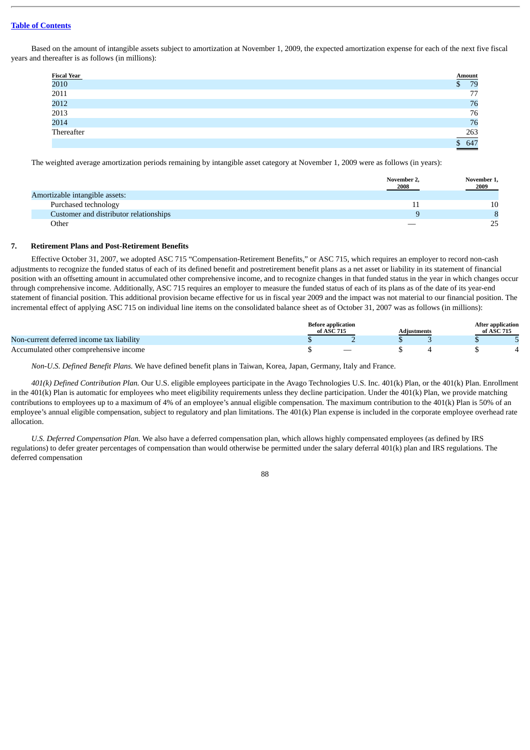Based on the amount of intangible assets subject to amortization at November 1, 2009, the expected amortization expense for each of the next five fiscal years and thereafter is as follows (in millions):

| Fiscal Year | Amount |
|---|---|
| 2010 | $ 79 |
| 2011 | 77 |
| 2012 | 76 |
| 2013 | 76 |
| 2014 | 76 |
| Thereafter | 263 |
| | $ 647 |

The weighted average amortization periods remaining by intangible asset category at November 1, 2009 were as follows (in years):

| | November 2, 2008 | November 1, 2009 |
|---|---|---|
| Amortizable intangible assets: | | |
| Purchased technology | 11 | 10 |
| Customer and distributor relationships | 9 | 8 |
| Other | — | 25 |

### 7. Retirement Plans and Post-Retirement Benefits

Effective October 31, 2007, we adopted ASC 715 "Compensation-Retirement Benefits," or ASC 715, which requires an employer to record non-cash adjustments to recognize the funded status of each of its defined benefit and postretirement benefit plans as a net asset or liability in its statement of financial position with an offsetting amount in accumulated other comprehensive income, and to recognize changes in that funded status in the year in which changes occur through comprehensive income. Additionally, ASC 715 requires an employer to measure the funded status of each of its plans as of the date of its year-end statement of financial position. This additional provision became effective for us in fiscal year 2009 and the impact was not material to our financial position. The incremental effect of applying ASC 715 on individual line items on the consolidated balance sheet as of October 31, 2007 was as follows (in millions):

| | Before application of ASC 715 | Adjustments | After application of ASC 715 |
|---|---|---|---|
| Non-current deferred income tax liability | $ 2 | $ 3 | $ 5 |
| Accumulated other comprehensive income | $ — | $ 4 | $ 4 |

*Non-U.S. Defined Benefit Plans.* We have defined benefit plans in Taiwan, Korea, Japan, Germany, Italy and France.

*401(k) Defined Contribution Plan.* Our U.S. eligible employees participate in the Avago Technologies U.S. Inc. 401(k) Plan, or the 401(k) Plan. Enrollment in the 401(k) Plan is automatic for employees who meet eligibility requirements unless they decline participation. Under the 401(k) Plan, we provide matching contributions to employees up to a maximum of 4% of an employee's annual eligible compensation. The maximum contribution to the 401(k) Plan is 50% of an employee's annual eligible compensation, subject to regulatory and plan limitations. The 401(k) Plan expense is included in the corporate employee overhead rate allocation.

*U.S. Deferred Compensation Plan.* We also have a deferred compensation plan, which allows highly compensated employees (as defined by IRS regulations) to defer greater percentages of compensation than would otherwise be permitted under the salary deferral 401(k) plan and IRS regulations. The deferred compensation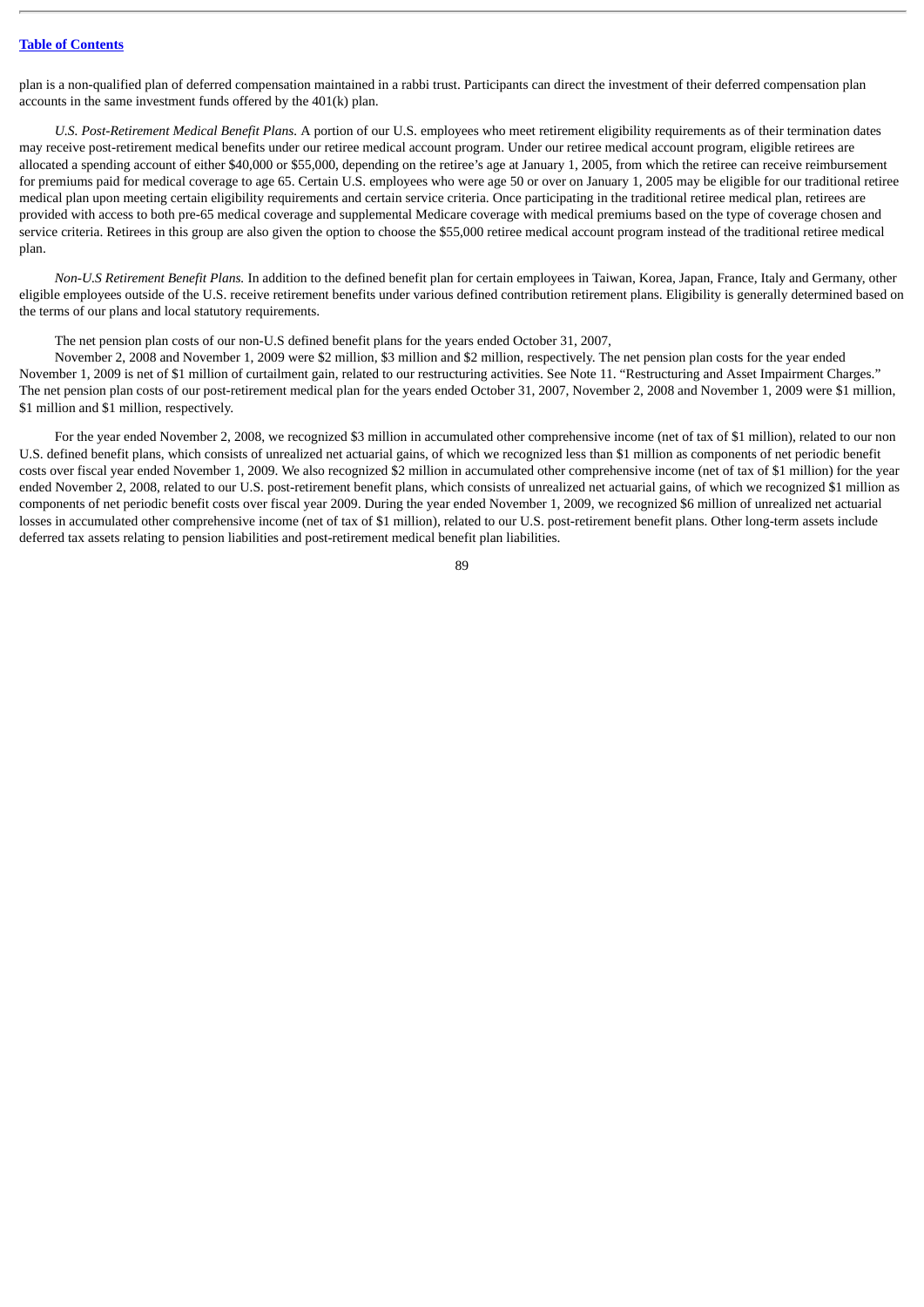plan is a non-qualified plan of deferred compensation maintained in a rabbi trust. Participants can direct the investment of their deferred compensation plan accounts in the same investment funds offered by the 401(k) plan.

*U.S. Post-Retirement Medical Benefit Plans.* A portion of our U.S. employees who meet retirement eligibility requirements as of their termination dates may receive post-retirement medical benefits under our retiree medical account program. Under our retiree medical account program, eligible retirees are allocated a spending account of either $40,000 or $55,000, depending on the retiree's age at January 1, 2005, from which the retiree can receive reimbursement for premiums paid for medical coverage to age 65. Certain U.S. employees who were age 50 or over on January 1, 2005 may be eligible for our traditional retiree medical plan upon meeting certain eligibility requirements and certain service criteria. Once participating in the traditional retiree medical plan, retirees are provided with access to both pre-65 medical coverage and supplemental Medicare coverage with medical premiums based on the type of coverage chosen and service criteria. Retirees in this group are also given the option to choose the $55,000 retiree medical account program instead of the traditional retiree medical plan.

*Non-U.S Retirement Benefit Plans.* In addition to the defined benefit plan for certain employees in Taiwan, Korea, Japan, France, Italy and Germany, other eligible employees outside of the U.S. receive retirement benefits under various defined contribution retirement plans. Eligibility is generally determined based on the terms of our plans and local statutory requirements.

The net pension plan costs of our non-U.S defined benefit plans for the years ended October 31, 2007, November 2, 2008 and November 1, 2009 were $2 million, $3 million and $2 million, respectively. The net pension plan costs for the year ended November 1, 2009 is net of $1 million of curtailment gain, related to our restructuring activities. See Note 11. "Restructuring and Asset Impairment Charges." The net pension plan costs of our post-retirement medical plan for the years ended October 31, 2007, November 2, 2008 and November 1, 2009 were $1 million, $1 million and $1 million, respectively.

For the year ended November 2, 2008, we recognized $3 million in accumulated other comprehensive income (net of tax of $1 million), related to our non U.S. defined benefit plans, which consists of unrealized net actuarial gains, of which we recognized less than $1 million as components of net periodic benefit costs over fiscal year ended November 1, 2009. We also recognized $2 million in accumulated other comprehensive income (net of tax of $1 million) for the year ended November 2, 2008, related to our U.S. post-retirement benefit plans, which consists of unrealized net actuarial gains, of which we recognized $1 million as components of net periodic benefit costs over fiscal year 2009. During the year ended November 1, 2009, we recognized $6 million of unrealized net actuarial losses in accumulated other comprehensive income (net of tax of $1 million), related to our U.S. post-retirement benefit plans. Other long-term assets include deferred tax assets relating to pension liabilities and post-retirement medical benefit plan liabilities.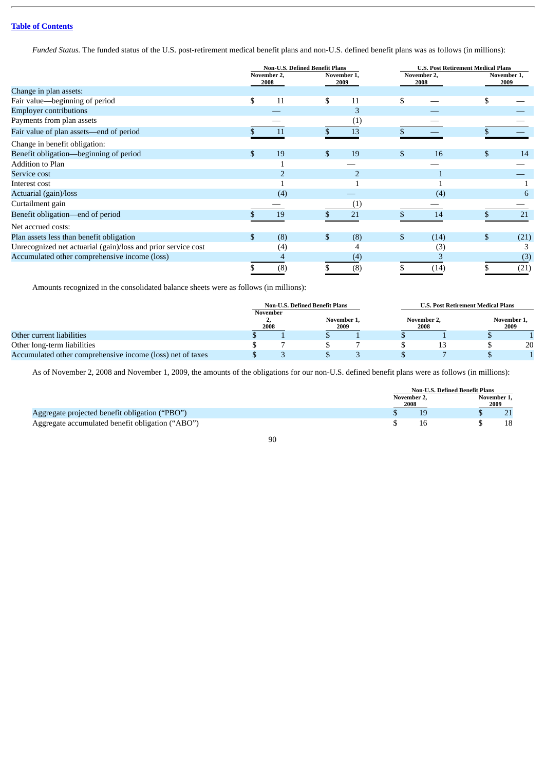*Funded Status.* The funded status of the U.S. post-retirement medical benefit plans and non-U.S. defined benefit plans was as follows (in millions):

| | Non-U.S. Defined Benefit Plans | | U.S. Post Retirement Medical Plans | |
|---|---|---|---|---|
| | November 2, 2008 | November 1, 2009 | November 2, 2008 | November 1, 2009 |
| Change in plan assets: | | | | |
| Fair value—beginning of period | $ 11 | $ 11 | $ — | $ — |
| Employer contributions | — | 3 | — | — |
| Payments from plan assets | — | (1) | — | — |
| Fair value of plan assets—end of period | $ 11 | $ 13 | $ — | $ — |
| Change in benefit obligation: | | | | |
| Benefit obligation—beginning of period | $ 19 | $ 19 | $ 16 | $ 14 |
| Addition to Plan | 1 | — | — | — |
| Service cost | 2 | 2 | 1 | — |
| Interest cost | 1 | 1 | 1 | 1 |
| Actuarial (gain)/loss | (4) | — | (4) | 6 |
| Curtailment gain | — | (1) | — | — |
| Benefit obligation—end of period | $ 19 | $ 21 | $ 14 | $ 21 |
| Net accrued costs: | | | | |
| Plan assets less than benefit obligation | $ (8) | $ (8) | $ (14) | $ (21) |
| Unrecognized net actuarial (gain)/loss and prior service cost | (4) | 4 | (3) | 3 |
| Accumulated other comprehensive income (loss) | 4 | (4) | 3 | (3) |
| | $ (8) | $ (8) | $ (14) | $ (21) |

Amounts recognized in the consolidated balance sheets were as follows (in millions):

| | Non-U.S. Defined Benefit Plans | | U.S. Post Retirement Medical Plans | |
|---|---|---|---|---|
| | November 2, 2008 | November 1, 2009 | November 2, 2008 | November 1, 2009 |
| Other current liabilities | $ 1 | $ 1 | $ 1 | $ 1 |
| Other long-term liabilities | $ 7 | $ 7 | $ 13 | $ 20 |
| Accumulated other comprehensive income (loss) net of taxes | $ 3 | $ 3 | $ 7 | $ 1 |

As of November 2, 2008 and November 1, 2009, the amounts of the obligations for our non-U.S. defined benefit plans were as follows (in millions):

| | Non-U.S. Defined Benefit Plans | |
|---|---|---|
| | November 2, 2008 | November 1, 2009 |
| Aggregate projected benefit obligation ("PBO") | $ 19 | $ 21 |
| Aggregate accumulated benefit obligation ("ABO") | $ 16 | $ 18 |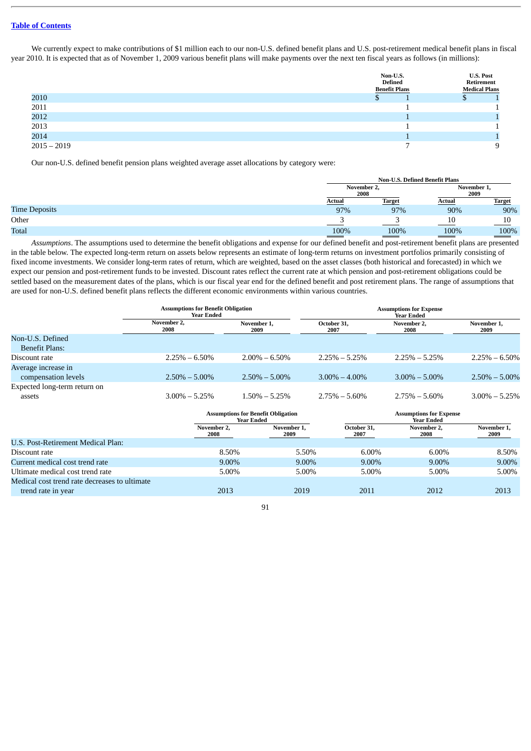We currently expect to make contributions of $1 million each to our non-U.S. defined benefit plans and U.S. post-retirement medical benefit plans in fiscal year 2010. It is expected that as of November 1, 2009 various benefit plans will make payments over the next ten fiscal years as follows (in millions):

| | Non-U.S. Defined Benefit Plans | U.S. Post Retirement Medical Plans |
|---|---|---|
| 2010 | $ 1 | $ 1 |
| 2011 | 1 | 1 |
| 2012 | 1 | 1 |
| 2013 | 1 | 1 |
| 2014 | 1 | 1 |
| 2015 – 2019 | 7 | 9 |

Our non-U.S. defined benefit pension plans weighted average asset allocations by category were:

| | Non-U.S. Defined Benefit Plans | | | |
|---|---|---|---|---|
| | November 2, 2008 | | November 1, 2009 | |
| | Actual | Target | Actual | Target |
| Time Deposits | 97% | 97% | 90% | 90% |
| Other | 3 | 3 | 10 | 10 |
| Total | 100% | 100% | 100% | 100% |

*Assumptions*. The assumptions used to determine the benefit obligations and expense for our defined benefit and post-retirement benefit plans are presented in the table below. The expected long-term return on assets below represents an estimate of long-term returns on investment portfolios primarily consisting of fixed income investments. We consider long-term rates of return, which are weighted, based on the asset classes (both historical and forecasted) in which we expect our pension and post-retirement funds to be invested. Discount rates reflect the current rate at which pension and post-retirement obligations could be settled based on the measurement dates of the plans, which is our fiscal year end for the defined benefit and post retirement plans. The range of assumptions that are used for non-U.S. defined benefit plans reflects the different economic environments within various countries.

| | Assumptions for Benefit Obligation Year Ended | | Assumptions for Expense Year Ended | | |
|---|---|---|---|---|---|
| | November 2, 2008 | November 1, 2009 | October 31, 2007 | November 2, 2008 | November 1, 2009 |
| Non-U.S. Defined Benefit Plans: | | | | | |
| Discount rate | 2.25% – 6.50% | 2.00% – 6.50% | 2.25% – 5.25% | 2.25% – 5.25% | 2.25% – 6.50% |
| Average increase in compensation levels | 2.50% – 5.00% | 2.50% – 5.00% | 3.00% – 4.00% | 3.00% – 5.00% | 2.50% – 5.00% |
| Expected long-term return on assets | 3.00% – 5.25% | 1.50% – 5.25% | 2.75% – 5.60% | 2.75% – 5.60% | 3.00% – 5.25% |

| | Assumptions for Benefit Obligation Year Ended | | Assumptions for Expense Year Ended | | |
|---|---|---|---|---|---|
| | November 2, 2008 | November 1, 2009 | October 31, 2007 | November 2, 2008 | November 1, 2009 |
| U.S. Post-Retirement Medical Plan: | | | | | |
| Discount rate | 8.50% | 5.50% | 6.00% | 6.00% | 8.50% |
| Current medical cost trend rate | 9.00% | 9.00% | 9.00% | 9.00% | 9.00% |
| Ultimate medical cost trend rate | 5.00% | 5.00% | 5.00% | 5.00% | 5.00% |
| Medical cost trend rate decreases to ultimate trend rate in year | 2013 | 2019 | 2011 | 2012 | 2013 |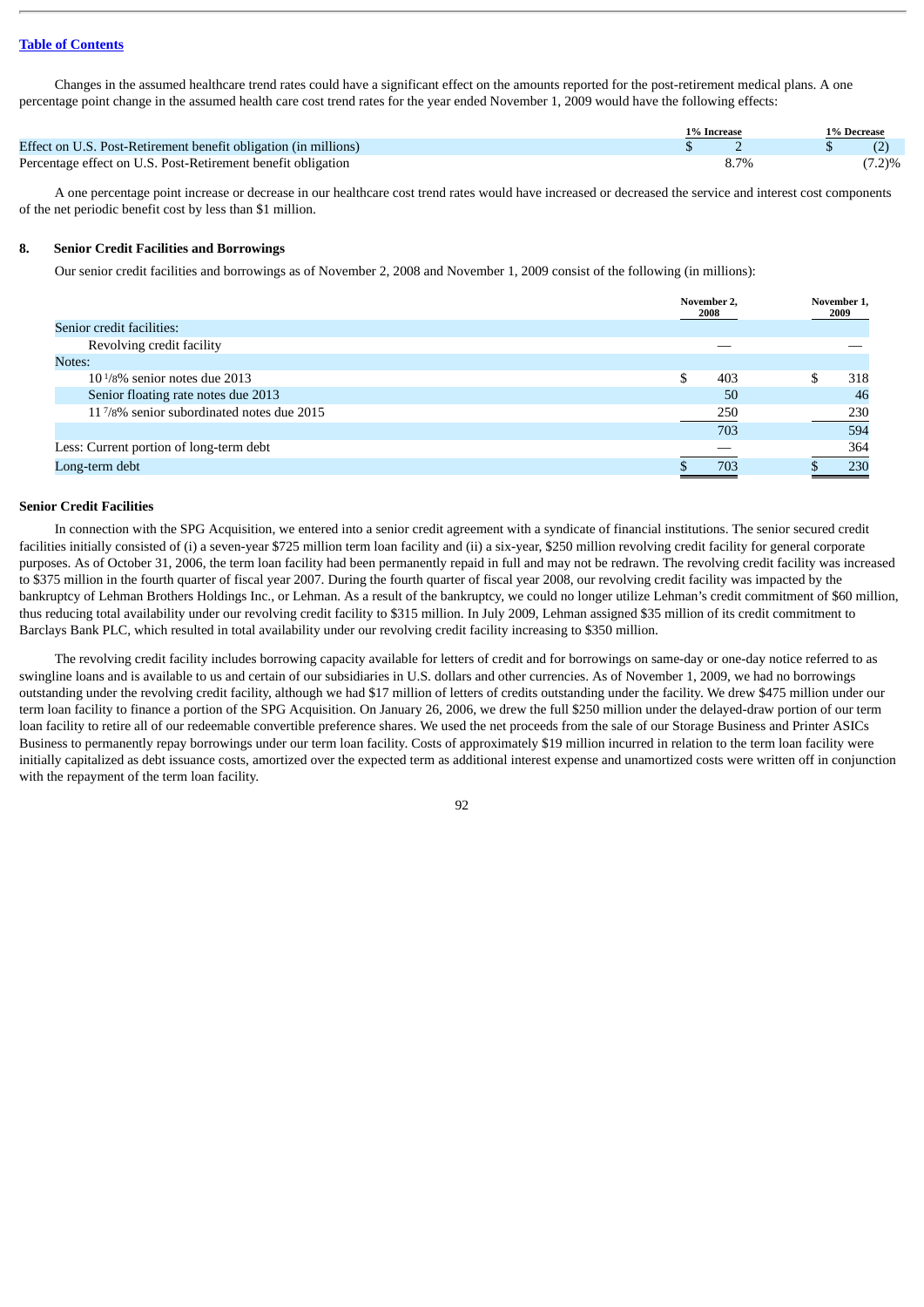[Table of Contents](#)

Changes in the assumed healthcare trend rates could have a significant effect on the amounts reported for the post-retirement medical plans. A one percentage point change in the assumed health care cost trend rates for the year ended November 1, 2009 would have the following effects:

| | 1% Increase | 1% Decrease |
|---|---|---|
| Effect on U.S. Post-Retirement benefit obligation (in millions) | $ 2 | $ (2) |
| Percentage effect on U.S. Post-Retirement benefit obligation | 8.7% | (7.2)% |

A one percentage point increase or decrease in our healthcare cost trend rates would have increased or decreased the service and interest cost components of the net periodic benefit cost by less than $1 million.

## 8. Senior Credit Facilities and Borrowings

Our senior credit facilities and borrowings as of November 2, 2008 and November 1, 2009 consist of the following (in millions):

| | November 2, 2008 | November 1, 2009 |
|---|---|---|
| Senior credit facilities: | | |
| Revolving credit facility | — | — |
| Notes: | | |
| 10 1/8% senior notes due 2013 | $ 403 | $ 318 |
| Senior floating rate notes due 2013 | 50 | 46 |
| 11 7/8% senior subordinated notes due 2015 | 250 | 230 |
| | 703 | 594 |
| Less: Current portion of long-term debt | — | 364 |
| Long-term debt | $ 703 | $ 230 |

### Senior Credit Facilities

In connection with the SPG Acquisition, we entered into a senior credit agreement with a syndicate of financial institutions. The senior secured credit facilities initially consisted of (i) a seven-year $725 million term loan facility and (ii) a six-year, $250 million revolving credit facility for general corporate purposes. As of October 31, 2006, the term loan facility had been permanently repaid in full and may not be redrawn. The revolving credit facility was increased to $375 million in the fourth quarter of fiscal year 2007. During the fourth quarter of fiscal year 2008, our revolving credit facility was impacted by the bankruptcy of Lehman Brothers Holdings Inc., or Lehman. As a result of the bankruptcy, we could no longer utilize Lehman's credit commitment of $60 million, thus reducing total availability under our revolving credit facility to $315 million. In July 2009, Lehman assigned $35 million of its credit commitment to Barclays Bank PLC, which resulted in total availability under our revolving credit facility increasing to $350 million.

The revolving credit facility includes borrowing capacity available for letters of credit and for borrowings on same-day or one-day notice referred to as swingline loans and is available to us and certain of our subsidiaries in U.S. dollars and other currencies. As of November 1, 2009, we had no borrowings outstanding under the revolving credit facility, although we had $17 million of letters of credits outstanding under the facility. We drew $475 million under our term loan facility to finance a portion of the SPG Acquisition. On January 26, 2006, we drew the full $250 million under the delayed-draw portion of our term loan facility to retire all of our redeemable convertible preference shares. We used the net proceeds from the sale of our Storage Business and Printer ASICs Business to permanently repay borrowings under our term loan facility. Costs of approximately $19 million incurred in relation to the term loan facility were initially capitalized as debt issuance costs, amortized over the expected term as additional interest expense and unamortized costs were written off in conjunction with the repayment of the term loan facility.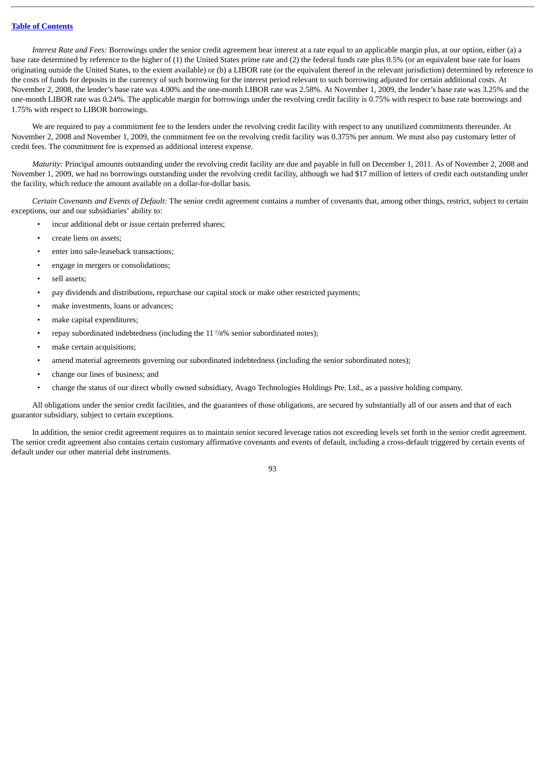*Interest Rate and Fees:* Borrowings under the senior credit agreement bear interest at a rate equal to an applicable margin plus, at our option, either (a) a base rate determined by reference to the higher of (1) the United States prime rate and (2) the federal funds rate plus 0.5% (or an equivalent base rate for loans originating outside the United States, to the extent available) or (b) a LIBOR rate (or the equivalent thereof in the relevant jurisdiction) determined by reference to the costs of funds for deposits in the currency of such borrowing for the interest period relevant to such borrowing adjusted for certain additional costs. At November 2, 2008, the lender's base rate was 4.00% and the one-month LIBOR rate was 2.58%. At November 1, 2009, the lender's base rate was 3.25% and the one-month LIBOR rate was 0.24%. The applicable margin for borrowings under the revolving credit facility is 0.75% with respect to base rate borrowings and 1.75% with respect to LIBOR borrowings.

We are required to pay a commitment fee to the lenders under the revolving credit facility with respect to any unutilized commitments thereunder. At November 2, 2008 and November 1, 2009, the commitment fee on the revolving credit facility was 0.375% per annum. We must also pay customary letter of credit fees. The commitment fee is expensed as additional interest expense.

*Maturity:* Principal amounts outstanding under the revolving credit facility are due and payable in full on December 1, 2011. As of November 2, 2008 and November 1, 2009, we had no borrowings outstanding under the revolving credit facility, although we had $17 million of letters of credit each outstanding under the facility, which reduce the amount available on a dollar-for-dollar basis.

*Certain Covenants and Events of Default:* The senior credit agreement contains a number of covenants that, among other things, restrict, subject to certain exceptions, our and our subsidiaries' ability to:

- incur additional debt or issue certain preferred shares;
- create liens on assets;
- enter into sale-leaseback transactions;
- engage in mergers or consolidations;
- sell assets;
- pay dividends and distributions, repurchase our capital stock or make other restricted payments;
- make investments, loans or advances;
- make capital expenditures;
- repay subordinated indebtedness (including the 11 7/8% senior subordinated notes);
- make certain acquisitions;
- amend material agreements governing our subordinated indebtedness (including the senior subordinated notes);
- change our lines of business; and
- change the status of our direct wholly owned subsidiary, Avago Technologies Holdings Pte. Ltd., as a passive holding company.

All obligations under the senior credit facilities, and the guarantees of those obligations, are secured by substantially all of our assets and that of each guarantor subsidiary, subject to certain exceptions.

In addition, the senior credit agreement requires us to maintain senior secured leverage ratios not exceeding levels set forth in the senior credit agreement. The senior credit agreement also contains certain customary affirmative covenants and events of default, including a cross-default triggered by certain events of default under our other material debt instruments.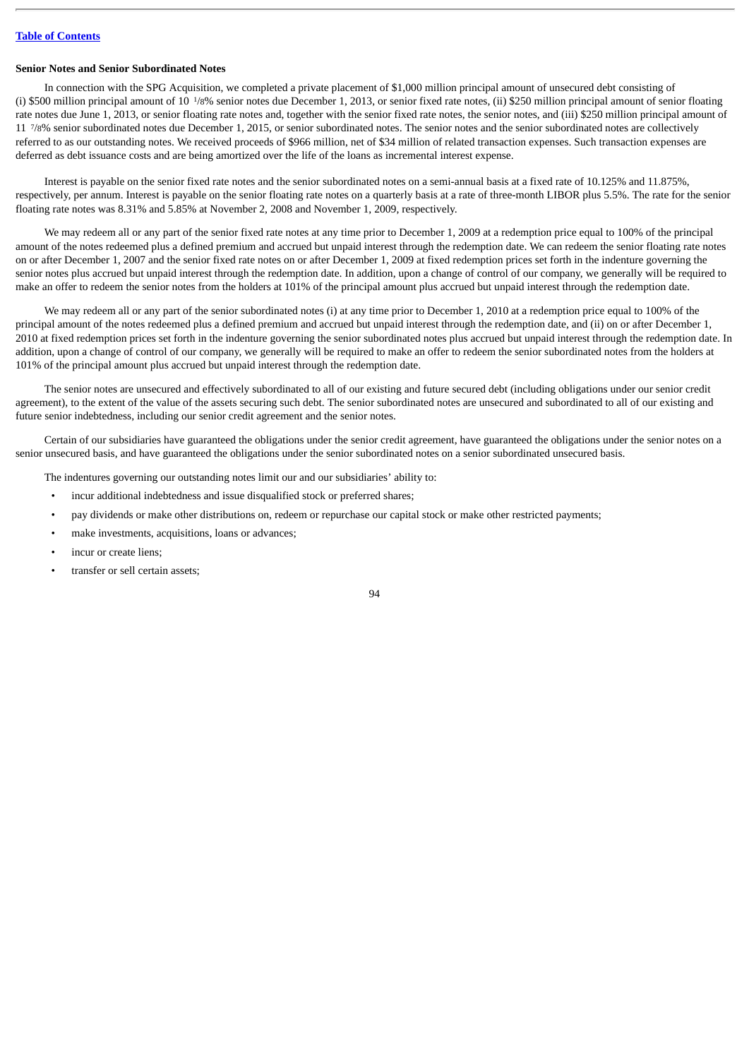**Senior Notes and Senior Subordinated Notes**

In connection with the SPG Acquisition, we completed a private placement of $1,000 million principal amount of unsecured debt consisting of (i) $500 million principal amount of 10 1/8% senior notes due December 1, 2013, or senior fixed rate notes, (ii) $250 million principal amount of senior floating rate notes due June 1, 2013, or senior floating rate notes and, together with the senior fixed rate notes, the senior notes, and (iii) $250 million principal amount of 11 7/8% senior subordinated notes due December 1, 2015, or senior subordinated notes. The senior notes and the senior subordinated notes are collectively referred to as our outstanding notes. We received proceeds of $966 million, net of $34 million of related transaction expenses. Such transaction expenses are deferred as debt issuance costs and are being amortized over the life of the loans as incremental interest expense.

Interest is payable on the senior fixed rate notes and the senior subordinated notes on a semi-annual basis at a fixed rate of 10.125% and 11.875%, respectively, per annum. Interest is payable on the senior floating rate notes on a quarterly basis at a rate of three-month LIBOR plus 5.5%. The rate for the senior floating rate notes was 8.31% and 5.85% at November 2, 2008 and November 1, 2009, respectively.

We may redeem all or any part of the senior fixed rate notes at any time prior to December 1, 2009 at a redemption price equal to 100% of the principal amount of the notes redeemed plus a defined premium and accrued but unpaid interest through the redemption date. We can redeem the senior floating rate notes on or after December 1, 2007 and the senior fixed rate notes on or after December 1, 2009 at fixed redemption prices set forth in the indenture governing the senior notes plus accrued but unpaid interest through the redemption date. In addition, upon a change of control of our company, we generally will be required to make an offer to redeem the senior notes from the holders at 101% of the principal amount plus accrued but unpaid interest through the redemption date.

We may redeem all or any part of the senior subordinated notes (i) at any time prior to December 1, 2010 at a redemption price equal to 100% of the principal amount of the notes redeemed plus a defined premium and accrued but unpaid interest through the redemption date, and (ii) on or after December 1, 2010 at fixed redemption prices set forth in the indenture governing the senior subordinated notes plus accrued but unpaid interest through the redemption date. In addition, upon a change of control of our company, we generally will be required to make an offer to redeem the senior subordinated notes from the holders at 101% of the principal amount plus accrued but unpaid interest through the redemption date.

The senior notes are unsecured and effectively subordinated to all of our existing and future secured debt (including obligations under our senior credit agreement), to the extent of the value of the assets securing such debt. The senior subordinated notes are unsecured and subordinated to all of our existing and future senior indebtedness, including our senior credit agreement and the senior notes.

Certain of our subsidiaries have guaranteed the obligations under the senior credit agreement, have guaranteed the obligations under the senior notes on a senior unsecured basis, and have guaranteed the obligations under the senior subordinated notes on a senior subordinated unsecured basis.

The indentures governing our outstanding notes limit our and our subsidiaries' ability to:

- incur additional indebtedness and issue disqualified stock or preferred shares;
- pay dividends or make other distributions on, redeem or repurchase our capital stock or make other restricted payments;
- make investments, acquisitions, loans or advances;
- incur or create liens;
- transfer or sell certain assets;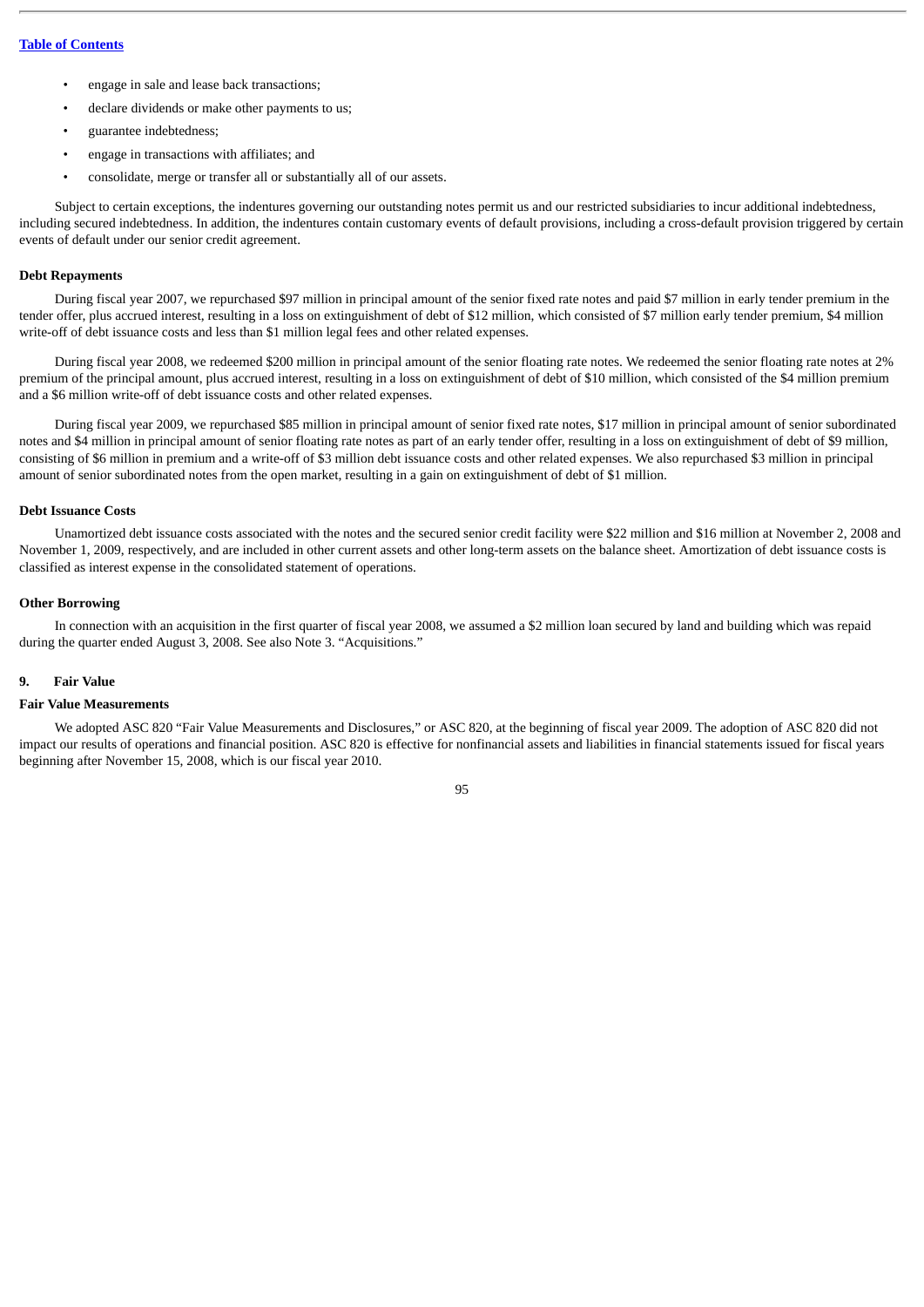- engage in sale and lease back transactions;
- declare dividends or make other payments to us;
- guarantee indebtedness;
- engage in transactions with affiliates; and
- consolidate, merge or transfer all or substantially all of our assets.

Subject to certain exceptions, the indentures governing our outstanding notes permit us and our restricted subsidiaries to incur additional indebtedness, including secured indebtedness. In addition, the indentures contain customary events of default provisions, including a cross-default provision triggered by certain events of default under our senior credit agreement.

**Debt Repayments**

During fiscal year 2007, we repurchased $97 million in principal amount of the senior fixed rate notes and paid $7 million in early tender premium in the tender offer, plus accrued interest, resulting in a loss on extinguishment of debt of $12 million, which consisted of $7 million early tender premium, $4 million write-off of debt issuance costs and less than $1 million legal fees and other related expenses.

During fiscal year 2008, we redeemed $200 million in principal amount of the senior floating rate notes. We redeemed the senior floating rate notes at 2% premium of the principal amount, plus accrued interest, resulting in a loss on extinguishment of debt of $10 million, which consisted of the $4 million premium and a $6 million write-off of debt issuance costs and other related expenses.

During fiscal year 2009, we repurchased $85 million in principal amount of senior fixed rate notes, $17 million in principal amount of senior subordinated notes and $4 million in principal amount of senior floating rate notes as part of an early tender offer, resulting in a loss on extinguishment of debt of $9 million, consisting of $6 million in premium and a write-off of $3 million debt issuance costs and other related expenses. We also repurchased $3 million in principal amount of senior subordinated notes from the open market, resulting in a gain on extinguishment of debt of $1 million.

**Debt Issuance Costs**

Unamortized debt issuance costs associated with the notes and the secured senior credit facility were $22 million and $16 million at November 2, 2008 and November 1, 2009, respectively, and are included in other current assets and other long-term assets on the balance sheet. Amortization of debt issuance costs is classified as interest expense in the consolidated statement of operations.

**Other Borrowing**

In connection with an acquisition in the first quarter of fiscal year 2008, we assumed a $2 million loan secured by land and building which was repaid during the quarter ended August 3, 2008. See also Note 3. "Acquisitions."

## 9. Fair Value

**Fair Value Measurements**

We adopted ASC 820 "Fair Value Measurements and Disclosures," or ASC 820, at the beginning of fiscal year 2009. The adoption of ASC 820 did not impact our results of operations and financial position. ASC 820 is effective for nonfinancial assets and liabilities in financial statements issued for fiscal years beginning after November 15, 2008, which is our fiscal year 2010.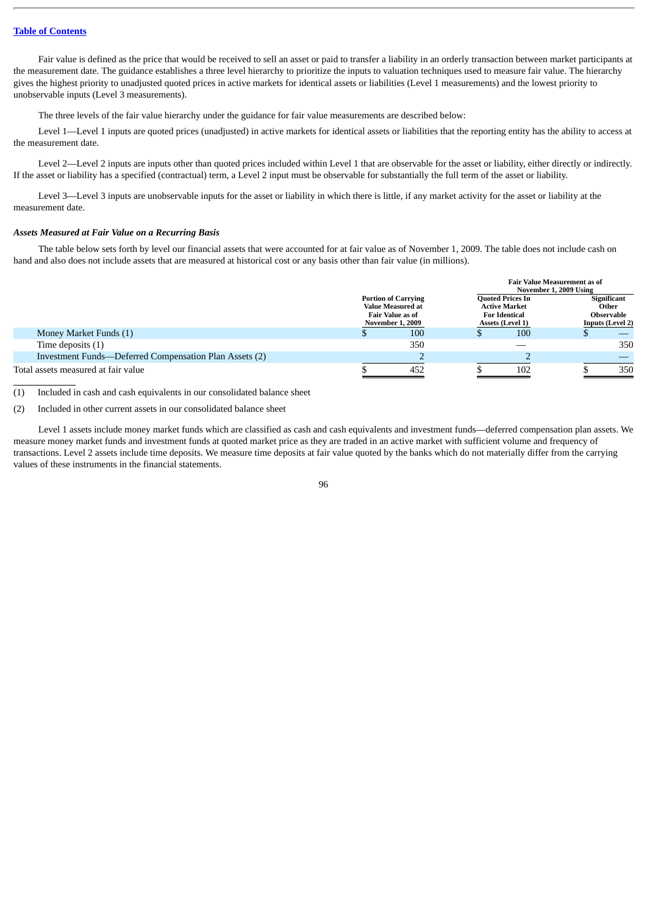Fair value is defined as the price that would be received to sell an asset or paid to transfer a liability in an orderly transaction between market participants at the measurement date. The guidance establishes a three level hierarchy to prioritize the inputs to valuation techniques used to measure fair value. The hierarchy gives the highest priority to unadjusted quoted prices in active markets for identical assets or liabilities (Level 1 measurements) and the lowest priority to unobservable inputs (Level 3 measurements).

The three levels of the fair value hierarchy under the guidance for fair value measurements are described below:

Level 1—Level 1 inputs are quoted prices (unadjusted) in active markets for identical assets or liabilities that the reporting entity has the ability to access at the measurement date.

Level 2—Level 2 inputs are inputs other than quoted prices included within Level 1 that are observable for the asset or liability, either directly or indirectly. If the asset or liability has a specified (contractual) term, a Level 2 input must be observable for substantially the full term of the asset or liability.

Level 3—Level 3 inputs are unobservable inputs for the asset or liability in which there is little, if any market activity for the asset or liability at the measurement date.

***Assets Measured at Fair Value on a Recurring Basis***

The table below sets forth by level our financial assets that were accounted for at fair value as of November 1, 2009. The table does not include cash on hand and also does not include assets that are measured at historical cost or any basis other than fair value (in millions).

| | | Fair Value Measurement as of November 1, 2009 Using | |
|---|---|---|---|
| | Portion of Carrying Value Measured at Fair Value as of November 1, 2009 | Quoted Prices In Active Market For Identical Assets (Level 1) | Significant Other Observable Inputs (Level 2) |
| Money Market Funds (1) | $ 100 | $ 100 | $ — |
| Time deposits (1) | 350 | — | 350 |
| Investment Funds—Deferred Compensation Plan Assets (2) | 2 | 2 | — |
| Total assets measured at fair value | $ 452 | $ 102 | $ 350 |

(1) Included in cash and cash equivalents in our consolidated balance sheet

(2) Included in other current assets in our consolidated balance sheet

Level 1 assets include money market funds which are classified as cash and cash equivalents and investment funds—deferred compensation plan assets. We measure money market funds and investment funds at quoted market price as they are traded in an active market with sufficient volume and frequency of transactions. Level 2 assets include time deposits. We measure time deposits at fair value quoted by the banks which do not materially differ from the carrying values of these instruments in the financial statements.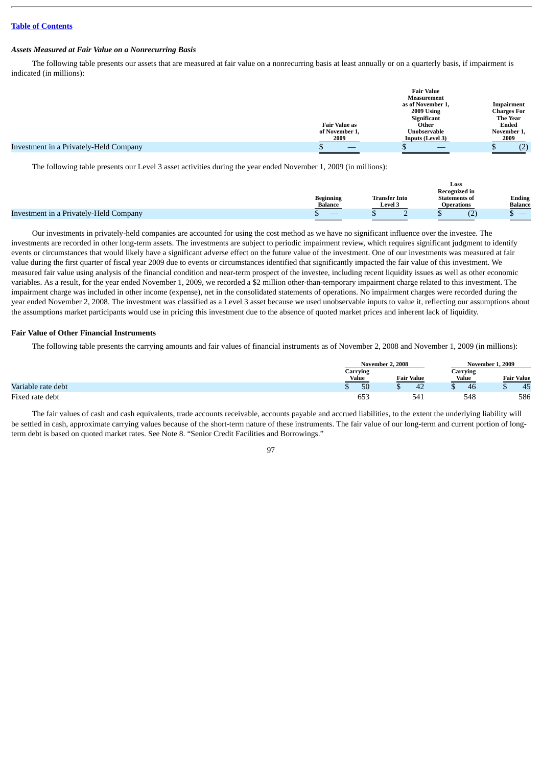[Table of Contents](#)

***Assets Measured at Fair Value on a Nonrecurring Basis***

The following table presents our assets that are measured at fair value on a nonrecurring basis at least annually or on a quarterly basis, if impairment is indicated (in millions):

| | Fair Value as of November 1, 2009 | Fair Value Measurement as of November 1, 2009 Using Significant Other Unobservable Inputs (Level 3) | Impairment Charges For The Year Ended November 1, 2009 |
|---|---|---|---|
| Investment in a Privately-Held Company | $ — | $ — | $ (2) |

The following table presents our Level 3 asset activities during the year ended November 1, 2009 (in millions):

| | Beginning Balance | Transfer Into Level 3 | Loss Recognized in Statements of Operations | Ending Balance |
|---|---|---|---|---|
| Investment in a Privately-Held Company | $ — | $ 2 | $ (2) | $ — |

Our investments in privately-held companies are accounted for using the cost method as we have no significant influence over the investee. The investments are recorded in other long-term assets. The investments are subject to periodic impairment review, which requires significant judgment to identify events or circumstances that would likely have a significant adverse effect on the future value of the investment. One of our investments was measured at fair value during the first quarter of fiscal year 2009 due to events or circumstances identified that significantly impacted the fair value of this investment. We measured fair value using analysis of the financial condition and near-term prospect of the investee, including recent liquidity issues as well as other economic variables. As a result, for the year ended November 1, 2009, we recorded a $2 million other-than-temporary impairment charge related to this investment. The impairment charge was included in other income (expense), net in the consolidated statements of operations. No impairment charges were recorded during the year ended November 2, 2008. The investment was classified as a Level 3 asset because we used unobservable inputs to value it, reflecting our assumptions about the assumptions market participants would use in pricing this investment due to the absence of quoted market prices and inherent lack of liquidity.

**Fair Value of Other Financial Instruments**

The following table presents the carrying amounts and fair values of financial instruments as of November 2, 2008 and November 1, 2009 (in millions):

| | November 2, 2008 | | November 1, 2009 | |
|---|---|---|---|---|
| | Carrying Value | Fair Value | Carrying Value | Fair Value |
| Variable rate debt | $ 50 | $ 42 | $ 46 | $ 45 |
| Fixed rate debt | 653 | 541 | 548 | 586 |

The fair values of cash and cash equivalents, trade accounts receivable, accounts payable and accrued liabilities, to the extent the underlying liability will be settled in cash, approximate carrying values because of the short-term nature of these instruments. The fair value of our long-term and current portion of long-term debt is based on quoted market rates. See Note 8. "Senior Credit Facilities and Borrowings."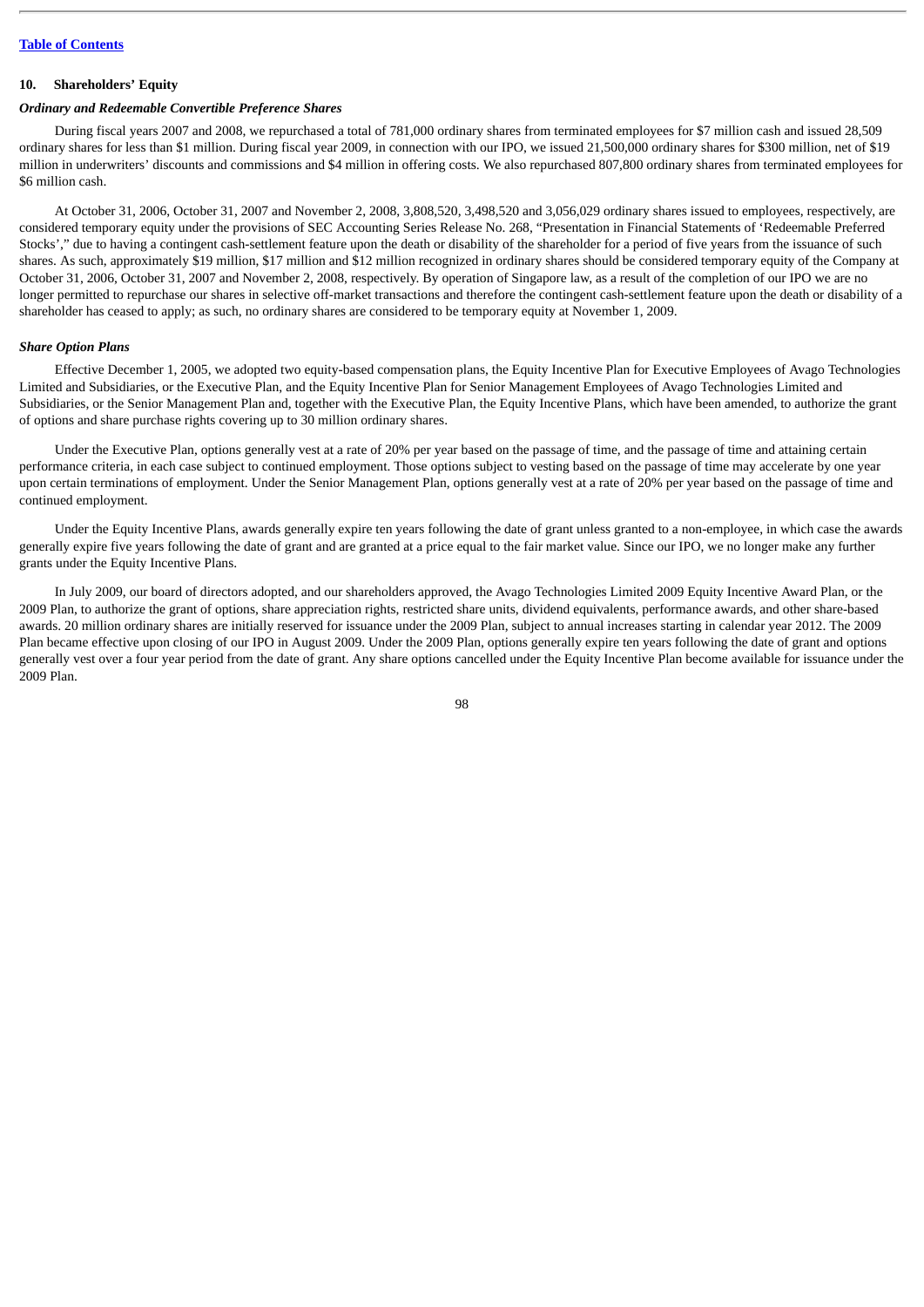## 10. Shareholders' Equity

### *Ordinary and Redeemable Convertible Preference Shares*

During fiscal years 2007 and 2008, we repurchased a total of 781,000 ordinary shares from terminated employees for $7 million cash and issued 28,509 ordinary shares for less than $1 million. During fiscal year 2009, in connection with our IPO, we issued 21,500,000 ordinary shares for $300 million, net of $19 million in underwriters' discounts and commissions and $4 million in offering costs. We also repurchased 807,800 ordinary shares from terminated employees for $6 million cash.

At October 31, 2006, October 31, 2007 and November 2, 2008, 3,808,520, 3,498,520 and 3,056,029 ordinary shares issued to employees, respectively, are considered temporary equity under the provisions of SEC Accounting Series Release No. 268, "Presentation in Financial Statements of 'Redeemable Preferred Stocks'," due to having a contingent cash-settlement feature upon the death or disability of the shareholder for a period of five years from the issuance of such shares. As such, approximately $19 million, $17 million and $12 million recognized in ordinary shares should be considered temporary equity of the Company at October 31, 2006, October 31, 2007 and November 2, 2008, respectively. By operation of Singapore law, as a result of the completion of our IPO we are no longer permitted to repurchase our shares in selective off-market transactions and therefore the contingent cash-settlement feature upon the death or disability of a shareholder has ceased to apply; as such, no ordinary shares are considered to be temporary equity at November 1, 2009.

### *Share Option Plans*

Effective December 1, 2005, we adopted two equity-based compensation plans, the Equity Incentive Plan for Executive Employees of Avago Technologies Limited and Subsidiaries, or the Executive Plan, and the Equity Incentive Plan for Senior Management Employees of Avago Technologies Limited and Subsidiaries, or the Senior Management Plan and, together with the Executive Plan, the Equity Incentive Plans, which have been amended, to authorize the grant of options and share purchase rights covering up to 30 million ordinary shares.

Under the Executive Plan, options generally vest at a rate of 20% per year based on the passage of time, and the passage of time and attaining certain performance criteria, in each case subject to continued employment. Those options subject to vesting based on the passage of time may accelerate by one year upon certain terminations of employment. Under the Senior Management Plan, options generally vest at a rate of 20% per year based on the passage of time and continued employment.

Under the Equity Incentive Plans, awards generally expire ten years following the date of grant unless granted to a non-employee, in which case the awards generally expire five years following the date of grant and are granted at a price equal to the fair market value. Since our IPO, we no longer make any further grants under the Equity Incentive Plans.

In July 2009, our board of directors adopted, and our shareholders approved, the Avago Technologies Limited 2009 Equity Incentive Award Plan, or the 2009 Plan, to authorize the grant of options, share appreciation rights, restricted share units, dividend equivalents, performance awards, and other share-based awards. 20 million ordinary shares are initially reserved for issuance under the 2009 Plan, subject to annual increases starting in calendar year 2012. The 2009 Plan became effective upon closing of our IPO in August 2009. Under the 2009 Plan, options generally expire ten years following the date of grant and options generally vest over a four year period from the date of grant. Any share options cancelled under the Equity Incentive Plan become available for issuance under the 2009 Plan.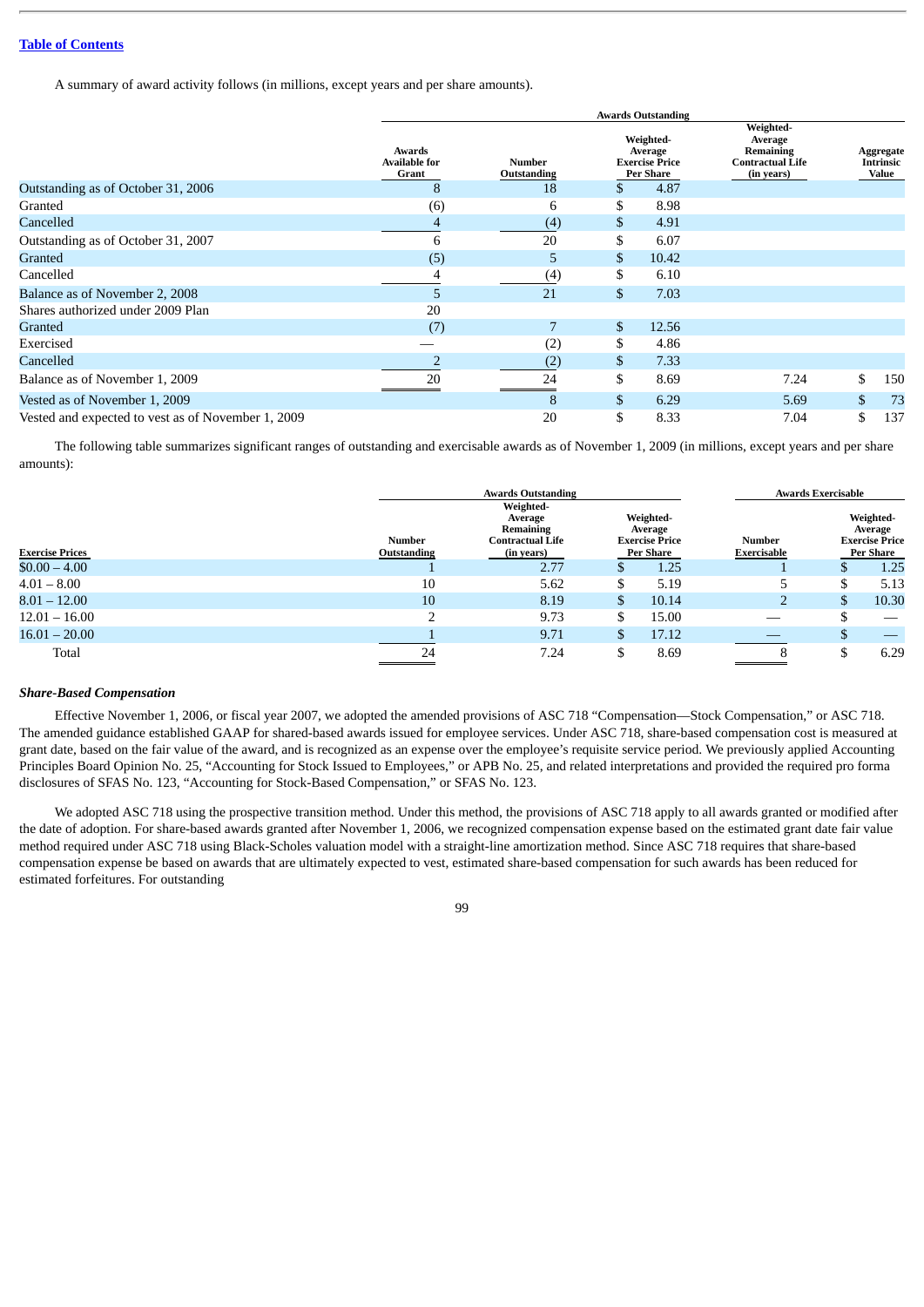[Table of Contents](#)

A summary of award activity follows (in millions, except years and per share amounts).

| | | Awards Outstanding | | | |
|---|---|---|---|---|---|
| | Awards Available for Grant | Number Outstanding | Weighted-Average Exercise Price Per Share | Weighted-Average Remaining Contractual Life (in years) | Aggregate Intrinsic Value |
| Outstanding as of October 31, 2006 | 8 | 18 | $ 4.87 | | |
| Granted | (6) | 6 | $ 8.98 | | |
| Cancelled | 4 | (4) | $ 4.91 | | |
| Outstanding as of October 31, 2007 | 6 | 20 | $ 6.07 | | |
| Granted | (5) | 5 | $ 10.42 | | |
| Cancelled | 4 | (4) | $ 6.10 | | |
| Balance as of November 2, 2008 | 5 | 21 | $ 7.03 | | |
| Shares authorized under 2009 Plan | 20 | | | | |
| Granted | (7) | 7 | $ 12.56 | | |
| Exercised | — | (2) | $ 4.86 | | |
| Cancelled | 2 | (2) | $ 7.33 | | |
| Balance as of November 1, 2009 | 20 | 24 | $ 8.69 | 7.24 | $ 150 |
| Vested as of November 1, 2009 | | 8 | $ 6.29 | 5.69 | $ 73 |
| Vested and expected to vest as of November 1, 2009 | | 20 | $ 8.33 | 7.04 | $ 137 |

The following table summarizes significant ranges of outstanding and exercisable awards as of November 1, 2009 (in millions, except years and per share amounts):

| | Awards Outstanding | | | Awards Exercisable | |
|---|---|---|---|---|---|
| Exercise Prices | Number Outstanding | Weighted-Average Remaining Contractual Life (in years) | Weighted-Average Exercise Price Per Share | Number Exercisable | Weighted-Average Exercise Price Per Share |
| $0.00 – 4.00 | 1 | 2.77 | $ 1.25 | 1 | $ 1.25 |
| 4.01 – 8.00 | 10 | 5.62 | $ 5.19 | 5 | $ 5.13 |
| 8.01 – 12.00 | 10 | 8.19 | $ 10.14 | 2 | $ 10.30 |
| 12.01 – 16.00 | 2 | 9.73 | $ 15.00 | — | $ — |
| 16.01 – 20.00 | 1 | 9.71 | $ 17.12 | — | $ — |
| Total | 24 | 7.24 | $ 8.69 | 8 | $ 6.29 |

***Share-Based Compensation***

Effective November 1, 2006, or fiscal year 2007, we adopted the amended provisions of ASC 718 "Compensation—Stock Compensation," or ASC 718. The amended guidance established GAAP for shared-based awards issued for employee services. Under ASC 718, share-based compensation cost is measured at grant date, based on the fair value of the award, and is recognized as an expense over the employee's requisite service period. We previously applied Accounting Principles Board Opinion No. 25, "Accounting for Stock Issued to Employees," or APB No. 25, and related interpretations and provided the required pro forma disclosures of SFAS No. 123, "Accounting for Stock-Based Compensation," or SFAS No. 123.

We adopted ASC 718 using the prospective transition method. Under this method, the provisions of ASC 718 apply to all awards granted or modified after the date of adoption. For share-based awards granted after November 1, 2006, we recognized compensation expense based on the estimated grant date fair value method required under ASC 718 using Black-Scholes valuation model with a straight-line amortization method. Since ASC 718 requires that share-based compensation expense be based on awards that are ultimately expected to vest, estimated share-based compensation for such awards has been reduced for estimated forfeitures. For outstanding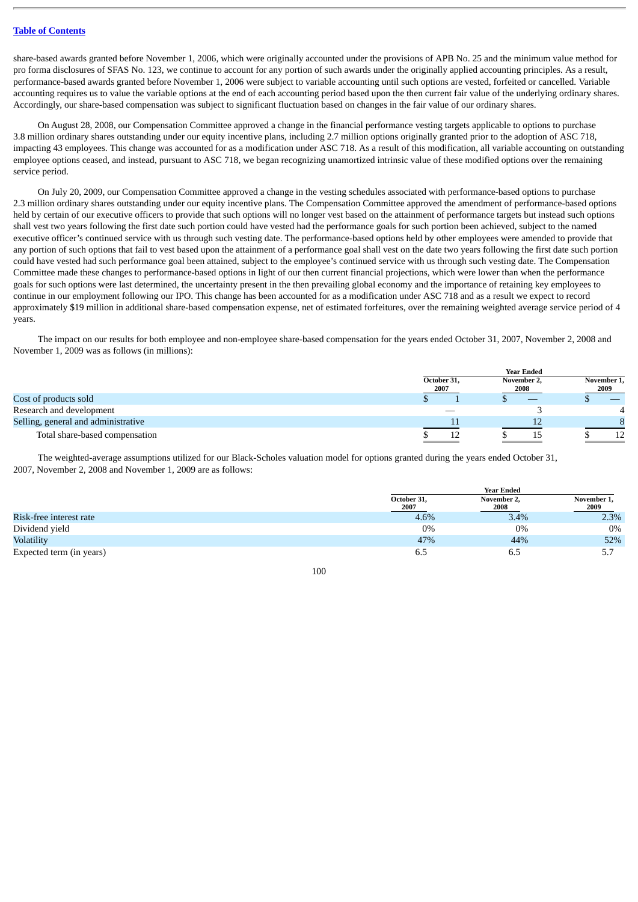[Table of Contents](#)

share-based awards granted before November 1, 2006, which were originally accounted under the provisions of APB No. 25 and the minimum value method for pro forma disclosures of SFAS No. 123, we continue to account for any portion of such awards under the originally applied accounting principles. As a result, performance-based awards granted before November 1, 2006 were subject to variable accounting until such options are vested, forfeited or cancelled. Variable accounting requires us to value the variable options at the end of each accounting period based upon the then current fair value of the underlying ordinary shares. Accordingly, our share-based compensation was subject to significant fluctuation based on changes in the fair value of our ordinary shares.

On August 28, 2008, our Compensation Committee approved a change in the financial performance vesting targets applicable to options to purchase 3.8 million ordinary shares outstanding under our equity incentive plans, including 2.7 million options originally granted prior to the adoption of ASC 718, impacting 43 employees. This change was accounted for as a modification under ASC 718. As a result of this modification, all variable accounting on outstanding employee options ceased, and instead, pursuant to ASC 718, we began recognizing unamortized intrinsic value of these modified options over the remaining service period.

On July 20, 2009, our Compensation Committee approved a change in the vesting schedules associated with performance-based options to purchase 2.3 million ordinary shares outstanding under our equity incentive plans. The Compensation Committee approved the amendment of performance-based options held by certain of our executive officers to provide that such options will no longer vest based on the attainment of performance targets but instead such options shall vest two years following the first date such portion could have vested had the performance goals for such portion been achieved, subject to the named executive officer's continued service with us through such vesting date. The performance-based options held by other employees were amended to provide that any portion of such options that fail to vest based upon the attainment of a performance goal shall vest on the date two years following the first date such portion could have vested had such performance goal been attained, subject to the employee's continued service with us through such vesting date. The Compensation Committee made these changes to performance-based options in light of our then current financial projections, which were lower than when the performance goals for such options were last determined, the uncertainty present in the then prevailing global economy and the importance of retaining key employees to continue in our employment following our IPO. This change has been accounted for as a modification under ASC 718 and as a result we expect to record approximately $19 million in additional share-based compensation expense, net of estimated forfeitures, over the remaining weighted average service period of 4 years.

The impact on our results for both employee and non-employee share-based compensation for the years ended October 31, 2007, November 2, 2008 and November 1, 2009 was as follows (in millions):

| | Year Ended | | |
|---|---|---|---|
| | October 31, 2007 | November 2, 2008 | November 1, 2009 |
| Cost of products sold | $ 1 | $ — | $ — |
| Research and development | — | 3 | 4 |
| Selling, general and administrative | 11 | 12 | 8 |
| Total share-based compensation | $ 12 | $ 15 | $ 12 |

The weighted-average assumptions utilized for our Black-Scholes valuation model for options granted during the years ended October 31, 2007, November 2, 2008 and November 1, 2009 are as follows:

| | Year Ended | | |
|---|---|---|---|
| | October 31, 2007 | November 2, 2008 | November 1, 2009 |
| Risk-free interest rate | 4.6% | 3.4% | 2.3% |
| Dividend yield | 0% | 0% | 0% |
| Volatility | 47% | 44% | 52% |
| Expected term (in years) | 6.5 | 6.5 | 5.7 |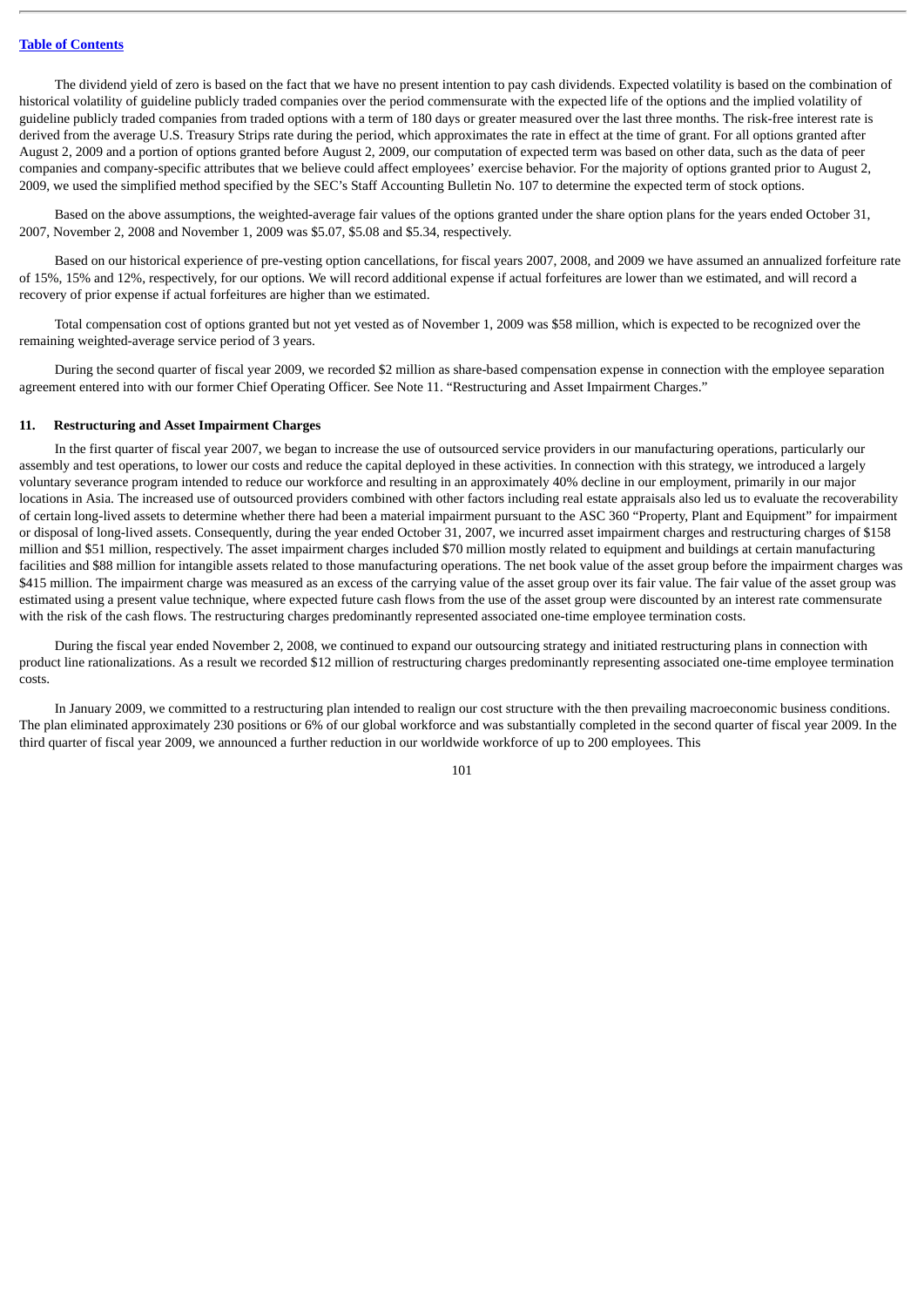The dividend yield of zero is based on the fact that we have no present intention to pay cash dividends. Expected volatility is based on the combination of historical volatility of guideline publicly traded companies over the period commensurate with the expected life of the options and the implied volatility of guideline publicly traded companies from traded options with a term of 180 days or greater measured over the last three months. The risk-free interest rate is derived from the average U.S. Treasury Strips rate during the period, which approximates the rate in effect at the time of grant. For all options granted after August 2, 2009 and a portion of options granted before August 2, 2009, our computation of expected term was based on other data, such as the data of peer companies and company-specific attributes that we believe could affect employees' exercise behavior. For the majority of options granted prior to August 2, 2009, we used the simplified method specified by the SEC's Staff Accounting Bulletin No. 107 to determine the expected term of stock options.

Based on the above assumptions, the weighted-average fair values of the options granted under the share option plans for the years ended October 31, 2007, November 2, 2008 and November 1, 2009 was $5.07, $5.08 and $5.34, respectively.

Based on our historical experience of pre-vesting option cancellations, for fiscal years 2007, 2008, and 2009 we have assumed an annualized forfeiture rate of 15%, 15% and 12%, respectively, for our options. We will record additional expense if actual forfeitures are lower than we estimated, and will record a recovery of prior expense if actual forfeitures are higher than we estimated.

Total compensation cost of options granted but not yet vested as of November 1, 2009 was $58 million, which is expected to be recognized over the remaining weighted-average service period of 3 years.

During the second quarter of fiscal year 2009, we recorded $2 million as share-based compensation expense in connection with the employee separation agreement entered into with our former Chief Operating Officer. See Note 11. "Restructuring and Asset Impairment Charges."

### 11. Restructuring and Asset Impairment Charges

In the first quarter of fiscal year 2007, we began to increase the use of outsourced service providers in our manufacturing operations, particularly our assembly and test operations, to lower our costs and reduce the capital deployed in these activities. In connection with this strategy, we introduced a largely voluntary severance program intended to reduce our workforce and resulting in an approximately 40% decline in our employment, primarily in our major locations in Asia. The increased use of outsourced providers combined with other factors including real estate appraisals also led us to evaluate the recoverability of certain long-lived assets to determine whether there had been a material impairment pursuant to the ASC 360 "Property, Plant and Equipment" for impairment or disposal of long-lived assets. Consequently, during the year ended October 31, 2007, we incurred asset impairment charges and restructuring charges of $158 million and $51 million, respectively. The asset impairment charges included $70 million mostly related to equipment and buildings at certain manufacturing facilities and $88 million for intangible assets related to those manufacturing operations. The net book value of the asset group before the impairment charges was $415 million. The impairment charge was measured as an excess of the carrying value of the asset group over its fair value. The fair value of the asset group was estimated using a present value technique, where expected future cash flows from the use of the asset group were discounted by an interest rate commensurate with the risk of the cash flows. The restructuring charges predominantly represented associated one-time employee termination costs.

During the fiscal year ended November 2, 2008, we continued to expand our outsourcing strategy and initiated restructuring plans in connection with product line rationalizations. As a result we recorded $12 million of restructuring charges predominantly representing associated one-time employee termination costs.

In January 2009, we committed to a restructuring plan intended to realign our cost structure with the then prevailing macroeconomic business conditions. The plan eliminated approximately 230 positions or 6% of our global workforce and was substantially completed in the second quarter of fiscal year 2009. In the third quarter of fiscal year 2009, we announced a further reduction in our worldwide workforce of up to 200 employees. This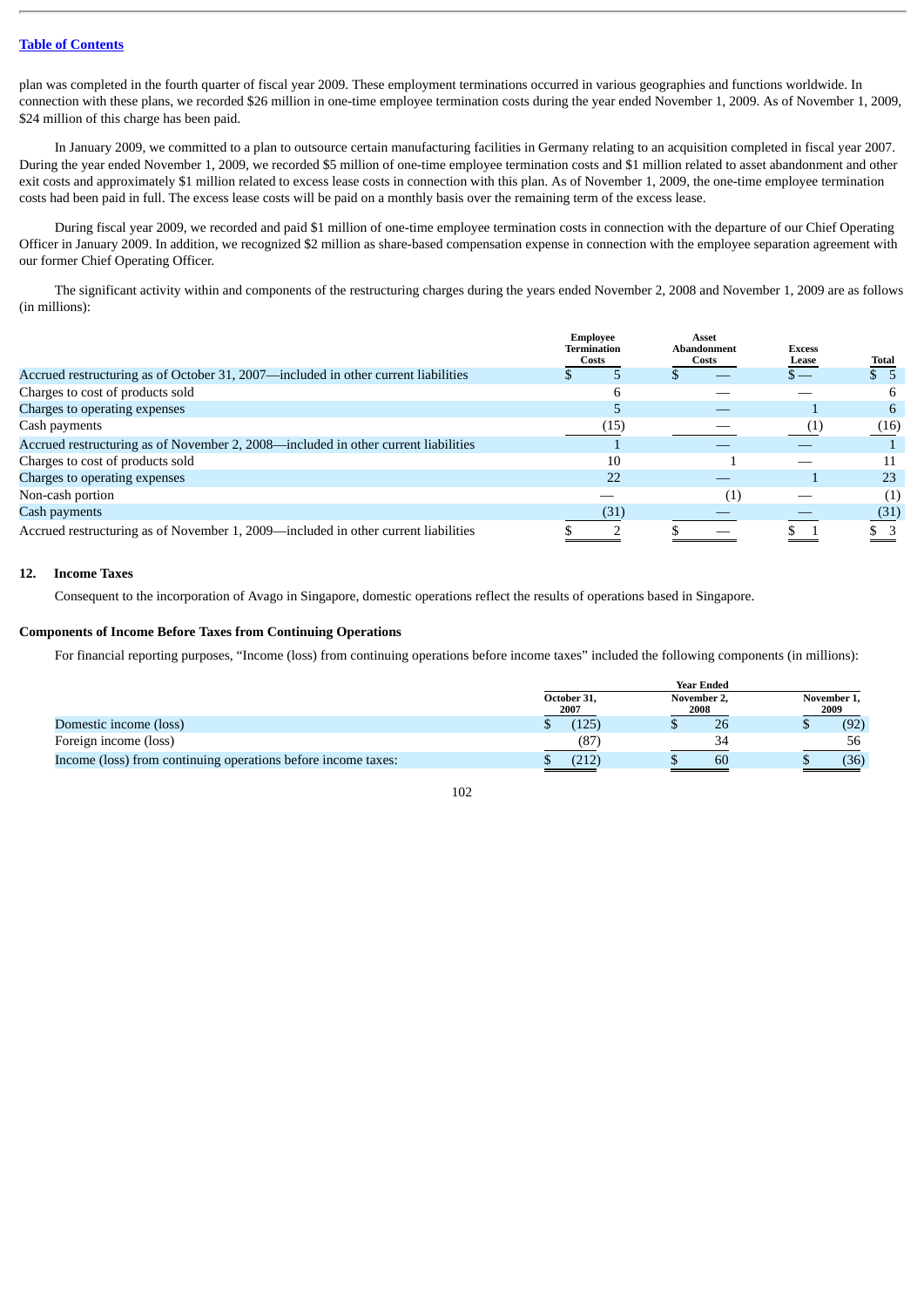plan was completed in the fourth quarter of fiscal year 2009. These employment terminations occurred in various geographies and functions worldwide. In connection with these plans, we recorded $26 million in one-time employee termination costs during the year ended November 1, 2009. As of November 1, 2009, $24 million of this charge has been paid.

In January 2009, we committed to a plan to outsource certain manufacturing facilities in Germany relating to an acquisition completed in fiscal year 2007. During the year ended November 1, 2009, we recorded $5 million of one-time employee termination costs and $1 million related to asset abandonment and other exit costs and approximately $1 million related to excess lease costs in connection with this plan. As of November 1, 2009, the one-time employee termination costs had been paid in full. The excess lease costs will be paid on a monthly basis over the remaining term of the excess lease.

During fiscal year 2009, we recorded and paid $1 million of one-time employee termination costs in connection with the departure of our Chief Operating Officer in January 2009. In addition, we recognized $2 million as share-based compensation expense in connection with the employee separation agreement with our former Chief Operating Officer.

The significant activity within and components of the restructuring charges during the years ended November 2, 2008 and November 1, 2009 are as follows (in millions):

| | Employee Termination Costs | Asset Abandonment Costs | Excess Lease | Total |
|---|---|---|---|---|
| Accrued restructuring as of October 31, 2007—included in other current liabilities | $ 5 | $ — | $ — | $ 5 |
| Charges to cost of products sold | 6 | — | — | 6 |
| Charges to operating expenses | 5 | — | 1 | 6 |
| Cash payments | (15) | — | (1) | (16) |
| Accrued restructuring as of November 2, 2008—included in other current liabilities | 1 | — | — | 1 |
| Charges to cost of products sold | 10 | 1 | — | 11 |
| Charges to operating expenses | 22 | — | 1 | 23 |
| Non-cash portion | — | (1) | — | (1) |
| Cash payments | (31) | — | — | (31) |
| Accrued restructuring as of November 1, 2009—included in other current liabilities | $ 2 | $ — | $ 1 | $ 3 |

## 12. Income Taxes

Consequent to the incorporation of Avago in Singapore, domestic operations reflect the results of operations based in Singapore.

### Components of Income Before Taxes from Continuing Operations

For financial reporting purposes, "Income (loss) from continuing operations before income taxes" included the following components (in millions):

| | Year Ended | | |
|---|---|---|---|
| | October 31, 2007 | November 2, 2008 | November 1, 2009 |
| Domestic income (loss) | $ (125) | $ 26 | $ (92) |
| Foreign income (loss) | (87) | 34 | 56 |
| Income (loss) from continuing operations before income taxes: | $ (212) | $ 60 | $ (36) |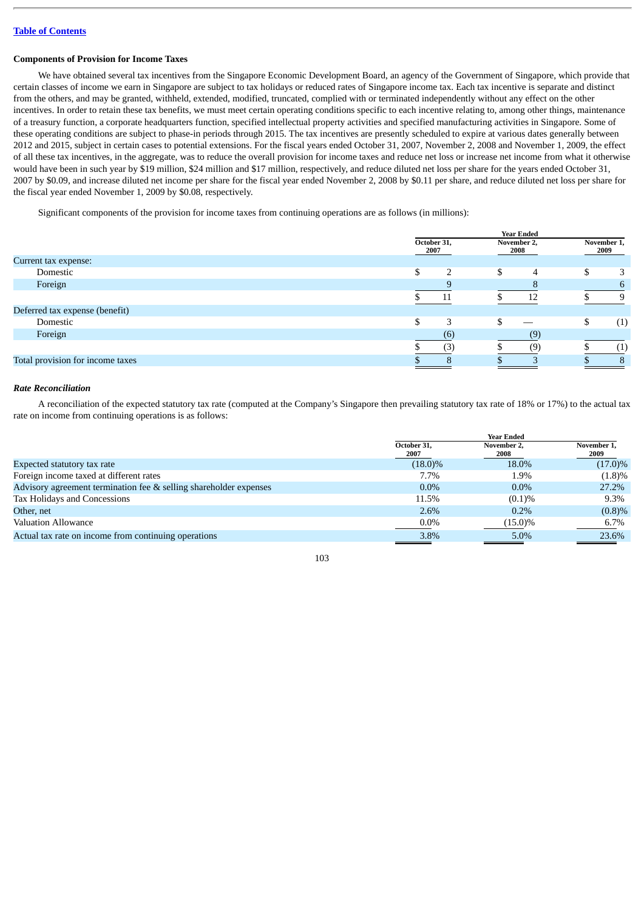Table of Contents

### Components of Provision for Income Taxes

We have obtained several tax incentives from the Singapore Economic Development Board, an agency of the Government of Singapore, which provide that certain classes of income we earn in Singapore are subject to tax holidays or reduced rates of Singapore income tax. Each tax incentive is separate and distinct from the others, and may be granted, withheld, extended, modified, truncated, complied with or terminated independently without any effect on the other incentives. In order to retain these tax benefits, we must meet certain operating conditions specific to each incentive relating to, among other things, maintenance of a treasury function, a corporate headquarters function, specified intellectual property activities and specified manufacturing activities in Singapore. Some of these operating conditions are subject to phase-in periods through 2015. The tax incentives are presently scheduled to expire at various dates generally between 2012 and 2015, subject in certain cases to potential extensions. For the fiscal years ended October 31, 2007, November 2, 2008 and November 1, 2009, the effect of all these tax incentives, in the aggregate, was to reduce the overall provision for income taxes and reduce net loss or increase net income from what it otherwise would have been in such year by $19 million, $24 million and $17 million, respectively, and reduce diluted net loss per share for the years ended October 31, 2007 by $0.09, and increase diluted net income per share for the fiscal year ended November 2, 2008 by $0.11 per share, and reduce diluted net loss per share for the fiscal year ended November 1, 2009 by $0.08, respectively.

Significant components of the provision for income taxes from continuing operations are as follows (in millions):

| | Year Ended | | |
|---|---|---|---|
| | October 31, 2007 | November 2, 2008 | November 1, 2009 |
| Current tax expense: | | | |
| Domestic | $ 2 | $ 4 | $ 3 |
| Foreign | 9 | 8 | 6 |
| | $ 11 | $ 12 | $ 9 |
| Deferred tax expense (benefit) | | | |
| Domestic | $ 3 | $ — | $ (1) |
| Foreign | (6) | (9) | |
| | $ (3) | $ (9) | $ (1) |
| Total provision for income taxes | $ 8 | $ 3 | $ 8 |

### *Rate Reconciliation*

A reconciliation of the expected statutory tax rate (computed at the Company's Singapore then prevailing statutory tax rate of 18% or 17%) to the actual tax rate on income from continuing operations is as follows:

| | Year Ended | | |
|---|---|---|---|
| | October 31, 2007 | November 2, 2008 | November 1, 2009 |
| Expected statutory tax rate | (18.0)% | 18.0% | (17.0)% |
| Foreign income taxed at different rates | 7.7% | 1.9% | (1.8)% |
| Advisory agreement termination fee & selling shareholder expenses | 0.0% | 0.0% | 27.2% |
| Tax Holidays and Concessions | 11.5% | (0.1)% | 9.3% |
| Other, net | 2.6% | 0.2% | (0.8)% |
| Valuation Allowance | 0.0% | (15.0)% | 6.7% |
| Actual tax rate on income from continuing operations | 3.8% | 5.0% | 23.6% |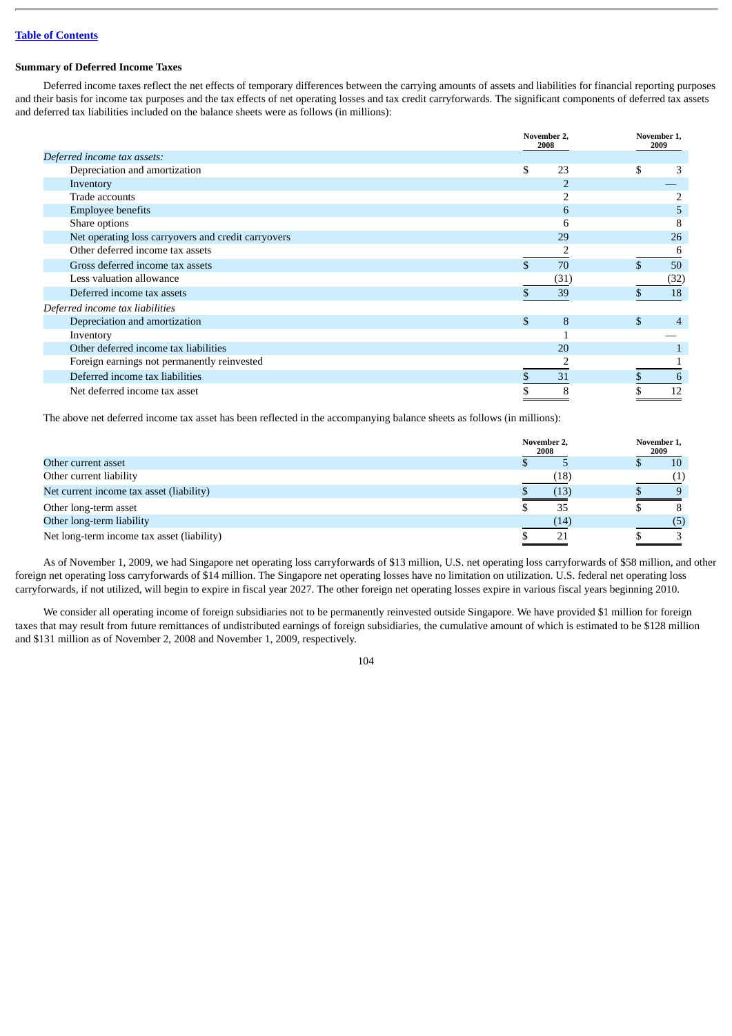[Table of Contents](#)

**Summary of Deferred Income Taxes**

Deferred income taxes reflect the net effects of temporary differences between the carrying amounts of assets and liabilities for financial reporting purposes and their basis for income tax purposes and the tax effects of net operating losses and tax credit carryforwards. The significant components of deferred tax assets and deferred tax liabilities included on the balance sheets were as follows (in millions):

| | November 2, 2008 | November 1, 2009 |
|---|---|---|
| *Deferred income tax assets:* | | |
| Depreciation and amortization | $ 23 | $ 3 |
| Inventory | 2 | — |
| Trade accounts | 2 | 2 |
| Employee benefits | 6 | 5 |
| Share options | 6 | 8 |
| Net operating loss carryovers and credit carryovers | 29 | 26 |
| Other deferred income tax assets | 2 | 6 |
| Gross deferred income tax assets | $ 70 | $ 50 |
| Less valuation allowance | (31) | (32) |
| Deferred income tax assets | $ 39 | $ 18 |
| *Deferred income tax liabilities* | | |
| Depreciation and amortization | $ 8 | $ 4 |
| Inventory | 1 | — |
| Other deferred income tax liabilities | 20 | 1 |
| Foreign earnings not permanently reinvested | 2 | 1 |
| Deferred income tax liabilities | $ 31 | $ 6 |
| Net deferred income tax asset | $ 8 | $ 12 |

The above net deferred income tax asset has been reflected in the accompanying balance sheets as follows (in millions):

| | November 2, 2008 | November 1, 2009 |
|---|---|---|
| Other current asset | $ 5 | $ 10 |
| Other current liability | (18) | (1) |
| Net current income tax asset (liability) | $ (13) | $ 9 |
| Other long-term asset | $ 35 | $ 8 |
| Other long-term liability | (14) | (5) |
| Net long-term income tax asset (liability) | $ 21 | $ 3 |

As of November 1, 2009, we had Singapore net operating loss carryforwards of $13 million, U.S. net operating loss carryforwards of $58 million, and other foreign net operating loss carryforwards of $14 million. The Singapore net operating losses have no limitation on utilization. U.S. federal net operating loss carryforwards, if not utilized, will begin to expire in fiscal year 2027. The other foreign net operating losses expire in various fiscal years beginning 2010.

We consider all operating income of foreign subsidiaries not to be permanently reinvested outside Singapore. We have provided $1 million for foreign taxes that may result from future remittances of undistributed earnings of foreign subsidiaries, the cumulative amount of which is estimated to be $128 million and $131 million as of November 2, 2008 and November 1, 2009, respectively.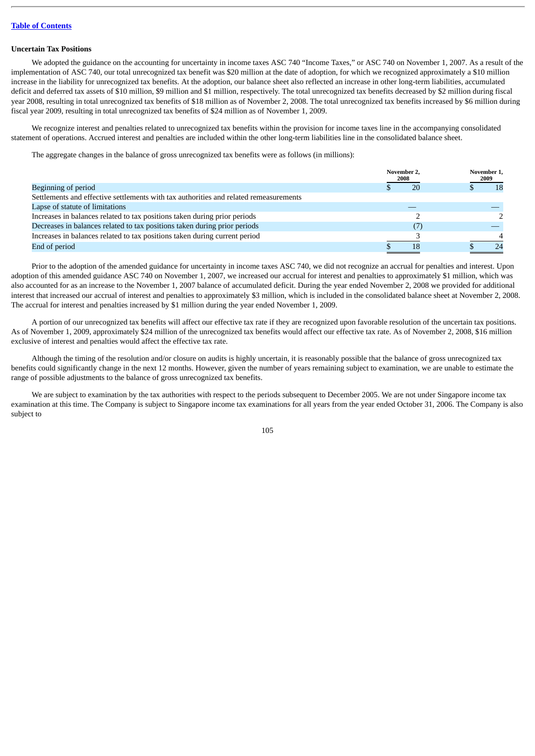[Table of Contents](#)

### Uncertain Tax Positions

We adopted the guidance on the accounting for uncertainty in income taxes ASC 740 "Income Taxes," or ASC 740 on November 1, 2007. As a result of the implementation of ASC 740, our total unrecognized tax benefit was $20 million at the date of adoption, for which we recognized approximately a $10 million increase in the liability for unrecognized tax benefits. At the adoption, our balance sheet also reflected an increase in other long-term liabilities, accumulated deficit and deferred tax assets of $10 million, $9 million and $1 million, respectively. The total unrecognized tax benefits decreased by $2 million during fiscal year 2008, resulting in total unrecognized tax benefits of $18 million as of November 2, 2008. The total unrecognized tax benefits increased by $6 million during fiscal year 2009, resulting in total unrecognized tax benefits of $24 million as of November 1, 2009.

We recognize interest and penalties related to unrecognized tax benefits within the provision for income taxes line in the accompanying consolidated statement of operations. Accrued interest and penalties are included within the other long-term liabilities line in the consolidated balance sheet.

The aggregate changes in the balance of gross unrecognized tax benefits were as follows (in millions):

| | November 2, 2008 | November 1, 2009 |
|---|---|---|
| Beginning of period | $ 20 | $ 18 |
| Settlements and effective settlements with tax authorities and related remeasurements | | |
| Lapse of statute of limitations | — | — |
| Increases in balances related to tax positions taken during prior periods | 2 | 2 |
| Decreases in balances related to tax positions taken during prior periods | (7) | — |
| Increases in balances related to tax positions taken during current period | 3 | 4 |
| End of period | $ 18 | $ 24 |

Prior to the adoption of the amended guidance for uncertainty in income taxes ASC 740, we did not recognize an accrual for penalties and interest. Upon adoption of this amended guidance ASC 740 on November 1, 2007, we increased our accrual for interest and penalties to approximately $1 million, which was also accounted for as an increase to the November 1, 2007 balance of accumulated deficit. During the year ended November 2, 2008 we provided for additional interest that increased our accrual of interest and penalties to approximately $3 million, which is included in the consolidated balance sheet at November 2, 2008. The accrual for interest and penalties increased by $1 million during the year ended November 1, 2009.

A portion of our unrecognized tax benefits will affect our effective tax rate if they are recognized upon favorable resolution of the uncertain tax positions. As of November 1, 2009, approximately $24 million of the unrecognized tax benefits would affect our effective tax rate. As of November 2, 2008, $16 million exclusive of interest and penalties would affect the effective tax rate.

Although the timing of the resolution and/or closure on audits is highly uncertain, it is reasonably possible that the balance of gross unrecognized tax benefits could significantly change in the next 12 months. However, given the number of years remaining subject to examination, we are unable to estimate the range of possible adjustments to the balance of gross unrecognized tax benefits.

We are subject to examination by the tax authorities with respect to the periods subsequent to December 2005. We are not under Singapore income tax examination at this time. The Company is subject to Singapore income tax examinations for all years from the year ended October 31, 2006. The Company is also subject to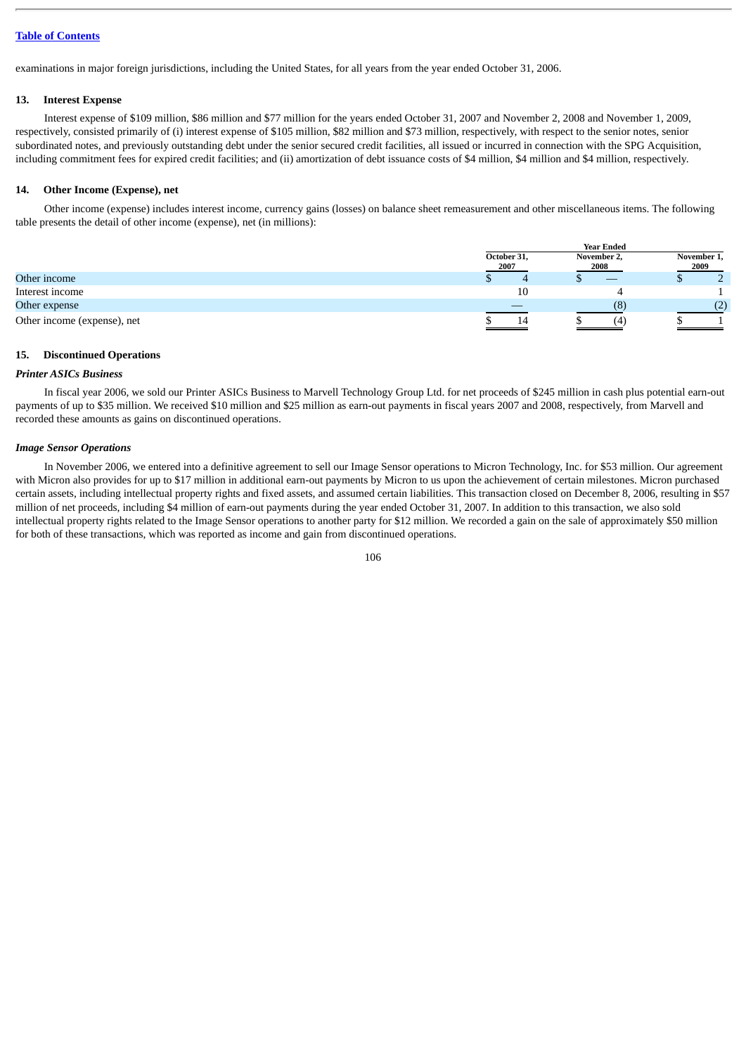examinations in major foreign jurisdictions, including the United States, for all years from the year ended October 31, 2006.

### 13. Interest Expense

Interest expense of $109 million, $86 million and $77 million for the years ended October 31, 2007 and November 2, 2008 and November 1, 2009, respectively, consisted primarily of (i) interest expense of $105 million, $82 million and $73 million, respectively, with respect to the senior notes, senior subordinated notes, and previously outstanding debt under the senior secured credit facilities, all issued or incurred in connection with the SPG Acquisition, including commitment fees for expired credit facilities; and (ii) amortization of debt issuance costs of $4 million, $4 million and $4 million, respectively.

### 14. Other Income (Expense), net

Other income (expense) includes interest income, currency gains (losses) on balance sheet remeasurement and other miscellaneous items. The following table presents the detail of other income (expense), net (in millions):

| | Year Ended | | |
|---|---|---|---|
| | October 31, 2007 | November 2, 2008 | November 1, 2009 |
| Other income | $ 4 | $ — | $ 2 |
| Interest income | 10 | 4 | 1 |
| Other expense | — | (8) | (2) |
| Other income (expense), net | $ 14 | $ (4) | $ 1 |

### 15. Discontinued Operations

***Printer ASICs Business***

In fiscal year 2006, we sold our Printer ASICs Business to Marvell Technology Group Ltd. for net proceeds of $245 million in cash plus potential earn-out payments of up to $35 million. We received $10 million and $25 million as earn-out payments in fiscal years 2007 and 2008, respectively, from Marvell and recorded these amounts as gains on discontinued operations.

***Image Sensor Operations***

In November 2006, we entered into a definitive agreement to sell our Image Sensor operations to Micron Technology, Inc. for $53 million. Our agreement with Micron also provides for up to $17 million in additional earn-out payments by Micron to us upon the achievement of certain milestones. Micron purchased certain assets, including intellectual property rights and fixed assets, and assumed certain liabilities. This transaction closed on December 8, 2006, resulting in $57 million of net proceeds, including $4 million of earn-out payments during the year ended October 31, 2007. In addition to this transaction, we also sold intellectual property rights related to the Image Sensor operations to another party for $12 million. We recorded a gain on the sale of approximately $50 million for both of these transactions, which was reported as income and gain from discontinued operations.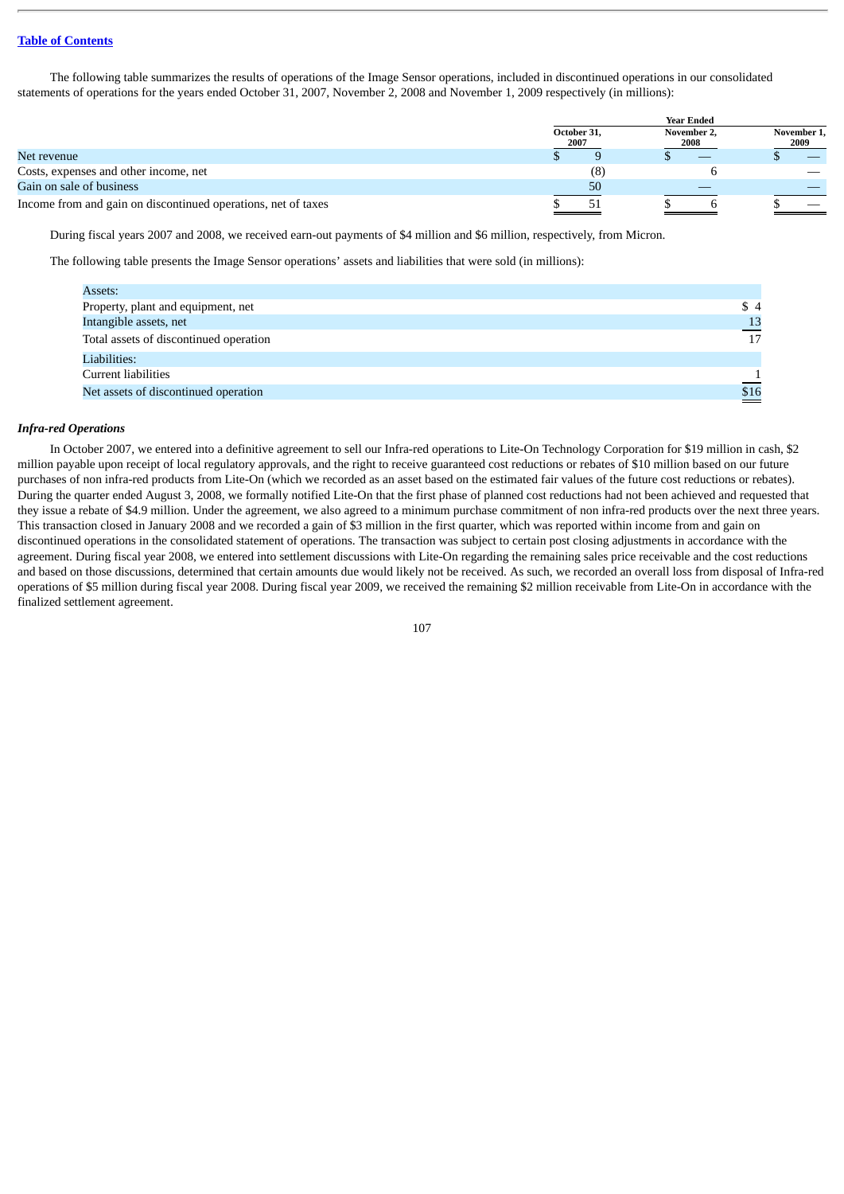The following table summarizes the results of operations of the Image Sensor operations, included in discontinued operations in our consolidated statements of operations for the years ended October 31, 2007, November 2, 2008 and November 1, 2009 respectively (in millions):

| | Year Ended | | |
|---|---|---|---|
| | October 31, 2007 | November 2, 2008 | November 1, 2009 |
| Net revenue | $ 9 | $ — | $ — |
| Costs, expenses and other income, net | (8) | 6 | — |
| Gain on sale of business | 50 | — | — |
| Income from and gain on discontinued operations, net of taxes | $ 51 | $ 6 | $ — |

During fiscal years 2007 and 2008, we received earn-out payments of $4 million and $6 million, respectively, from Micron.

The following table presents the Image Sensor operations' assets and liabilities that were sold (in millions):

| | |
|---|---|
| Assets: | |
| Property, plant and equipment, net | $ 4 |
| Intangible assets, net | 13 |
| Total assets of discontinued operation | 17 |
| Liabilities: | |
| Current liabilities | 1 |
| Net assets of discontinued operation | $16 |

***Infra-red Operations***

In October 2007, we entered into a definitive agreement to sell our Infra-red operations to Lite-On Technology Corporation for $19 million in cash, $2 million payable upon receipt of local regulatory approvals, and the right to receive guaranteed cost reductions or rebates of $10 million based on our future purchases of non infra-red products from Lite-On (which we recorded as an asset based on the estimated fair values of the future cost reductions or rebates). During the quarter ended August 3, 2008, we formally notified Lite-On that the first phase of planned cost reductions had not been achieved and requested that they issue a rebate of $4.9 million. Under the agreement, we also agreed to a minimum purchase commitment of non infra-red products over the next three years. This transaction closed in January 2008 and we recorded a gain of $3 million in the first quarter, which was reported within income from and gain on discontinued operations in the consolidated statement of operations. The transaction was subject to certain post closing adjustments in accordance with the agreement. During fiscal year 2008, we entered into settlement discussions with Lite-On regarding the remaining sales price receivable and the cost reductions and based on those discussions, determined that certain amounts due would likely not be received. As such, we recorded an overall loss from disposal of Infra-red operations of $5 million during fiscal year 2008. During fiscal year 2009, we received the remaining $2 million receivable from Lite-On in accordance with the finalized settlement agreement.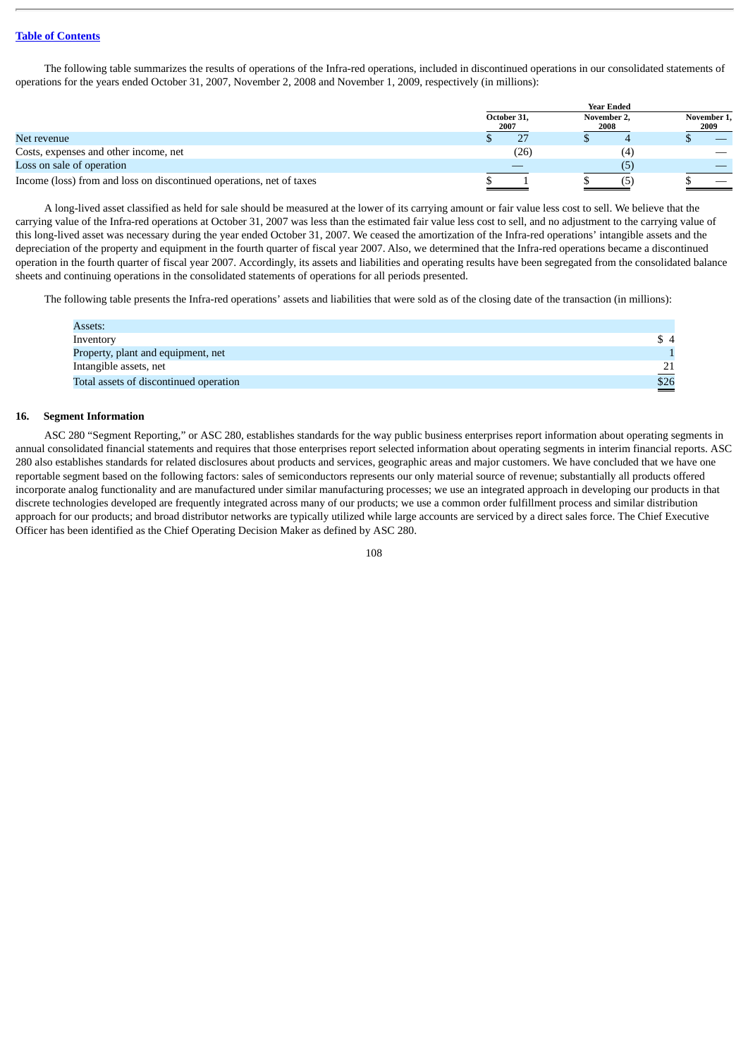The following table summarizes the results of operations of the Infra-red operations, included in discontinued operations in our consolidated statements of operations for the years ended October 31, 2007, November 2, 2008 and November 1, 2009, respectively (in millions):

| | Year Ended | | |
|---|---|---|---|
| | October 31, 2007 | November 2, 2008 | November 1, 2009 |
| Net revenue | $ 27 | $ 4 | $ — |
| Costs, expenses and other income, net | (26) | (4) | — |
| Loss on sale of operation | — | (5) | — |
| Income (loss) from and loss on discontinued operations, net of taxes | $ 1 | $ (5) | $ — |

A long-lived asset classified as held for sale should be measured at the lower of its carrying amount or fair value less cost to sell. We believe that the carrying value of the Infra-red operations at October 31, 2007 was less than the estimated fair value less cost to sell, and no adjustment to the carrying value of this long-lived asset was necessary during the year ended October 31, 2007. We ceased the amortization of the Infra-red operations' intangible assets and the depreciation of the property and equipment in the fourth quarter of fiscal year 2007. Also, we determined that the Infra-red operations became a discontinued operation in the fourth quarter of fiscal year 2007. Accordingly, its assets and liabilities and operating results have been segregated from the consolidated balance sheets and continuing operations in the consolidated statements of operations for all periods presented.

The following table presents the Infra-red operations' assets and liabilities that were sold as of the closing date of the transaction (in millions):

| | |
|---|---|
| Assets: | |
| Inventory | $ 4 |
| Property, plant and equipment, net | 1 |
| Intangible assets, net | 21 |
| Total assets of discontinued operation | $26 |

## 16. Segment Information

ASC 280 "Segment Reporting," or ASC 280, establishes standards for the way public business enterprises report information about operating segments in annual consolidated financial statements and requires that those enterprises report selected information about operating segments in interim financial reports. ASC 280 also establishes standards for related disclosures about products and services, geographic areas and major customers. We have concluded that we have one reportable segment based on the following factors: sales of semiconductors represents our only material source of revenue; substantially all products offered incorporate analog functionality and are manufactured under similar manufacturing processes; we use an integrated approach in developing our products in that discrete technologies developed are frequently integrated across many of our products; we use a common order fulfillment process and similar distribution approach for our products; and broad distributor networks are typically utilized while large accounts are serviced by a direct sales force. The Chief Executive Officer has been identified as the Chief Operating Decision Maker as defined by ASC 280.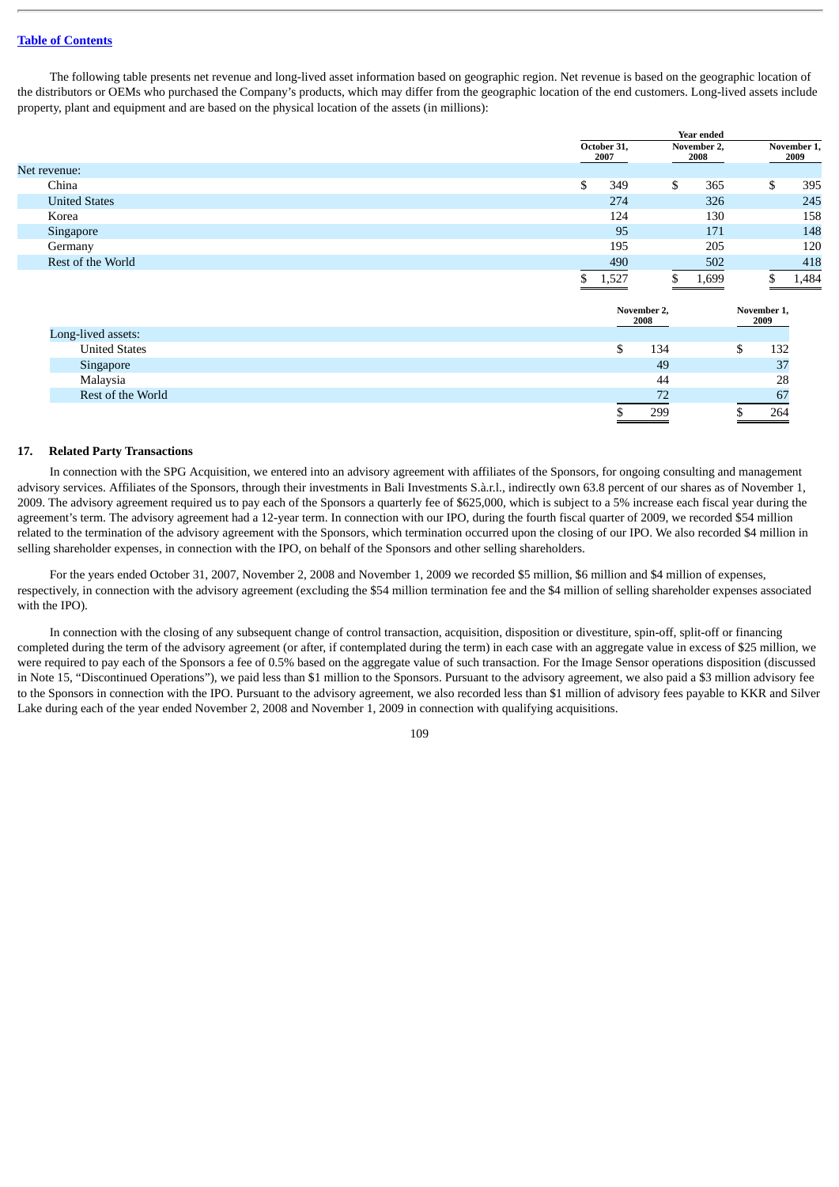The following table presents net revenue and long-lived asset information based on geographic region. Net revenue is based on the geographic location of the distributors or OEMs who purchased the Company's products, which may differ from the geographic location of the end customers. Long-lived assets include property, plant and equipment and are based on the physical location of the assets (in millions):

| | Year ended | | |
|---|---|---|---|
| | October 31, 2007 | November 2, 2008 | November 1, 2009 |
| Net revenue: | | | |
| China | $ 349 | $ 365 | $ 395 |
| United States | 274 | 326 | 245 |
| Korea | 124 | 130 | 158 |
| Singapore | 95 | 171 | 148 |
| Germany | 195 | 205 | 120 |
| Rest of the World | 490 | 502 | 418 |
| | $ 1,527 | $ 1,699 | $ 1,484 |

| | November 2, 2008 | November 1, 2009 |
|---|---|---|
| Long-lived assets: | | |
| United States | $ 134 | $ 132 |
| Singapore | 49 | 37 |
| Malaysia | 44 | 28 |
| Rest of the World | 72 | 67 |
| | $ 299 | $ 264 |

## 17. Related Party Transactions

In connection with the SPG Acquisition, we entered into an advisory agreement with affiliates of the Sponsors, for ongoing consulting and management advisory services. Affiliates of the Sponsors, through their investments in Bali Investments S.à.r.l., indirectly own 63.8 percent of our shares as of November 1, 2009. The advisory agreement required us to pay each of the Sponsors a quarterly fee of $625,000, which is subject to a 5% increase each fiscal year during the agreement's term. The advisory agreement had a 12-year term. In connection with our IPO, during the fourth fiscal quarter of 2009, we recorded $54 million related to the termination of the advisory agreement with the Sponsors, which termination occurred upon the closing of our IPO. We also recorded $4 million in selling shareholder expenses, in connection with the IPO, on behalf of the Sponsors and other selling shareholders.

For the years ended October 31, 2007, November 2, 2008 and November 1, 2009 we recorded $5 million, $6 million and $4 million of expenses, respectively, in connection with the advisory agreement (excluding the $54 million termination fee and the $4 million of selling shareholder expenses associated with the IPO).

In connection with the closing of any subsequent change of control transaction, acquisition, disposition or divestiture, spin-off, split-off or financing completed during the term of the advisory agreement (or after, if contemplated during the term) in each case with an aggregate value in excess of $25 million, we were required to pay each of the Sponsors a fee of 0.5% based on the aggregate value of such transaction. For the Image Sensor operations disposition (discussed in Note 15, "Discontinued Operations"), we paid less than $1 million to the Sponsors. Pursuant to the advisory agreement, we also paid a $3 million advisory fee to the Sponsors in connection with the IPO. Pursuant to the advisory agreement, we also recorded less than $1 million of advisory fees payable to KKR and Silver Lake during each of the year ended November 2, 2008 and November 1, 2009 in connection with qualifying acquisitions.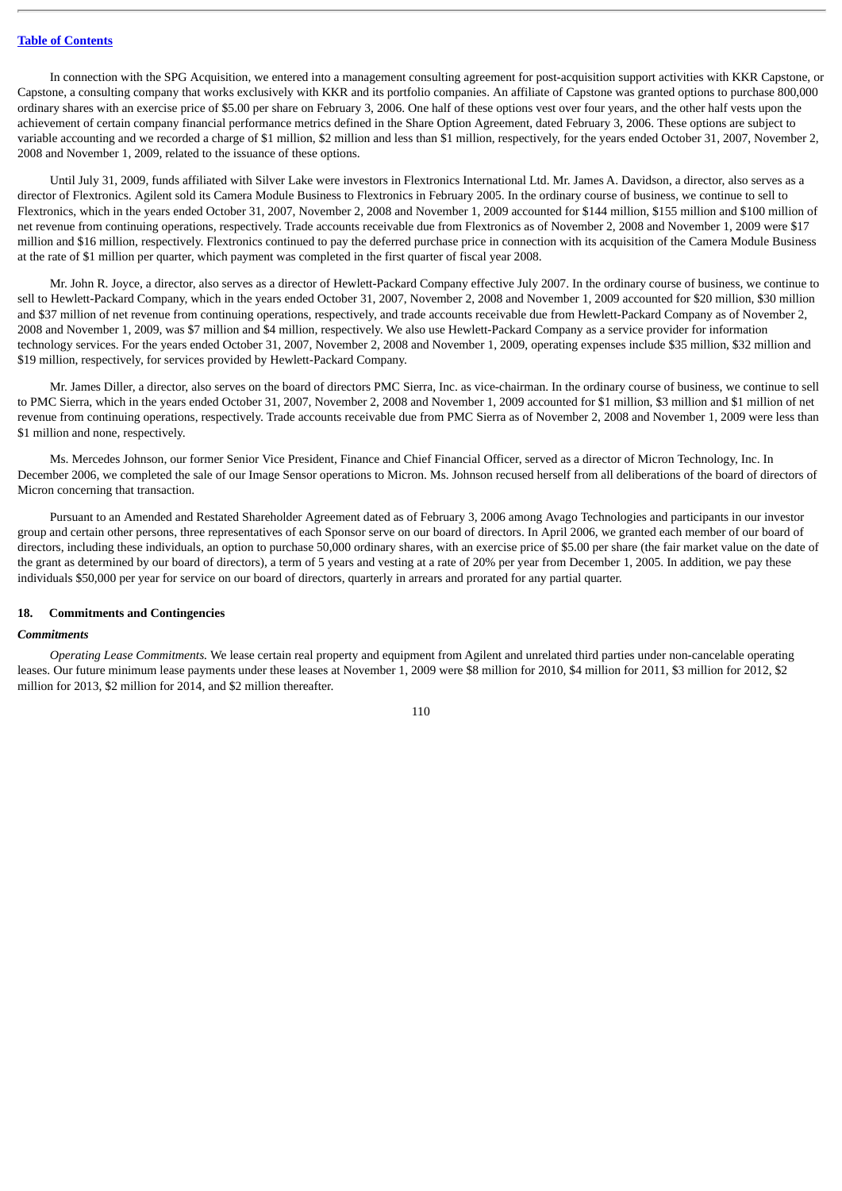In connection with the SPG Acquisition, we entered into a management consulting agreement for post-acquisition support activities with KKR Capstone, or Capstone, a consulting company that works exclusively with KKR and its portfolio companies. An affiliate of Capstone was granted options to purchase 800,000 ordinary shares with an exercise price of $5.00 per share on February 3, 2006. One half of these options vest over four years, and the other half vests upon the achievement of certain company financial performance metrics defined in the Share Option Agreement, dated February 3, 2006. These options are subject to variable accounting and we recorded a charge of $1 million, $2 million and less than $1 million, respectively, for the years ended October 31, 2007, November 2, 2008 and November 1, 2009, related to the issuance of these options.

Until July 31, 2009, funds affiliated with Silver Lake were investors in Flextronics International Ltd. Mr. James A. Davidson, a director, also serves as a director of Flextronics. Agilent sold its Camera Module Business to Flextronics in February 2005. In the ordinary course of business, we continue to sell to Flextronics, which in the years ended October 31, 2007, November 2, 2008 and November 1, 2009 accounted for $144 million, $155 million and $100 million of net revenue from continuing operations, respectively. Trade accounts receivable due from Flextronics as of November 2, 2008 and November 1, 2009 were $17 million and $16 million, respectively. Flextronics continued to pay the deferred purchase price in connection with its acquisition of the Camera Module Business at the rate of $1 million per quarter, which payment was completed in the first quarter of fiscal year 2008.

Mr. John R. Joyce, a director, also serves as a director of Hewlett-Packard Company effective July 2007. In the ordinary course of business, we continue to sell to Hewlett-Packard Company, which in the years ended October 31, 2007, November 2, 2008 and November 1, 2009 accounted for $20 million, $30 million and $37 million of net revenue from continuing operations, respectively, and trade accounts receivable due from Hewlett-Packard Company as of November 2, 2008 and November 1, 2009, was $7 million and $4 million, respectively. We also use Hewlett-Packard Company as a service provider for information technology services. For the years ended October 31, 2007, November 2, 2008 and November 1, 2009, operating expenses include $35 million, $32 million and $19 million, respectively, for services provided by Hewlett-Packard Company.

Mr. James Diller, a director, also serves on the board of directors PMC Sierra, Inc. as vice-chairman. In the ordinary course of business, we continue to sell to PMC Sierra, which in the years ended October 31, 2007, November 2, 2008 and November 1, 2009 accounted for $1 million, $3 million and $1 million of net revenue from continuing operations, respectively. Trade accounts receivable due from PMC Sierra as of November 2, 2008 and November 1, 2009 were less than $1 million and none, respectively.

Ms. Mercedes Johnson, our former Senior Vice President, Finance and Chief Financial Officer, served as a director of Micron Technology, Inc. In December 2006, we completed the sale of our Image Sensor operations to Micron. Ms. Johnson recused herself from all deliberations of the board of directors of Micron concerning that transaction.

Pursuant to an Amended and Restated Shareholder Agreement dated as of February 3, 2006 among Avago Technologies and participants in our investor group and certain other persons, three representatives of each Sponsor serve on our board of directors. In April 2006, we granted each member of our board of directors, including these individuals, an option to purchase 50,000 ordinary shares, with an exercise price of $5.00 per share (the fair market value on the date of the grant as determined by our board of directors), a term of 5 years and vesting at a rate of 20% per year from December 1, 2005. In addition, we pay these individuals $50,000 per year for service on our board of directors, quarterly in arrears and prorated for any partial quarter.

## 18. Commitments and Contingencies

### *Commitments*

*Operating Lease Commitments.* We lease certain real property and equipment from Agilent and unrelated third parties under non-cancelable operating leases. Our future minimum lease payments under these leases at November 1, 2009 were $8 million for 2010, $4 million for 2011, $3 million for 2012, $2 million for 2013, $2 million for 2014, and $2 million thereafter.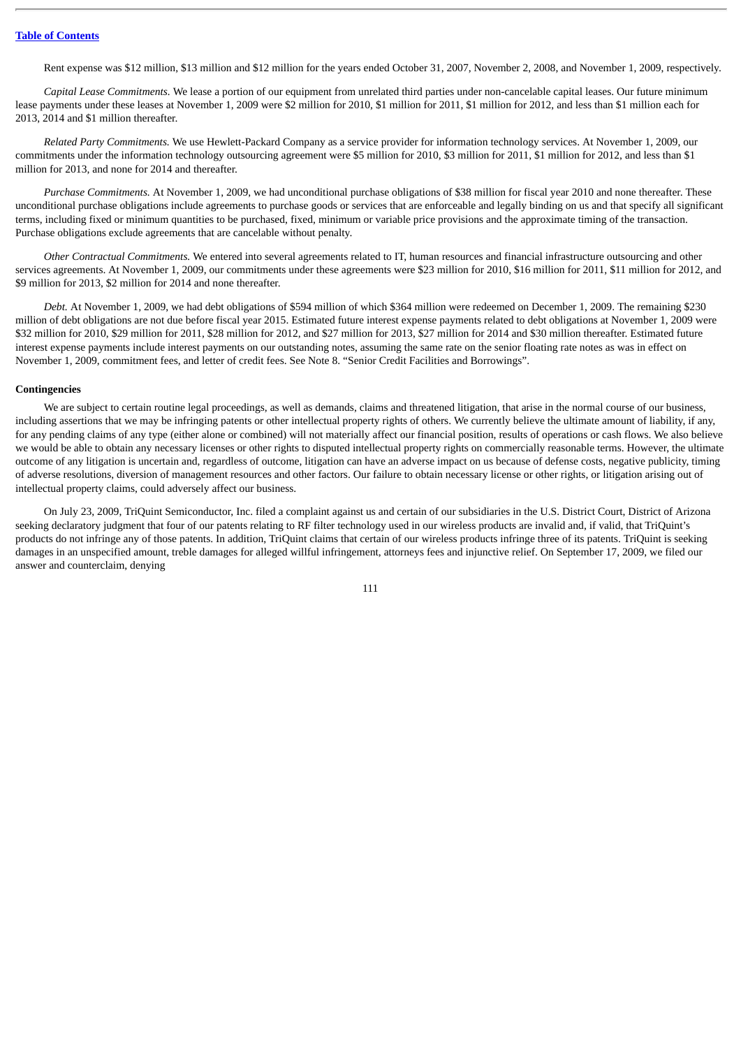Rent expense was $12 million, $13 million and $12 million for the years ended October 31, 2007, November 2, 2008, and November 1, 2009, respectively.

*Capital Lease Commitments.* We lease a portion of our equipment from unrelated third parties under non-cancelable capital leases. Our future minimum lease payments under these leases at November 1, 2009 were $2 million for 2010, $1 million for 2011, $1 million for 2012, and less than $1 million each for 2013, 2014 and $1 million thereafter.

*Related Party Commitments.* We use Hewlett-Packard Company as a service provider for information technology services. At November 1, 2009, our commitments under the information technology outsourcing agreement were $5 million for 2010, $3 million for 2011, $1 million for 2012, and less than $1 million for 2013, and none for 2014 and thereafter.

*Purchase Commitments.* At November 1, 2009, we had unconditional purchase obligations of $38 million for fiscal year 2010 and none thereafter. These unconditional purchase obligations include agreements to purchase goods or services that are enforceable and legally binding on us and that specify all significant terms, including fixed or minimum quantities to be purchased, fixed, minimum or variable price provisions and the approximate timing of the transaction. Purchase obligations exclude agreements that are cancelable without penalty.

*Other Contractual Commitments.* We entered into several agreements related to IT, human resources and financial infrastructure outsourcing and other services agreements. At November 1, 2009, our commitments under these agreements were $23 million for 2010, $16 million for 2011, $11 million for 2012, and $9 million for 2013, $2 million for 2014 and none thereafter.

*Debt.* At November 1, 2009, we had debt obligations of $594 million of which $364 million were redeemed on December 1, 2009. The remaining $230 million of debt obligations are not due before fiscal year 2015. Estimated future interest expense payments related to debt obligations at November 1, 2009 were $32 million for 2010, $29 million for 2011, $28 million for 2012, and $27 million for 2013, $27 million for 2014 and $30 million thereafter. Estimated future interest expense payments include interest payments on our outstanding notes, assuming the same rate on the senior floating rate notes as was in effect on November 1, 2009, commitment fees, and letter of credit fees. See Note 8. "Senior Credit Facilities and Borrowings".

#### Contingencies

We are subject to certain routine legal proceedings, as well as demands, claims and threatened litigation, that arise in the normal course of our business, including assertions that we may be infringing patents or other intellectual property rights of others. We currently believe the ultimate amount of liability, if any, for any pending claims of any type (either alone or combined) will not materially affect our financial position, results of operations or cash flows. We also believe we would be able to obtain any necessary licenses or other rights to disputed intellectual property rights on commercially reasonable terms. However, the ultimate outcome of any litigation is uncertain and, regardless of outcome, litigation can have an adverse impact on us because of defense costs, negative publicity, timing of adverse resolutions, diversion of management resources and other factors. Our failure to obtain necessary license or other rights, or litigation arising out of intellectual property claims, could adversely affect our business.

On July 23, 2009, TriQuint Semiconductor, Inc. filed a complaint against us and certain of our subsidiaries in the U.S. District Court, District of Arizona seeking declaratory judgment that four of our patents relating to RF filter technology used in our wireless products are invalid and, if valid, that TriQuint's products do not infringe any of those patents. In addition, TriQuint claims that certain of our wireless products infringe three of its patents. TriQuint is seeking damages in an unspecified amount, treble damages for alleged willful infringement, attorneys fees and injunctive relief. On September 17, 2009, we filed our answer and counterclaim, denying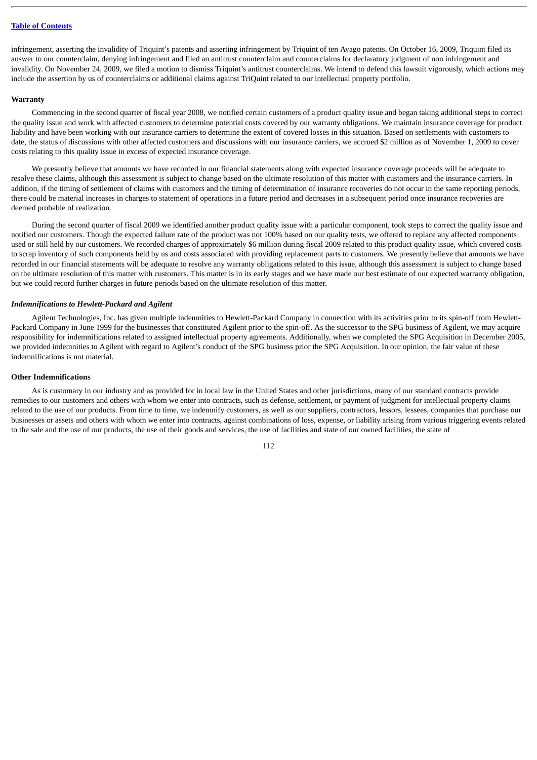infringement, asserting the invalidity of Triquint's patents and asserting infringement by Triquint of ten Avago patents. On October 16, 2009, Triquint filed its answer to our counterclaim, denying infringement and filed an antitrust counterclaim and counterclaims for declaratory judgment of non infringement and invalidity. On November 24, 2009, we filed a motion to dismiss Triquint's antitrust counterclaims. We intend to defend this lawsuit vigorously, which actions may include the assertion by us of counterclaims or additional claims against TriQuint related to our intellectual property portfolio.

**Warranty**

Commencing in the second quarter of fiscal year 2008, we notified certain customers of a product quality issue and began taking additional steps to correct the quality issue and work with affected customers to determine potential costs covered by our warranty obligations. We maintain insurance coverage for product liability and have been working with our insurance carriers to determine the extent of covered losses in this situation. Based on settlements with customers to date, the status of discussions with other affected customers and discussions with our insurance carriers, we accrued $2 million as of November 1, 2009 to cover costs relating to this quality issue in excess of expected insurance coverage.

We presently believe that amounts we have recorded in our financial statements along with expected insurance coverage proceeds will be adequate to resolve these claims, although this assessment is subject to change based on the ultimate resolution of this matter with customers and the insurance carriers. In addition, if the timing of settlement of claims with customers and the timing of determination of insurance recoveries do not occur in the same reporting periods, there could be material increases in charges to statement of operations in a future period and decreases in a subsequent period once insurance recoveries are deemed probable of realization.

During the second quarter of fiscal 2009 we identified another product quality issue with a particular component, took steps to correct the quality issue and notified our customers. Though the expected failure rate of the product was not 100% based on our quality tests, we offered to replace any affected components used or still held by our customers. We recorded charges of approximately $6 million during fiscal 2009 related to this product quality issue, which covered costs to scrap inventory of such components held by us and costs associated with providing replacement parts to customers. We presently believe that amounts we have recorded in our financial statements will be adequate to resolve any warranty obligations related to this issue, although this assessment is subject to change based on the ultimate resolution of this matter with customers. This matter is in its early stages and we have made our best estimate of our expected warranty obligation, but we could record further charges in future periods based on the ultimate resolution of this matter.

***Indemnifications to Hewlett-Packard and Agilent***

Agilent Technologies, Inc. has given multiple indemnities to Hewlett-Packard Company in connection with its activities prior to its spin-off from Hewlett-Packard Company in June 1999 for the businesses that constituted Agilent prior to the spin-off. As the successor to the SPG business of Agilent, we may acquire responsibility for indemnifications related to assigned intellectual property agreements. Additionally, when we completed the SPG Acquisition in December 2005, we provided indemnities to Agilent with regard to Agilent's conduct of the SPG business prior the SPG Acquisition. In our opinion, the fair value of these indemnifications is not material.

**Other Indemnifications**

As is customary in our industry and as provided for in local law in the United States and other jurisdictions, many of our standard contracts provide remedies to our customers and others with whom we enter into contracts, such as defense, settlement, or payment of judgment for intellectual property claims related to the use of our products. From time to time, we indemnify customers, as well as our suppliers, contractors, lessors, lessees, companies that purchase our businesses or assets and others with whom we enter into contracts, against combinations of loss, expense, or liability arising from various triggering events related to the sale and the use of our products, the use of their goods and services, the use of facilities and state of our owned facilities, the state of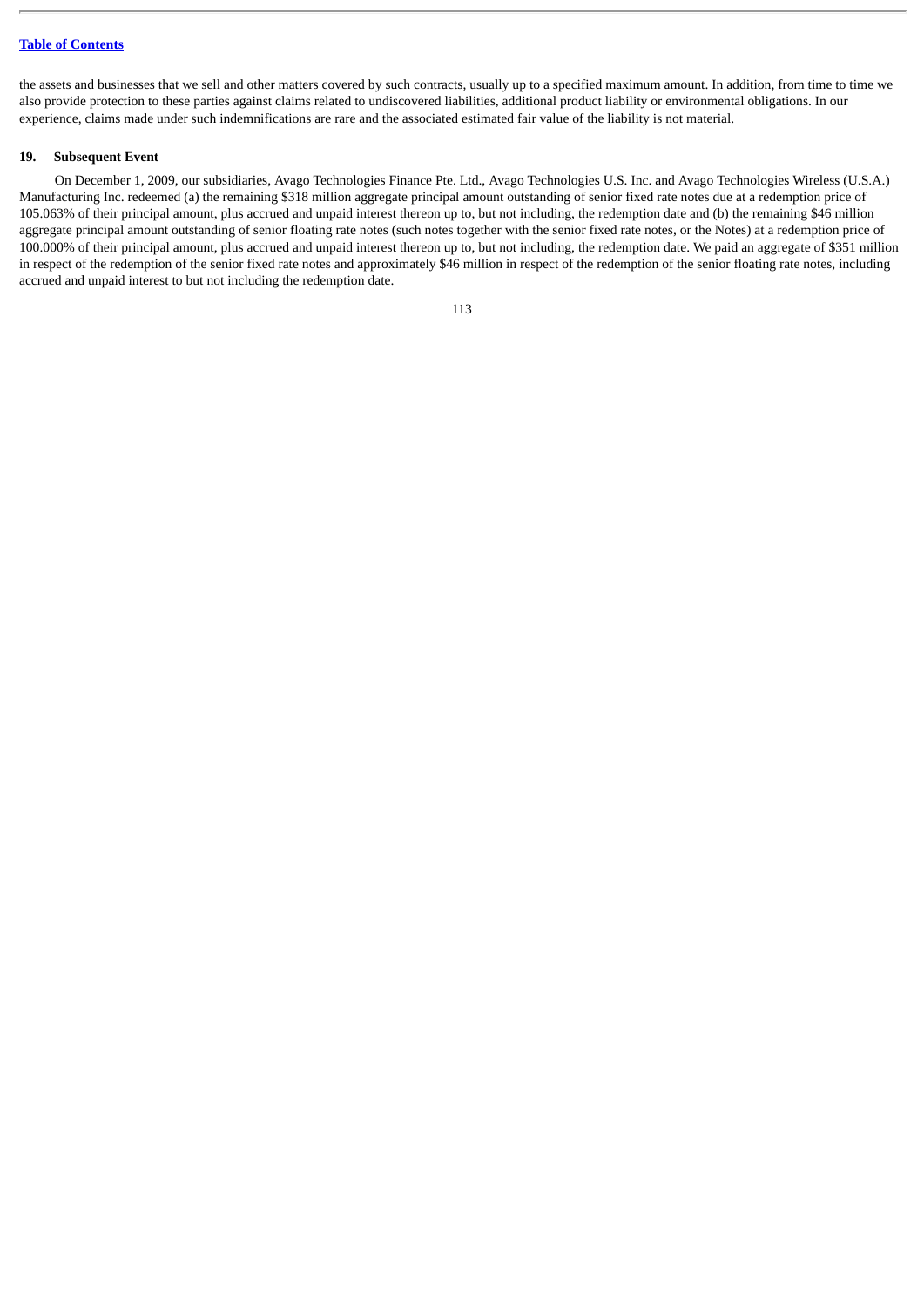the assets and businesses that we sell and other matters covered by such contracts, usually up to a specified maximum amount. In addition, from time to time we also provide protection to these parties against claims related to undiscovered liabilities, additional product liability or environmental obligations. In our experience, claims made under such indemnifications are rare and the associated estimated fair value of the liability is not material.

### 19. Subsequent Event

On December 1, 2009, our subsidiaries, Avago Technologies Finance Pte. Ltd., Avago Technologies U.S. Inc. and Avago Technologies Wireless (U.S.A.) Manufacturing Inc. redeemed (a) the remaining $318 million aggregate principal amount outstanding of senior fixed rate notes due at a redemption price of 105.063% of their principal amount, plus accrued and unpaid interest thereon up to, but not including, the redemption date and (b) the remaining $46 million aggregate principal amount outstanding of senior floating rate notes (such notes together with the senior fixed rate notes, or the Notes) at a redemption price of 100.000% of their principal amount, plus accrued and unpaid interest thereon up to, but not including, the redemption date. We paid an aggregate of $351 million in respect of the redemption of the senior fixed rate notes and approximately $46 million in respect of the redemption of the senior floating rate notes, including accrued and unpaid interest to but not including the redemption date.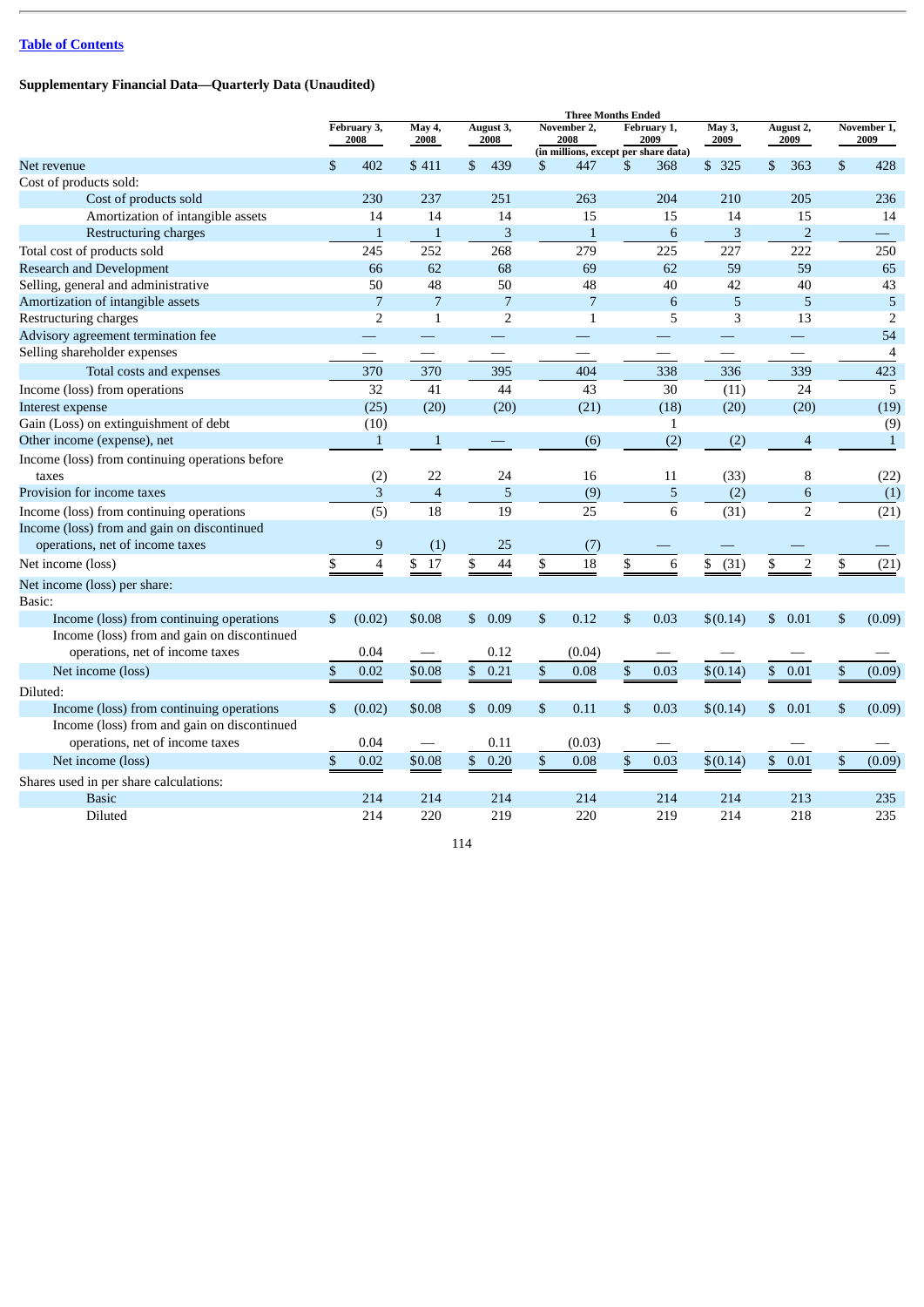[Table of Contents](#)

## Supplementary Financial Data—Quarterly Data (Unaudited)

| | Three Months Ended | | | | | | | |
|---|---|---|---|---|---|---|---|---|
| | February 3, 2008 | May 4, 2008 | August 3, 2008 | November 2, 2008 | February 1, 2009 | May 3, 2009 | August 2, 2009 | November 1, 2009 |
| | (in millions, except per share data) | | | | | | | |
| Net revenue | $ 402 | $ 411 | $ 439 | $ 447 | $ 368 | $ 325 | $ 363 | $ 428 |
| Cost of products sold: | | | | | | | | |
| Cost of products sold | 230 | 237 | 251 | 263 | 204 | 210 | 205 | 236 |
| Amortization of intangible assets | 14 | 14 | 14 | 15 | 15 | 14 | 15 | 14 |
| Restructuring charges | 1 | 1 | 3 | 1 | 6 | 3 | 2 | — |
| Total cost of products sold | 245 | 252 | 268 | 279 | 225 | 227 | 222 | 250 |
| Research and Development | 66 | 62 | 68 | 69 | 62 | 59 | 59 | 65 |
| Selling, general and administrative | 50 | 48 | 50 | 48 | 40 | 42 | 40 | 43 |
| Amortization of intangible assets | 7 | 7 | 7 | 7 | 6 | 5 | 5 | 5 |
| Restructuring charges | 2 | 1 | 2 | 1 | 5 | 3 | 13 | 2 |
| Advisory agreement termination fee | — | — | — | — | — | — | — | 54 |
| Selling shareholder expenses | — | — | — | — | — | — | — | 4 |
| Total costs and expenses | 370 | 370 | 395 | 404 | 338 | 336 | 339 | 423 |
| Income (loss) from operations | 32 | 41 | 44 | 43 | 30 | (11) | 24 | 5 |
| Interest expense | (25) | (20) | (20) | (21) | (18) | (20) | (20) | (19) |
| Gain (Loss) on extinguishment of debt | (10) | | | | 1 | | | (9) |
| Other income (expense), net | 1 | 1 | — | (6) | (2) | (2) | 4 | 1 |
| Income (loss) from continuing operations before taxes | (2) | 22 | 24 | 16 | 11 | (33) | 8 | (22) |
| Provision for income taxes | 3 | 4 | 5 | (9) | 5 | (2) | 6 | (1) |
| Income (loss) from continuing operations | (5) | 18 | 19 | 25 | 6 | (31) | 2 | (21) |
| Income (loss) from and gain on discontinued operations, net of income taxes | 9 | (1) | 25 | (7) | — | — | — | — |
| Net income (loss) | $ 4 | $ 17 | $ 44 | $ 18 | $ 6 | $ (31) | $ 2 | $ (21) |
| Net income (loss) per share: | | | | | | | | |
| Basic: | | | | | | | | |
| Income (loss) from continuing operations | $ (0.02) | $0.08 | $ 0.09 | $ 0.12 | $ 0.03 | $(0.14) | $ 0.01 | $ (0.09) |
| Income (loss) from and gain on discontinued operations, net of income taxes | 0.04 | — | 0.12 | (0.04) | — | — | — | — |
| Net income (loss) | $ 0.02 | $0.08 | $ 0.21 | $ 0.08 | $ 0.03 | $(0.14) | $ 0.01 | $ (0.09) |
| Diluted: | | | | | | | | |
| Income (loss) from continuing operations | $ (0.02) | $0.08 | $ 0.09 | $ 0.11 | $ 0.03 | $(0.14) | $ 0.01 | $ (0.09) |
| Income (loss) from and gain on discontinued operations, net of income taxes | 0.04 | — | 0.11 | (0.03) | — | | — | — |
| Net income (loss) | $ 0.02 | $0.08 | $ 0.20 | $ 0.08 | $ 0.03 | $(0.14) | $ 0.01 | $ (0.09) |
| Shares used in per share calculations: | | | | | | | | |
| Basic | 214 | 214 | 214 | 214 | 214 | 214 | 213 | 235 |
| Diluted | 214 | 220 | 219 | 220 | 219 | 214 | 218 | 235 |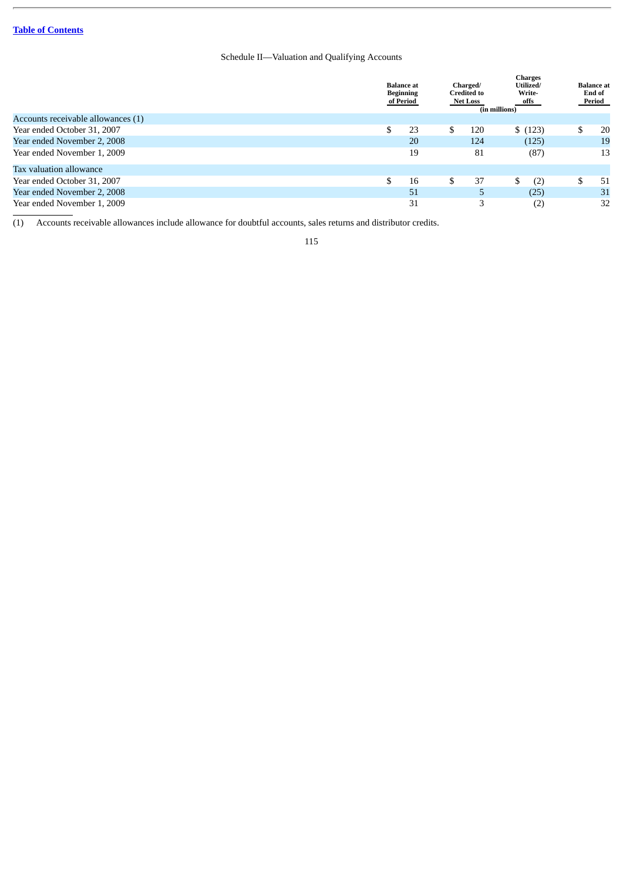[Table of Contents](#)

Schedule II—Valuation and Qualifying Accounts

| | Balance at Beginning of Period | Charged/ Credited to Net Loss | Charges Utilized/ Write-offs | Balance at End of Period |
|---|---|---|---|---|
| | (in millions) | | | |
| Accounts receivable allowances (1) | | | | |
| Year ended October 31, 2007 | $ 23 | $ 120 | $ (123) | $ 20 |
| Year ended November 2, 2008 | 20 | 124 | (125) | 19 |
| Year ended November 1, 2009 | 19 | 81 | (87) | 13 |
| Tax valuation allowance | | | | |
| Year ended October 31, 2007 | $ 16 | $ 37 | $ (2) | $ 51 |
| Year ended November 2, 2008 | 51 | 5 | (25) | 31 |
| Year ended November 1, 2009 | 31 | 3 | (2) | 32 |

(1) Accounts receivable allowances include allowance for doubtful accounts, sales returns and distributor credits.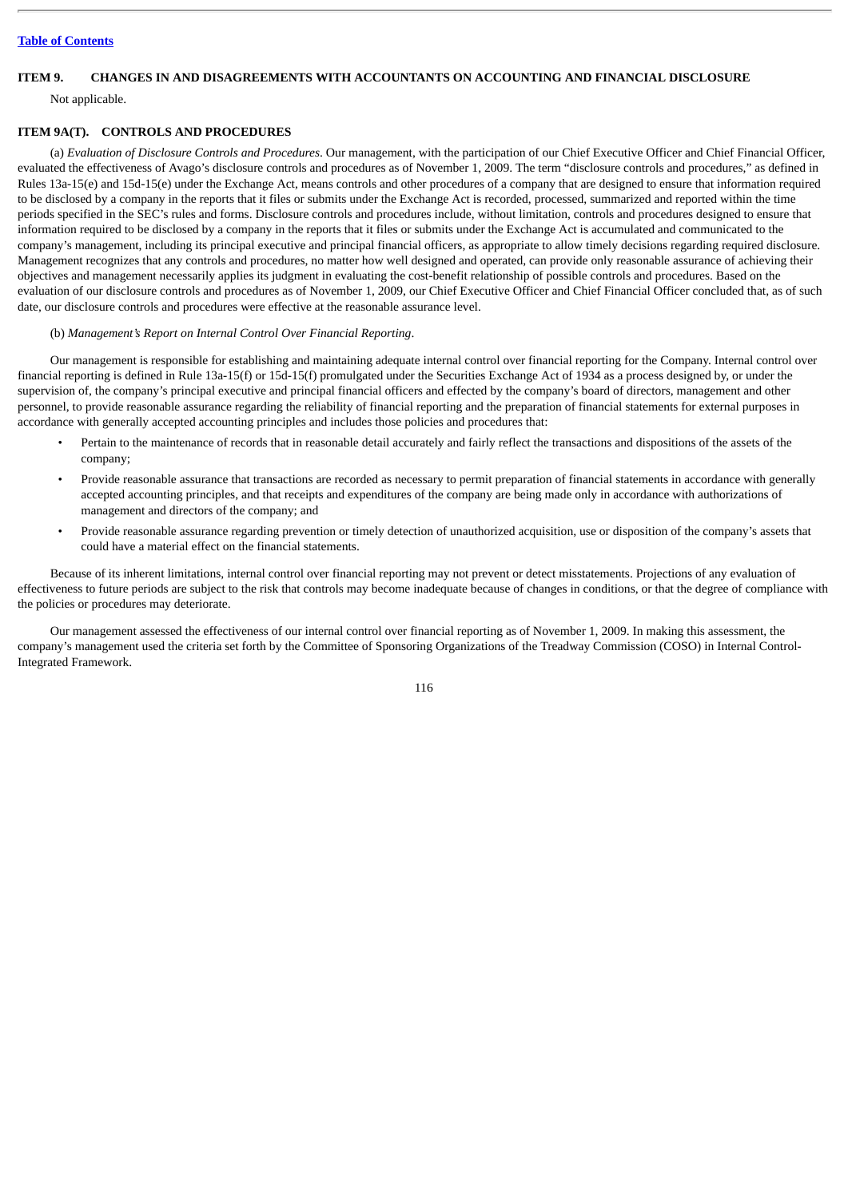[Table of Contents](#)

## ITEM 9. CHANGES IN AND DISAGREEMENTS WITH ACCOUNTANTS ON ACCOUNTING AND FINANCIAL DISCLOSURE

Not applicable.

## ITEM 9A(T). CONTROLS AND PROCEDURES

(a) *Evaluation of Disclosure Controls and Procedures*. Our management, with the participation of our Chief Executive Officer and Chief Financial Officer, evaluated the effectiveness of Avago's disclosure controls and procedures as of November 1, 2009. The term "disclosure controls and procedures," as defined in Rules 13a-15(e) and 15d-15(e) under the Exchange Act, means controls and other procedures of a company that are designed to ensure that information required to be disclosed by a company in the reports that it files or submits under the Exchange Act is recorded, processed, summarized and reported within the time periods specified in the SEC's rules and forms. Disclosure controls and procedures include, without limitation, controls and procedures designed to ensure that information required to be disclosed by a company in the reports that it files or submits under the Exchange Act is accumulated and communicated to the company's management, including its principal executive and principal financial officers, as appropriate to allow timely decisions regarding required disclosure. Management recognizes that any controls and procedures, no matter how well designed and operated, can provide only reasonable assurance of achieving their objectives and management necessarily applies its judgment in evaluating the cost-benefit relationship of possible controls and procedures. Based on the evaluation of our disclosure controls and procedures as of November 1, 2009, our Chief Executive Officer and Chief Financial Officer concluded that, as of such date, our disclosure controls and procedures were effective at the reasonable assurance level.

(b) *Management's Report on Internal Control Over Financial Reporting*.

Our management is responsible for establishing and maintaining adequate internal control over financial reporting for the Company. Internal control over financial reporting is defined in Rule 13a-15(f) or 15d-15(f) promulgated under the Securities Exchange Act of 1934 as a process designed by, or under the supervision of, the company's principal executive and principal financial officers and effected by the company's board of directors, management and other personnel, to provide reasonable assurance regarding the reliability of financial reporting and the preparation of financial statements for external purposes in accordance with generally accepted accounting principles and includes those policies and procedures that:

- Pertain to the maintenance of records that in reasonable detail accurately and fairly reflect the transactions and dispositions of the assets of the company;
- Provide reasonable assurance that transactions are recorded as necessary to permit preparation of financial statements in accordance with generally accepted accounting principles, and that receipts and expenditures of the company are being made only in accordance with authorizations of management and directors of the company; and
- Provide reasonable assurance regarding prevention or timely detection of unauthorized acquisition, use or disposition of the company's assets that could have a material effect on the financial statements.

Because of its inherent limitations, internal control over financial reporting may not prevent or detect misstatements. Projections of any evaluation of effectiveness to future periods are subject to the risk that controls may become inadequate because of changes in conditions, or that the degree of compliance with the policies or procedures may deteriorate.

Our management assessed the effectiveness of our internal control over financial reporting as of November 1, 2009. In making this assessment, the company's management used the criteria set forth by the Committee of Sponsoring Organizations of the Treadway Commission (COSO) in Internal Control-Integrated Framework.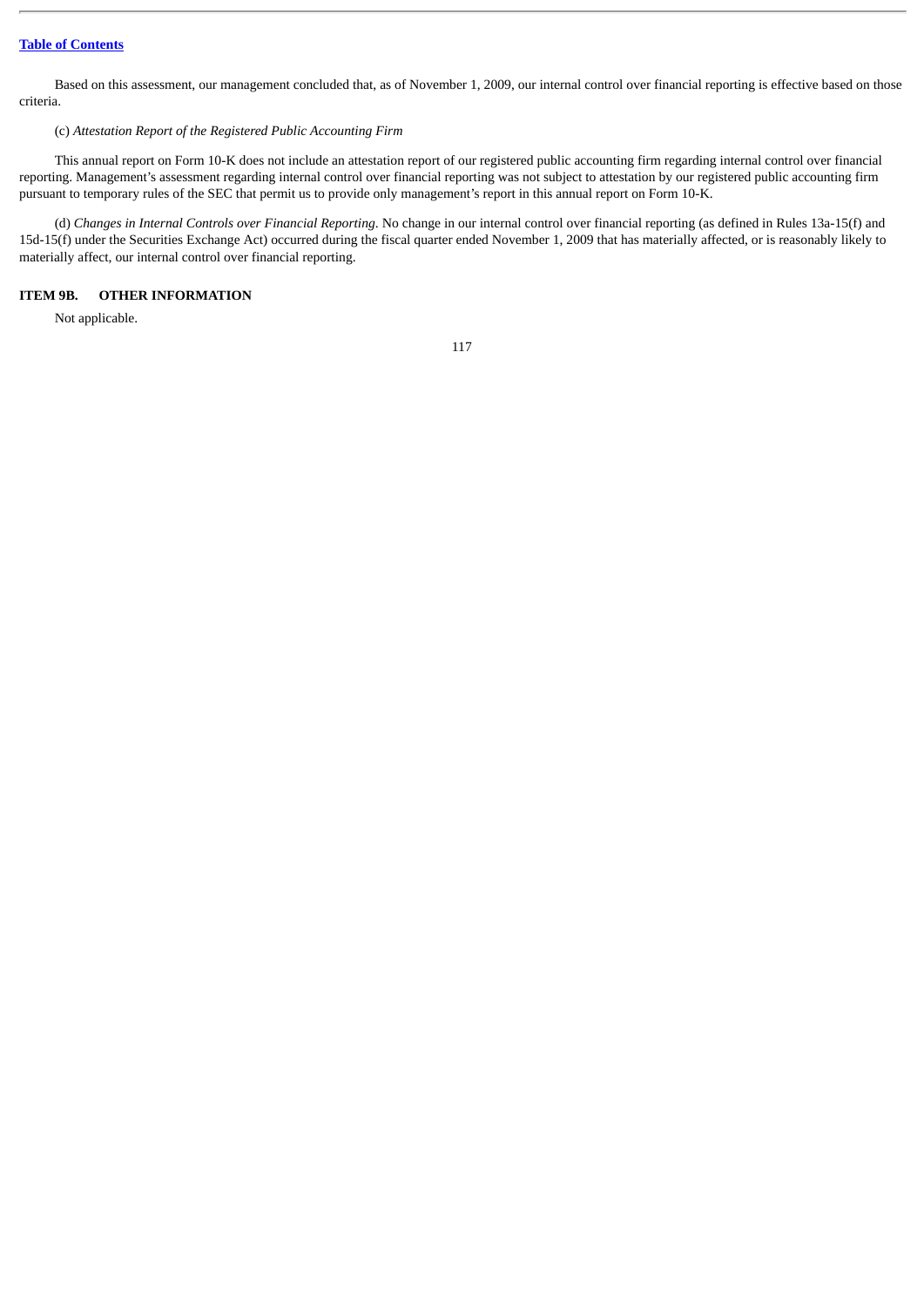Based on this assessment, our management concluded that, as of November 1, 2009, our internal control over financial reporting is effective based on those criteria.

(c) *Attestation Report of the Registered Public Accounting Firm*

This annual report on Form 10-K does not include an attestation report of our registered public accounting firm regarding internal control over financial reporting. Management's assessment regarding internal control over financial reporting was not subject to attestation by our registered public accounting firm pursuant to temporary rules of the SEC that permit us to provide only management's report in this annual report on Form 10-K.

(d) *Changes in Internal Controls over Financial Reporting*. No change in our internal control over financial reporting (as defined in Rules 13a-15(f) and 15d-15(f) under the Securities Exchange Act) occurred during the fiscal quarter ended November 1, 2009 that has materially affected, or is reasonably likely to materially affect, our internal control over financial reporting.

## ITEM 9B. OTHER INFORMATION

Not applicable.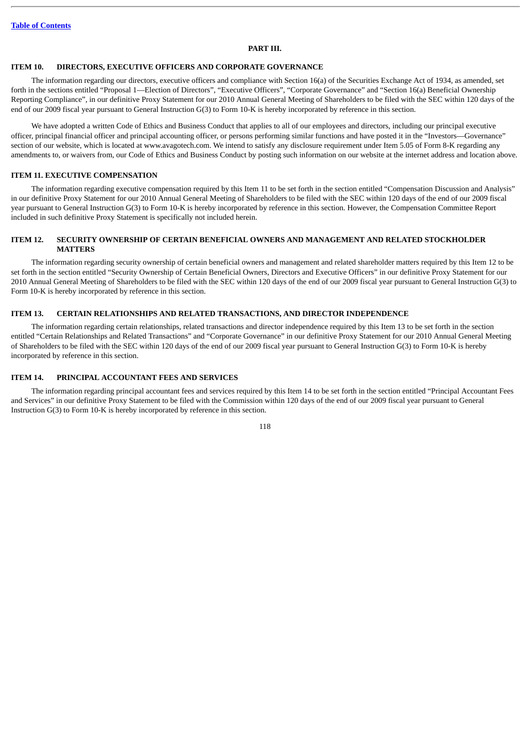## PART III.

### ITEM 10. DIRECTORS, EXECUTIVE OFFICERS AND CORPORATE GOVERNANCE

The information regarding our directors, executive officers and compliance with Section 16(a) of the Securities Exchange Act of 1934, as amended, set forth in the sections entitled "Proposal 1—Election of Directors", "Executive Officers", "Corporate Governance" and "Section 16(a) Beneficial Ownership Reporting Compliance", in our definitive Proxy Statement for our 2010 Annual General Meeting of Shareholders to be filed with the SEC within 120 days of the end of our 2009 fiscal year pursuant to General Instruction G(3) to Form 10-K is hereby incorporated by reference in this section.

We have adopted a written Code of Ethics and Business Conduct that applies to all of our employees and directors, including our principal executive officer, principal financial officer and principal accounting officer, or persons performing similar functions and have posted it in the "Investors—Governance" section of our website, which is located at www.avagotech.com. We intend to satisfy any disclosure requirement under Item 5.05 of Form 8-K regarding any amendments to, or waivers from, our Code of Ethics and Business Conduct by posting such information on our website at the internet address and location above.

### ITEM 11. EXECUTIVE COMPENSATION

The information regarding executive compensation required by this Item 11 to be set forth in the section entitled "Compensation Discussion and Analysis" in our definitive Proxy Statement for our 2010 Annual General Meeting of Shareholders to be filed with the SEC within 120 days of the end of our 2009 fiscal year pursuant to General Instruction G(3) to Form 10-K is hereby incorporated by reference in this section. However, the Compensation Committee Report included in such definitive Proxy Statement is specifically not included herein.

### ITEM 12. SECURITY OWNERSHIP OF CERTAIN BENEFICIAL OWNERS AND MANAGEMENT AND RELATED STOCKHOLDER MATTERS

The information regarding security ownership of certain beneficial owners and management and related shareholder matters required by this Item 12 to be set forth in the section entitled "Security Ownership of Certain Beneficial Owners, Directors and Executive Officers" in our definitive Proxy Statement for our 2010 Annual General Meeting of Shareholders to be filed with the SEC within 120 days of the end of our 2009 fiscal year pursuant to General Instruction G(3) to Form 10-K is hereby incorporated by reference in this section.

### ITEM 13. CERTAIN RELATIONSHIPS AND RELATED TRANSACTIONS, AND DIRECTOR INDEPENDENCE

The information regarding certain relationships, related transactions and director independence required by this Item 13 to be set forth in the section entitled "Certain Relationships and Related Transactions" and "Corporate Governance" in our definitive Proxy Statement for our 2010 Annual General Meeting of Shareholders to be filed with the SEC within 120 days of the end of our 2009 fiscal year pursuant to General Instruction G(3) to Form 10-K is hereby incorporated by reference in this section.

### ITEM 14. PRINCIPAL ACCOUNTANT FEES AND SERVICES

The information regarding principal accountant fees and services required by this Item 14 to be set forth in the section entitled "Principal Accountant Fees and Services" in our definitive Proxy Statement to be filed with the Commission within 120 days of the end of our 2009 fiscal year pursuant to General Instruction G(3) to Form 10-K is hereby incorporated by reference in this section.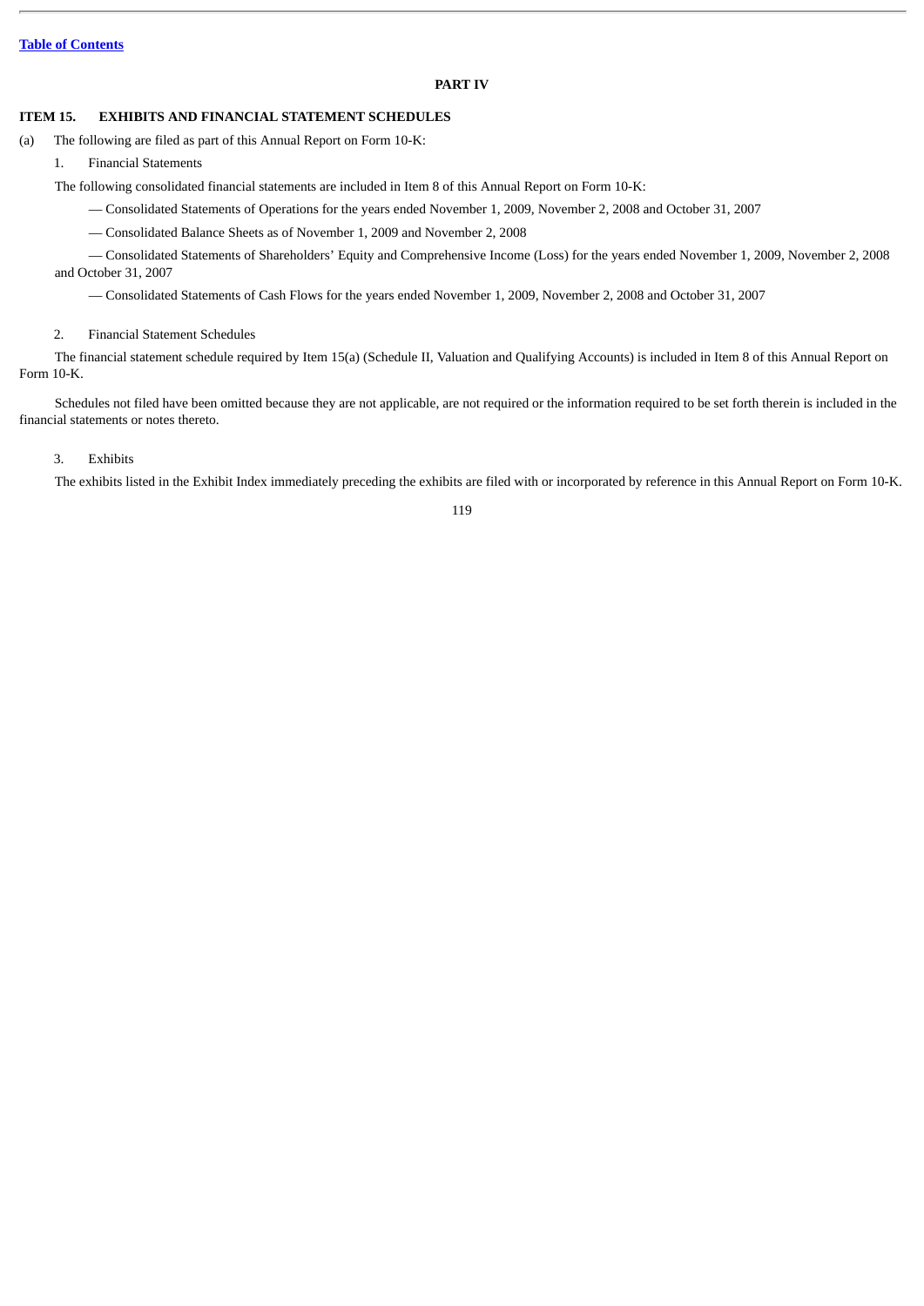[Table of Contents](#)

# PART IV

## ITEM 15. EXHIBITS AND FINANCIAL STATEMENT SCHEDULES

(a) The following are filed as part of this Annual Report on Form 10-K:

1. Financial Statements

The following consolidated financial statements are included in Item 8 of this Annual Report on Form 10-K:

— Consolidated Statements of Operations for the years ended November 1, 2009, November 2, 2008 and October 31, 2007

— Consolidated Balance Sheets as of November 1, 2009 and November 2, 2008

— Consolidated Statements of Shareholders' Equity and Comprehensive Income (Loss) for the years ended November 1, 2009, November 2, 2008 and October 31, 2007

— Consolidated Statements of Cash Flows for the years ended November 1, 2009, November 2, 2008 and October 31, 2007

2. Financial Statement Schedules

The financial statement schedule required by Item 15(a) (Schedule II, Valuation and Qualifying Accounts) is included in Item 8 of this Annual Report on Form 10-K.

Schedules not filed have been omitted because they are not applicable, are not required or the information required to be set forth therein is included in the financial statements or notes thereto.

3. Exhibits

The exhibits listed in the Exhibit Index immediately preceding the exhibits are filed with or incorporated by reference in this Annual Report on Form 10-K.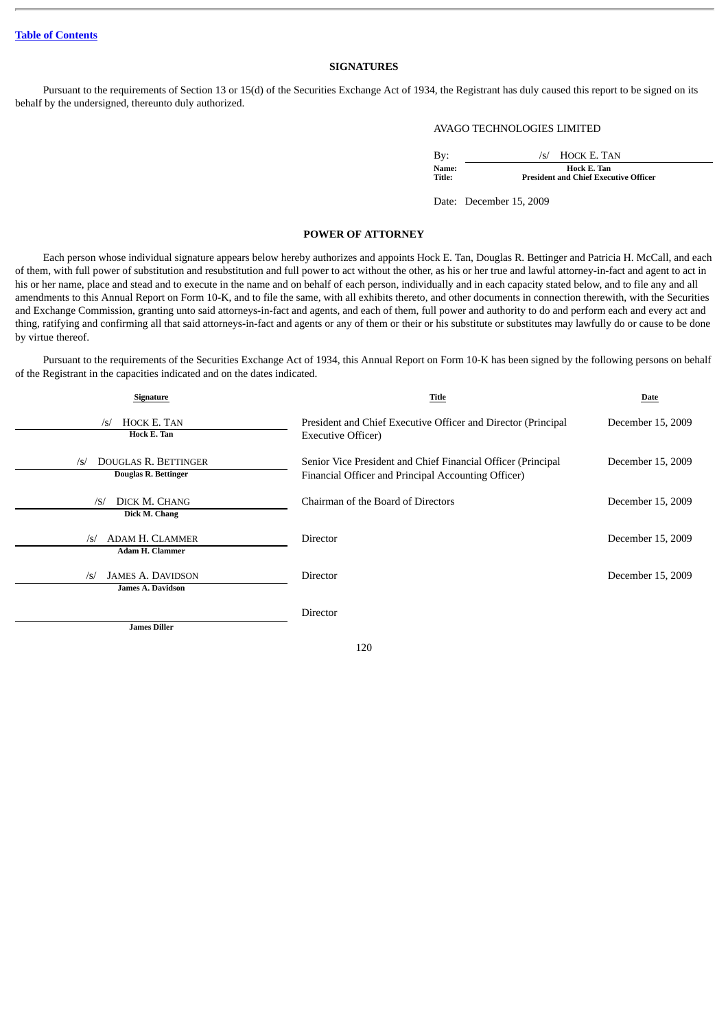[Table of Contents](#)

## SIGNATURES

Pursuant to the requirements of Section 13 or 15(d) of the Securities Exchange Act of 1934, the Registrant has duly caused this report to be signed on its behalf by the undersigned, thereunto duly authorized.

AVAGO TECHNOLOGIES LIMITED

| | |
|---|---|
| By: | /s/ HOCK E. TAN |
| Name: | **Hock E. Tan** |
| Title: | **President and Chief Executive Officer** |

Date: December 15, 2009

## POWER OF ATTORNEY

Each person whose individual signature appears below hereby authorizes and appoints Hock E. Tan, Douglas R. Bettinger and Patricia H. McCall, and each of them, with full power of substitution and resubstitution and full power to act without the other, as his or her true and lawful attorney-in-fact and agent to act in his or her name, place and stead and to execute in the name and on behalf of each person, individually and in each capacity stated below, and to file any and all amendments to this Annual Report on Form 10-K, and to file the same, with all exhibits thereto, and other documents in connection therewith, with the Securities and Exchange Commission, granting unto said attorneys-in-fact and agents, and each of them, full power and authority to do and perform each and every act and thing, ratifying and confirming all that said attorneys-in-fact and agents or any of them or their or his substitute or substitutes may lawfully do or cause to be done by virtue thereof.

Pursuant to the requirements of the Securities Exchange Act of 1934, this Annual Report on Form 10-K has been signed by the following persons on behalf of the Registrant in the capacities indicated and on the dates indicated.

| Signature | Title | Date |
|---|---|---|
| /s/ HOCK E. TAN<br>**Hock E. Tan** | President and Chief Executive Officer and Director (Principal Executive Officer) | December 15, 2009 |
| /s/ DOUGLAS R. BETTINGER<br>**Douglas R. Bettinger** | Senior Vice President and Chief Financial Officer (Principal Financial Officer and Principal Accounting Officer) | December 15, 2009 |
| /S/ DICK M. CHANG<br>**Dick M. Chang** | Chairman of the Board of Directors | December 15, 2009 |
| /s/ ADAM H. CLAMMER<br>**Adam H. Clammer** | Director | December 15, 2009 |
| /s/ JAMES A. DAVIDSON<br>**James A. Davidson** | Director | December 15, 2009 |
| **James Diller** | Director | |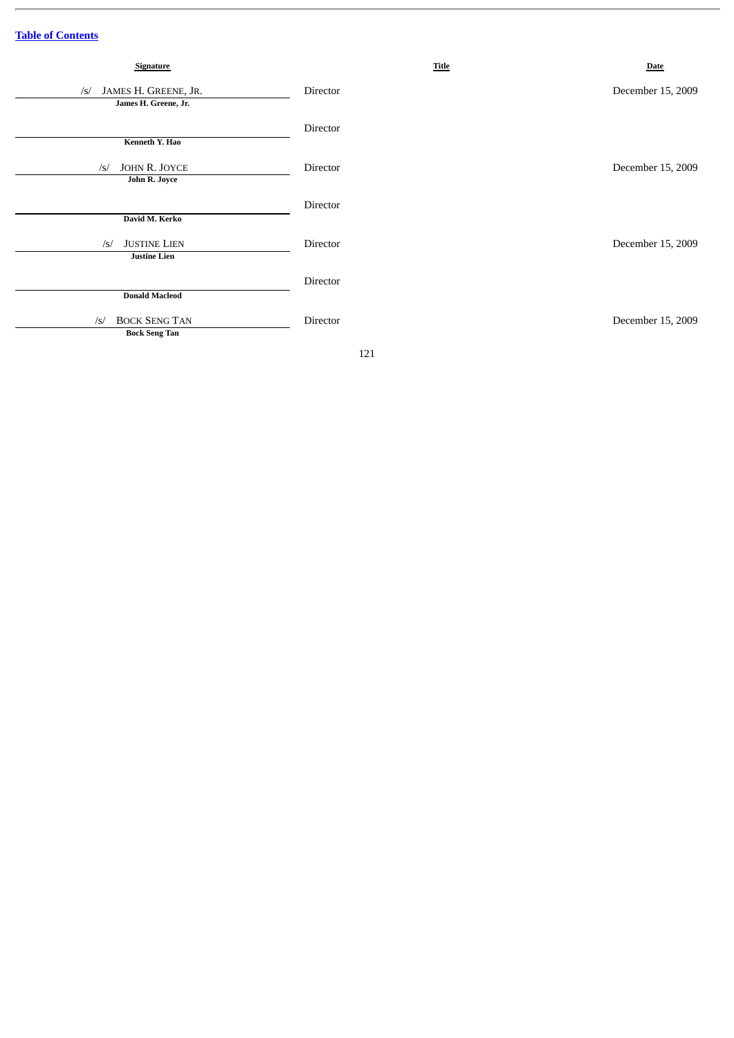[Table of Contents](#)

| Signature | Title | Date |
| --- | --- | --- |
| /s/ JAMES H. GREENE, JR.<br>James H. Greene, Jr. | Director | December 15, 2009 |
| <br>Kenneth Y. Hao | Director | |
| /s/ JOHN R. JOYCE<br>John R. Joyce | Director | December 15, 2009 |
| <br>David M. Kerko | Director | |
| /s/ JUSTINE LIEN<br>Justine Lien | Director | December 15, 2009 |
| <br>Donald Macleod | Director | |
| /s/ BOCK SENG TAN<br>Bock Seng Tan | Director | December 15, 2009 |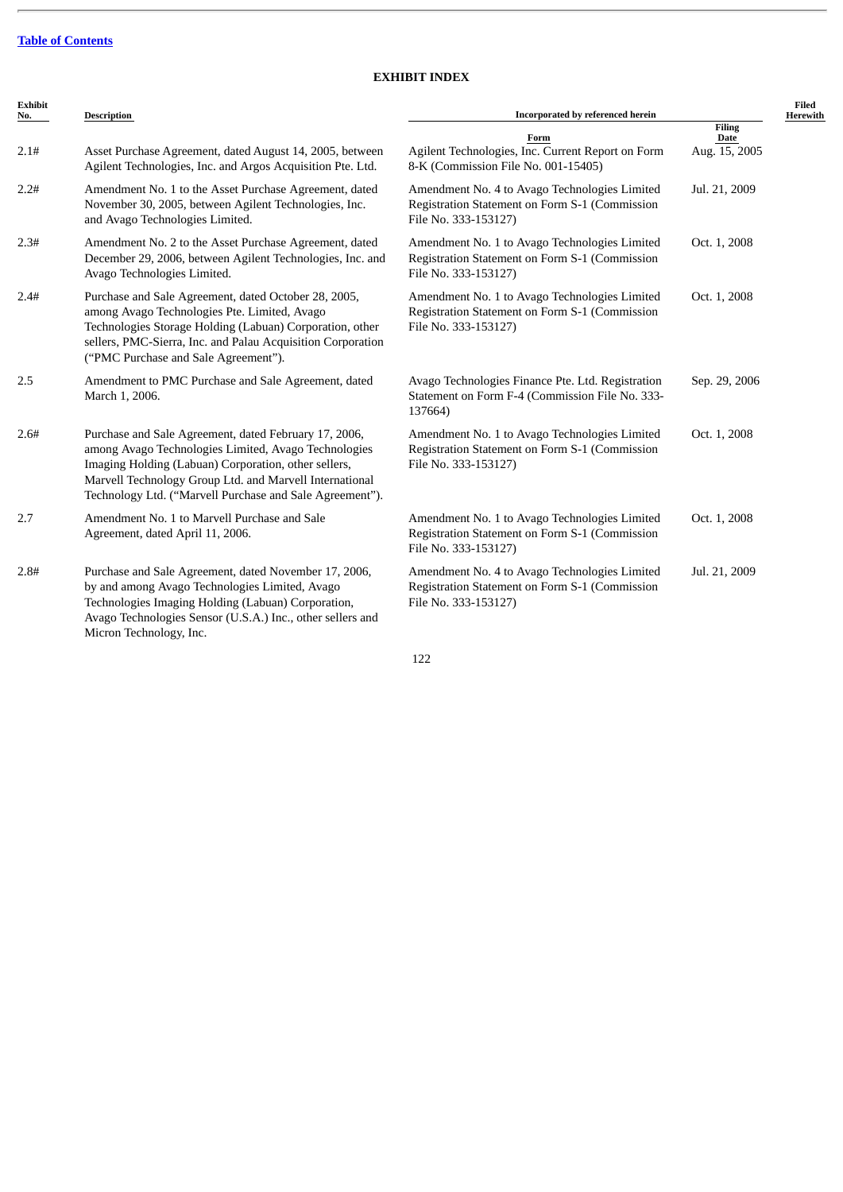[Table of Contents](#)

# EXHIBIT INDEX

| Exhibit No. | Description | Incorporated by referenced herein | | Filed Herewith |
|---|---|---|---|---|
| | | Form | Filing Date | |
| 2.1# | Asset Purchase Agreement, dated August 14, 2005, between Agilent Technologies, Inc. and Argos Acquisition Pte. Ltd. | Agilent Technologies, Inc. Current Report on Form 8-K (Commission File No. 001-15405) | Aug. 15, 2005 | |
| 2.2# | Amendment No. 1 to the Asset Purchase Agreement, dated November 30, 2005, between Agilent Technologies, Inc. and Avago Technologies Limited. | Amendment No. 4 to Avago Technologies Limited Registration Statement on Form S-1 (Commission File No. 333-153127) | Jul. 21, 2009 | |
| 2.3# | Amendment No. 2 to the Asset Purchase Agreement, dated December 29, 2006, between Agilent Technologies, Inc. and Avago Technologies Limited. | Amendment No. 1 to Avago Technologies Limited Registration Statement on Form S-1 (Commission File No. 333-153127) | Oct. 1, 2008 | |
| 2.4# | Purchase and Sale Agreement, dated October 28, 2005, among Avago Technologies Pte. Limited, Avago Technologies Storage Holding (Labuan) Corporation, other sellers, PMC-Sierra, Inc. and Palau Acquisition Corporation ("PMC Purchase and Sale Agreement"). | Amendment No. 1 to Avago Technologies Limited Registration Statement on Form S-1 (Commission File No. 333-153127) | Oct. 1, 2008 | |
| 2.5 | Amendment to PMC Purchase and Sale Agreement, dated March 1, 2006. | Avago Technologies Finance Pte. Ltd. Registration Statement on Form F-4 (Commission File No. 333-137664) | Sep. 29, 2006 | |
| 2.6# | Purchase and Sale Agreement, dated February 17, 2006, among Avago Technologies Limited, Avago Technologies Imaging Holding (Labuan) Corporation, other sellers, Marvell Technology Group Ltd. and Marvell International Technology Ltd. ("Marvell Purchase and Sale Agreement"). | Amendment No. 1 to Avago Technologies Limited Registration Statement on Form S-1 (Commission File No. 333-153127) | Oct. 1, 2008 | |
| 2.7 | Amendment No. 1 to Marvell Purchase and Sale Agreement, dated April 11, 2006. | Amendment No. 1 to Avago Technologies Limited Registration Statement on Form S-1 (Commission File No. 333-153127) | Oct. 1, 2008 | |
| 2.8# | Purchase and Sale Agreement, dated November 17, 2006, by and among Avago Technologies Limited, Avago Technologies Imaging Holding (Labuan) Corporation, Avago Technologies Sensor (U.S.A.) Inc., other sellers and Micron Technology, Inc. | Amendment No. 4 to Avago Technologies Limited Registration Statement on Form S-1 (Commission File No. 333-153127) | Jul. 21, 2009 | |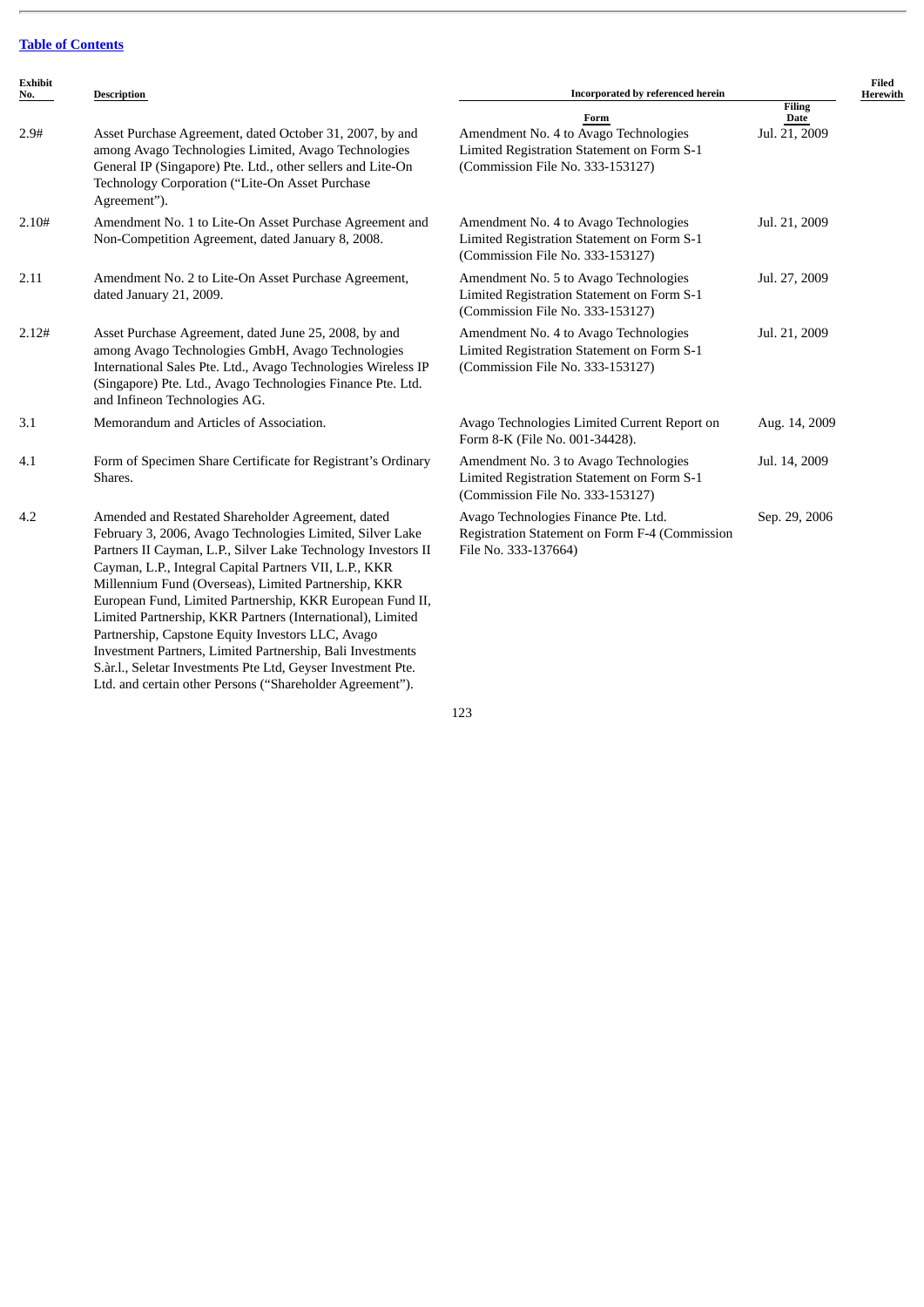[Table of Contents](#)

| Exhibit No. | Description | Incorporated by referenced herein | | Filed Herewith |
|---|---|---|---|---|
| | | Form | Filing Date | |
| 2.9# | Asset Purchase Agreement, dated October 31, 2007, by and among Avago Technologies Limited, Avago Technologies General IP (Singapore) Pte. Ltd., other sellers and Lite-On Technology Corporation ("Lite-On Asset Purchase Agreement"). | Amendment No. 4 to Avago Technologies Limited Registration Statement on Form S-1 (Commission File No. 333-153127) | Jul. 21, 2009 | |
| 2.10# | Amendment No. 1 to Lite-On Asset Purchase Agreement and Non-Competition Agreement, dated January 8, 2008. | Amendment No. 4 to Avago Technologies Limited Registration Statement on Form S-1 (Commission File No. 333-153127) | Jul. 21, 2009 | |
| 2.11 | Amendment No. 2 to Lite-On Asset Purchase Agreement, dated January 21, 2009. | Amendment No. 5 to Avago Technologies Limited Registration Statement on Form S-1 (Commission File No. 333-153127) | Jul. 27, 2009 | |
| 2.12# | Asset Purchase Agreement, dated June 25, 2008, by and among Avago Technologies GmbH, Avago Technologies International Sales Pte. Ltd., Avago Technologies Wireless IP (Singapore) Pte. Ltd., Avago Technologies Finance Pte. Ltd. and Infineon Technologies AG. | Amendment No. 4 to Avago Technologies Limited Registration Statement on Form S-1 (Commission File No. 333-153127) | Jul. 21, 2009 | |
| 3.1 | Memorandum and Articles of Association. | Avago Technologies Limited Current Report on Form 8-K (File No. 001-34428). | Aug. 14, 2009 | |
| 4.1 | Form of Specimen Share Certificate for Registrant's Ordinary Shares. | Amendment No. 3 to Avago Technologies Limited Registration Statement on Form S-1 (Commission File No. 333-153127) | Jul. 14, 2009 | |
| 4.2 | Amended and Restated Shareholder Agreement, dated February 3, 2006, Avago Technologies Limited, Silver Lake Partners II Cayman, L.P., Silver Lake Technology Investors II Cayman, L.P., Integral Capital Partners VII, L.P., KKR Millennium Fund (Overseas), Limited Partnership, KKR European Fund, Limited Partnership, KKR European Fund II, Limited Partnership, KKR Partners (International), Limited Partnership, Capstone Equity Investors LLC, Avago Investment Partners, Limited Partnership, Bali Investments S.àr.l., Seletar Investments Pte Ltd, Geyser Investment Pte. Ltd. and certain other Persons ("Shareholder Agreement"). | Avago Technologies Finance Pte. Ltd. Registration Statement on Form F-4 (Commission File No. 333-137664) | Sep. 29, 2006 | |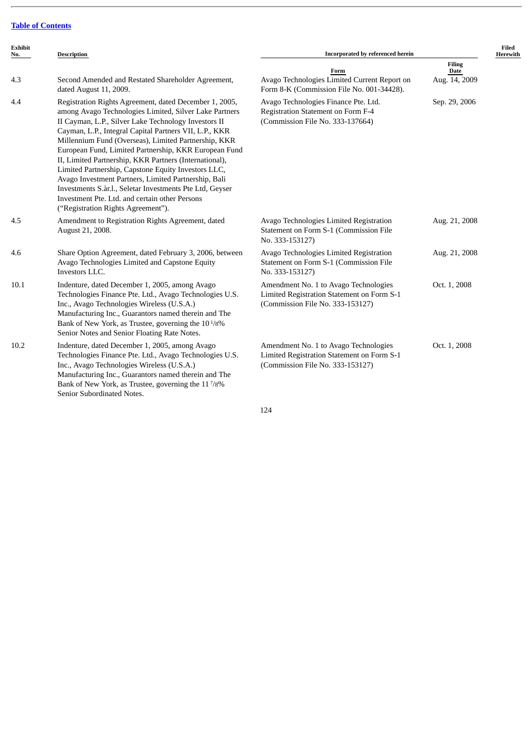[Table of Contents]

| Exhibit No. | Description | Incorporated by referenced herein | | Filed Herewith |
|---|---|---|---|---|
| | | Form | Filing Date | |
| 4.3 | Second Amended and Restated Shareholder Agreement, dated August 11, 2009. | Avago Technologies Limited Current Report on Form 8-K (Commission File No. 001-34428). | Aug. 14, 2009 | |
| 4.4 | Registration Rights Agreement, dated December 1, 2005, among Avago Technologies Limited, Silver Lake Partners II Cayman, L.P., Silver Lake Technology Investors II Cayman, L.P., Integral Capital Partners VII, L.P., KKR Millennium Fund (Overseas), Limited Partnership, KKR European Fund, Limited Partnership, KKR European Fund II, Limited Partnership, KKR Partners (International), Limited Partnership, Capstone Equity Investors LLC, Avago Investment Partners, Limited Partnership, Bali Investments S.àr.l., Seletar Investments Pte Ltd, Geyser Investment Pte. Ltd. and certain other Persons (“Registration Rights Agreement”). | Avago Technologies Finance Pte. Ltd. Registration Statement on Form F-4 (Commission File No. 333-137664) | Sep. 29, 2006 | |
| 4.5 | Amendment to Registration Rights Agreement, dated August 21, 2008. | Avago Technologies Limited Registration Statement on Form S-1 (Commission File No. 333-153127) | Aug. 21, 2008 | |
| 4.6 | Share Option Agreement, dated February 3, 2006, between Avago Technologies Limited and Capstone Equity Investors LLC. | Avago Technologies Limited Registration Statement on Form S-1 (Commission File No. 333-153127) | Aug. 21, 2008 | |
| 10.1 | Indenture, dated December 1, 2005, among Avago Technologies Finance Pte. Ltd., Avago Technologies U.S. Inc., Avago Technologies Wireless (U.S.A.) Manufacturing Inc., Guarantors named therein and The Bank of New York, as Trustee, governing the 10 1/8% Senior Notes and Senior Floating Rate Notes. | Amendment No. 1 to Avago Technologies Limited Registration Statement on Form S-1 (Commission File No. 333-153127) | Oct. 1, 2008 | |
| 10.2 | Indenture, dated December 1, 2005, among Avago Technologies Finance Pte. Ltd., Avago Technologies U.S. Inc., Avago Technologies Wireless (U.S.A.) Manufacturing Inc., Guarantors named therein and The Bank of New York, as Trustee, governing the 11 7/8% Senior Subordinated Notes. | Amendment No. 1 to Avago Technologies Limited Registration Statement on Form S-1 (Commission File No. 333-153127) | Oct. 1, 2008 | |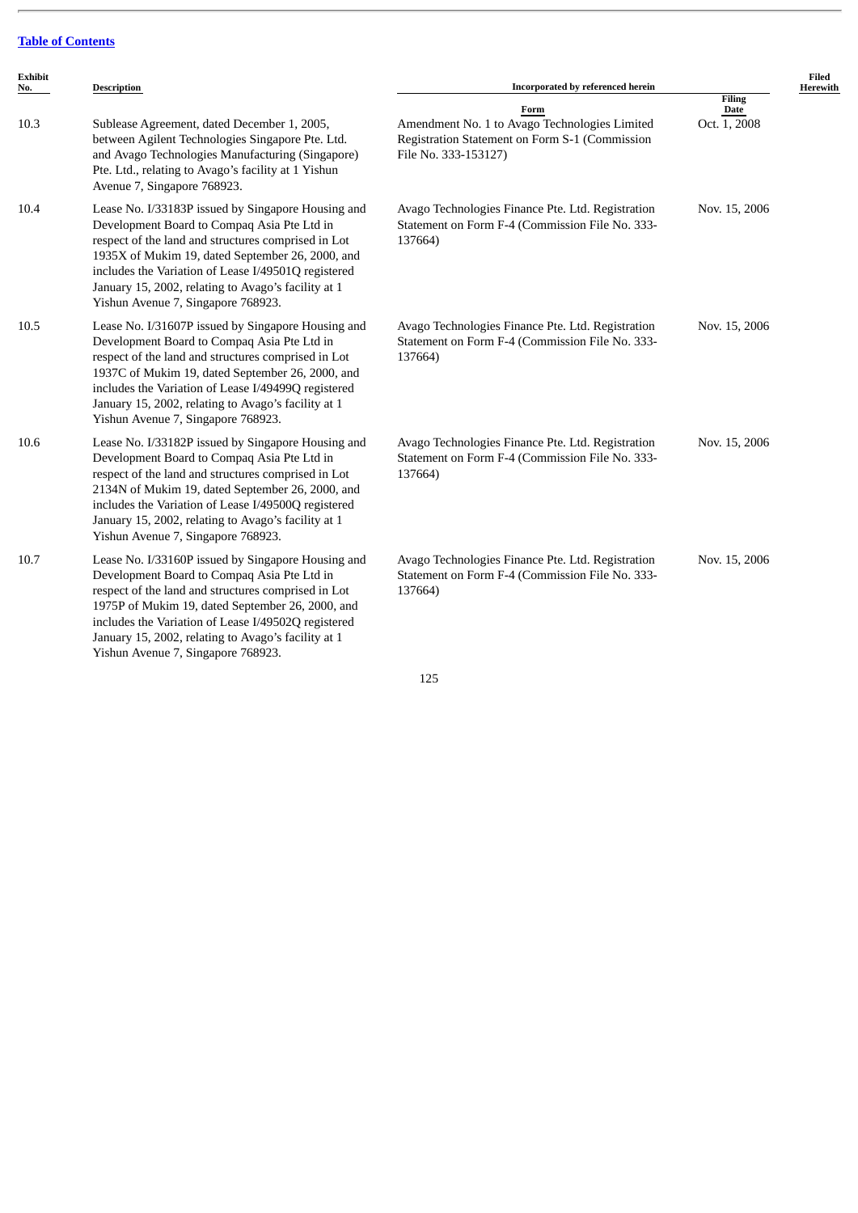[Table of Contents](#)

| Exhibit No. | Description | Incorporated by referenced herein | | Filed Herewith |
|---|---|---|---|---|
| | | Form | Filing Date | |
| 10.3 | Sublease Agreement, dated December 1, 2005, between Agilent Technologies Singapore Pte. Ltd. and Avago Technologies Manufacturing (Singapore) Pte. Ltd., relating to Avago's facility at 1 Yishun Avenue 7, Singapore 768923. | Amendment No. 1 to Avago Technologies Limited Registration Statement on Form S-1 (Commission File No. 333-153127) | Oct. 1, 2008 | |
| 10.4 | Lease No. I/33183P issued by Singapore Housing and Development Board to Compaq Asia Pte Ltd in respect of the land and structures comprised in Lot 1935X of Mukim 19, dated September 26, 2000, and includes the Variation of Lease I/49501Q registered January 15, 2002, relating to Avago's facility at 1 Yishun Avenue 7, Singapore 768923. | Avago Technologies Finance Pte. Ltd. Registration Statement on Form F-4 (Commission File No. 333-137664) | Nov. 15, 2006 | |
| 10.5 | Lease No. I/31607P issued by Singapore Housing and Development Board to Compaq Asia Pte Ltd in respect of the land and structures comprised in Lot 1937C of Mukim 19, dated September 26, 2000, and includes the Variation of Lease I/49499Q registered January 15, 2002, relating to Avago's facility at 1 Yishun Avenue 7, Singapore 768923. | Avago Technologies Finance Pte. Ltd. Registration Statement on Form F-4 (Commission File No. 333-137664) | Nov. 15, 2006 | |
| 10.6 | Lease No. I/33182P issued by Singapore Housing and Development Board to Compaq Asia Pte Ltd in respect of the land and structures comprised in Lot 2134N of Mukim 19, dated September 26, 2000, and includes the Variation of Lease I/49500Q registered January 15, 2002, relating to Avago's facility at 1 Yishun Avenue 7, Singapore 768923. | Avago Technologies Finance Pte. Ltd. Registration Statement on Form F-4 (Commission File No. 333-137664) | Nov. 15, 2006 | |
| 10.7 | Lease No. I/33160P issued by Singapore Housing and Development Board to Compaq Asia Pte Ltd in respect of the land and structures comprised in Lot 1975P of Mukim 19, dated September 26, 2000, and includes the Variation of Lease I/49502Q registered January 15, 2002, relating to Avago's facility at 1 Yishun Avenue 7, Singapore 768923. | Avago Technologies Finance Pte. Ltd. Registration Statement on Form F-4 (Commission File No. 333-137664) | Nov. 15, 2006 | |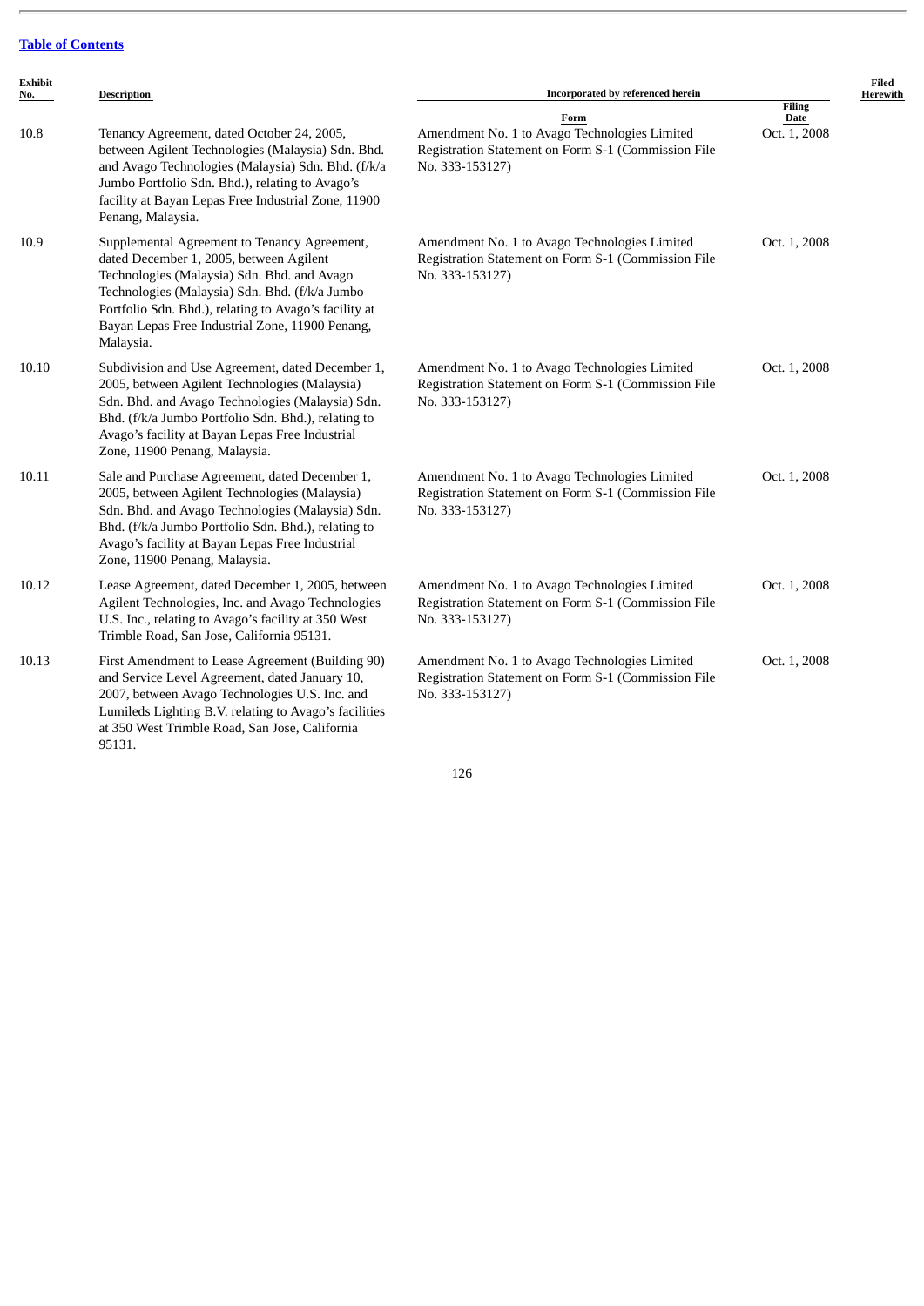[Table of Contents](#)

| Exhibit No. | Description | Incorporated by referenced herein — Form | Filing Date | Filed Herewith |
|---|---|---|---|---|
| 10.8 | Tenancy Agreement, dated October 24, 2005, between Agilent Technologies (Malaysia) Sdn. Bhd. and Avago Technologies (Malaysia) Sdn. Bhd. (f/k/a Jumbo Portfolio Sdn. Bhd.), relating to Avago's facility at Bayan Lepas Free Industrial Zone, 11900 Penang, Malaysia. | Amendment No. 1 to Avago Technologies Limited Registration Statement on Form S-1 (Commission File No. 333-153127) | Oct. 1, 2008 | |
| 10.9 | Supplemental Agreement to Tenancy Agreement, dated December 1, 2005, between Agilent Technologies (Malaysia) Sdn. Bhd. and Avago Technologies (Malaysia) Sdn. Bhd. (f/k/a Jumbo Portfolio Sdn. Bhd.), relating to Avago's facility at Bayan Lepas Free Industrial Zone, 11900 Penang, Malaysia. | Amendment No. 1 to Avago Technologies Limited Registration Statement on Form S-1 (Commission File No. 333-153127) | Oct. 1, 2008 | |
| 10.10 | Subdivision and Use Agreement, dated December 1, 2005, between Agilent Technologies (Malaysia) Sdn. Bhd. and Avago Technologies (Malaysia) Sdn. Bhd. (f/k/a Jumbo Portfolio Sdn. Bhd.), relating to Avago's facility at Bayan Lepas Free Industrial Zone, 11900 Penang, Malaysia. | Amendment No. 1 to Avago Technologies Limited Registration Statement on Form S-1 (Commission File No. 333-153127) | Oct. 1, 2008 | |
| 10.11 | Sale and Purchase Agreement, dated December 1, 2005, between Agilent Technologies (Malaysia) Sdn. Bhd. and Avago Technologies (Malaysia) Sdn. Bhd. (f/k/a Jumbo Portfolio Sdn. Bhd.), relating to Avago's facility at Bayan Lepas Free Industrial Zone, 11900 Penang, Malaysia. | Amendment No. 1 to Avago Technologies Limited Registration Statement on Form S-1 (Commission File No. 333-153127) | Oct. 1, 2008 | |
| 10.12 | Lease Agreement, dated December 1, 2005, between Agilent Technologies, Inc. and Avago Technologies U.S. Inc., relating to Avago's facility at 350 West Trimble Road, San Jose, California 95131. | Amendment No. 1 to Avago Technologies Limited Registration Statement on Form S-1 (Commission File No. 333-153127) | Oct. 1, 2008 | |
| 10.13 | First Amendment to Lease Agreement (Building 90) and Service Level Agreement, dated January 10, 2007, between Avago Technologies U.S. Inc. and Lumileds Lighting B.V. relating to Avago's facilities at 350 West Trimble Road, San Jose, California 95131. | Amendment No. 1 to Avago Technologies Limited Registration Statement on Form S-1 (Commission File No. 333-153127) | Oct. 1, 2008 | |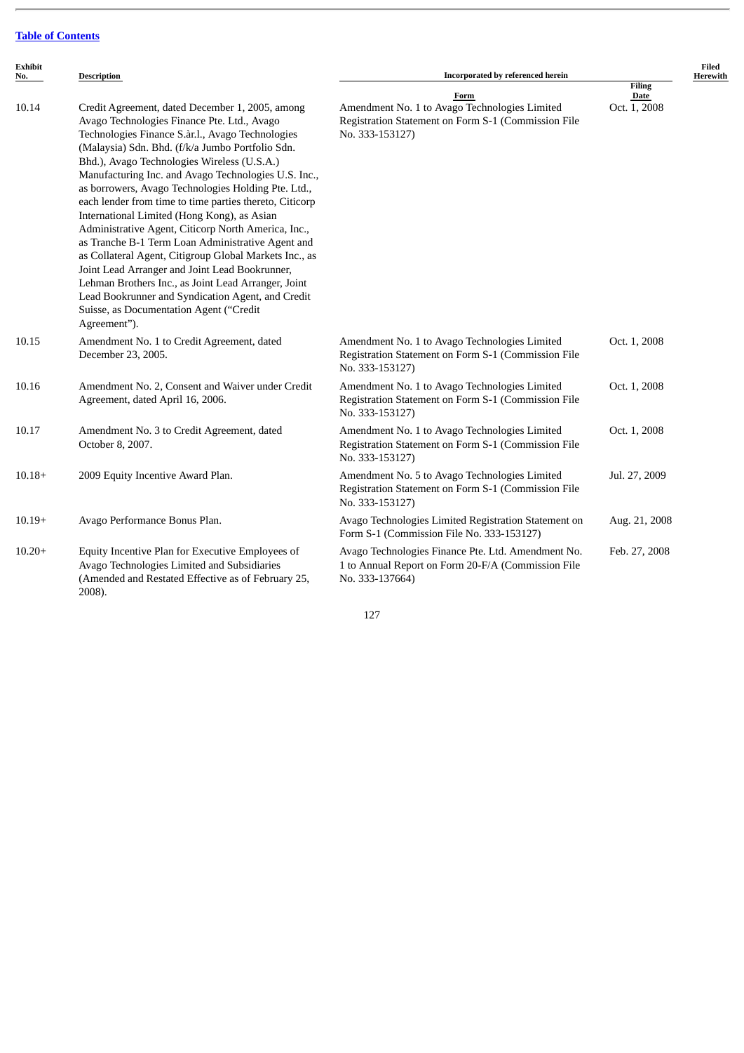[Table of Contents](#)

| Exhibit No. | Description | Incorporated by referenced herein | | Filed Herewith |
|---|---|---|---|---|
| | | Form | Filing Date | |
| 10.14 | Credit Agreement, dated December 1, 2005, among Avago Technologies Finance Pte. Ltd., Avago Technologies Finance S.àr.l., Avago Technologies (Malaysia) Sdn. Bhd. (f/k/a Jumbo Portfolio Sdn. Bhd.), Avago Technologies Wireless (U.S.A.) Manufacturing Inc. and Avago Technologies U.S. Inc., as borrowers, Avago Technologies Holding Pte. Ltd., each lender from time to time parties thereto, Citicorp International Limited (Hong Kong), as Asian Administrative Agent, Citicorp North America, Inc., as Tranche B-1 Term Loan Administrative Agent and as Collateral Agent, Citigroup Global Markets Inc., as Joint Lead Arranger and Joint Lead Bookrunner, Lehman Brothers Inc., as Joint Lead Arranger, Joint Lead Bookrunner and Syndication Agent, and Credit Suisse, as Documentation Agent ("Credit Agreement"). | Amendment No. 1 to Avago Technologies Limited Registration Statement on Form S-1 (Commission File No. 333-153127) | Oct. 1, 2008 | |
| 10.15 | Amendment No. 1 to Credit Agreement, dated December 23, 2005. | Amendment No. 1 to Avago Technologies Limited Registration Statement on Form S-1 (Commission File No. 333-153127) | Oct. 1, 2008 | |
| 10.16 | Amendment No. 2, Consent and Waiver under Credit Agreement, dated April 16, 2006. | Amendment No. 1 to Avago Technologies Limited Registration Statement on Form S-1 (Commission File No. 333-153127) | Oct. 1, 2008 | |
| 10.17 | Amendment No. 3 to Credit Agreement, dated October 8, 2007. | Amendment No. 1 to Avago Technologies Limited Registration Statement on Form S-1 (Commission File No. 333-153127) | Oct. 1, 2008 | |
| 10.18+ | 2009 Equity Incentive Award Plan. | Amendment No. 5 to Avago Technologies Limited Registration Statement on Form S-1 (Commission File No. 333-153127) | Jul. 27, 2009 | |
| 10.19+ | Avago Performance Bonus Plan. | Avago Technologies Limited Registration Statement on Form S-1 (Commission File No. 333-153127) | Aug. 21, 2008 | |
| 10.20+ | Equity Incentive Plan for Executive Employees of Avago Technologies Limited and Subsidiaries (Amended and Restated Effective as of February 25, 2008). | Avago Technologies Finance Pte. Ltd. Amendment No. 1 to Annual Report on Form 20-F/A (Commission File No. 333-137664) | Feb. 27, 2008 | |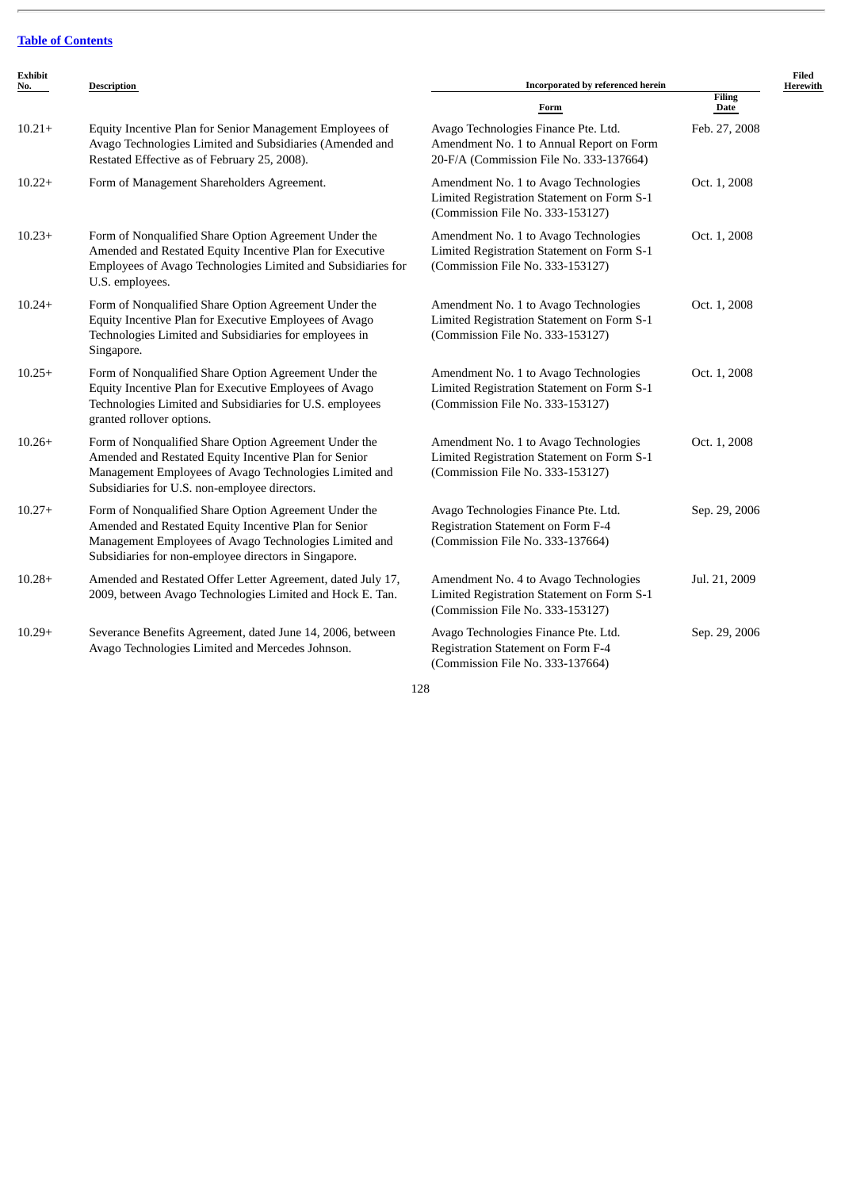[Table of Contents](#)

| Exhibit No. | Description | Incorporated by referenced herein | | Filed Herewith |
|---|---|---|---|---|
| | | Form | Filing Date | |
| 10.21+ | Equity Incentive Plan for Senior Management Employees of Avago Technologies Limited and Subsidiaries (Amended and Restated Effective as of February 25, 2008). | Avago Technologies Finance Pte. Ltd. Amendment No. 1 to Annual Report on Form 20-F/A (Commission File No. 333-137664) | Feb. 27, 2008 | |
| 10.22+ | Form of Management Shareholders Agreement. | Amendment No. 1 to Avago Technologies Limited Registration Statement on Form S-1 (Commission File No. 333-153127) | Oct. 1, 2008 | |
| 10.23+ | Form of Nonqualified Share Option Agreement Under the Amended and Restated Equity Incentive Plan for Executive Employees of Avago Technologies Limited and Subsidiaries for U.S. employees. | Amendment No. 1 to Avago Technologies Limited Registration Statement on Form S-1 (Commission File No. 333-153127) | Oct. 1, 2008 | |
| 10.24+ | Form of Nonqualified Share Option Agreement Under the Equity Incentive Plan for Executive Employees of Avago Technologies Limited and Subsidiaries for employees in Singapore. | Amendment No. 1 to Avago Technologies Limited Registration Statement on Form S-1 (Commission File No. 333-153127) | Oct. 1, 2008 | |
| 10.25+ | Form of Nonqualified Share Option Agreement Under the Equity Incentive Plan for Executive Employees of Avago Technologies Limited and Subsidiaries for U.S. employees granted rollover options. | Amendment No. 1 to Avago Technologies Limited Registration Statement on Form S-1 (Commission File No. 333-153127) | Oct. 1, 2008 | |
| 10.26+ | Form of Nonqualified Share Option Agreement Under the Amended and Restated Equity Incentive Plan for Senior Management Employees of Avago Technologies Limited and Subsidiaries for U.S. non-employee directors. | Amendment No. 1 to Avago Technologies Limited Registration Statement on Form S-1 (Commission File No. 333-153127) | Oct. 1, 2008 | |
| 10.27+ | Form of Nonqualified Share Option Agreement Under the Amended and Restated Equity Incentive Plan for Senior Management Employees of Avago Technologies Limited and Subsidiaries for non-employee directors in Singapore. | Avago Technologies Finance Pte. Ltd. Registration Statement on Form F-4 (Commission File No. 333-137664) | Sep. 29, 2006 | |
| 10.28+ | Amended and Restated Offer Letter Agreement, dated July 17, 2009, between Avago Technologies Limited and Hock E. Tan. | Amendment No. 4 to Avago Technologies Limited Registration Statement on Form S-1 (Commission File No. 333-153127) | Jul. 21, 2009 | |
| 10.29+ | Severance Benefits Agreement, dated June 14, 2006, between Avago Technologies Limited and Mercedes Johnson. | Avago Technologies Finance Pte. Ltd. Registration Statement on Form F-4 (Commission File No. 333-137664) | Sep. 29, 2006 | |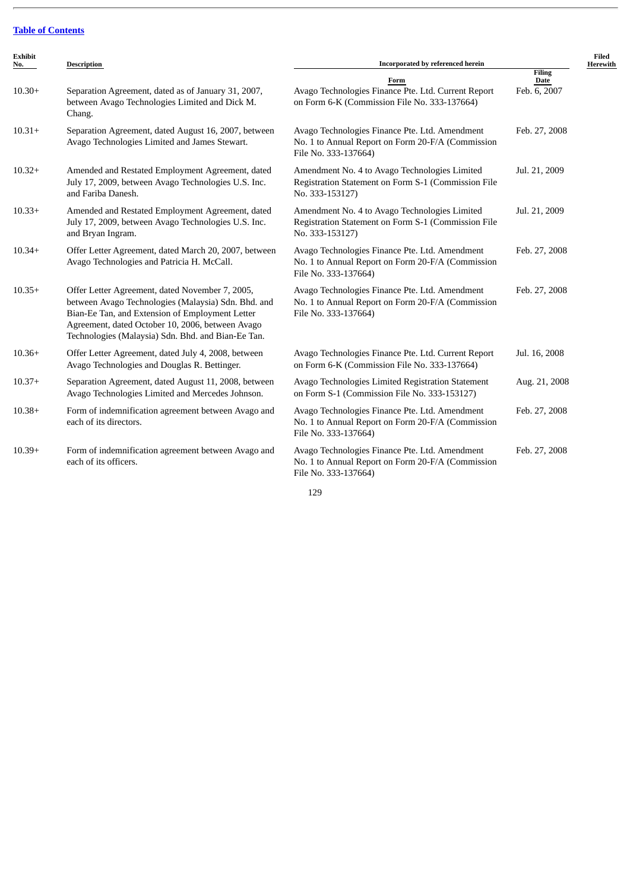[Table of Contents](#)

| Exhibit No. | Description | Incorporated by referenced herein | | Filed Herewith |
|---|---|---|---|---|
| | | Form | Filing Date | |
| 10.30+ | Separation Agreement, dated as of January 31, 2007, between Avago Technologies Limited and Dick M. Chang. | Avago Technologies Finance Pte. Ltd. Current Report on Form 6-K (Commission File No. 333-137664) | Feb. 6, 2007 | |
| 10.31+ | Separation Agreement, dated August 16, 2007, between Avago Technologies Limited and James Stewart. | Avago Technologies Finance Pte. Ltd. Amendment No. 1 to Annual Report on Form 20-F/A (Commission File No. 333-137664) | Feb. 27, 2008 | |
| 10.32+ | Amended and Restated Employment Agreement, dated July 17, 2009, between Avago Technologies U.S. Inc. and Fariba Danesh. | Amendment No. 4 to Avago Technologies Limited Registration Statement on Form S-1 (Commission File No. 333-153127) | Jul. 21, 2009 | |
| 10.33+ | Amended and Restated Employment Agreement, dated July 17, 2009, between Avago Technologies U.S. Inc. and Bryan Ingram. | Amendment No. 4 to Avago Technologies Limited Registration Statement on Form S-1 (Commission File No. 333-153127) | Jul. 21, 2009 | |
| 10.34+ | Offer Letter Agreement, dated March 20, 2007, between Avago Technologies and Patricia H. McCall. | Avago Technologies Finance Pte. Ltd. Amendment No. 1 to Annual Report on Form 20-F/A (Commission File No. 333-137664) | Feb. 27, 2008 | |
| 10.35+ | Offer Letter Agreement, dated November 7, 2005, between Avago Technologies (Malaysia) Sdn. Bhd. and Bian-Ee Tan, and Extension of Employment Letter Agreement, dated October 10, 2006, between Avago Technologies (Malaysia) Sdn. Bhd. and Bian-Ee Tan. | Avago Technologies Finance Pte. Ltd. Amendment No. 1 to Annual Report on Form 20-F/A (Commission File No. 333-137664) | Feb. 27, 2008 | |
| 10.36+ | Offer Letter Agreement, dated July 4, 2008, between Avago Technologies and Douglas R. Bettinger. | Avago Technologies Finance Pte. Ltd. Current Report on Form 6-K (Commission File No. 333-137664) | Jul. 16, 2008 | |
| 10.37+ | Separation Agreement, dated August 11, 2008, between Avago Technologies Limited and Mercedes Johnson. | Avago Technologies Limited Registration Statement on Form S-1 (Commission File No. 333-153127) | Aug. 21, 2008 | |
| 10.38+ | Form of indemnification agreement between Avago and each of its directors. | Avago Technologies Finance Pte. Ltd. Amendment No. 1 to Annual Report on Form 20-F/A (Commission File No. 333-137664) | Feb. 27, 2008 | |
| 10.39+ | Form of indemnification agreement between Avago and each of its officers. | Avago Technologies Finance Pte. Ltd. Amendment No. 1 to Annual Report on Form 20-F/A (Commission File No. 333-137664) | Feb. 27, 2008 | |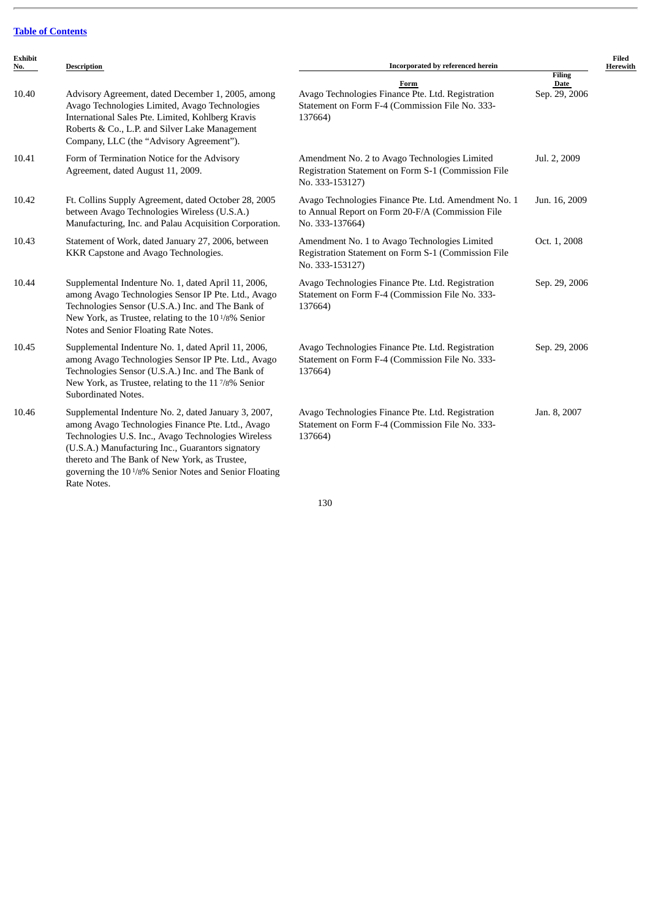[Table of Contents](#)

| Exhibit No. | Description | Incorporated by referenced herein | | Filed Herewith |
|---|---|---|---|---|
| | | Form | Filing Date | |
| 10.40 | Advisory Agreement, dated December 1, 2005, among Avago Technologies Limited, Avago Technologies International Sales Pte. Limited, Kohlberg Kravis Roberts & Co., L.P. and Silver Lake Management Company, LLC (the “Advisory Agreement”). | Avago Technologies Finance Pte. Ltd. Registration Statement on Form F-4 (Commission File No. 333-137664) | Sep. 29, 2006 | |
| 10.41 | Form of Termination Notice for the Advisory Agreement, dated August 11, 2009. | Amendment No. 2 to Avago Technologies Limited Registration Statement on Form S-1 (Commission File No. 333-153127) | Jul. 2, 2009 | |
| 10.42 | Ft. Collins Supply Agreement, dated October 28, 2005 between Avago Technologies Wireless (U.S.A.) Manufacturing, Inc. and Palau Acquisition Corporation. | Avago Technologies Finance Pte. Ltd. Amendment No. 1 to Annual Report on Form 20-F/A (Commission File No. 333-137664) | Jun. 16, 2009 | |
| 10.43 | Statement of Work, dated January 27, 2006, between KKR Capstone and Avago Technologies. | Amendment No. 1 to Avago Technologies Limited Registration Statement on Form S-1 (Commission File No. 333-153127) | Oct. 1, 2008 | |
| 10.44 | Supplemental Indenture No. 1, dated April 11, 2006, among Avago Technologies Sensor IP Pte. Ltd., Avago Technologies Sensor (U.S.A.) Inc. and The Bank of New York, as Trustee, relating to the 10 1/8% Senior Notes and Senior Floating Rate Notes. | Avago Technologies Finance Pte. Ltd. Registration Statement on Form F-4 (Commission File No. 333-137664) | Sep. 29, 2006 | |
| 10.45 | Supplemental Indenture No. 1, dated April 11, 2006, among Avago Technologies Sensor IP Pte. Ltd., Avago Technologies Sensor (U.S.A.) Inc. and The Bank of New York, as Trustee, relating to the 11 7/8% Senior Subordinated Notes. | Avago Technologies Finance Pte. Ltd. Registration Statement on Form F-4 (Commission File No. 333-137664) | Sep. 29, 2006 | |
| 10.46 | Supplemental Indenture No. 2, dated January 3, 2007, among Avago Technologies Finance Pte. Ltd., Avago Technologies U.S. Inc., Avago Technologies Wireless (U.S.A.) Manufacturing Inc., Guarantors signatory thereto and The Bank of New York, as Trustee, governing the 10 1/8% Senior Notes and Senior Floating Rate Notes. | Avago Technologies Finance Pte. Ltd. Registration Statement on Form F-4 (Commission File No. 333-137664) | Jan. 8, 2007 | |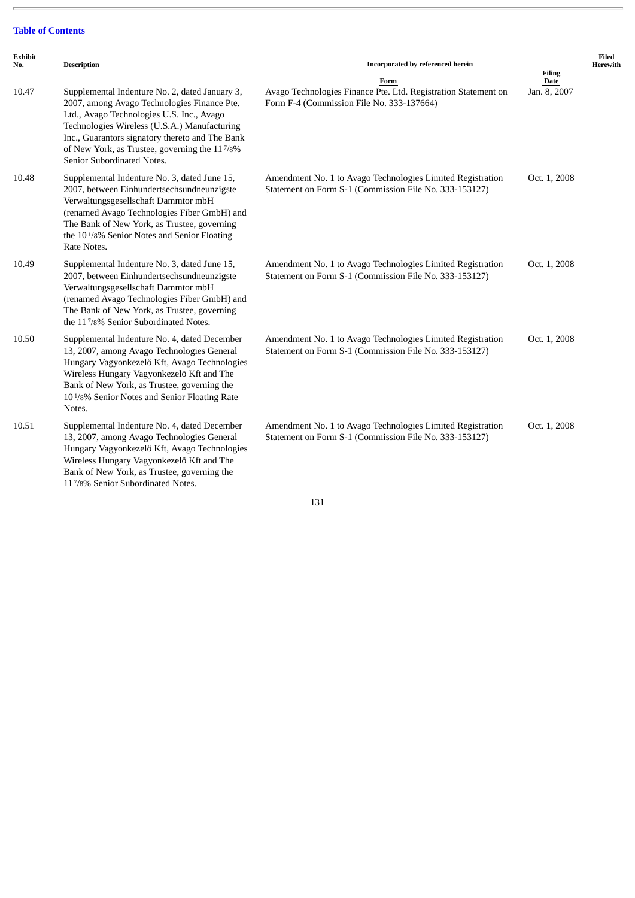[Table of Contents](#)

| Exhibit No. | Description | Incorporated by referenced herein | | Filed Herewith |
|---|---|---|---|---|
| | | Form | Filing Date | |
| 10.47 | Supplemental Indenture No. 2, dated January 3, 2007, among Avago Technologies Finance Pte. Ltd., Avago Technologies U.S. Inc., Avago Technologies Wireless (U.S.A.) Manufacturing Inc., Guarantors signatory thereto and The Bank of New York, as Trustee, governing the 11 7/8% Senior Subordinated Notes. | Avago Technologies Finance Pte. Ltd. Registration Statement on Form F-4 (Commission File No. 333-137664) | Jan. 8, 2007 | |
| 10.48 | Supplemental Indenture No. 3, dated June 15, 2007, between Einhundertsechsundneunzigste Verwaltungsgesellschaft Dammtor mbH (renamed Avago Technologies Fiber GmbH) and The Bank of New York, as Trustee, governing the 10 1/8% Senior Notes and Senior Floating Rate Notes. | Amendment No. 1 to Avago Technologies Limited Registration Statement on Form S-1 (Commission File No. 333-153127) | Oct. 1, 2008 | |
| 10.49 | Supplemental Indenture No. 3, dated June 15, 2007, between Einhundertsechsundneunzigste Verwaltungsgesellschaft Dammtor mbH (renamed Avago Technologies Fiber GmbH) and The Bank of New York, as Trustee, governing the 11 7/8% Senior Subordinated Notes. | Amendment No. 1 to Avago Technologies Limited Registration Statement on Form S-1 (Commission File No. 333-153127) | Oct. 1, 2008 | |
| 10.50 | Supplemental Indenture No. 4, dated December 13, 2007, among Avago Technologies General Hungary Vagyonkezelö Kft, Avago Technologies Wireless Hungary Vagyonkezelö Kft and The Bank of New York, as Trustee, governing the 10 1/8% Senior Notes and Senior Floating Rate Notes. | Amendment No. 1 to Avago Technologies Limited Registration Statement on Form S-1 (Commission File No. 333-153127) | Oct. 1, 2008 | |
| 10.51 | Supplemental Indenture No. 4, dated December 13, 2007, among Avago Technologies General Hungary Vagyonkezelö Kft, Avago Technologies Wireless Hungary Vagyonkezelö Kft and The Bank of New York, as Trustee, governing the 11 7/8% Senior Subordinated Notes. | Amendment No. 1 to Avago Technologies Limited Registration Statement on Form S-1 (Commission File No. 333-153127) | Oct. 1, 2008 | |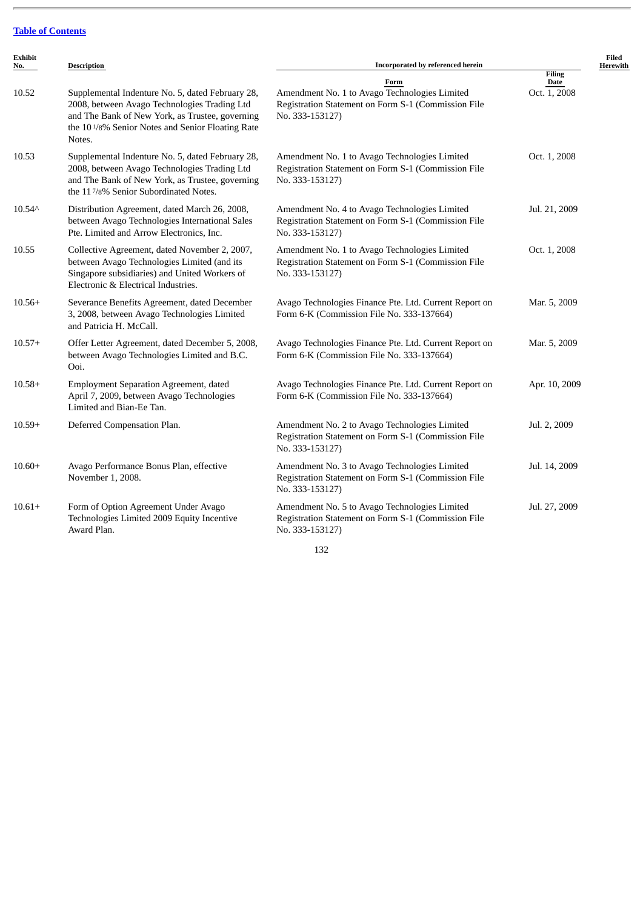[Table of Contents](#)

| Exhibit No. | Description | Incorporated by referenced herein | | Filed Herewith |
|---|---|---|---|---|
| | | Form | Filing Date | |
| 10.52 | Supplemental Indenture No. 5, dated February 28, 2008, between Avago Technologies Trading Ltd and The Bank of New York, as Trustee, governing the 10 1/8% Senior Notes and Senior Floating Rate Notes. | Amendment No. 1 to Avago Technologies Limited Registration Statement on Form S-1 (Commission File No. 333-153127) | Oct. 1, 2008 | |
| 10.53 | Supplemental Indenture No. 5, dated February 28, 2008, between Avago Technologies Trading Ltd and The Bank of New York, as Trustee, governing the 11 7/8% Senior Subordinated Notes. | Amendment No. 1 to Avago Technologies Limited Registration Statement on Form S-1 (Commission File No. 333-153127) | Oct. 1, 2008 | |
| 10.54^ | Distribution Agreement, dated March 26, 2008, between Avago Technologies International Sales Pte. Limited and Arrow Electronics, Inc. | Amendment No. 4 to Avago Technologies Limited Registration Statement on Form S-1 (Commission File No. 333-153127) | Jul. 21, 2009 | |
| 10.55 | Collective Agreement, dated November 2, 2007, between Avago Technologies Limited (and its Singapore subsidiaries) and United Workers of Electronic & Electrical Industries. | Amendment No. 1 to Avago Technologies Limited Registration Statement on Form S-1 (Commission File No. 333-153127) | Oct. 1, 2008 | |
| 10.56+ | Severance Benefits Agreement, dated December 3, 2008, between Avago Technologies Limited and Patricia H. McCall. | Avago Technologies Finance Pte. Ltd. Current Report on Form 6-K (Commission File No. 333-137664) | Mar. 5, 2009 | |
| 10.57+ | Offer Letter Agreement, dated December 5, 2008, between Avago Technologies Limited and B.C. Ooi. | Avago Technologies Finance Pte. Ltd. Current Report on Form 6-K (Commission File No. 333-137664) | Mar. 5, 2009 | |
| 10.58+ | Employment Separation Agreement, dated April 7, 2009, between Avago Technologies Limited and Bian-Ee Tan. | Avago Technologies Finance Pte. Ltd. Current Report on Form 6-K (Commission File No. 333-137664) | Apr. 10, 2009 | |
| 10.59+ | Deferred Compensation Plan. | Amendment No. 2 to Avago Technologies Limited Registration Statement on Form S-1 (Commission File No. 333-153127) | Jul. 2, 2009 | |
| 10.60+ | Avago Performance Bonus Plan, effective November 1, 2008. | Amendment No. 3 to Avago Technologies Limited Registration Statement on Form S-1 (Commission File No. 333-153127) | Jul. 14, 2009 | |
| 10.61+ | Form of Option Agreement Under Avago Technologies Limited 2009 Equity Incentive Award Plan. | Amendment No. 5 to Avago Technologies Limited Registration Statement on Form S-1 (Commission File No. 333-153127) | Jul. 27, 2009 | |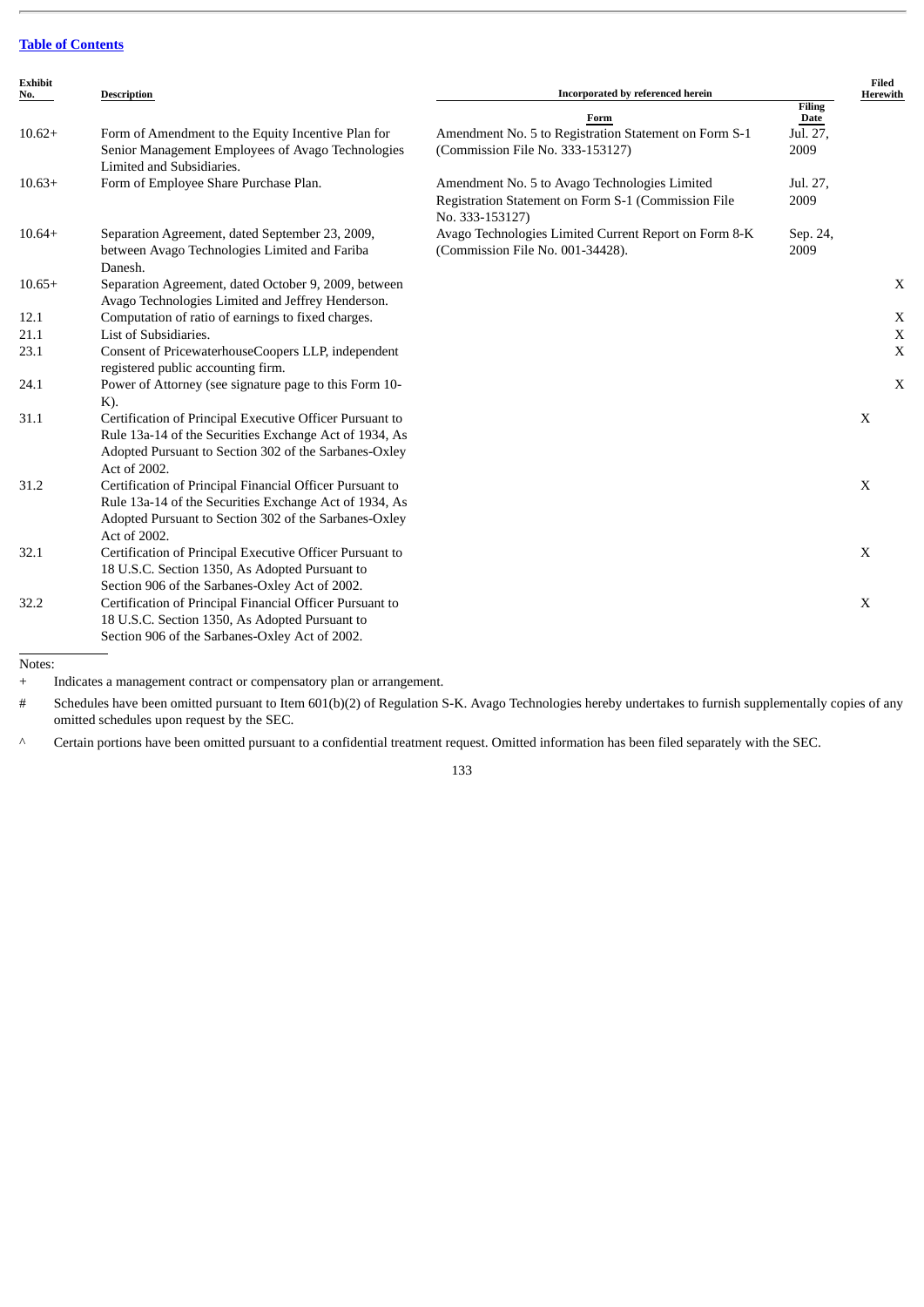[Table of Contents](#)

| Exhibit No. | Description | Incorporated by referenced herein | | Filed Herewith |
|---|---|---|---|---|
| | | Form | Filing Date | |
| 10.62+ | Form of Amendment to the Equity Incentive Plan for Senior Management Employees of Avago Technologies Limited and Subsidiaries. | Amendment No. 5 to Registration Statement on Form S-1 (Commission File No. 333-153127) | Jul. 27, 2009 | |
| 10.63+ | Form of Employee Share Purchase Plan. | Amendment No. 5 to Avago Technologies Limited Registration Statement on Form S-1 (Commission File No. 333-153127) | Jul. 27, 2009 | |
| 10.64+ | Separation Agreement, dated September 23, 2009, between Avago Technologies Limited and Fariba Danesh. | Avago Technologies Limited Current Report on Form 8-K (Commission File No. 001-34428). | Sep. 24, 2009 | |
| 10.65+ | Separation Agreement, dated October 9, 2009, between Avago Technologies Limited and Jeffrey Henderson. | | | X |
| 12.1 | Computation of ratio of earnings to fixed charges. | | | X |
| 21.1 | List of Subsidiaries. | | | X |
| 23.1 | Consent of PricewaterhouseCoopers LLP, independent registered public accounting firm. | | | X |
| 24.1 | Power of Attorney (see signature page to this Form 10-K). | | | X |
| 31.1 | Certification of Principal Executive Officer Pursuant to Rule 13a-14 of the Securities Exchange Act of 1934, As Adopted Pursuant to Section 302 of the Sarbanes-Oxley Act of 2002. | | | X |
| 31.2 | Certification of Principal Financial Officer Pursuant to Rule 13a-14 of the Securities Exchange Act of 1934, As Adopted Pursuant to Section 302 of the Sarbanes-Oxley Act of 2002. | | | X |
| 32.1 | Certification of Principal Executive Officer Pursuant to 18 U.S.C. Section 1350, As Adopted Pursuant to Section 906 of the Sarbanes-Oxley Act of 2002. | | | X |
| 32.2 | Certification of Principal Financial Officer Pursuant to 18 U.S.C. Section 1350, As Adopted Pursuant to Section 906 of the Sarbanes-Oxley Act of 2002. | | | X |

Notes:

+ Indicates a management contract or compensatory plan or arrangement.

# Schedules have been omitted pursuant to Item 601(b)(2) of Regulation S-K. Avago Technologies hereby undertakes to furnish supplementally copies of any omitted schedules upon request by the SEC.

^ Certain portions have been omitted pursuant to a confidential treatment request. Omitted information has been filed separately with the SEC.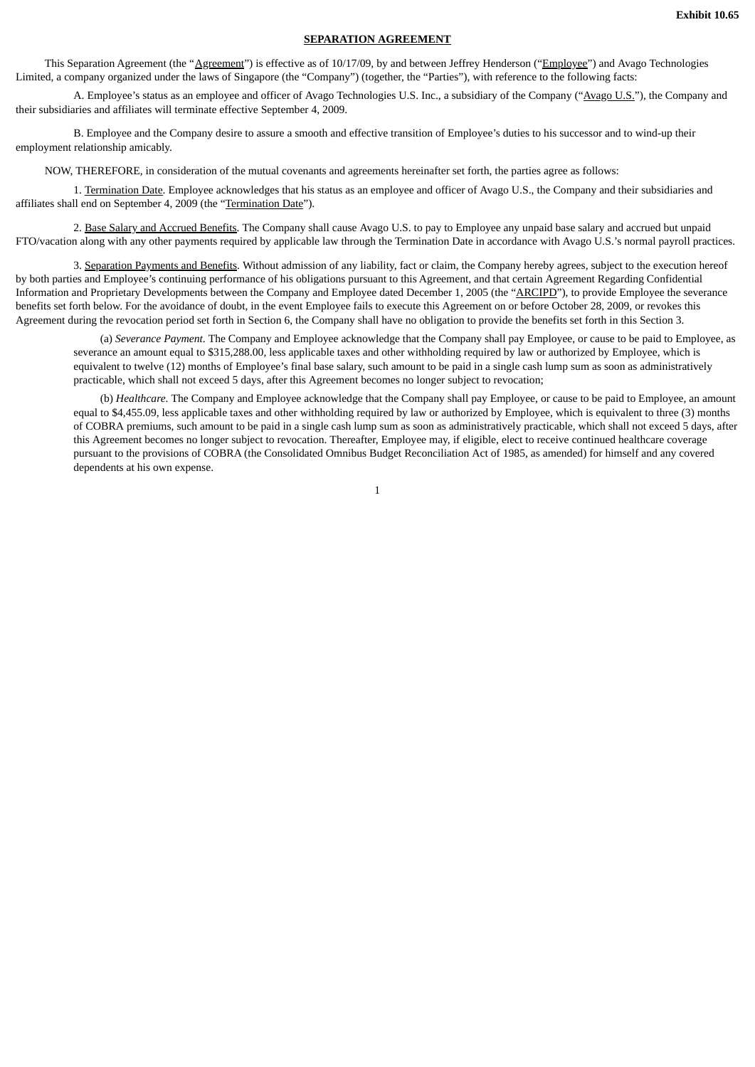**Exhibit 10.65**

**SEPARATION AGREEMENT**

This Separation Agreement (the "Agreement") is effective as of 10/17/09, by and between Jeffrey Henderson ("Employee") and Avago Technologies Limited, a company organized under the laws of Singapore (the "Company") (together, the "Parties"), with reference to the following facts:

A. Employee's status as an employee and officer of Avago Technologies U.S. Inc., a subsidiary of the Company ("Avago U.S."), the Company and their subsidiaries and affiliates will terminate effective September 4, 2009.

B. Employee and the Company desire to assure a smooth and effective transition of Employee's duties to his successor and to wind-up their employment relationship amicably.

NOW, THEREFORE, in consideration of the mutual covenants and agreements hereinafter set forth, the parties agree as follows:

1. Termination Date. Employee acknowledges that his status as an employee and officer of Avago U.S., the Company and their subsidiaries and affiliates shall end on September 4, 2009 (the "Termination Date").

2. Base Salary and Accrued Benefits. The Company shall cause Avago U.S. to pay to Employee any unpaid base salary and accrued but unpaid FTO/vacation along with any other payments required by applicable law through the Termination Date in accordance with Avago U.S.'s normal payroll practices.

3. Separation Payments and Benefits. Without admission of any liability, fact or claim, the Company hereby agrees, subject to the execution hereof by both parties and Employee's continuing performance of his obligations pursuant to this Agreement, and that certain Agreement Regarding Confidential Information and Proprietary Developments between the Company and Employee dated December 1, 2005 (the "ARCIPD"), to provide Employee the severance benefits set forth below. For the avoidance of doubt, in the event Employee fails to execute this Agreement on or before October 28, 2009, or revokes this Agreement during the revocation period set forth in Section 6, the Company shall have no obligation to provide the benefits set forth in this Section 3.

(a) *Severance Payment*. The Company and Employee acknowledge that the Company shall pay Employee, or cause to be paid to Employee, as severance an amount equal to $315,288.00, less applicable taxes and other withholding required by law or authorized by Employee, which is equivalent to twelve (12) months of Employee's final base salary, such amount to be paid in a single cash lump sum as soon as administratively practicable, which shall not exceed 5 days, after this Agreement becomes no longer subject to revocation;

(b) *Healthcare*. The Company and Employee acknowledge that the Company shall pay Employee, or cause to be paid to Employee, an amount equal to $4,455.09, less applicable taxes and other withholding required by law or authorized by Employee, which is equivalent to three (3) months of COBRA premiums, such amount to be paid in a single cash lump sum as soon as administratively practicable, which shall not exceed 5 days, after this Agreement becomes no longer subject to revocation. Thereafter, Employee may, if eligible, elect to receive continued healthcare coverage pursuant to the provisions of COBRA (the Consolidated Omnibus Budget Reconciliation Act of 1985, as amended) for himself and any covered dependents at his own expense.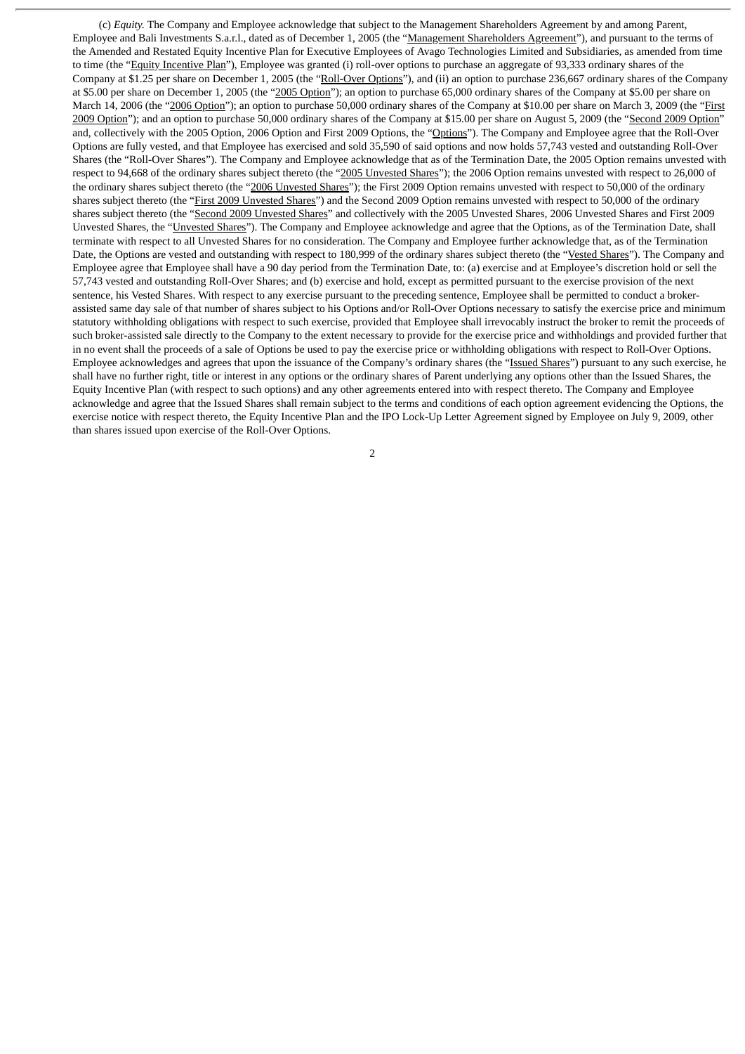(c) *Equity.* The Company and Employee acknowledge that subject to the Management Shareholders Agreement by and among Parent, Employee and Bali Investments S.a.r.l., dated as of December 1, 2005 (the "Management Shareholders Agreement"), and pursuant to the terms of the Amended and Restated Equity Incentive Plan for Executive Employees of Avago Technologies Limited and Subsidiaries, as amended from time to time (the "Equity Incentive Plan"), Employee was granted (i) roll-over options to purchase an aggregate of 93,333 ordinary shares of the Company at $1.25 per share on December 1, 2005 (the "Roll-Over Options"), and (ii) an option to purchase 236,667 ordinary shares of the Company at $5.00 per share on December 1, 2005 (the "2005 Option"); an option to purchase 65,000 ordinary shares of the Company at $5.00 per share on March 14, 2006 (the "2006 Option"); an option to purchase 50,000 ordinary shares of the Company at $10.00 per share on March 3, 2009 (the "First 2009 Option"); and an option to purchase 50,000 ordinary shares of the Company at $15.00 per share on August 5, 2009 (the "Second 2009 Option" and, collectively with the 2005 Option, 2006 Option and First 2009 Options, the "Options"). The Company and Employee agree that the Roll-Over Options are fully vested, and that Employee has exercised and sold 35,590 of said options and now holds 57,743 vested and outstanding Roll-Over Shares (the "Roll-Over Shares"). The Company and Employee acknowledge that as of the Termination Date, the 2005 Option remains unvested with respect to 94,668 of the ordinary shares subject thereto (the "2005 Unvested Shares"); the 2006 Option remains unvested with respect to 26,000 of the ordinary shares subject thereto (the "2006 Unvested Shares"); the First 2009 Option remains unvested with respect to 50,000 of the ordinary shares subject thereto (the "First 2009 Unvested Shares") and the Second 2009 Option remains unvested with respect to 50,000 of the ordinary shares subject thereto (the "Second 2009 Unvested Shares" and collectively with the 2005 Unvested Shares, 2006 Unvested Shares and First 2009 Unvested Shares, the "Unvested Shares"). The Company and Employee acknowledge and agree that the Options, as of the Termination Date, shall terminate with respect to all Unvested Shares for no consideration. The Company and Employee further acknowledge that, as of the Termination Date, the Options are vested and outstanding with respect to 180,999 of the ordinary shares subject thereto (the "Vested Shares"). The Company and Employee agree that Employee shall have a 90 day period from the Termination Date, to: (a) exercise and at Employee's discretion hold or sell the 57,743 vested and outstanding Roll-Over Shares; and (b) exercise and hold, except as permitted pursuant to the exercise provision of the next sentence, his Vested Shares. With respect to any exercise pursuant to the preceding sentence, Employee shall be permitted to conduct a broker-assisted same day sale of that number of shares subject to his Options and/or Roll-Over Options necessary to satisfy the exercise price and minimum statutory withholding obligations with respect to such exercise, provided that Employee shall irrevocably instruct the broker to remit the proceeds of such broker-assisted sale directly to the Company to the extent necessary to provide for the exercise price and withholdings and provided further that in no event shall the proceeds of a sale of Options be used to pay the exercise price or withholding obligations with respect to Roll-Over Options. Employee acknowledges and agrees that upon the issuance of the Company's ordinary shares (the "Issued Shares") pursuant to any such exercise, he shall have no further right, title or interest in any options or the ordinary shares of Parent underlying any options other than the Issued Shares, the Equity Incentive Plan (with respect to such options) and any other agreements entered into with respect thereto. The Company and Employee acknowledge and agree that the Issued Shares shall remain subject to the terms and conditions of each option agreement evidencing the Options, the exercise notice with respect thereto, the Equity Incentive Plan and the IPO Lock-Up Letter Agreement signed by Employee on July 9, 2009, other than shares issued upon exercise of the Roll-Over Options.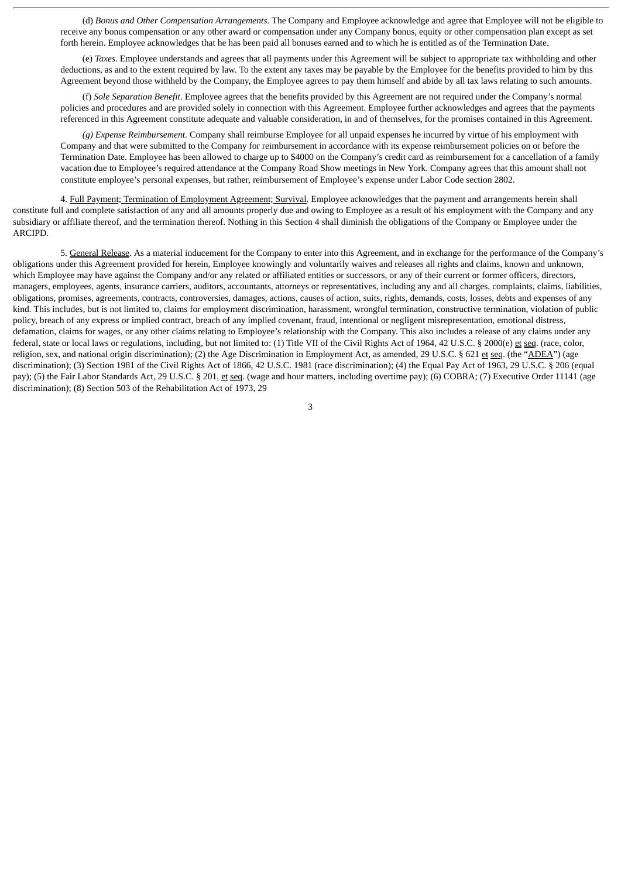(d) *Bonus and Other Compensation Arrangements*. The Company and Employee acknowledge and agree that Employee will not be eligible to receive any bonus compensation or any other award or compensation under any Company bonus, equity or other compensation plan except as set forth herein. Employee acknowledges that he has been paid all bonuses earned and to which he is entitled as of the Termination Date.

(e) *Taxes*. Employee understands and agrees that all payments under this Agreement will be subject to appropriate tax withholding and other deductions, as and to the extent required by law. To the extent any taxes may be payable by the Employee for the benefits provided to him by this Agreement beyond those withheld by the Company, the Employee agrees to pay them himself and abide by all tax laws relating to such amounts.

(f) *Sole Separation Benefit*. Employee agrees that the benefits provided by this Agreement are not required under the Company's normal policies and procedures and are provided solely in connection with this Agreement. Employee further acknowledges and agrees that the payments referenced in this Agreement constitute adequate and valuable consideration, in and of themselves, for the promises contained in this Agreement.

*(g) Expense Reimbursement.* Company shall reimburse Employee for all unpaid expenses he incurred by virtue of his employment with Company and that were submitted to the Company for reimbursement in accordance with its expense reimbursement policies on or before the Termination Date. Employee has been allowed to charge up to $4000 on the Company's credit card as reimbursement for a cancellation of a family vacation due to Employee's required attendance at the Company Road Show meetings in New York. Company agrees that this amount shall not constitute employee's personal expenses, but rather, reimbursement of Employee's expense under Labor Code section 2802.

4. Full Payment; Termination of Employment Agreement; Survival. Employee acknowledges that the payment and arrangements herein shall constitute full and complete satisfaction of any and all amounts properly due and owing to Employee as a result of his employment with the Company and any subsidiary or affiliate thereof, and the termination thereof. Nothing in this Section 4 shall diminish the obligations of the Company or Employee under the ARCIPD.

5. General Release. As a material inducement for the Company to enter into this Agreement, and in exchange for the performance of the Company's obligations under this Agreement provided for herein, Employee knowingly and voluntarily waives and releases all rights and claims, known and unknown, which Employee may have against the Company and/or any related or affiliated entities or successors, or any of their current or former officers, directors, managers, employees, agents, insurance carriers, auditors, accountants, attorneys or representatives, including any and all charges, complaints, claims, liabilities, obligations, promises, agreements, contracts, controversies, damages, actions, causes of action, suits, rights, demands, costs, losses, debts and expenses of any kind. This includes, but is not limited to, claims for employment discrimination, harassment, wrongful termination, constructive termination, violation of public policy, breach of any express or implied contract, breach of any implied covenant, fraud, intentional or negligent misrepresentation, emotional distress, defamation, claims for wages, or any other claims relating to Employee's relationship with the Company. This also includes a release of any claims under any federal, state or local laws or regulations, including, but not limited to: (1) Title VII of the Civil Rights Act of 1964, 42 U.S.C. § 2000(e) et seq. (race, color, religion, sex, and national origin discrimination); (2) the Age Discrimination in Employment Act, as amended, 29 U.S.C. § 621 et seq. (the "ADEA") (age discrimination); (3) Section 1981 of the Civil Rights Act of 1866, 42 U.S.C. 1981 (race discrimination); (4) the Equal Pay Act of 1963, 29 U.S.C. § 206 (equal pay); (5) the Fair Labor Standards Act, 29 U.S.C. § 201, et seq. (wage and hour matters, including overtime pay); (6) COBRA; (7) Executive Order 11141 (age discrimination); (8) Section 503 of the Rehabilitation Act of 1973, 29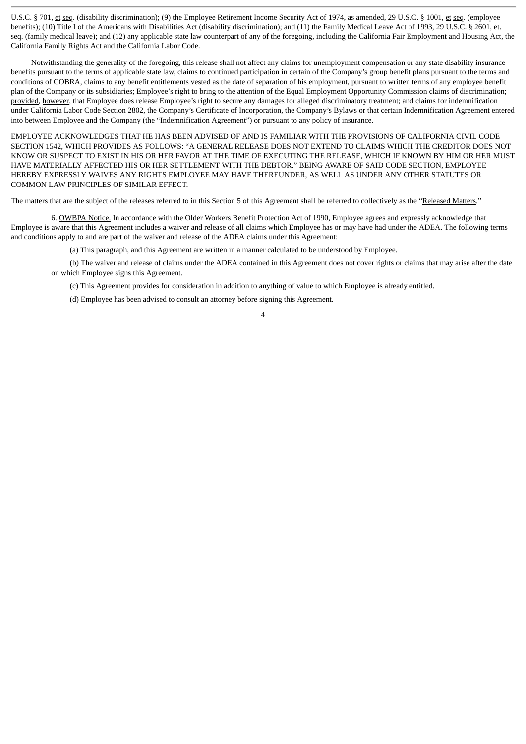U.S.C. § 701, et seq. (disability discrimination); (9) the Employee Retirement Income Security Act of 1974, as amended, 29 U.S.C. § 1001, et seq. (employee benefits); (10) Title I of the Americans with Disabilities Act (disability discrimination); and (11) the Family Medical Leave Act of 1993, 29 U.S.C. § 2601, et. seq. (family medical leave); and (12) any applicable state law counterpart of any of the foregoing, including the California Fair Employment and Housing Act, the California Family Rights Act and the California Labor Code.

Notwithstanding the generality of the foregoing, this release shall not affect any claims for unemployment compensation or any state disability insurance benefits pursuant to the terms of applicable state law, claims to continued participation in certain of the Company's group benefit plans pursuant to the terms and conditions of COBRA, claims to any benefit entitlements vested as the date of separation of his employment, pursuant to written terms of any employee benefit plan of the Company or its subsidiaries; Employee's right to bring to the attention of the Equal Employment Opportunity Commission claims of discrimination; provided, however, that Employee does release Employee's right to secure any damages for alleged discriminatory treatment; and claims for indemnification under California Labor Code Section 2802, the Company's Certificate of Incorporation, the Company's Bylaws or that certain Indemnification Agreement entered into between Employee and the Company (the "Indemnification Agreement") or pursuant to any policy of insurance.

EMPLOYEE ACKNOWLEDGES THAT HE HAS BEEN ADVISED OF AND IS FAMILIAR WITH THE PROVISIONS OF CALIFORNIA CIVIL CODE SECTION 1542, WHICH PROVIDES AS FOLLOWS: "A GENERAL RELEASE DOES NOT EXTEND TO CLAIMS WHICH THE CREDITOR DOES NOT KNOW OR SUSPECT TO EXIST IN HIS OR HER FAVOR AT THE TIME OF EXECUTING THE RELEASE, WHICH IF KNOWN BY HIM OR HER MUST HAVE MATERIALLY AFFECTED HIS OR HER SETTLEMENT WITH THE DEBTOR." BEING AWARE OF SAID CODE SECTION, EMPLOYEE HEREBY EXPRESSLY WAIVES ANY RIGHTS EMPLOYEE MAY HAVE THEREUNDER, AS WELL AS UNDER ANY OTHER STATUTES OR COMMON LAW PRINCIPLES OF SIMILAR EFFECT.

The matters that are the subject of the releases referred to in this Section 5 of this Agreement shall be referred to collectively as the "Released Matters."

6. OWBPA Notice. In accordance with the Older Workers Benefit Protection Act of 1990, Employee agrees and expressly acknowledge that Employee is aware that this Agreement includes a waiver and release of all claims which Employee has or may have had under the ADEA. The following terms and conditions apply to and are part of the waiver and release of the ADEA claims under this Agreement:

(a) This paragraph, and this Agreement are written in a manner calculated to be understood by Employee.

(b) The waiver and release of claims under the ADEA contained in this Agreement does not cover rights or claims that may arise after the date on which Employee signs this Agreement.

(c) This Agreement provides for consideration in addition to anything of value to which Employee is already entitled.

(d) Employee has been advised to consult an attorney before signing this Agreement.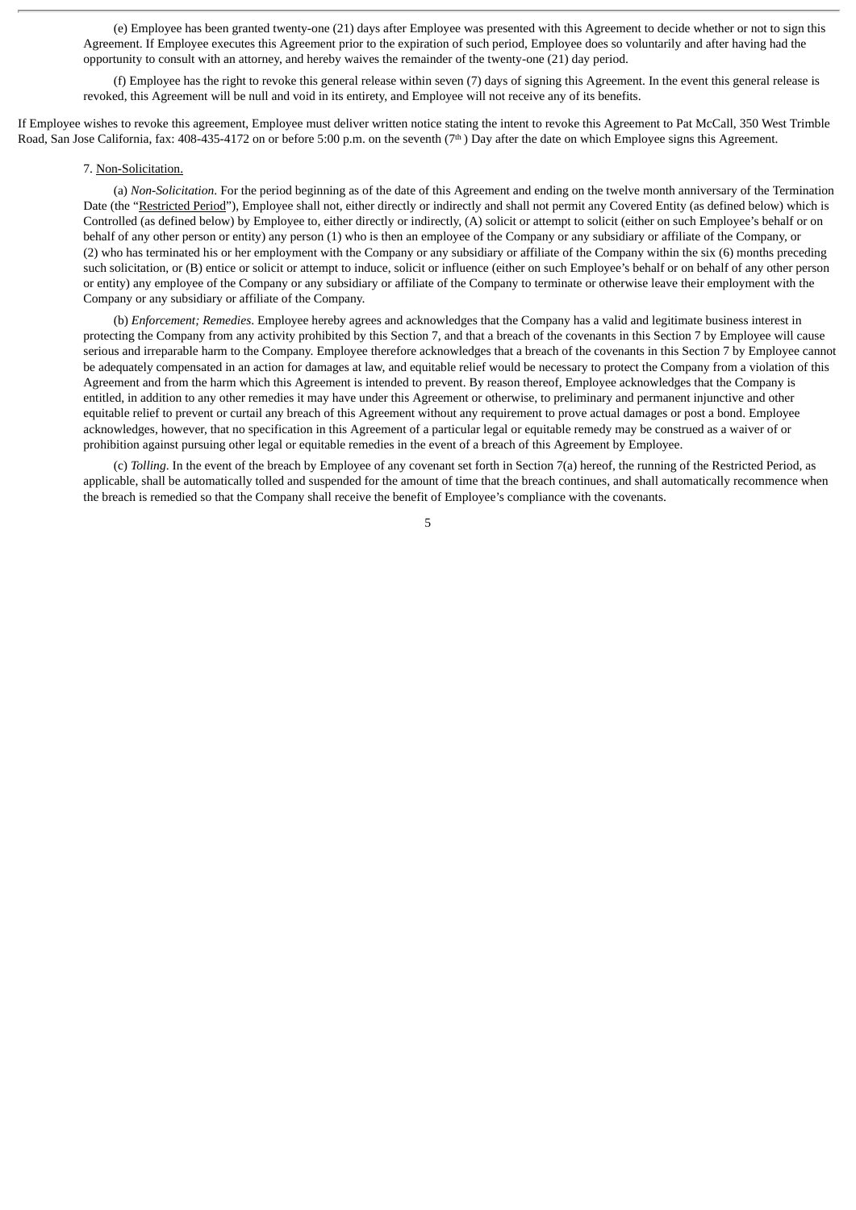(e) Employee has been granted twenty-one (21) days after Employee was presented with this Agreement to decide whether or not to sign this Agreement. If Employee executes this Agreement prior to the expiration of such period, Employee does so voluntarily and after having had the opportunity to consult with an attorney, and hereby waives the remainder of the twenty-one (21) day period.

(f) Employee has the right to revoke this general release within seven (7) days of signing this Agreement. In the event this general release is revoked, this Agreement will be null and void in its entirety, and Employee will not receive any of its benefits.

If Employee wishes to revoke this agreement, Employee must deliver written notice stating the intent to revoke this Agreement to Pat McCall, 350 West Trimble Road, San Jose California, fax: 408-435-4172 on or before 5:00 p.m. on the seventh (7th) Day after the date on which Employee signs this Agreement.

7. Non-Solicitation.

(a) *Non-Solicitation*. For the period beginning as of the date of this Agreement and ending on the twelve month anniversary of the Termination Date (the "Restricted Period"), Employee shall not, either directly or indirectly and shall not permit any Covered Entity (as defined below) which is Controlled (as defined below) by Employee to, either directly or indirectly, (A) solicit or attempt to solicit (either on such Employee's behalf or on behalf of any other person or entity) any person (1) who is then an employee of the Company or any subsidiary or affiliate of the Company, or (2) who has terminated his or her employment with the Company or any subsidiary or affiliate of the Company within the six (6) months preceding such solicitation, or (B) entice or solicit or attempt to induce, solicit or influence (either on such Employee's behalf or on behalf of any other person or entity) any employee of the Company or any subsidiary or affiliate of the Company to terminate or otherwise leave their employment with the Company or any subsidiary or affiliate of the Company.

(b) *Enforcement; Remedies*. Employee hereby agrees and acknowledges that the Company has a valid and legitimate business interest in protecting the Company from any activity prohibited by this Section 7, and that a breach of the covenants in this Section 7 by Employee will cause serious and irreparable harm to the Company. Employee therefore acknowledges that a breach of the covenants in this Section 7 by Employee cannot be adequately compensated in an action for damages at law, and equitable relief would be necessary to protect the Company from a violation of this Agreement and from the harm which this Agreement is intended to prevent. By reason thereof, Employee acknowledges that the Company is entitled, in addition to any other remedies it may have under this Agreement or otherwise, to preliminary and permanent injunctive and other equitable relief to prevent or curtail any breach of this Agreement without any requirement to prove actual damages or post a bond. Employee acknowledges, however, that no specification in this Agreement of a particular legal or equitable remedy may be construed as a waiver of or prohibition against pursuing other legal or equitable remedies in the event of a breach of this Agreement by Employee.

(c) *Tolling*. In the event of the breach by Employee of any covenant set forth in Section 7(a) hereof, the running of the Restricted Period, as applicable, shall be automatically tolled and suspended for the amount of time that the breach continues, and shall automatically recommence when the breach is remedied so that the Company shall receive the benefit of Employee's compliance with the covenants.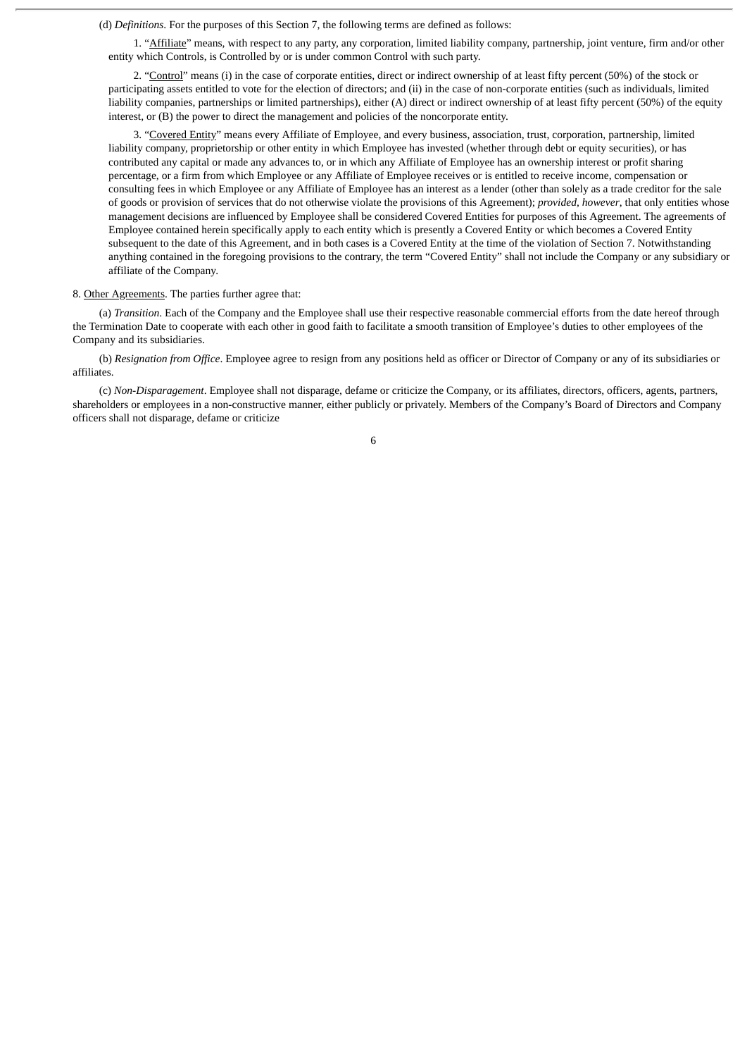(d) *Definitions*. For the purposes of this Section 7, the following terms are defined as follows:

1. "Affiliate" means, with respect to any party, any corporation, limited liability company, partnership, joint venture, firm and/or other entity which Controls, is Controlled by or is under common Control with such party.

2. "Control" means (i) in the case of corporate entities, direct or indirect ownership of at least fifty percent (50%) of the stock or participating assets entitled to vote for the election of directors; and (ii) in the case of non-corporate entities (such as individuals, limited liability companies, partnerships or limited partnerships), either (A) direct or indirect ownership of at least fifty percent (50%) of the equity interest, or (B) the power to direct the management and policies of the noncorporate entity.

3. "Covered Entity" means every Affiliate of Employee, and every business, association, trust, corporation, partnership, limited liability company, proprietorship or other entity in which Employee has invested (whether through debt or equity securities), or has contributed any capital or made any advances to, or in which any Affiliate of Employee has an ownership interest or profit sharing percentage, or a firm from which Employee or any Affiliate of Employee receives or is entitled to receive income, compensation or consulting fees in which Employee or any Affiliate of Employee has an interest as a lender (other than solely as a trade creditor for the sale of goods or provision of services that do not otherwise violate the provisions of this Agreement); *provided*, *however*, that only entities whose management decisions are influenced by Employee shall be considered Covered Entities for purposes of this Agreement. The agreements of Employee contained herein specifically apply to each entity which is presently a Covered Entity or which becomes a Covered Entity subsequent to the date of this Agreement, and in both cases is a Covered Entity at the time of the violation of Section 7. Notwithstanding anything contained in the foregoing provisions to the contrary, the term "Covered Entity" shall not include the Company or any subsidiary or affiliate of the Company.

8. Other Agreements. The parties further agree that:

(a) *Transition*. Each of the Company and the Employee shall use their respective reasonable commercial efforts from the date hereof through the Termination Date to cooperate with each other in good faith to facilitate a smooth transition of Employee's duties to other employees of the Company and its subsidiaries.

(b) *Resignation from Office*. Employee agree to resign from any positions held as officer or Director of Company or any of its subsidiaries or affiliates.

(c) *Non-Disparagement*. Employee shall not disparage, defame or criticize the Company, or its affiliates, directors, officers, agents, partners, shareholders or employees in a non-constructive manner, either publicly or privately. Members of the Company's Board of Directors and Company officers shall not disparage, defame or criticize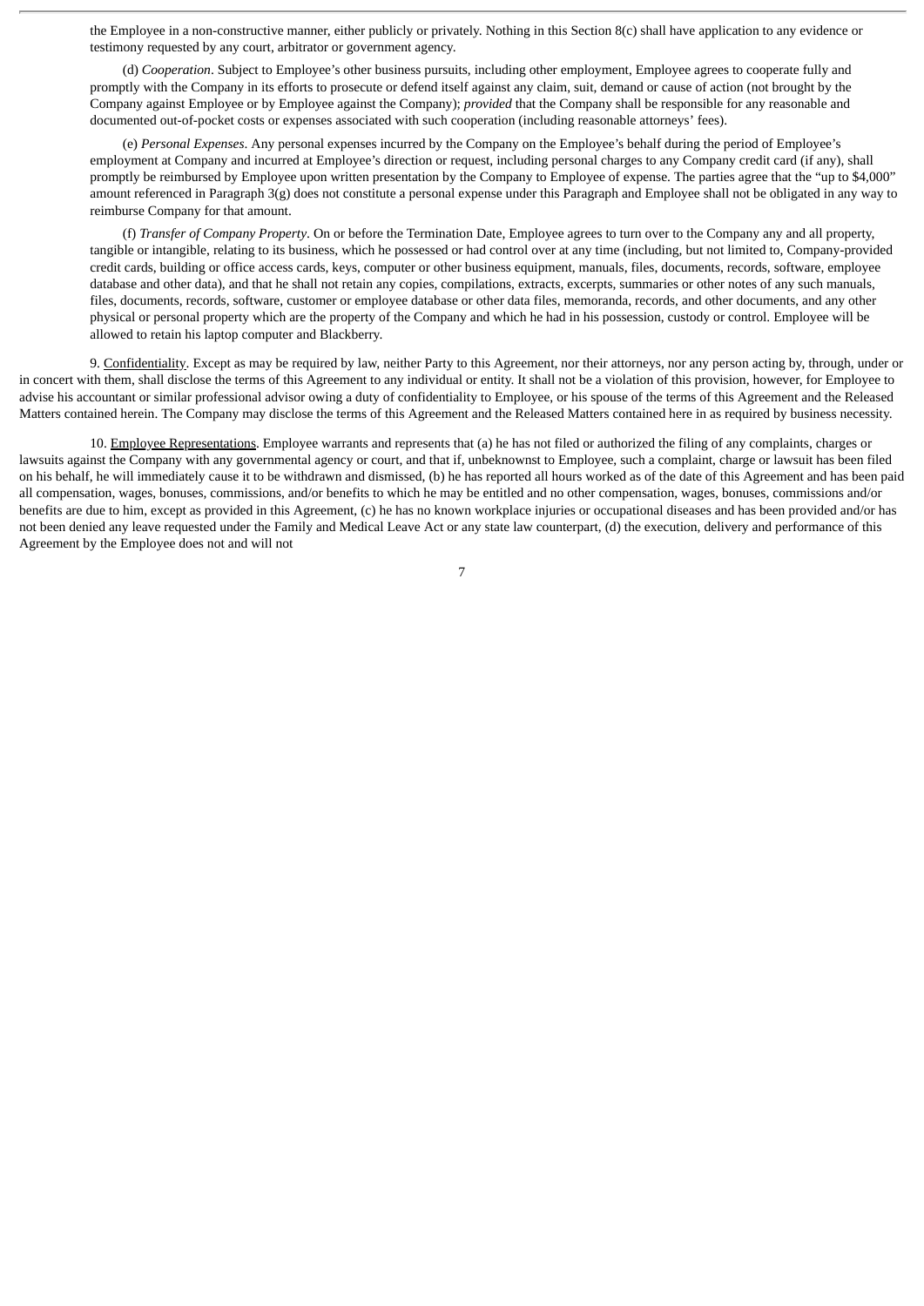the Employee in a non-constructive manner, either publicly or privately. Nothing in this Section 8(c) shall have application to any evidence or testimony requested by any court, arbitrator or government agency.

(d) *Cooperation*. Subject to Employee's other business pursuits, including other employment, Employee agrees to cooperate fully and promptly with the Company in its efforts to prosecute or defend itself against any claim, suit, demand or cause of action (not brought by the Company against Employee or by Employee against the Company); *provided* that the Company shall be responsible for any reasonable and documented out-of-pocket costs or expenses associated with such cooperation (including reasonable attorneys' fees).

(e) *Personal Expenses*. Any personal expenses incurred by the Company on the Employee's behalf during the period of Employee's employment at Company and incurred at Employee's direction or request, including personal charges to any Company credit card (if any), shall promptly be reimbursed by Employee upon written presentation by the Company to Employee of expense. The parties agree that the "up to $4,000" amount referenced in Paragraph 3(g) does not constitute a personal expense under this Paragraph and Employee shall not be obligated in any way to reimburse Company for that amount.

(f) *Transfer of Company Property*. On or before the Termination Date, Employee agrees to turn over to the Company any and all property, tangible or intangible, relating to its business, which he possessed or had control over at any time (including, but not limited to, Company-provided credit cards, building or office access cards, keys, computer or other business equipment, manuals, files, documents, records, software, employee database and other data), and that he shall not retain any copies, compilations, extracts, excerpts, summaries or other notes of any such manuals, files, documents, records, software, customer or employee database or other data files, memoranda, records, and other documents, and any other physical or personal property which are the property of the Company and which he had in his possession, custody or control. Employee will be allowed to retain his laptop computer and Blackberry.

9. Confidentiality. Except as may be required by law, neither Party to this Agreement, nor their attorneys, nor any person acting by, through, under or in concert with them, shall disclose the terms of this Agreement to any individual or entity. It shall not be a violation of this provision, however, for Employee to advise his accountant or similar professional advisor owing a duty of confidentiality to Employee, or his spouse of the terms of this Agreement and the Released Matters contained herein. The Company may disclose the terms of this Agreement and the Released Matters contained here in as required by business necessity.

10. Employee Representations. Employee warrants and represents that (a) he has not filed or authorized the filing of any complaints, charges or lawsuits against the Company with any governmental agency or court, and that if, unbeknownst to Employee, such a complaint, charge or lawsuit has been filed on his behalf, he will immediately cause it to be withdrawn and dismissed, (b) he has reported all hours worked as of the date of this Agreement and has been paid all compensation, wages, bonuses, commissions, and/or benefits to which he may be entitled and no other compensation, wages, bonuses, commissions and/or benefits are due to him, except as provided in this Agreement, (c) he has no known workplace injuries or occupational diseases and has been provided and/or has not been denied any leave requested under the Family and Medical Leave Act or any state law counterpart, (d) the execution, delivery and performance of this Agreement by the Employee does not and will not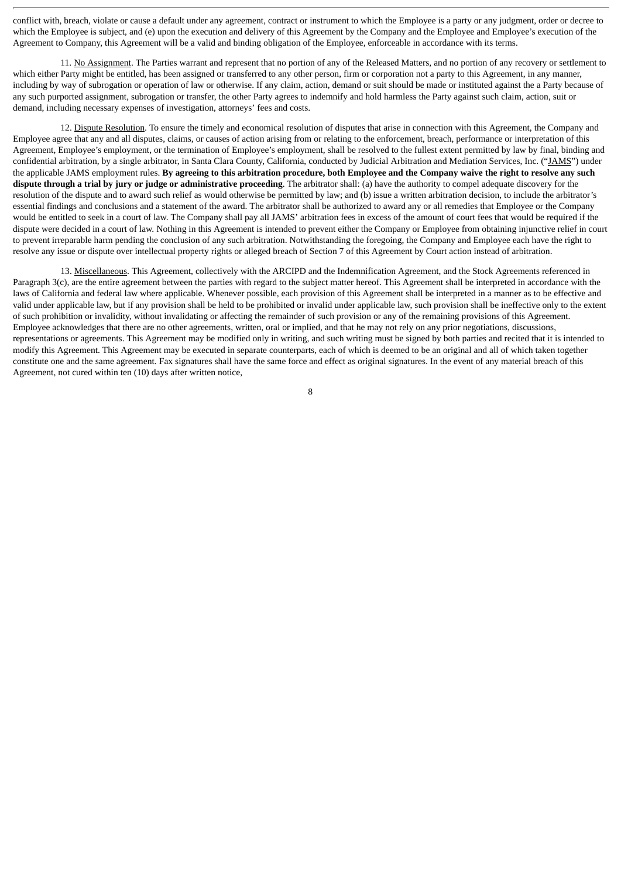conflict with, breach, violate or cause a default under any agreement, contract or instrument to which the Employee is a party or any judgment, order or decree to which the Employee is subject, and (e) upon the execution and delivery of this Agreement by the Company and the Employee and Employee's execution of the Agreement to Company, this Agreement will be a valid and binding obligation of the Employee, enforceable in accordance with its terms.

11. No Assignment. The Parties warrant and represent that no portion of any of the Released Matters, and no portion of any recovery or settlement to which either Party might be entitled, has been assigned or transferred to any other person, firm or corporation not a party to this Agreement, in any manner, including by way of subrogation or operation of law or otherwise. If any claim, action, demand or suit should be made or instituted against the a Party because of any such purported assignment, subrogation or transfer, the other Party agrees to indemnify and hold harmless the Party against such claim, action, suit or demand, including necessary expenses of investigation, attorneys' fees and costs.

12. Dispute Resolution. To ensure the timely and economical resolution of disputes that arise in connection with this Agreement, the Company and Employee agree that any and all disputes, claims, or causes of action arising from or relating to the enforcement, breach, performance or interpretation of this Agreement, Employee's employment, or the termination of Employee's employment, shall be resolved to the fullest extent permitted by law by final, binding and confidential arbitration, by a single arbitrator, in Santa Clara County, California, conducted by Judicial Arbitration and Mediation Services, Inc. ("JAMS") under the applicable JAMS employment rules. **By agreeing to this arbitration procedure, both Employee and the Company waive the right to resolve any such dispute through a trial by jury or judge or administrative proceeding**. The arbitrator shall: (a) have the authority to compel adequate discovery for the resolution of the dispute and to award such relief as would otherwise be permitted by law; and (b) issue a written arbitration decision, to include the arbitrator's essential findings and conclusions and a statement of the award. The arbitrator shall be authorized to award any or all remedies that Employee or the Company would be entitled to seek in a court of law. The Company shall pay all JAMS' arbitration fees in excess of the amount of court fees that would be required if the dispute were decided in a court of law. Nothing in this Agreement is intended to prevent either the Company or Employee from obtaining injunctive relief in court to prevent irreparable harm pending the conclusion of any such arbitration. Notwithstanding the foregoing, the Company and Employee each have the right to resolve any issue or dispute over intellectual property rights or alleged breach of Section 7 of this Agreement by Court action instead of arbitration.

13. Miscellaneous. This Agreement, collectively with the ARCIPD and the Indemnification Agreement, and the Stock Agreements referenced in Paragraph 3(c), are the entire agreement between the parties with regard to the subject matter hereof. This Agreement shall be interpreted in accordance with the laws of California and federal law where applicable. Whenever possible, each provision of this Agreement shall be interpreted in a manner as to be effective and valid under applicable law, but if any provision shall be held to be prohibited or invalid under applicable law, such provision shall be ineffective only to the extent of such prohibition or invalidity, without invalidating or affecting the remainder of such provision or any of the remaining provisions of this Agreement. Employee acknowledges that there are no other agreements, written, oral or implied, and that he may not rely on any prior negotiations, discussions, representations or agreements. This Agreement may be modified only in writing, and such writing must be signed by both parties and recited that it is intended to modify this Agreement. This Agreement may be executed in separate counterparts, each of which is deemed to be an original and all of which taken together constitute one and the same agreement. Fax signatures shall have the same force and effect as original signatures. In the event of any material breach of this Agreement, not cured within ten (10) days after written notice,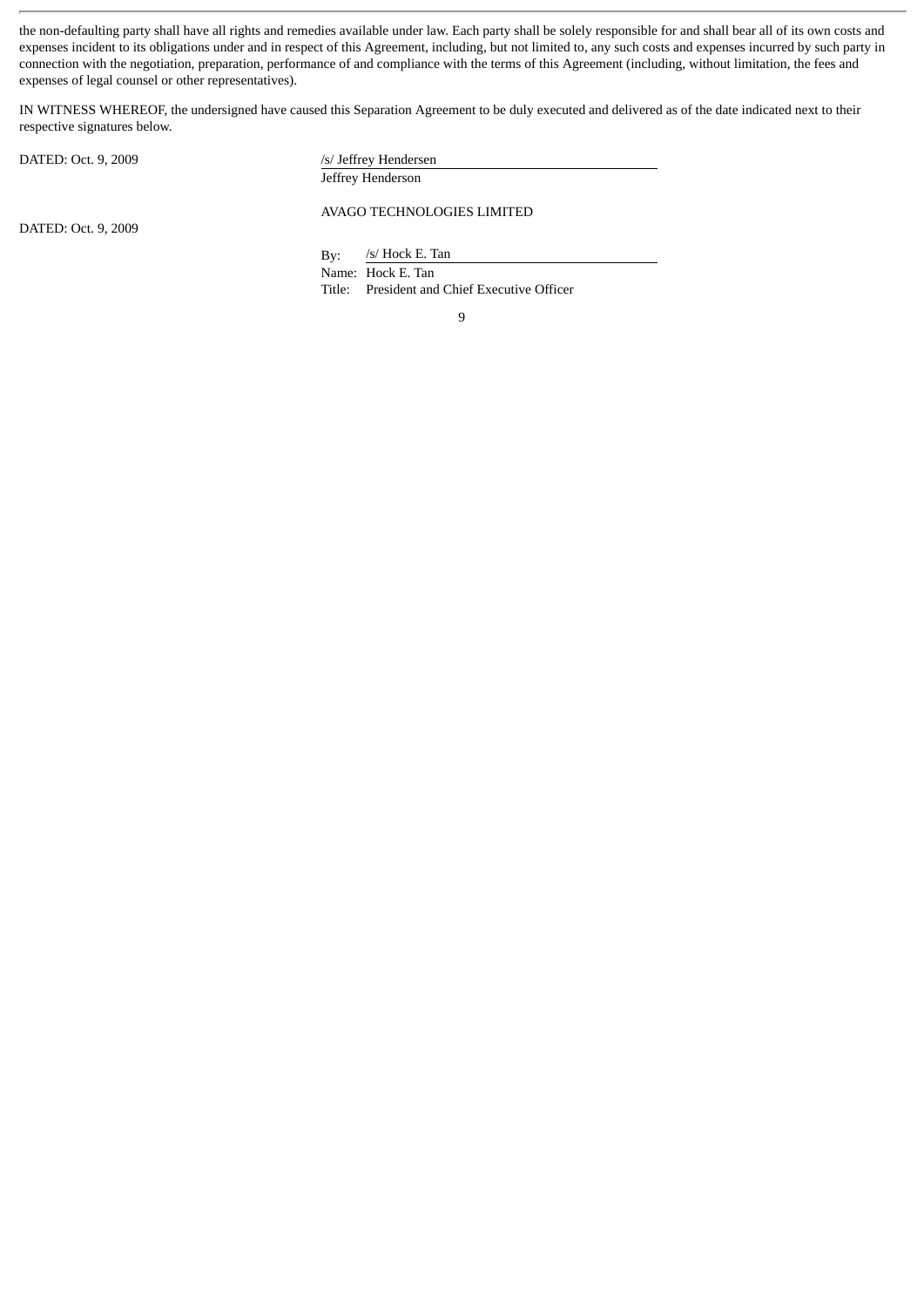the non-defaulting party shall have all rights and remedies available under law. Each party shall be solely responsible for and shall bear all of its own costs and expenses incident to its obligations under and in respect of this Agreement, including, but not limited to, any such costs and expenses incurred by such party in connection with the negotiation, preparation, performance of and compliance with the terms of this Agreement (including, without limitation, the fees and expenses of legal counsel or other representatives).

IN WITNESS WHEREOF, the undersigned have caused this Separation Agreement to be duly executed and delivered as of the date indicated next to their respective signatures below.

DATED: Oct. 9, 2009

/s/ Jeffrey Hendersen
Jeffrey Henderson

AVAGO TECHNOLOGIES LIMITED

DATED: Oct. 9, 2009

By: /s/ Hock E. Tan
Name: Hock E. Tan
Title: President and Chief Executive Officer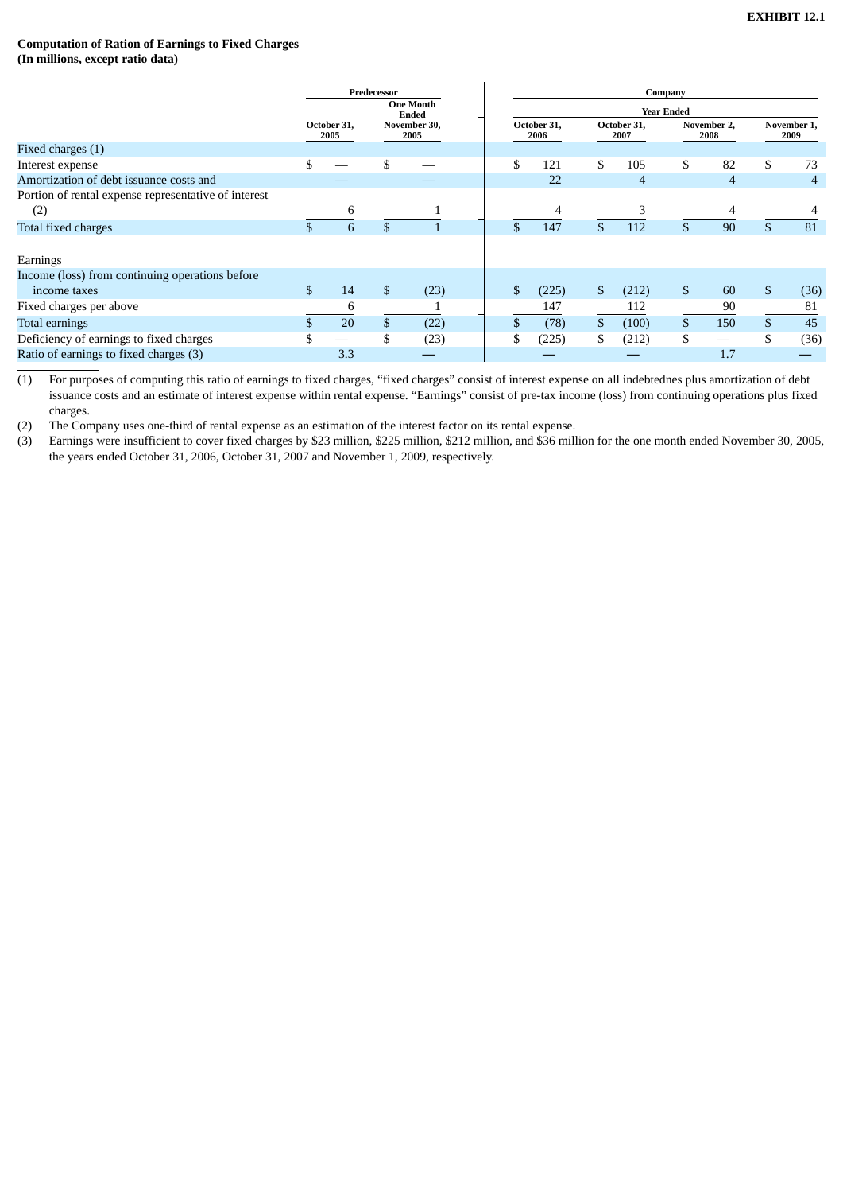**EXHIBIT 12.1**

**Computation of Ration of Earnings to Fixed Charges**
**(In millions, except ratio data)**

| | Predecessor | | Company | | | |
|---|---|---|---|---|---|---|
| | | One Month Ended | Year Ended | | | |
| | October 31, 2005 | November 30, 2005 | October 31, 2006 | October 31, 2007 | November 2, 2008 | November 1, 2009 |
| Fixed charges (1) | | | | | | |
| Interest expense | $ — | $ — | $ 121 | $ 105 | $ 82 | $ 73 |
| Amortization of debt issuance costs and | — | — | 22 | 4 | 4 | 4 |
| Portion of rental expense representative of interest (2) | 6 | 1 | 4 | 3 | 4 | 4 |
| Total fixed charges | $ 6 | $ 1 | $ 147 | $ 112 | $ 90 | $ 81 |
| Earnings | | | | | | |
| Income (loss) from continuing operations before income taxes | $ 14 | $ (23) | $ (225) | $ (212) | $ 60 | $ (36) |
| Fixed charges per above | 6 | 1 | 147 | 112 | 90 | 81 |
| Total earnings | $ 20 | $ (22) | $ (78) | $ (100) | $ 150 | $ 45 |
| Deficiency of earnings to fixed charges | $ — | $ (23) | $ (225) | $ (212) | $ — | $ (36) |
| Ratio of earnings to fixed charges (3) | 3.3 | — | — | — | 1.7 | — |

(1) For purposes of computing this ratio of earnings to fixed charges, "fixed charges" consist of interest expense on all indebtednes plus amortization of debt issuance costs and an estimate of interest expense within rental expense. "Earnings" consist of pre-tax income (loss) from continuing operations plus fixed charges.

(2) The Company uses one-third of rental expense as an estimation of the interest factor on its rental expense.

(3) Earnings were insufficient to cover fixed charges by $23 million, $225 million, $212 million, and $36 million for the one month ended November 30, 2005, the years ended October 31, 2006, October 31, 2007 and November 1, 2009, respectively.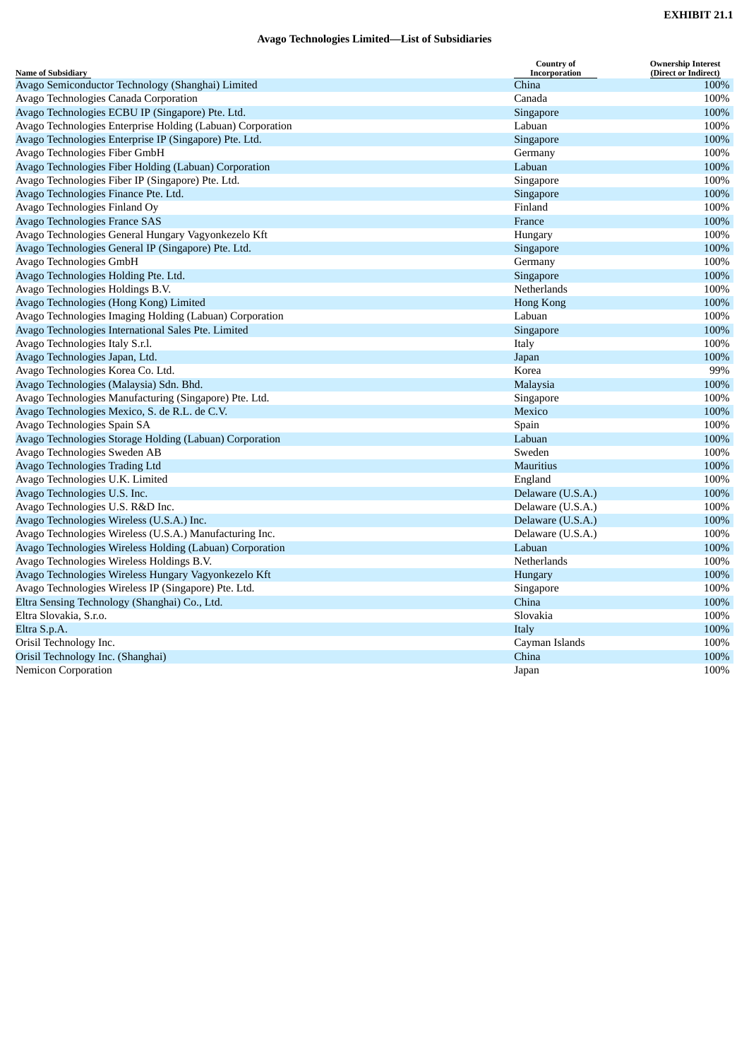**EXHIBIT 21.1**

**Avago Technologies Limited—List of Subsidiaries**

| Name of Subsidiary | Country of Incorporation | Ownership Interest (Direct or Indirect) |
|---|---|---|
| Avago Semiconductor Technology (Shanghai) Limited | China | 100% |
| Avago Technologies Canada Corporation | Canada | 100% |
| Avago Technologies ECBU IP (Singapore) Pte. Ltd. | Singapore | 100% |
| Avago Technologies Enterprise Holding (Labuan) Corporation | Labuan | 100% |
| Avago Technologies Enterprise IP (Singapore) Pte. Ltd. | Singapore | 100% |
| Avago Technologies Fiber GmbH | Germany | 100% |
| Avago Technologies Fiber Holding (Labuan) Corporation | Labuan | 100% |
| Avago Technologies Fiber IP (Singapore) Pte. Ltd. | Singapore | 100% |
| Avago Technologies Finance Pte. Ltd. | Singapore | 100% |
| Avago Technologies Finland Oy | Finland | 100% |
| Avago Technologies France SAS | France | 100% |
| Avago Technologies General Hungary Vagyonkezelo Kft | Hungary | 100% |
| Avago Technologies General IP (Singapore) Pte. Ltd. | Singapore | 100% |
| Avago Technologies GmbH | Germany | 100% |
| Avago Technologies Holding Pte. Ltd. | Singapore | 100% |
| Avago Technologies Holdings B.V. | Netherlands | 100% |
| Avago Technologies (Hong Kong) Limited | Hong Kong | 100% |
| Avago Technologies Imaging Holding (Labuan) Corporation | Labuan | 100% |
| Avago Technologies International Sales Pte. Limited | Singapore | 100% |
| Avago Technologies Italy S.r.l. | Italy | 100% |
| Avago Technologies Japan, Ltd. | Japan | 100% |
| Avago Technologies Korea Co. Ltd. | Korea | 99% |
| Avago Technologies (Malaysia) Sdn. Bhd. | Malaysia | 100% |
| Avago Technologies Manufacturing (Singapore) Pte. Ltd. | Singapore | 100% |
| Avago Technologies Mexico, S. de R.L. de C.V. | Mexico | 100% |
| Avago Technologies Spain SA | Spain | 100% |
| Avago Technologies Storage Holding (Labuan) Corporation | Labuan | 100% |
| Avago Technologies Sweden AB | Sweden | 100% |
| Avago Technologies Trading Ltd | Mauritius | 100% |
| Avago Technologies U.K. Limited | England | 100% |
| Avago Technologies U.S. Inc. | Delaware (U.S.A.) | 100% |
| Avago Technologies U.S. R&D Inc. | Delaware (U.S.A.) | 100% |
| Avago Technologies Wireless (U.S.A.) Inc. | Delaware (U.S.A.) | 100% |
| Avago Technologies Wireless (U.S.A.) Manufacturing Inc. | Delaware (U.S.A.) | 100% |
| Avago Technologies Wireless Holding (Labuan) Corporation | Labuan | 100% |
| Avago Technologies Wireless Holdings B.V. | Netherlands | 100% |
| Avago Technologies Wireless Hungary Vagyonkezelo Kft | Hungary | 100% |
| Avago Technologies Wireless IP (Singapore) Pte. Ltd. | Singapore | 100% |
| Eltra Sensing Technology (Shanghai) Co., Ltd. | China | 100% |
| Eltra Slovakia, S.r.o. | Slovakia | 100% |
| Eltra S.p.A. | Italy | 100% |
| Orisil Technology Inc. | Cayman Islands | 100% |
| Orisil Technology Inc. (Shanghai) | China | 100% |
| Nemicon Corporation | Japan | 100% |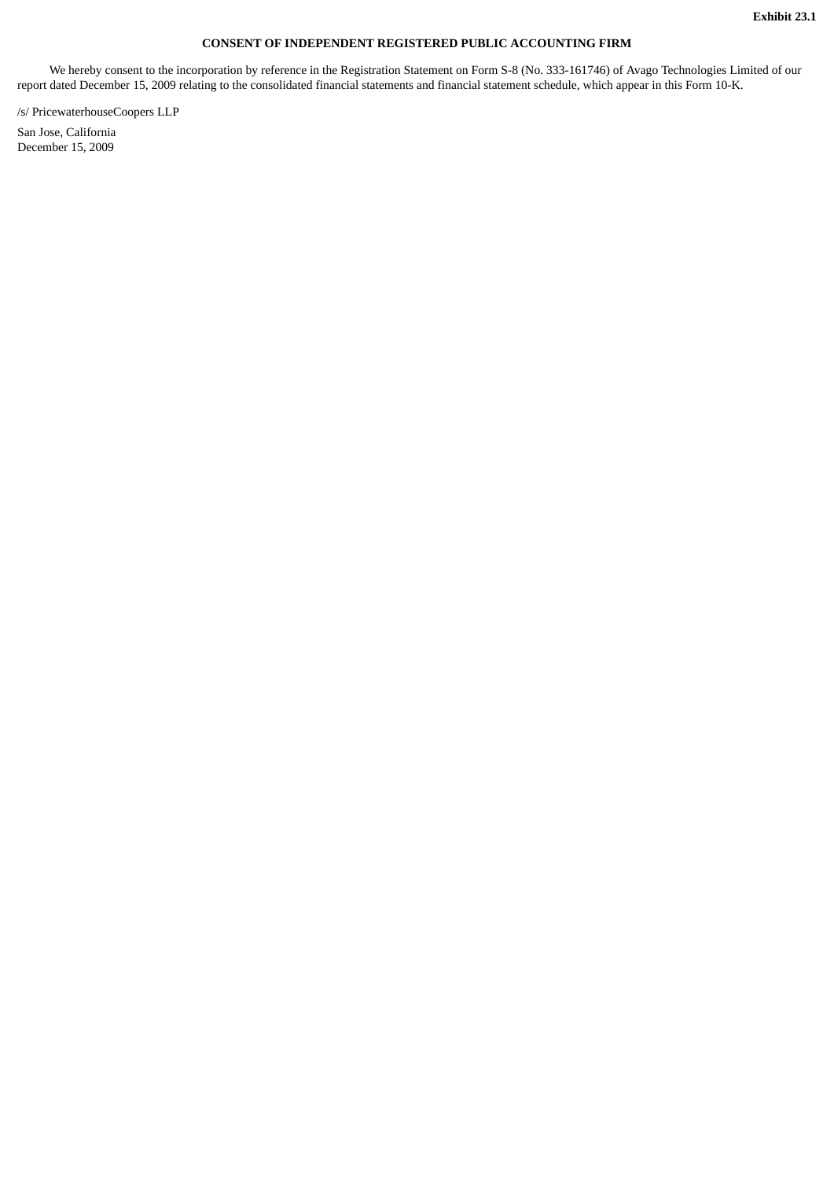**Exhibit 23.1**

**CONSENT OF INDEPENDENT REGISTERED PUBLIC ACCOUNTING FIRM**

We hereby consent to the incorporation by reference in the Registration Statement on Form S-8 (No. 333-161746) of Avago Technologies Limited of our report dated December 15, 2009 relating to the consolidated financial statements and financial statement schedule, which appear in this Form 10-K.

/s/ PricewaterhouseCoopers LLP

San Jose, California
December 15, 2009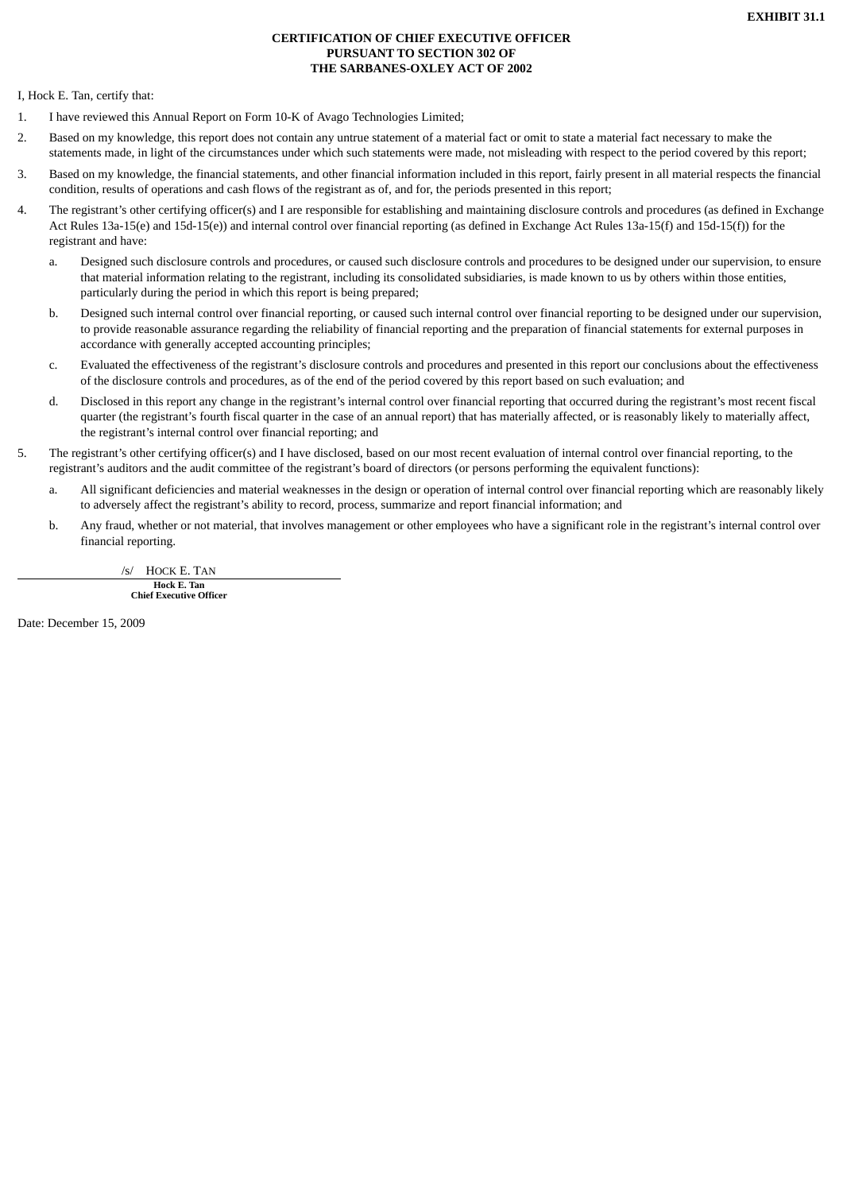**EXHIBIT 31.1**

# CERTIFICATION OF CHIEF EXECUTIVE OFFICER PURSUANT TO SECTION 302 OF THE SARBANES-OXLEY ACT OF 2002

I, Hock E. Tan, certify that:

1. I have reviewed this Annual Report on Form 10-K of Avago Technologies Limited;
2. Based on my knowledge, this report does not contain any untrue statement of a material fact or omit to state a material fact necessary to make the statements made, in light of the circumstances under which such statements were made, not misleading with respect to the period covered by this report;
3. Based on my knowledge, the financial statements, and other financial information included in this report, fairly present in all material respects the financial condition, results of operations and cash flows of the registrant as of, and for, the periods presented in this report;
4. The registrant's other certifying officer(s) and I are responsible for establishing and maintaining disclosure controls and procedures (as defined in Exchange Act Rules 13a-15(e) and 15d-15(e)) and internal control over financial reporting (as defined in Exchange Act Rules 13a-15(f) and 15d-15(f)) for the registrant and have:
   a. Designed such disclosure controls and procedures, or caused such disclosure controls and procedures to be designed under our supervision, to ensure that material information relating to the registrant, including its consolidated subsidiaries, is made known to us by others within those entities, particularly during the period in which this report is being prepared;
   b. Designed such internal control over financial reporting, or caused such internal control over financial reporting to be designed under our supervision, to provide reasonable assurance regarding the reliability of financial reporting and the preparation of financial statements for external purposes in accordance with generally accepted accounting principles;
   c. Evaluated the effectiveness of the registrant's disclosure controls and procedures and presented in this report our conclusions about the effectiveness of the disclosure controls and procedures, as of the end of the period covered by this report based on such evaluation; and
   d. Disclosed in this report any change in the registrant's internal control over financial reporting that occurred during the registrant's most recent fiscal quarter (the registrant's fourth fiscal quarter in the case of an annual report) that has materially affected, or is reasonably likely to materially affect, the registrant's internal control over financial reporting; and
5. The registrant's other certifying officer(s) and I have disclosed, based on our most recent evaluation of internal control over financial reporting, to the registrant's auditors and the audit committee of the registrant's board of directors (or persons performing the equivalent functions):
   a. All significant deficiencies and material weaknesses in the design or operation of internal control over financial reporting which are reasonably likely to adversely affect the registrant's ability to record, process, summarize and report financial information; and
   b. Any fraud, whether or not material, that involves management or other employees who have a significant role in the registrant's internal control over financial reporting.

/s/ HOCK E. TAN

**Hock E. Tan**
**Chief Executive Officer**

Date: December 15, 2009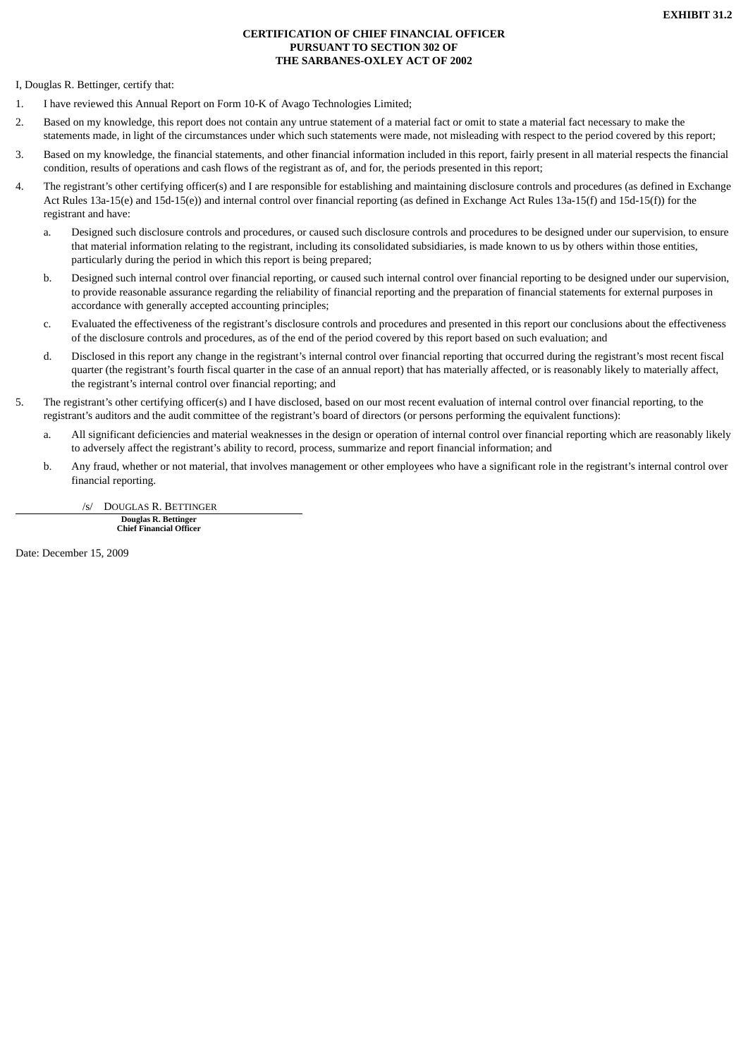**EXHIBIT 31.2**

**CERTIFICATION OF CHIEF FINANCIAL OFFICER
PURSUANT TO SECTION 302 OF
THE SARBANES-OXLEY ACT OF 2002**

I, Douglas R. Bettinger, certify that:

1. I have reviewed this Annual Report on Form 10-K of Avago Technologies Limited;

2. Based on my knowledge, this report does not contain any untrue statement of a material fact or omit to state a material fact necessary to make the statements made, in light of the circumstances under which such statements were made, not misleading with respect to the period covered by this report;

3. Based on my knowledge, the financial statements, and other financial information included in this report, fairly present in all material respects the financial condition, results of operations and cash flows of the registrant as of, and for, the periods presented in this report;

4. The registrant's other certifying officer(s) and I are responsible for establishing and maintaining disclosure controls and procedures (as defined in Exchange Act Rules 13a-15(e) and 15d-15(e)) and internal control over financial reporting (as defined in Exchange Act Rules 13a-15(f) and 15d-15(f)) for the registrant and have:

   a. Designed such disclosure controls and procedures, or caused such disclosure controls and procedures to be designed under our supervision, to ensure that material information relating to the registrant, including its consolidated subsidiaries, is made known to us by others within those entities, particularly during the period in which this report is being prepared;

   b. Designed such internal control over financial reporting, or caused such internal control over financial reporting to be designed under our supervision, to provide reasonable assurance regarding the reliability of financial reporting and the preparation of financial statements for external purposes in accordance with generally accepted accounting principles;

   c. Evaluated the effectiveness of the registrant's disclosure controls and procedures and presented in this report our conclusions about the effectiveness of the disclosure controls and procedures, as of the end of the period covered by this report based on such evaluation; and

   d. Disclosed in this report any change in the registrant's internal control over financial reporting that occurred during the registrant's most recent fiscal quarter (the registrant's fourth fiscal quarter in the case of an annual report) that has materially affected, or is reasonably likely to materially affect, the registrant's internal control over financial reporting; and

5. The registrant's other certifying officer(s) and I have disclosed, based on our most recent evaluation of internal control over financial reporting, to the registrant's auditors and the audit committee of the registrant's board of directors (or persons performing the equivalent functions):

   a. All significant deficiencies and material weaknesses in the design or operation of internal control over financial reporting which are reasonably likely to adversely affect the registrant's ability to record, process, summarize and report financial information; and

   b. Any fraud, whether or not material, that involves management or other employees who have a significant role in the registrant's internal control over financial reporting.

/s/ DOUGLAS R. BETTINGER

**Douglas R. Bettinger**
**Chief Financial Officer**

Date: December 15, 2009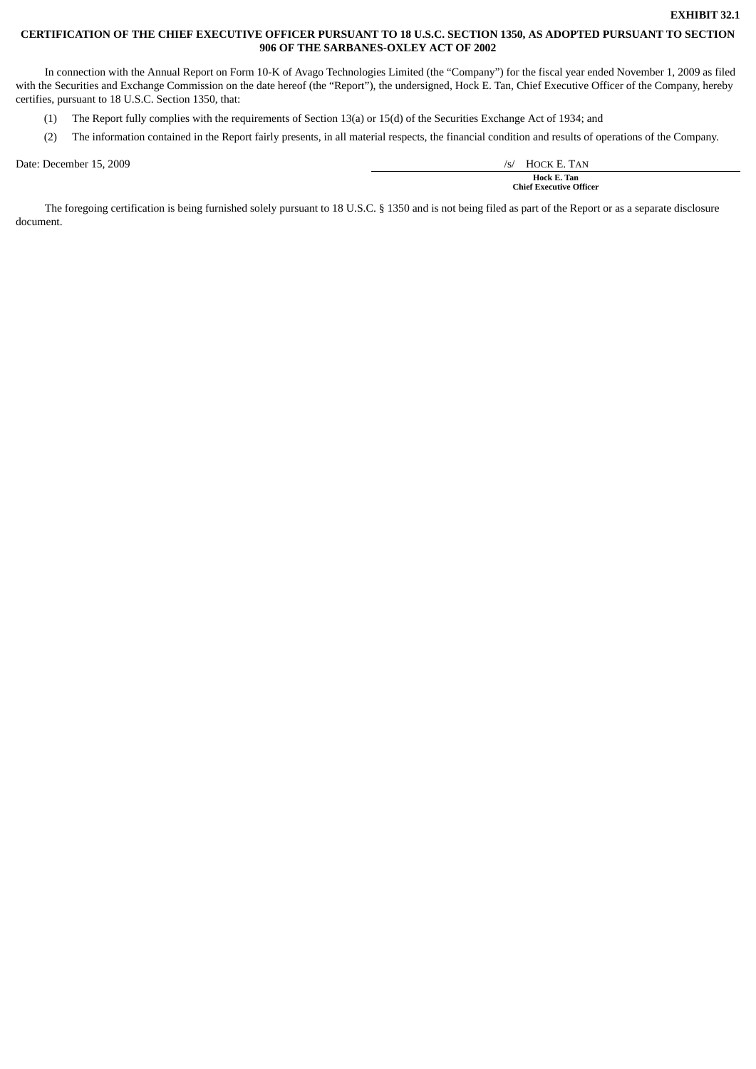**EXHIBIT 32.1**

**CERTIFICATION OF THE CHIEF EXECUTIVE OFFICER PURSUANT TO 18 U.S.C. SECTION 1350, AS ADOPTED PURSUANT TO SECTION 906 OF THE SARBANES-OXLEY ACT OF 2002**

In connection with the Annual Report on Form 10-K of Avago Technologies Limited (the "Company") for the fiscal year ended November 1, 2009 as filed with the Securities and Exchange Commission on the date hereof (the "Report"), the undersigned, Hock E. Tan, Chief Executive Officer of the Company, hereby certifies, pursuant to 18 U.S.C. Section 1350, that:

(1) The Report fully complies with the requirements of Section 13(a) or 15(d) of the Securities Exchange Act of 1934; and

(2) The information contained in the Report fairly presents, in all material respects, the financial condition and results of operations of the Company.

Date: December 15, 2009

/s/ HOCK E. TAN

**Hock E. Tan**
**Chief Executive Officer**

The foregoing certification is being furnished solely pursuant to 18 U.S.C. § 1350 and is not being filed as part of the Report or as a separate disclosure document.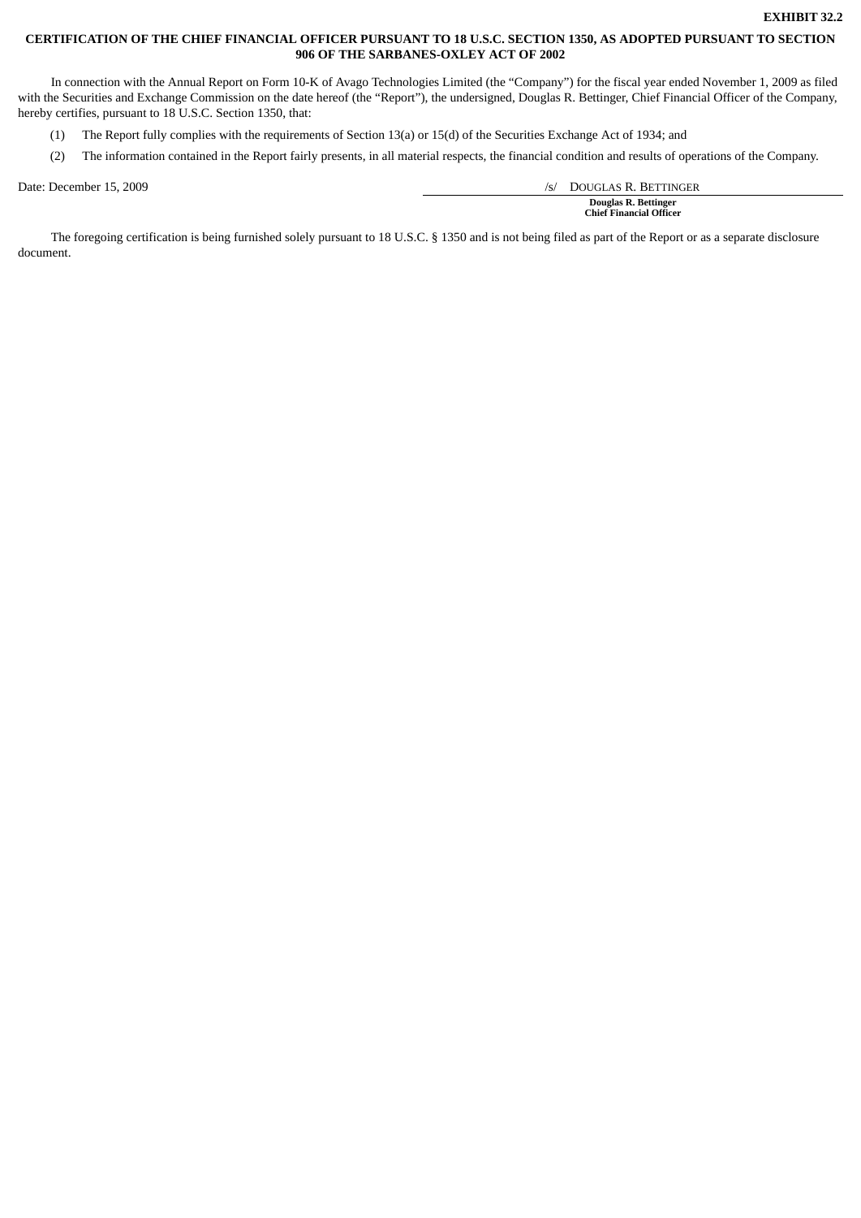**EXHIBIT 32.2**

**CERTIFICATION OF THE CHIEF FINANCIAL OFFICER PURSUANT TO 18 U.S.C. SECTION 1350, AS ADOPTED PURSUANT TO SECTION 906 OF THE SARBANES-OXLEY ACT OF 2002**

In connection with the Annual Report on Form 10-K of Avago Technologies Limited (the “Company”) for the fiscal year ended November 1, 2009 as filed with the Securities and Exchange Commission on the date hereof (the “Report”), the undersigned, Douglas R. Bettinger, Chief Financial Officer of the Company, hereby certifies, pursuant to 18 U.S.C. Section 1350, that:

(1) The Report fully complies with the requirements of Section 13(a) or 15(d) of the Securities Exchange Act of 1934; and

(2) The information contained in the Report fairly presents, in all material respects, the financial condition and results of operations of the Company.

Date: December 15, 2009

/s/ DOUGLAS R. BETTINGER

**Douglas R. Bettinger**
**Chief Financial Officer**

The foregoing certification is being furnished solely pursuant to 18 U.S.C. § 1350 and is not being filed as part of the Report or as a separate disclosure document.